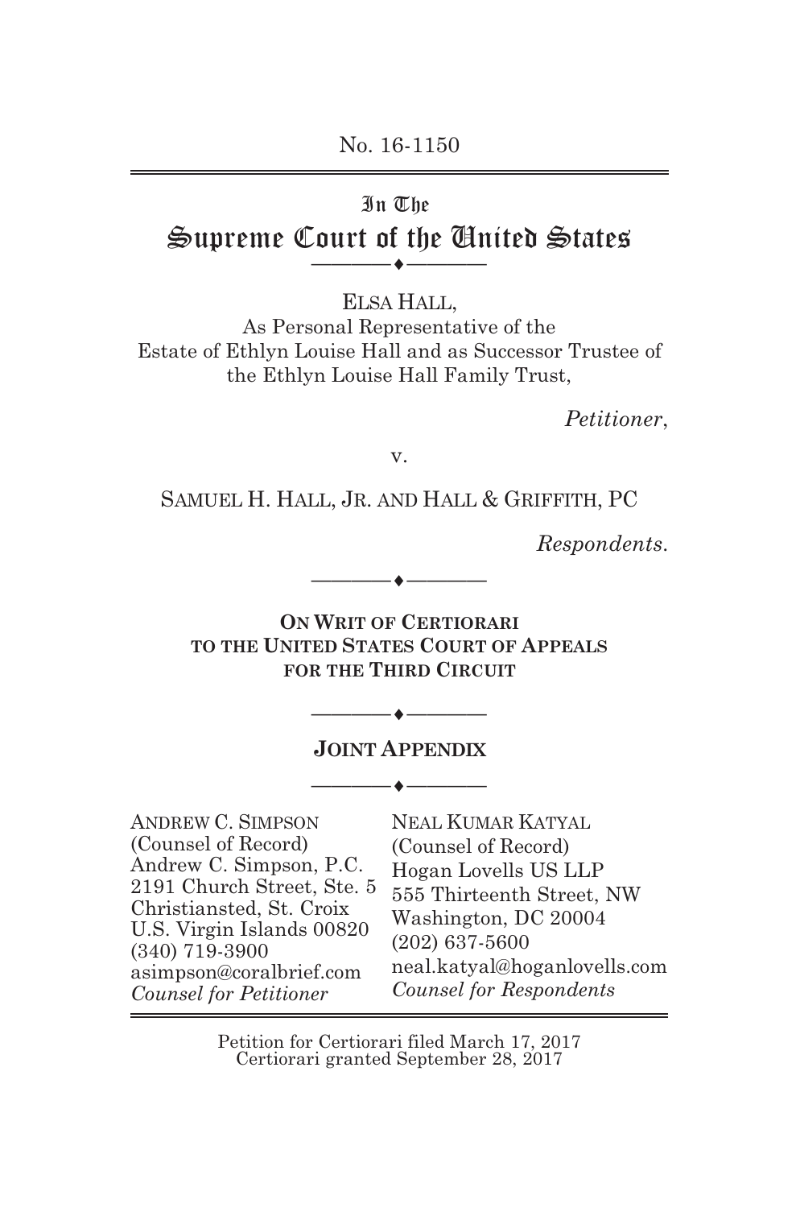No. 16-1150

# In The Supreme Court of the United States

ELSA HALL,
As Personal Representative of the Estate of Ethlyn Louise Hall and as Successor Trustee of the Ethlyn Louise Hall Family Trust,

*Petitioner*,

v.

SAMUEL H. HALL, JR. AND HALL & GRIFFITH, PC

*Respondents.*

**ON WRIT OF CERTIORARI TO THE UNITED STATES COURT OF APPEALS FOR THE THIRD CIRCUIT**

## JOINT APPENDIX

| | |
|---|---|
| ANDREW C. SIMPSON | NEAL KUMAR KATYAL |
| (Counsel of Record) | (Counsel of Record) |
| Andrew C. Simpson, P.C. | Hogan Lovells US LLP |
| 2191 Church Street, Ste. 5 | 555 Thirteenth Street, NW |
| Christiansted, St. Croix | Washington, DC 20004 |
| U.S. Virgin Islands 00820 | (202) 637-5600 |
| (340) 719-3900 | neal.katyal@hoganlovells.com |
| asimpson@coralbrief.com | *Counsel for Respondents* |
| *Counsel for Petitioner* | |

Petition for Certiorari filed March 17, 2017
Certiorari granted September 28, 2017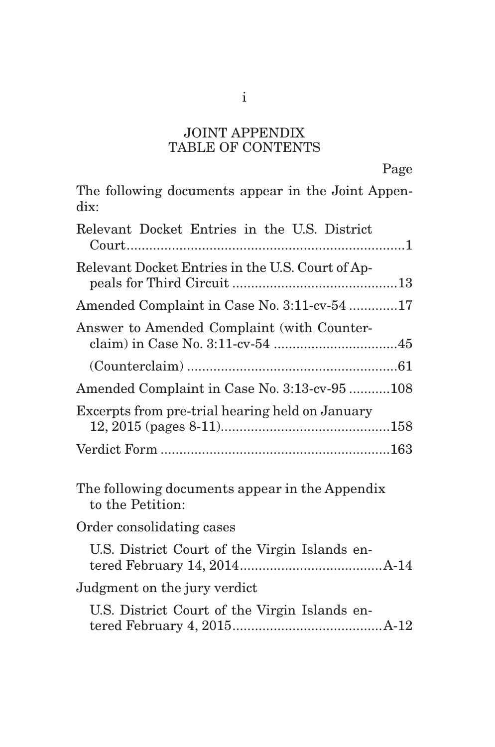# JOINT APPENDIX
## TABLE OF CONTENTS

| | Page |
|---|---|
| The following documents appear in the Joint Appendix: | |
| Relevant Docket Entries in the U.S. District Court | 1 |
| Relevant Docket Entries in the U.S. Court of Appeals for Third Circuit | 13 |
| Amended Complaint in Case No. 3:11-cv-54 | 17 |
| Answer to Amended Complaint (with Counterclaim) in Case No. 3:11-cv-54 | 45 |
| (Counterclaim) | 61 |
| Amended Complaint in Case No. 3:13-cv-95 | 108 |
| Excerpts from pre-trial hearing held on January 12, 2015 (pages 8-11) | 158 |
| Verdict Form | 163 |
| The following documents appear in the Appendix to the Petition: | |
| Order consolidating cases | |
| U.S. District Court of the Virgin Islands entered February 14, 2014 | A-14 |
| Judgment on the jury verdict | |
| U.S. District Court of the Virgin Islands entered February 4, 2015 | A-12 |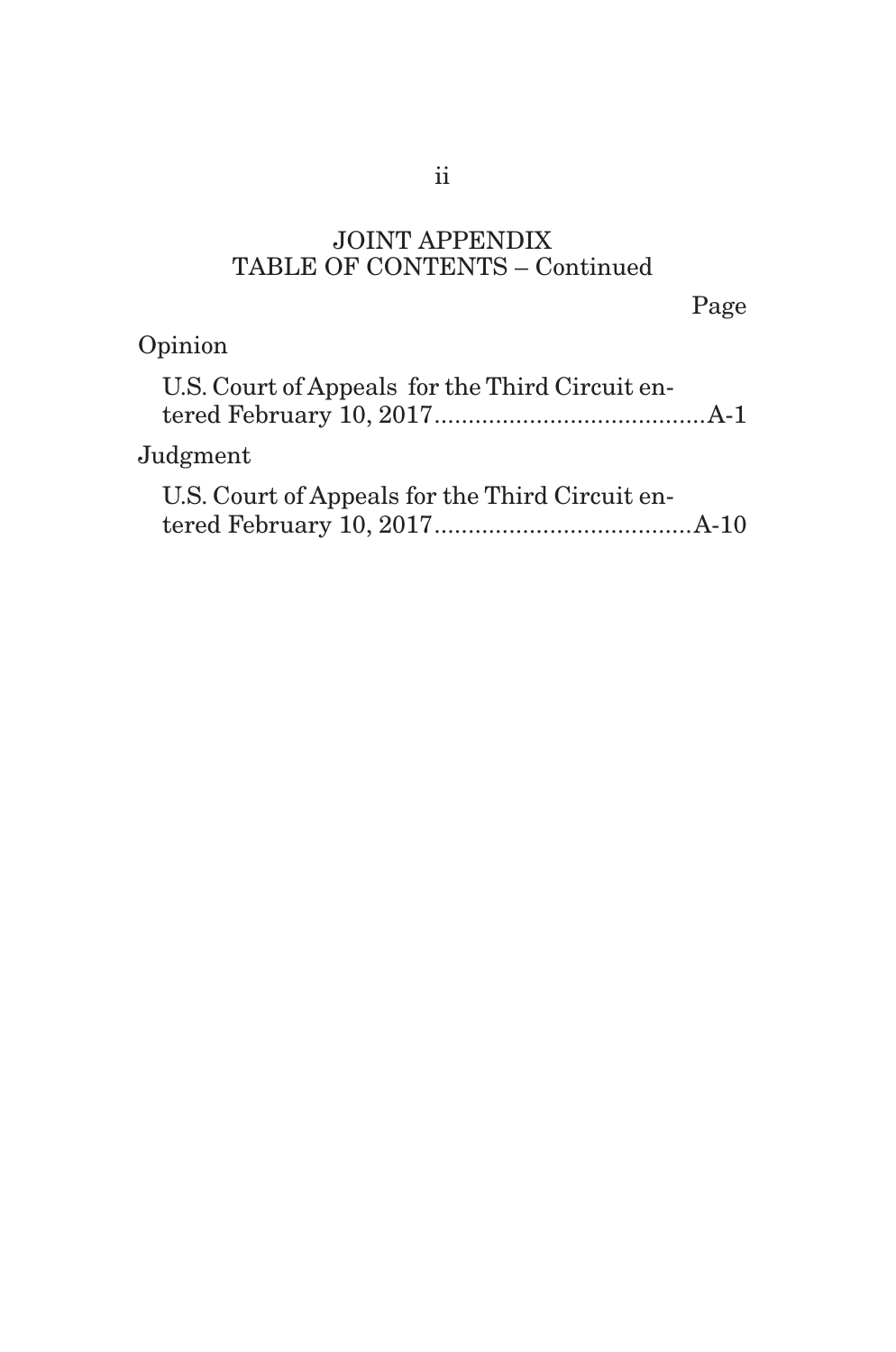# JOINT APPENDIX
## TABLE OF CONTENTS – Continued

Page

Opinion

U.S. Court of Appeals for the Third Circuit entered February 10, 2017 ........................................ A-1

Judgment

U.S. Court of Appeals for the Third Circuit entered February 10, 2017 ...................................... A-10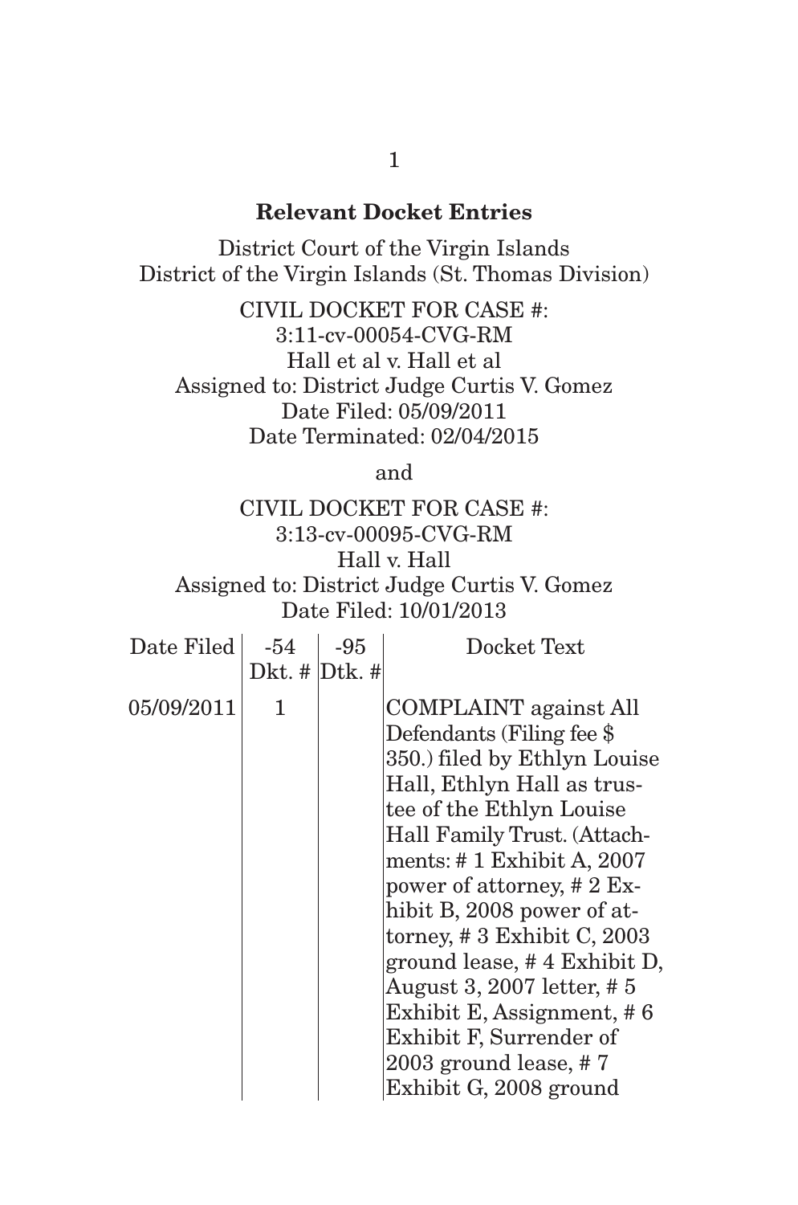## Relevant Docket Entries

District Court of the Virgin Islands
District of the Virgin Islands (St. Thomas Division)

CIVIL DOCKET FOR CASE #:
3:11-cv-00054-CVG-RM
Hall et al v. Hall et al
Assigned to: District Judge Curtis V. Gomez
Date Filed: 05/09/2011
Date Terminated: 02/04/2015

and

CIVIL DOCKET FOR CASE #:
3:13-cv-00095-CVG-RM
Hall v. Hall
Assigned to: District Judge Curtis V. Gomez
Date Filed: 10/01/2013

| Date Filed | -54 Dkt. # | -95 Dtk. # | Docket Text |
|---|---|---|---|
| 05/09/2011 | 1 | | COMPLAINT against All Defendants (Filing fee $ 350.) filed by Ethlyn Louise Hall, Ethlyn Hall as trustee of the Ethlyn Louise Hall Family Trust. (Attachments: # 1 Exhibit A, 2007 power of attorney, # 2 Exhibit B, 2008 power of attorney, # 3 Exhibit C, 2003 ground lease, # 4 Exhibit D, August 3, 2007 letter, # 5 Exhibit E, Assignment, # 6 Exhibit F, Surrender of 2003 ground lease, # 7 Exhibit G, 2008 ground |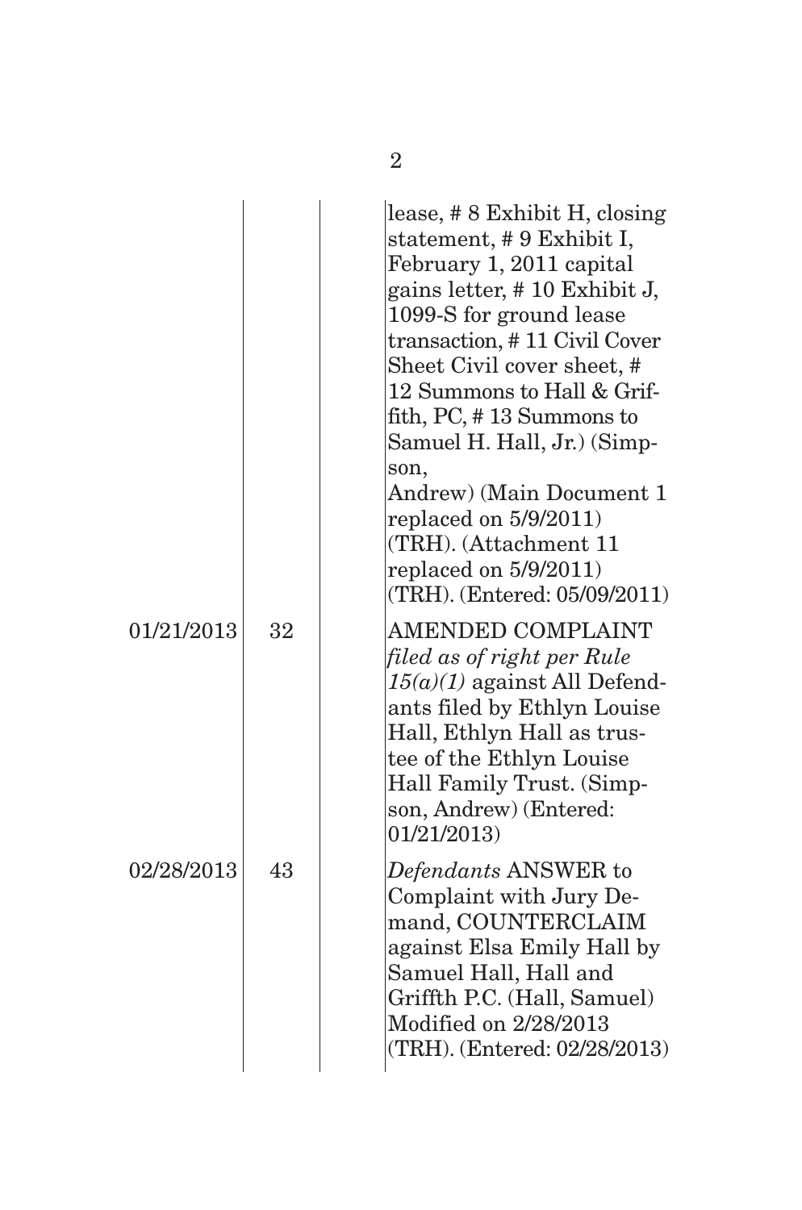| | | | |
|---|---|---|---|
| | | | lease, # 8 Exhibit H, closing statement, # 9 Exhibit I, February 1, 2011 capital gains letter, # 10 Exhibit J, 1099-S for ground lease transaction, # 11 Civil Cover Sheet Civil cover sheet, # 12 Summons to Hall & Griffith, PC, # 13 Summons to Samuel H. Hall, Jr.) (Simpson, Andrew) (Main Document 1 replaced on 5/9/2011) (TRH). (Attachment 11 replaced on 5/9/2011) (TRH). (Entered: 05/09/2011) |
| 01/21/2013 | 32 | | AMENDED COMPLAINT *filed as of right per Rule 15(a)(1)* against All Defendants filed by Ethlyn Louise Hall, Ethlyn Hall as trustee of the Ethlyn Louise Hall Family Trust. (Simpson, Andrew) (Entered: 01/21/2013) |
| 02/28/2013 | 43 | | *Defendants* ANSWER to Complaint with Jury Demand, COUNTERCLAIM against Elsa Emily Hall by Samuel Hall, Hall and Griffth P.C. (Hall, Samuel) Modified on 2/28/2013 (TRH). (Entered: 02/28/2013) |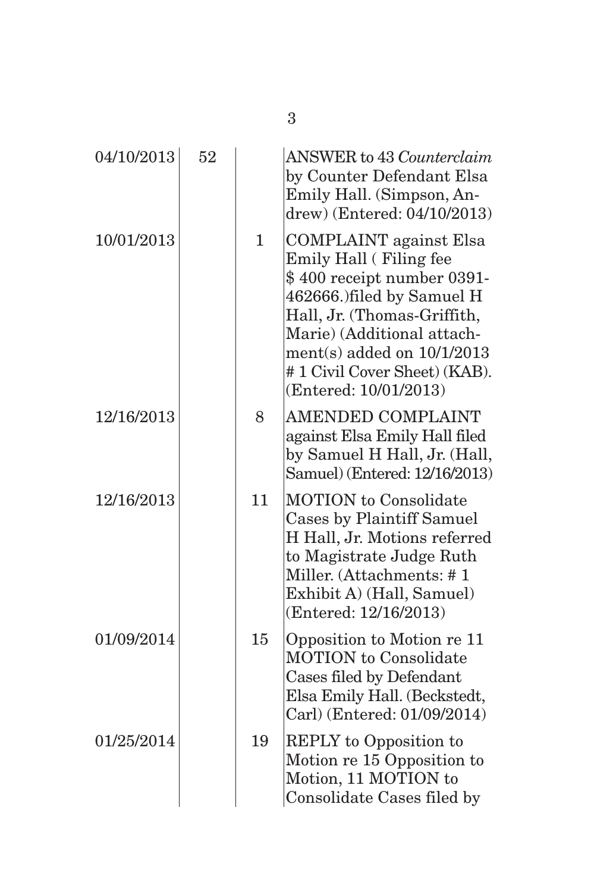| | | | |
|---|---|---|---|
| 04/10/2013 | 52 | | ANSWER to 43 *Counterclaim* by Counter Defendant Elsa Emily Hall. (Simpson, Andrew) (Entered: 04/10/2013) |
| 10/01/2013 | | 1 | COMPLAINT against Elsa Emily Hall ( Filing fee $ 400 receipt number 0391-462666.)filed by Samuel H Hall, Jr. (Thomas-Griffith, Marie) (Additional attachment(s) added on 10/1/2013 # 1 Civil Cover Sheet) (KAB). (Entered: 10/01/2013) |
| 12/16/2013 | | 8 | AMENDED COMPLAINT against Elsa Emily Hall filed by Samuel H Hall, Jr. (Hall, Samuel) (Entered: 12/16/2013) |
| 12/16/2013 | | 11 | MOTION to Consolidate Cases by Plaintiff Samuel H Hall, Jr. Motions referred to Magistrate Judge Ruth Miller. (Attachments: # 1 Exhibit A) (Hall, Samuel) (Entered: 12/16/2013) |
| 01/09/2014 | | 15 | Opposition to Motion re 11 MOTION to Consolidate Cases filed by Defendant Elsa Emily Hall. (Beckstedt, Carl) (Entered: 01/09/2014) |
| 01/25/2014 | | 19 | REPLY to Opposition to Motion re 15 Opposition to Motion, 11 MOTION to Consolidate Cases filed by |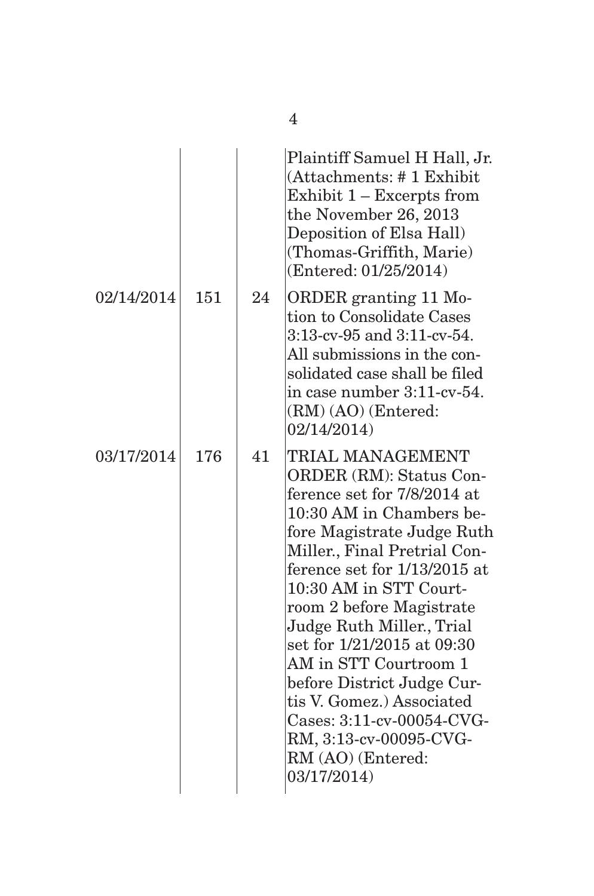| | | | |
|---|---|---|---|
| | | | Plaintiff Samuel H Hall, Jr. (Attachments: # 1 Exhibit Exhibit 1 – Excerpts from the November 26, 2013 Deposition of Elsa Hall) (Thomas-Griffith, Marie) (Entered: 01/25/2014) |
| 02/14/2014 | 151 | 24 | ORDER granting 11 Motion to Consolidate Cases 3:13-cv-95 and 3:11-cv-54. All submissions in the consolidated case shall be filed in case number 3:11-cv-54. (RM) (AO) (Entered: 02/14/2014) |
| 03/17/2014 | 176 | 41 | TRIAL MANAGEMENT ORDER (RM): Status Conference set for 7/8/2014 at 10:30 AM in Chambers before Magistrate Judge Ruth Miller., Final Pretrial Conference set for 1/13/2015 at 10:30 AM in STT Courtroom 2 before Magistrate Judge Ruth Miller., Trial set for 1/21/2015 at 09:30 AM in STT Courtroom 1 before District Judge Curtis V. Gomez.) Associated Cases: 3:11-cv-00054-CVG-RM, 3:13-cv-00095-CVG-RM (AO) (Entered: 03/17/2014) |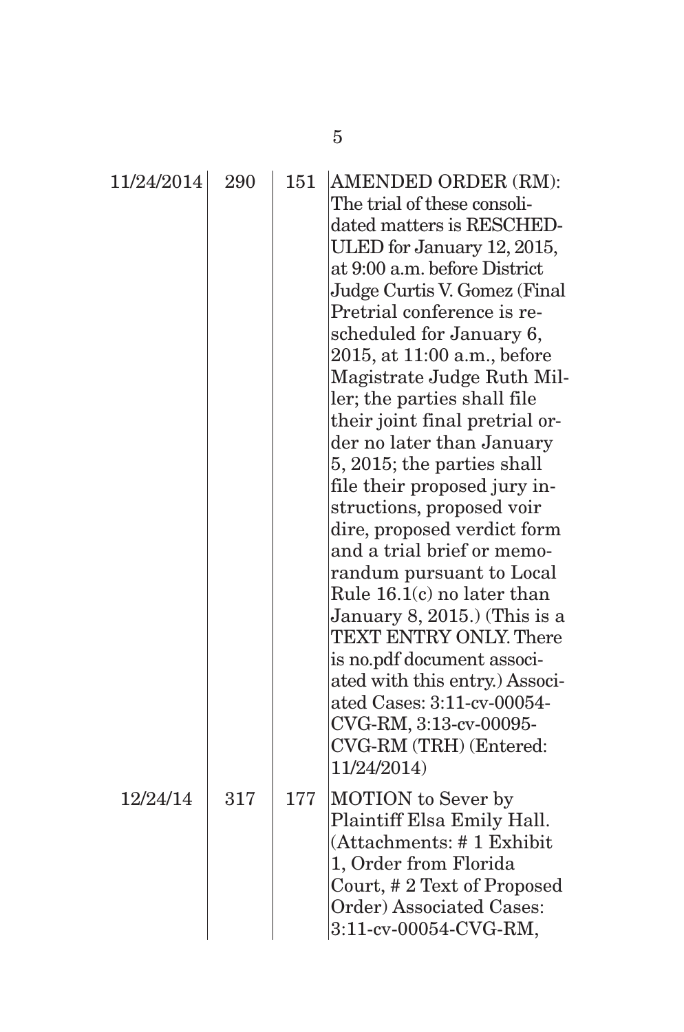| | | | |
|---|---|---|---|
| 11/24/2014 | 290 | 151 | AMENDED ORDER (RM): The trial of these consolidated matters is RESCHEDULED for January 12, 2015, at 9:00 a.m. before District Judge Curtis V. Gomez (Final Pretrial conference is rescheduled for January 6, 2015, at 11:00 a.m., before Magistrate Judge Ruth Miller; the parties shall file their joint final pretrial order no later than January 5, 2015; the parties shall file their proposed jury instructions, proposed voir dire, proposed verdict form and a trial brief or memorandum pursuant to Local Rule 16.1(c) no later than January 8, 2015.) (This is a TEXT ENTRY ONLY. There is no.pdf document associated with this entry.) Associated Cases: 3:11-cv-00054-CVG-RM, 3:13-cv-00095-CVG-RM (TRH) (Entered: 11/24/2014) |
| 12/24/14 | 317 | 177 | MOTION to Sever by Plaintiff Elsa Emily Hall. (Attachments: # 1 Exhibit 1, Order from Florida Court, # 2 Text of Proposed Order) Associated Cases: 3:11-cv-00054-CVG-RM, |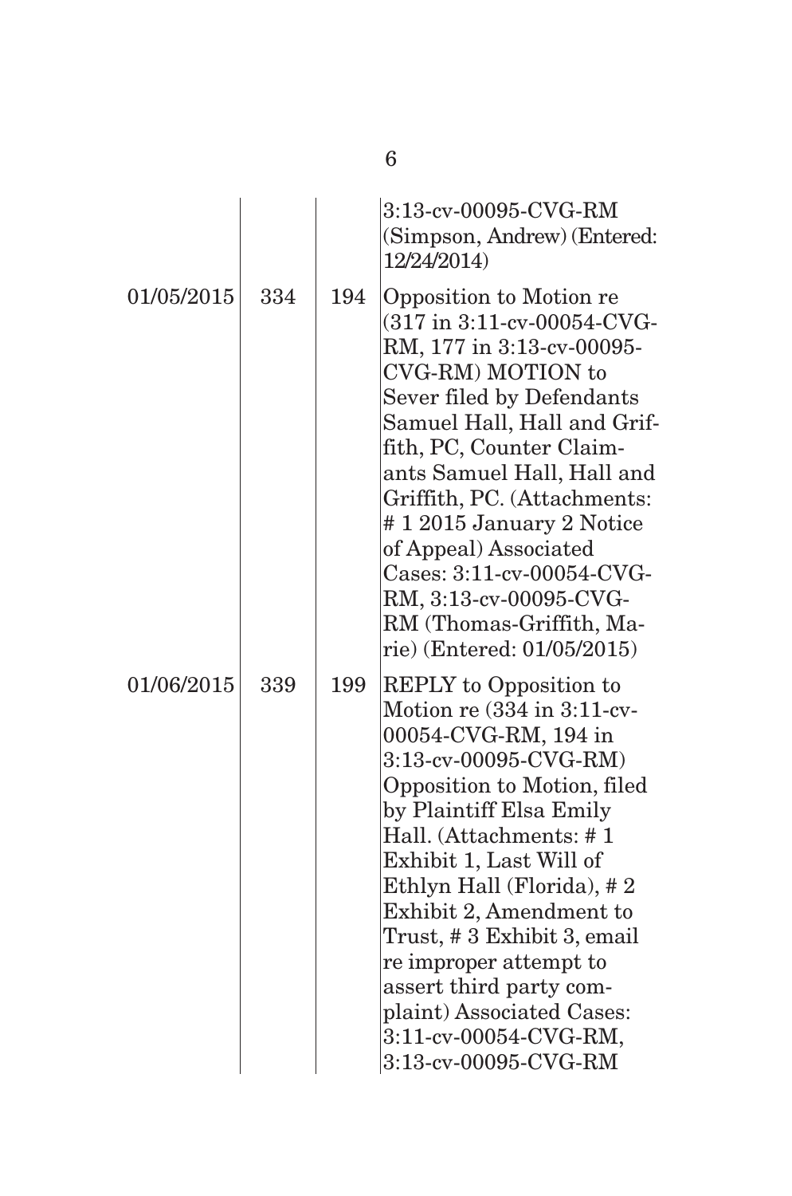| | | | |
|---|---|---|---|
| | | | 3:13-cv-00095-CVG-RM (Simpson, Andrew) (Entered: 12/24/2014) |
| 01/05/2015 | 334 | 194 | Opposition to Motion re (317 in 3:11-cv-00054-CVG-RM, 177 in 3:13-cv-00095-CVG-RM) MOTION to Sever filed by Defendants Samuel Hall, Hall and Griffith, PC, Counter Claimants Samuel Hall, Hall and Griffith, PC. (Attachments: # 1 2015 January 2 Notice of Appeal) Associated Cases: 3:11-cv-00054-CVG-RM, 3:13-cv-00095-CVG-RM (Thomas-Griffith, Marie) (Entered: 01/05/2015) |
| 01/06/2015 | 339 | 199 | REPLY to Opposition to Motion re (334 in 3:11-cv-00054-CVG-RM, 194 in 3:13-cv-00095-CVG-RM) Opposition to Motion, filed by Plaintiff Elsa Emily Hall. (Attachments: # 1 Exhibit 1, Last Will of Ethlyn Hall (Florida), # 2 Exhibit 2, Amendment to Trust, # 3 Exhibit 3, email re improper attempt to assert third party complaint) Associated Cases: 3:11-cv-00054-CVG-RM, 3:13-cv-00095-CVG-RM |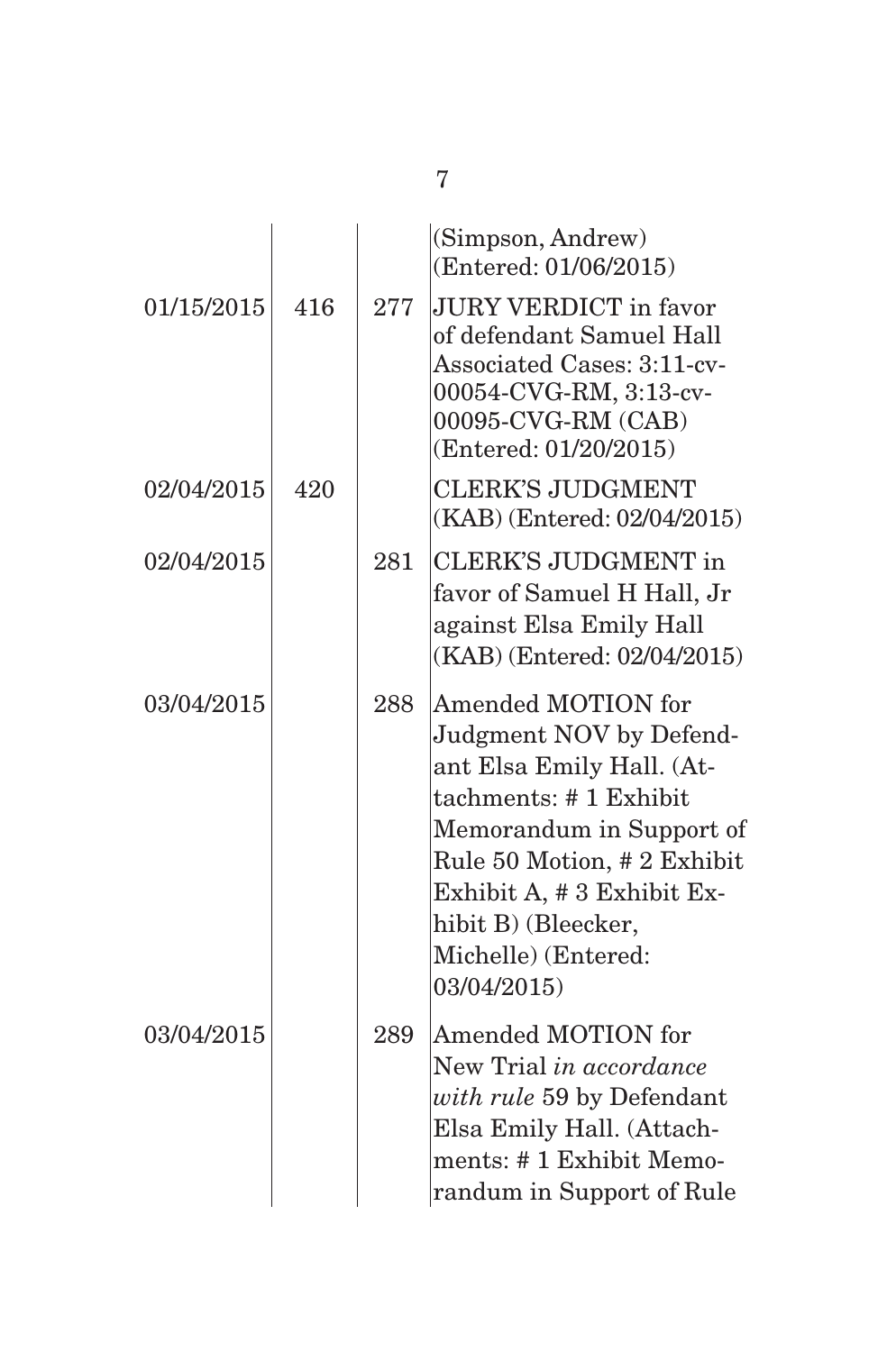| | | | |
|---|---|---|---|
| | | | (Simpson, Andrew) (Entered: 01/06/2015) |
| 01/15/2015 | 416 | 277 | JURY VERDICT in favor of defendant Samuel Hall Associated Cases: 3:11-cv-00054-CVG-RM, 3:13-cv-00095-CVG-RM (CAB) (Entered: 01/20/2015) |
| 02/04/2015 | 420 | | CLERK'S JUDGMENT (KAB) (Entered: 02/04/2015) |
| 02/04/2015 | | 281 | CLERK'S JUDGMENT in favor of Samuel H Hall, Jr against Elsa Emily Hall (KAB) (Entered: 02/04/2015) |
| 03/04/2015 | | 288 | Amended MOTION for Judgment NOV by Defendant Elsa Emily Hall. (Attachments: # 1 Exhibit Memorandum in Support of Rule 50 Motion, # 2 Exhibit Exhibit A, # 3 Exhibit Exhibit B) (Bleecker, Michelle) (Entered: 03/04/2015) |
| 03/04/2015 | | 289 | Amended MOTION for New Trial *in accordance with rule* 59 by Defendant Elsa Emily Hall. (Attachments: # 1 Exhibit Memorandum in Support of Rule |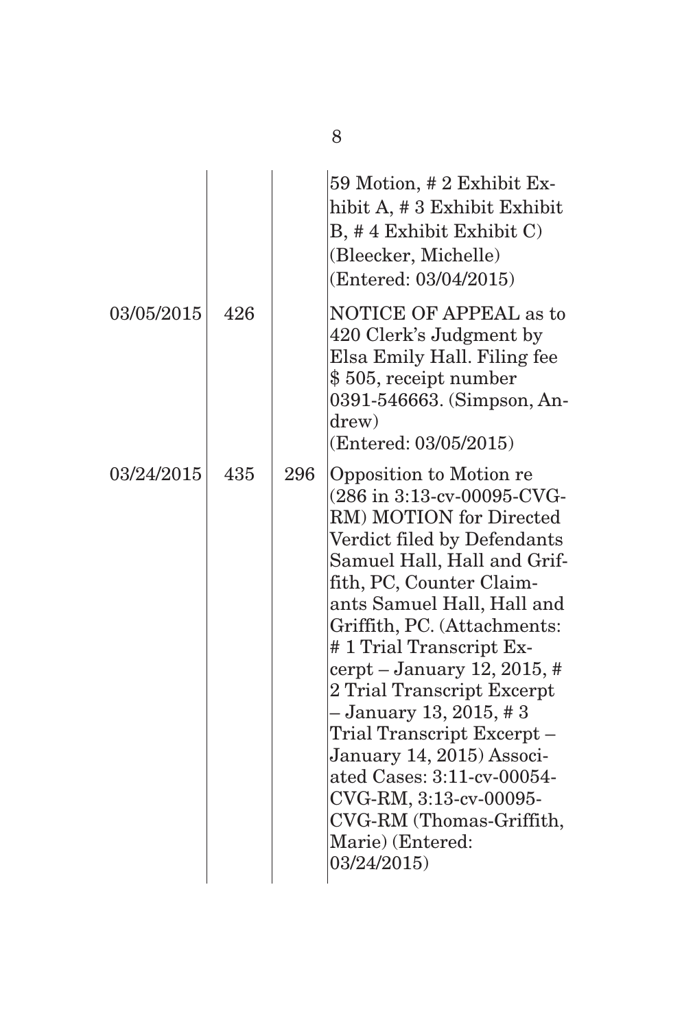| | | | |
|---|---|---|---|
| | | | 59 Motion, # 2 Exhibit Exhibit A, # 3 Exhibit Exhibit B, # 4 Exhibit Exhibit C) (Bleecker, Michelle) (Entered: 03/04/2015) |
| 03/05/2015 | 426 | | NOTICE OF APPEAL as to 420 Clerk's Judgment by Elsa Emily Hall. Filing fee $ 505, receipt number 0391-546663. (Simpson, Andrew) (Entered: 03/05/2015) |
| 03/24/2015 | 435 | 296 | Opposition to Motion re (286 in 3:13-cv-00095-CVG-RM) MOTION for Directed Verdict filed by Defendants Samuel Hall, Hall and Griffith, PC, Counter Claimants Samuel Hall, Hall and Griffith, PC. (Attachments: # 1 Trial Transcript Excerpt – January 12, 2015, # 2 Trial Transcript Excerpt – January 13, 2015, # 3 Trial Transcript Excerpt – January 14, 2015) Associated Cases: 3:11-cv-00054-CVG-RM, 3:13-cv-00095-CVG-RM (Thomas-Griffith, Marie) (Entered: 03/24/2015) |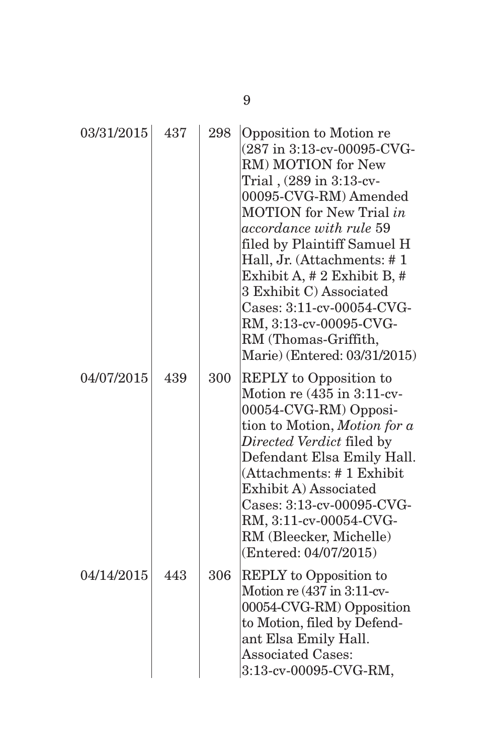| | | | |
|---|---|---|---|
| 03/31/2015 | 437 | 298 | Opposition to Motion re (287 in 3:13-cv-00095-CVG-RM) MOTION for New Trial , (289 in 3:13-cv-00095-CVG-RM) Amended MOTION for New Trial *in accordance with rule* 59 filed by Plaintiff Samuel H Hall, Jr. (Attachments: # 1 Exhibit A, # 2 Exhibit B, # 3 Exhibit C) Associated Cases: 3:11-cv-00054-CVG-RM, 3:13-cv-00095-CVG-RM (Thomas-Griffith, Marie) (Entered: 03/31/2015) |
| 04/07/2015 | 439 | 300 | REPLY to Opposition to Motion re (435 in 3:11-cv-00054-CVG-RM) Opposition to Motion, *Motion for a Directed Verdict* filed by Defendant Elsa Emily Hall. (Attachments: # 1 Exhibit Exhibit A) Associated Cases: 3:13-cv-00095-CVG-RM, 3:11-cv-00054-CVG-RM (Bleecker, Michelle) (Entered: 04/07/2015) |
| 04/14/2015 | 443 | 306 | REPLY to Opposition to Motion re (437 in 3:11-cv-00054-CVG-RM) Opposition to Motion, filed by Defendant Elsa Emily Hall. Associated Cases: 3:13-cv-00095-CVG-RM, |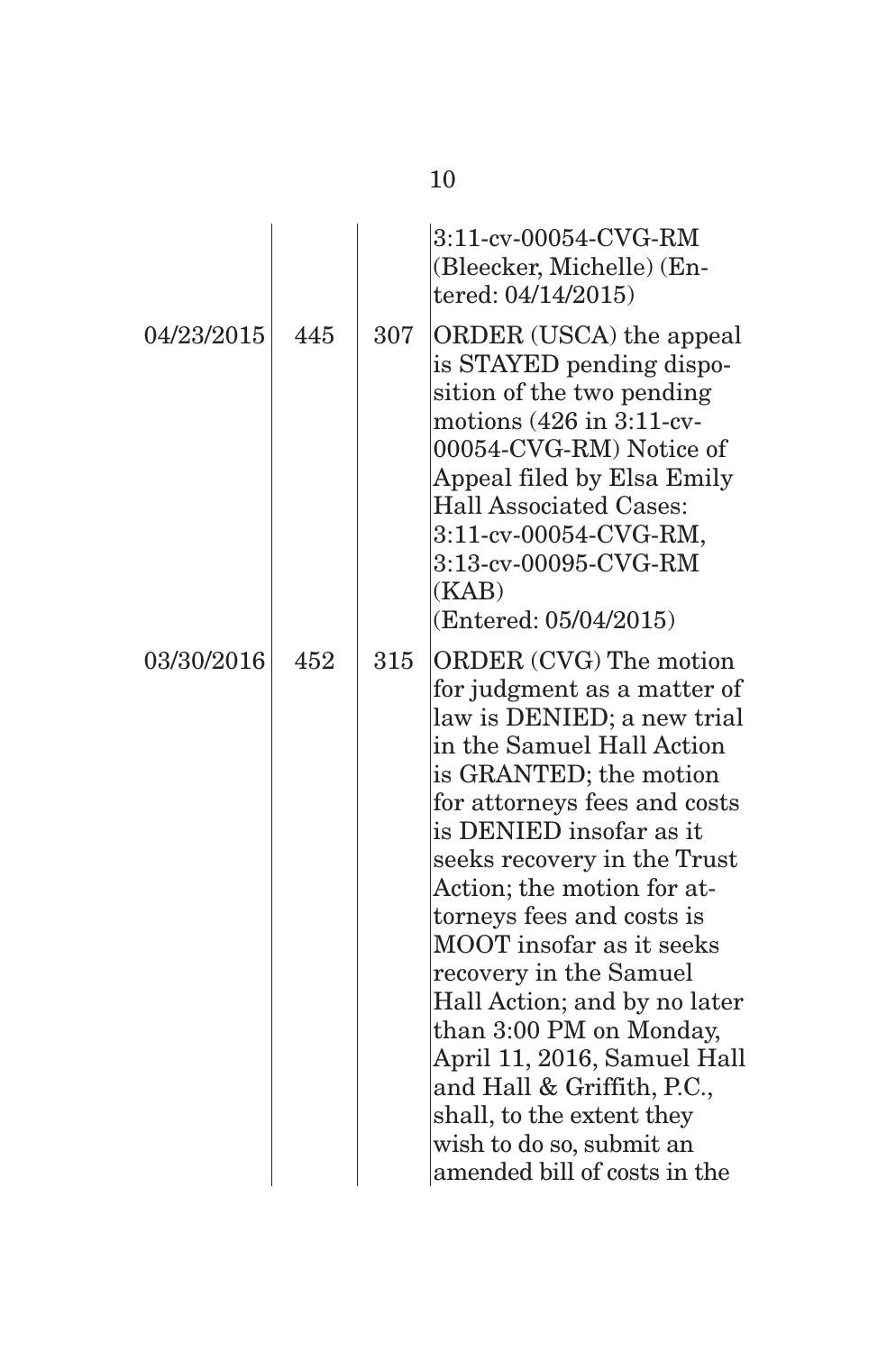| | | | |
|---|---|---|---|
| | | | 3:11-cv-00054-CVG-RM (Bleecker, Michelle) (Entered: 04/14/2015) |
| 04/23/2015 | 445 | 307 | ORDER (USCA) the appeal is STAYED pending disposition of the two pending motions (426 in 3:11-cv-00054-CVG-RM) Notice of Appeal filed by Elsa Emily Hall Associated Cases: 3:11-cv-00054-CVG-RM, 3:13-cv-00095-CVG-RM (KAB) (Entered: 05/04/2015) |
| 03/30/2016 | 452 | 315 | ORDER (CVG) The motion for judgment as a matter of law is DENIED; a new trial in the Samuel Hall Action is GRANTED; the motion for attorneys fees and costs is DENIED insofar as it seeks recovery in the Trust Action; the motion for attorneys fees and costs is MOOT insofar as it seeks recovery in the Samuel Hall Action; and by no later than 3:00 PM on Monday, April 11, 2016, Samuel Hall and Hall & Griffith, P.C., shall, to the extent they wish to do so, submit an amended bill of costs in the |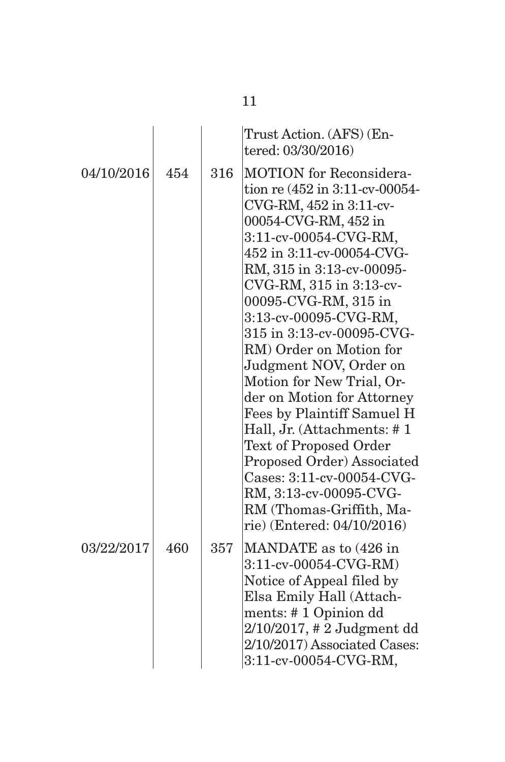| | | | |
|---|---|---|---|
| | | | Trust Action. (AFS) (Entered: 03/30/2016) |
| 04/10/2016 | 454 | 316 | MOTION for Reconsideration re (452 in 3:11-cv-00054-CVG-RM, 452 in 3:11-cv-00054-CVG-RM, 452 in 3:11-cv-00054-CVG-RM, 452 in 3:11-cv-00054-CVG-RM, 315 in 3:13-cv-00095-CVG-RM, 315 in 3:13-cv-00095-CVG-RM, 315 in 3:13-cv-00095-CVG-RM, 315 in 3:13-cv-00095-CVG-RM) Order on Motion for Judgment NOV, Order on Motion for New Trial, Order on Motion for Attorney Fees by Plaintiff Samuel H Hall, Jr. (Attachments: # 1 Text of Proposed Order Proposed Order) Associated Cases: 3:11-cv-00054-CVG-RM, 3:13-cv-00095-CVG-RM (Thomas-Griffith, Marie) (Entered: 04/10/2016) |
| 03/22/2017 | 460 | 357 | MANDATE as to (426 in 3:11-cv-00054-CVG-RM) Notice of Appeal filed by Elsa Emily Hall (Attachments: # 1 Opinion dd 2/10/2017, # 2 Judgment dd 2/10/2017) Associated Cases: 3:11-cv-00054-CVG-RM, |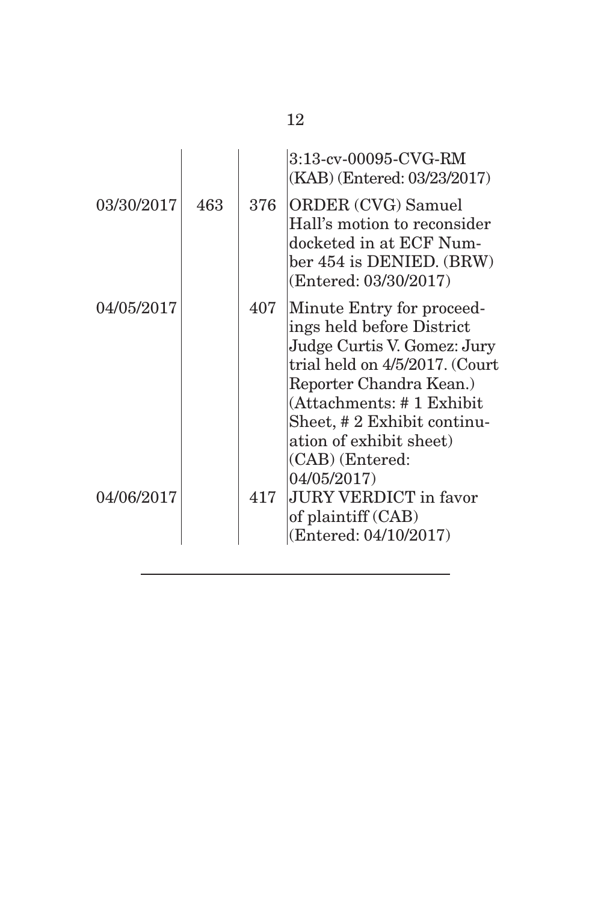| | | | |
|---|---|---|---|
| | | | 3:13-cv-00095-CVG-RM (KAB) (Entered: 03/23/2017) |
| 03/30/2017 | 463 | 376 | ORDER (CVG) Samuel Hall's motion to reconsider docketed in at ECF Number 454 is DENIED. (BRW) (Entered: 03/30/2017) |
| 04/05/2017 | | 407 | Minute Entry for proceedings held before District Judge Curtis V. Gomez: Jury trial held on 4/5/2017. (Court Reporter Chandra Kean.) (Attachments: # 1 Exhibit Sheet, # 2 Exhibit continuation of exhibit sheet) (CAB) (Entered: 04/05/2017) |
| 04/06/2017 | | 417 | JURY VERDICT in favor of plaintiff (CAB) (Entered: 04/10/2017) |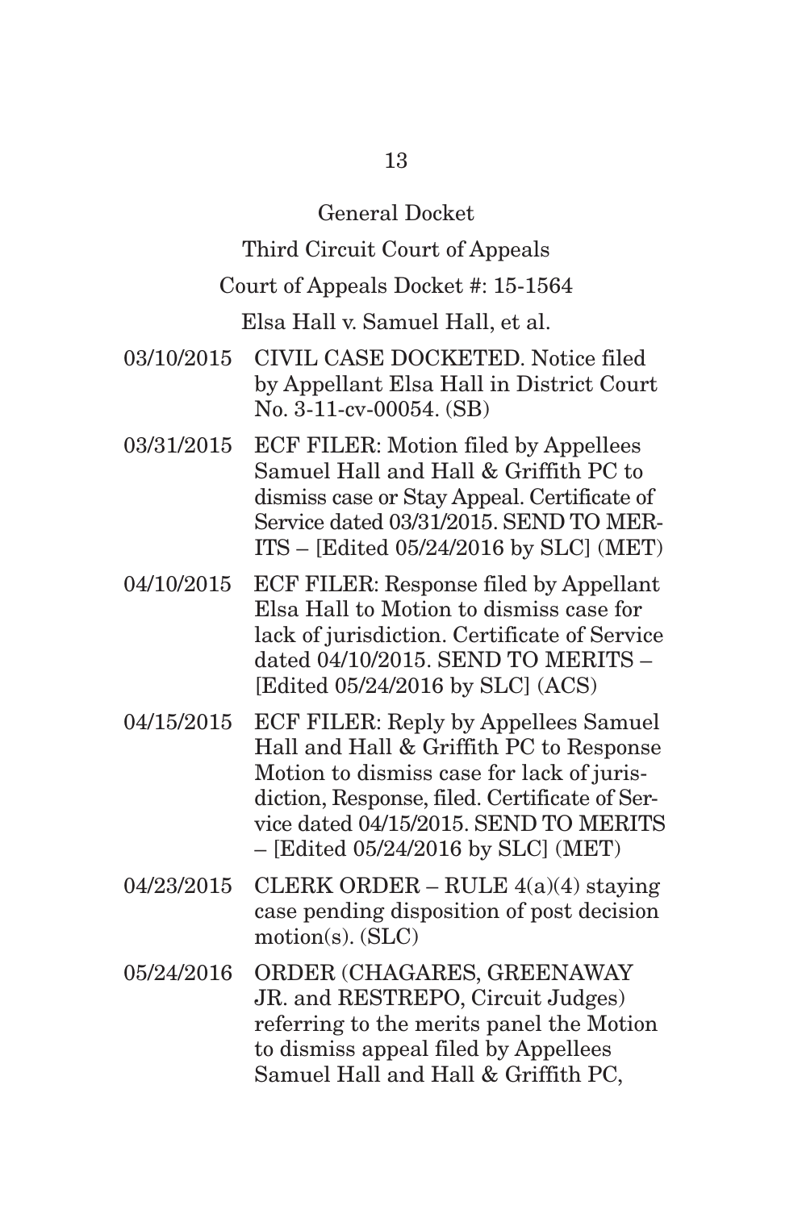General Docket

Third Circuit Court of Appeals

Court of Appeals Docket #: 15-1564

Elsa Hall v. Samuel Hall, et al.

03/10/2015 CIVIL CASE DOCKETED. Notice filed by Appellant Elsa Hall in District Court No. 3-11-cv-00054. (SB)

03/31/2015 ECF FILER: Motion filed by Appellees Samuel Hall and Hall & Griffith PC to dismiss case or Stay Appeal. Certificate of Service dated 03/31/2015. SEND TO MERITS – [Edited 05/24/2016 by SLC] (MET)

04/10/2015 ECF FILER: Response filed by Appellant Elsa Hall to Motion to dismiss case for lack of jurisdiction. Certificate of Service dated 04/10/2015. SEND TO MERITS – [Edited 05/24/2016 by SLC] (ACS)

04/15/2015 ECF FILER: Reply by Appellees Samuel Hall and Hall & Griffith PC to Response Motion to dismiss case for lack of jurisdiction, Response, filed. Certificate of Service dated 04/15/2015. SEND TO MERITS – [Edited 05/24/2016 by SLC] (MET)

04/23/2015 CLERK ORDER – RULE 4(a)(4) staying case pending disposition of post decision motion(s). (SLC)

05/24/2016 ORDER (CHAGARES, GREENAWAY JR. and RESTREPO, Circuit Judges) referring to the merits panel the Motion to dismiss appeal filed by Appellees Samuel Hall and Hall & Griffith PC,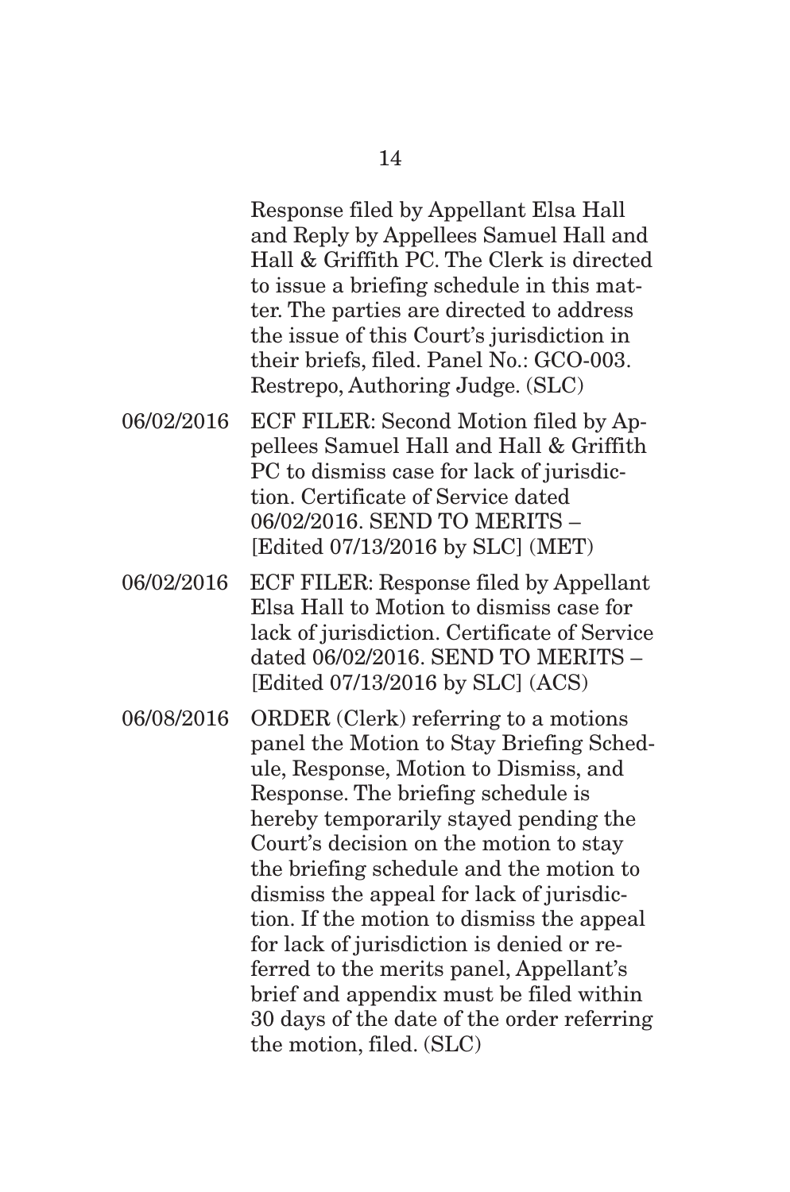Response filed by Appellant Elsa Hall and Reply by Appellees Samuel Hall and Hall & Griffith PC. The Clerk is directed to issue a briefing schedule in this matter. The parties are directed to address the issue of this Court's jurisdiction in their briefs, filed. Panel No.: GCO-003. Restrepo, Authoring Judge. (SLC)

06/02/2016 ECF FILER: Second Motion filed by Appellees Samuel Hall and Hall & Griffith PC to dismiss case for lack of jurisdiction. Certificate of Service dated 06/02/2016. SEND TO MERITS – [Edited 07/13/2016 by SLC] (MET)

06/02/2016 ECF FILER: Response filed by Appellant Elsa Hall to Motion to dismiss case for lack of jurisdiction. Certificate of Service dated 06/02/2016. SEND TO MERITS – [Edited 07/13/2016 by SLC] (ACS)

06/08/2016 ORDER (Clerk) referring to a motions panel the Motion to Stay Briefing Schedule, Response, Motion to Dismiss, and Response. The briefing schedule is hereby temporarily stayed pending the Court's decision on the motion to stay the briefing schedule and the motion to dismiss the appeal for lack of jurisdiction. If the motion to dismiss the appeal for lack of jurisdiction is denied or referred to the merits panel, Appellant's brief and appendix must be filed within 30 days of the date of the order referring the motion, filed. (SLC)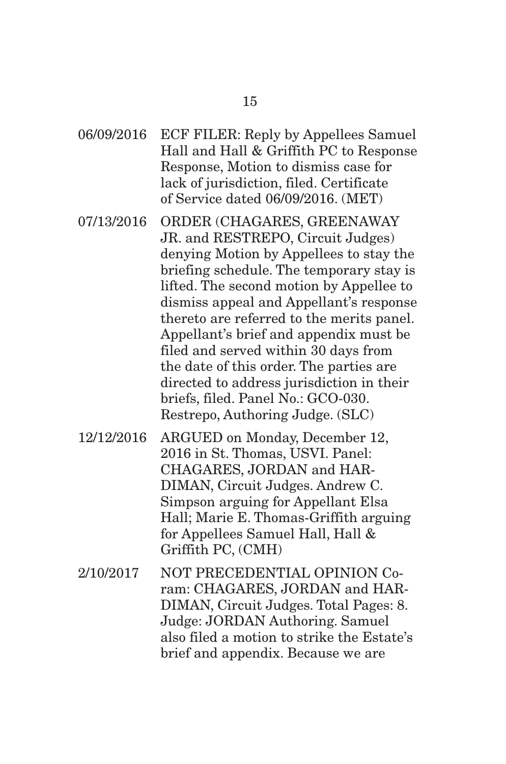06/09/2016 ECF FILER: Reply by Appellees Samuel Hall and Hall & Griffith PC to Response Response, Motion to dismiss case for lack of jurisdiction, filed. Certificate of Service dated 06/09/2016. (MET)

07/13/2016 ORDER (CHAGARES, GREENAWAY JR. and RESTREPO, Circuit Judges) denying Motion by Appellees to stay the briefing schedule. The temporary stay is lifted. The second motion by Appellee to dismiss appeal and Appellant's response thereto are referred to the merits panel. Appellant's brief and appendix must be filed and served within 30 days from the date of this order. The parties are directed to address jurisdiction in their briefs, filed. Panel No.: GCO-030. Restrepo, Authoring Judge. (SLC)

12/12/2016 ARGUED on Monday, December 12, 2016 in St. Thomas, USVI. Panel: CHAGARES, JORDAN and HARDIMAN, Circuit Judges. Andrew C. Simpson arguing for Appellant Elsa Hall; Marie E. Thomas-Griffith arguing for Appellees Samuel Hall, Hall & Griffith PC, (CMH)

2/10/2017 NOT PRECEDENTIAL OPINION Coram: CHAGARES, JORDAN and HARDIMAN, Circuit Judges. Total Pages: 8. Judge: JORDAN Authoring. Samuel also filed a motion to strike the Estate's brief and appendix. Because we are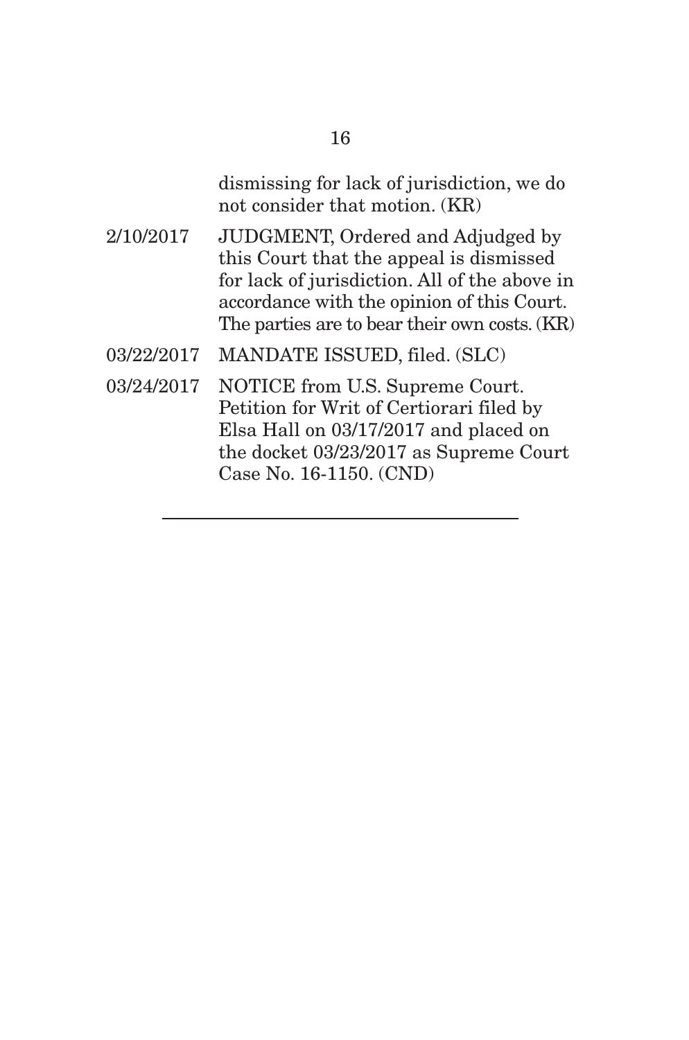dismissing for lack of jurisdiction, we do not consider that motion. (KR)

| | |
|---|---|
| 2/10/2017 | JUDGMENT, Ordered and Adjudged by this Court that the appeal is dismissed for lack of jurisdiction. All of the above in accordance with the opinion of this Court. The parties are to bear their own costs. (KR) |
| 03/22/2017 | MANDATE ISSUED, filed. (SLC) |
| 03/24/2017 | NOTICE from U.S. Supreme Court. Petition for Writ of Certiorari filed by Elsa Hall on 03/17/2017 and placed on the docket 03/23/2017 as Supreme Court Case No. 16-1150. (CND) |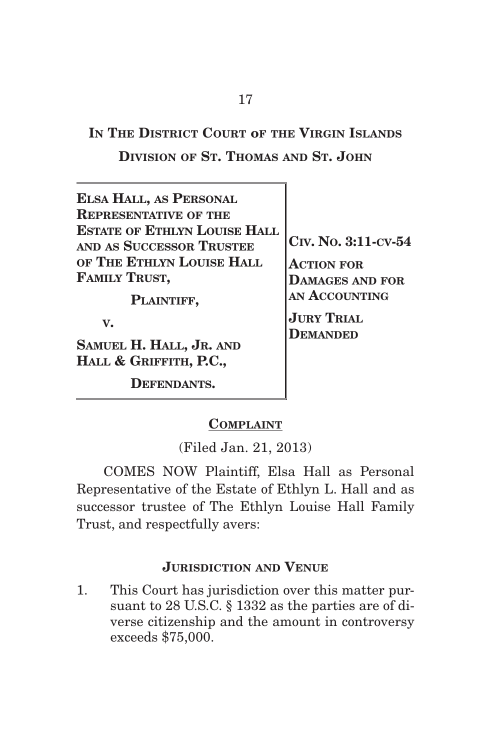**IN THE DISTRICT COURT OF THE VIRGIN ISLANDS**

**DIVISION OF ST. THOMAS AND ST. JOHN**

| | |
|---|---|
| **ELSA HALL, AS PERSONAL REPRESENTATIVE OF THE ESTATE OF ETHLYN LOUISE HALL AND AS SUCCESSOR TRUSTEE OF THE ETHLYN LOUISE HALL FAMILY TRUST,**<br><br>**PLAINTIFF,**<br><br>**v.**<br><br>**SAMUEL H. HALL, JR. AND HALL & GRIFFITH, P.C.,**<br><br>**DEFENDANTS.** | **CIV. NO. 3:11-CV-54**<br><br>**ACTION FOR DAMAGES AND FOR AN ACCOUNTING**<br><br>**JURY TRIAL DEMANDED** |

**COMPLAINT**

(Filed Jan. 21, 2013)

COMES NOW Plaintiff, Elsa Hall as Personal Representative of the Estate of Ethlyn L. Hall and as successor trustee of The Ethlyn Louise Hall Family Trust, and respectfully avers:

**JURISDICTION AND VENUE**

1. This Court has jurisdiction over this matter pursuant to 28 U.S.C. § 1332 as the parties are of diverse citizenship and the amount in controversy exceeds $75,000.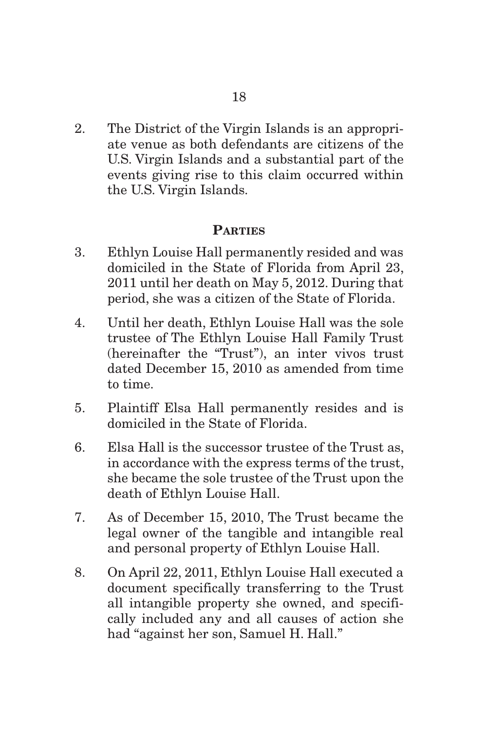2. The District of the Virgin Islands is an appropriate venue as both defendants are citizens of the U.S. Virgin Islands and a substantial part of the events giving rise to this claim occurred within the U.S. Virgin Islands.

## Parties

3. Ethlyn Louise Hall permanently resided and was domiciled in the State of Florida from April 23, 2011 until her death on May 5, 2012. During that period, she was a citizen of the State of Florida.

4. Until her death, Ethlyn Louise Hall was the sole trustee of The Ethlyn Louise Hall Family Trust (hereinafter the "Trust"), an inter vivos trust dated December 15, 2010 as amended from time to time.

5. Plaintiff Elsa Hall permanently resides and is domiciled in the State of Florida.

6. Elsa Hall is the successor trustee of the Trust as, in accordance with the express terms of the trust, she became the sole trustee of the Trust upon the death of Ethlyn Louise Hall.

7. As of December 15, 2010, The Trust became the legal owner of the tangible and intangible real and personal property of Ethlyn Louise Hall.

8. On April 22, 2011, Ethlyn Louise Hall executed a document specifically transferring to the Trust all intangible property she owned, and specifically included any and all causes of action she had "against her son, Samuel H. Hall."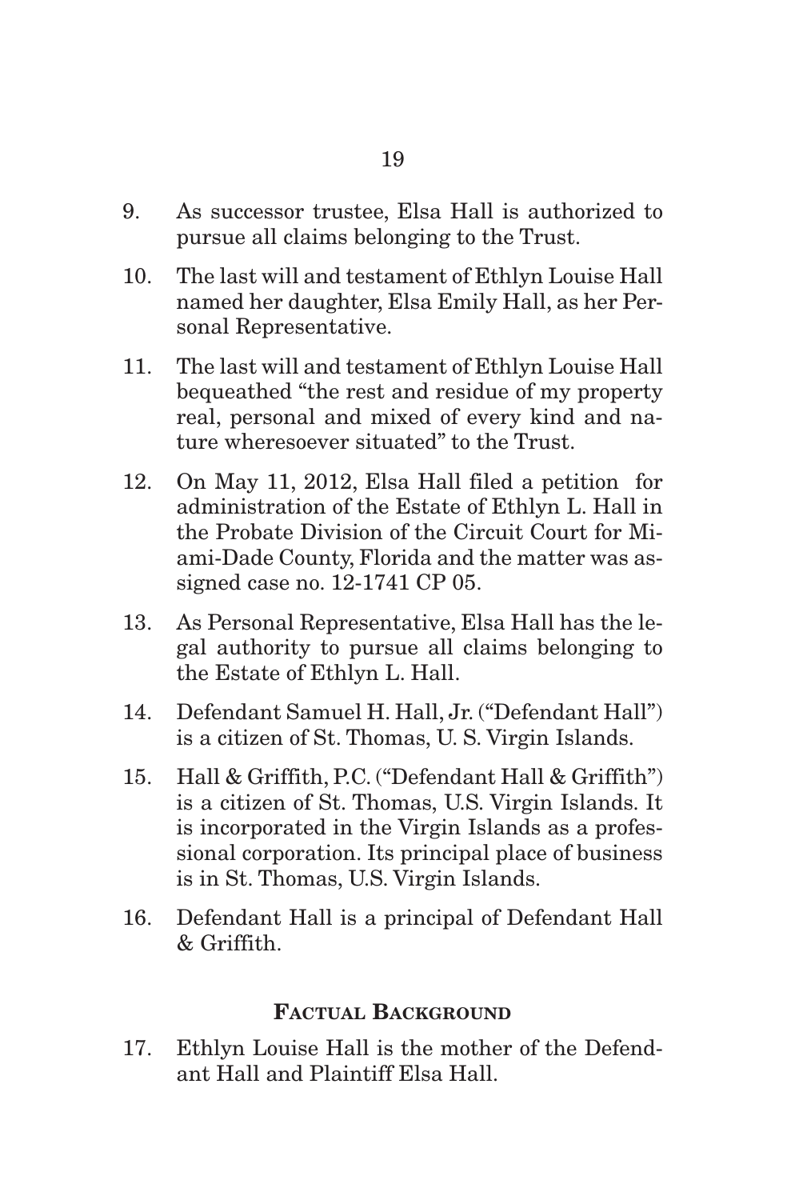9. As successor trustee, Elsa Hall is authorized to pursue all claims belonging to the Trust.

10. The last will and testament of Ethlyn Louise Hall named her daughter, Elsa Emily Hall, as her Personal Representative.

11. The last will and testament of Ethlyn Louise Hall bequeathed "the rest and residue of my property real, personal and mixed of every kind and nature wheresoever situated" to the Trust.

12. On May 11, 2012, Elsa Hall filed a petition for administration of the Estate of Ethlyn L. Hall in the Probate Division of the Circuit Court for Miami-Dade County, Florida and the matter was assigned case no. 12-1741 CP 05.

13. As Personal Representative, Elsa Hall has the legal authority to pursue all claims belonging to the Estate of Ethlyn L. Hall.

14. Defendant Samuel H. Hall, Jr. ("Defendant Hall") is a citizen of St. Thomas, U. S. Virgin Islands.

15. Hall & Griffith, P.C. ("Defendant Hall & Griffith") is a citizen of St. Thomas, U.S. Virgin Islands. It is incorporated in the Virgin Islands as a professional corporation. Its principal place of business is in St. Thomas, U.S. Virgin Islands.

16. Defendant Hall is a principal of Defendant Hall & Griffith.

## FACTUAL BACKGROUND

17. Ethlyn Louise Hall is the mother of the Defendant Hall and Plaintiff Elsa Hall.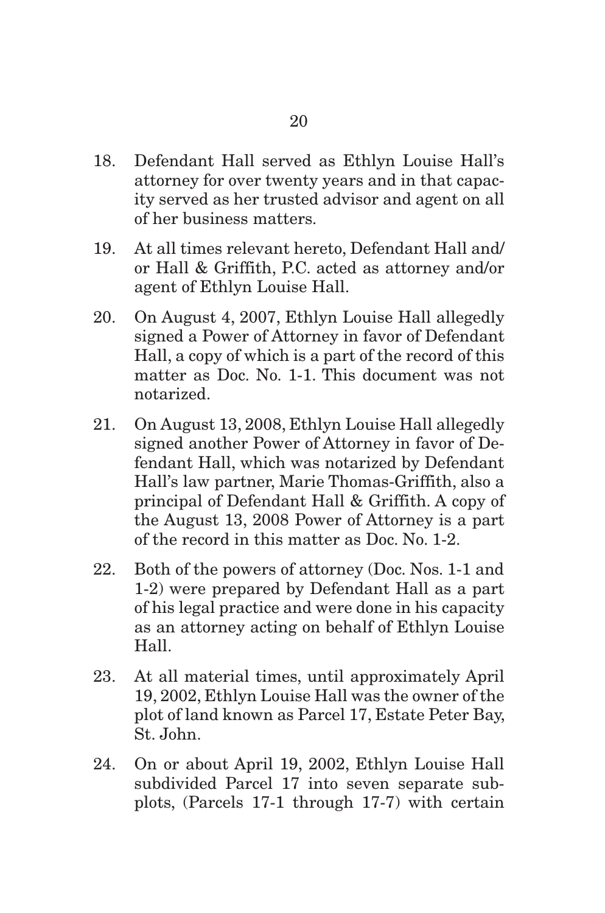18. Defendant Hall served as Ethlyn Louise Hall's attorney for over twenty years and in that capacity served as her trusted advisor and agent on all of her business matters.

19. At all times relevant hereto, Defendant Hall and/or Hall & Griffith, P.C. acted as attorney and/or agent of Ethlyn Louise Hall.

20. On August 4, 2007, Ethlyn Louise Hall allegedly signed a Power of Attorney in favor of Defendant Hall, a copy of which is a part of the record of this matter as Doc. No. 1-1. This document was not notarized.

21. On August 13, 2008, Ethlyn Louise Hall allegedly signed another Power of Attorney in favor of Defendant Hall, which was notarized by Defendant Hall's law partner, Marie Thomas-Griffith, also a principal of Defendant Hall & Griffith. A copy of the August 13, 2008 Power of Attorney is a part of the record in this matter as Doc. No. 1-2.

22. Both of the powers of attorney (Doc. Nos. 1-1 and 1-2) were prepared by Defendant Hall as a part of his legal practice and were done in his capacity as an attorney acting on behalf of Ethlyn Louise Hall.

23. At all material times, until approximately April 19, 2002, Ethlyn Louise Hall was the owner of the plot of land known as Parcel 17, Estate Peter Bay, St. John.

24. On or about April 19, 2002, Ethlyn Louise Hall subdivided Parcel 17 into seven separate subplots, (Parcels 17-1 through 17-7) with certain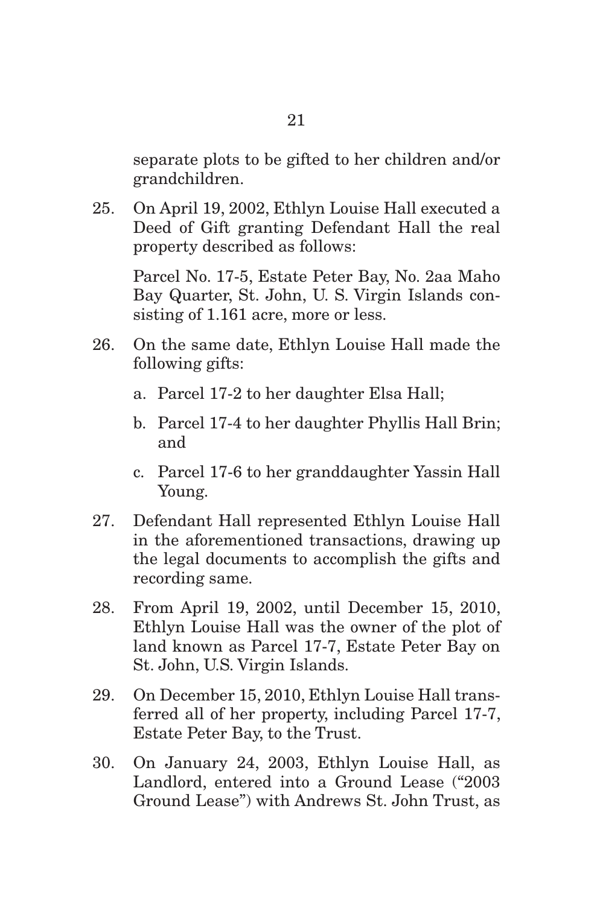separate plots to be gifted to her children and/or grandchildren.

25. On April 19, 2002, Ethlyn Louise Hall executed a Deed of Gift granting Defendant Hall the real property described as follows:

    Parcel No. 17-5, Estate Peter Bay, No. 2aa Maho Bay Quarter, St. John, U. S. Virgin Islands consisting of 1.161 acre, more or less.

26. On the same date, Ethlyn Louise Hall made the following gifts:

    a. Parcel 17-2 to her daughter Elsa Hall;

    b. Parcel 17-4 to her daughter Phyllis Hall Brin; and

    c. Parcel 17-6 to her granddaughter Yassin Hall Young.

27. Defendant Hall represented Ethlyn Louise Hall in the aforementioned transactions, drawing up the legal documents to accomplish the gifts and recording same.

28. From April 19, 2002, until December 15, 2010, Ethlyn Louise Hall was the owner of the plot of land known as Parcel 17-7, Estate Peter Bay on St. John, U.S. Virgin Islands.

29. On December 15, 2010, Ethlyn Louise Hall transferred all of her property, including Parcel 17-7, Estate Peter Bay, to the Trust.

30. On January 24, 2003, Ethlyn Louise Hall, as Landlord, entered into a Ground Lease ("2003 Ground Lease") with Andrews St. John Trust, as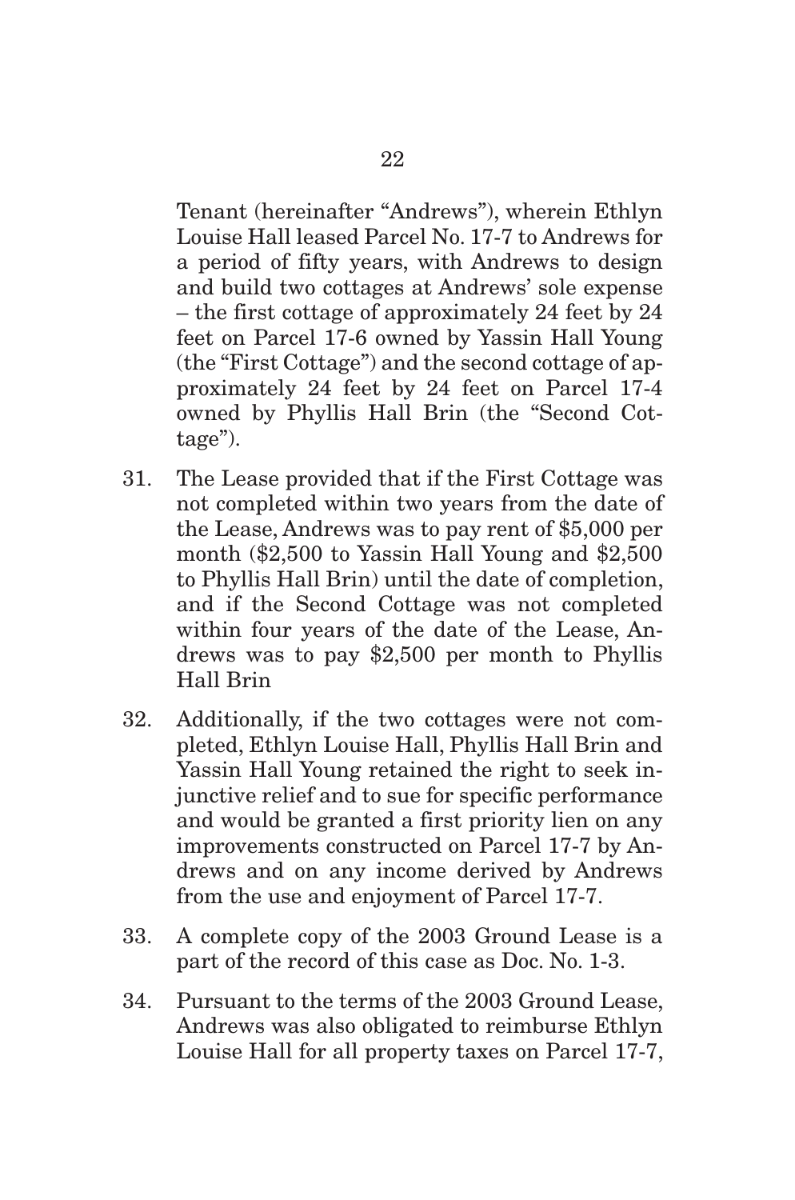Tenant (hereinafter "Andrews"), wherein Ethlyn Louise Hall leased Parcel No. 17-7 to Andrews for a period of fifty years, with Andrews to design and build two cottages at Andrews' sole expense – the first cottage of approximately 24 feet by 24 feet on Parcel 17-6 owned by Yassin Hall Young (the "First Cottage") and the second cottage of approximately 24 feet by 24 feet on Parcel 17-4 owned by Phyllis Hall Brin (the "Second Cottage").

31. The Lease provided that if the First Cottage was not completed within two years from the date of the Lease, Andrews was to pay rent of $5,000 per month ($2,500 to Yassin Hall Young and $2,500 to Phyllis Hall Brin) until the date of completion, and if the Second Cottage was not completed within four years of the date of the Lease, Andrews was to pay $2,500 per month to Phyllis Hall Brin

32. Additionally, if the two cottages were not completed, Ethlyn Louise Hall, Phyllis Hall Brin and Yassin Hall Young retained the right to seek injunctive relief and to sue for specific performance and would be granted a first priority lien on any improvements constructed on Parcel 17-7 by Andrews and on any income derived by Andrews from the use and enjoyment of Parcel 17-7.

33. A complete copy of the 2003 Ground Lease is a part of the record of this case as Doc. No. 1-3.

34. Pursuant to the terms of the 2003 Ground Lease, Andrews was also obligated to reimburse Ethlyn Louise Hall for all property taxes on Parcel 17-7,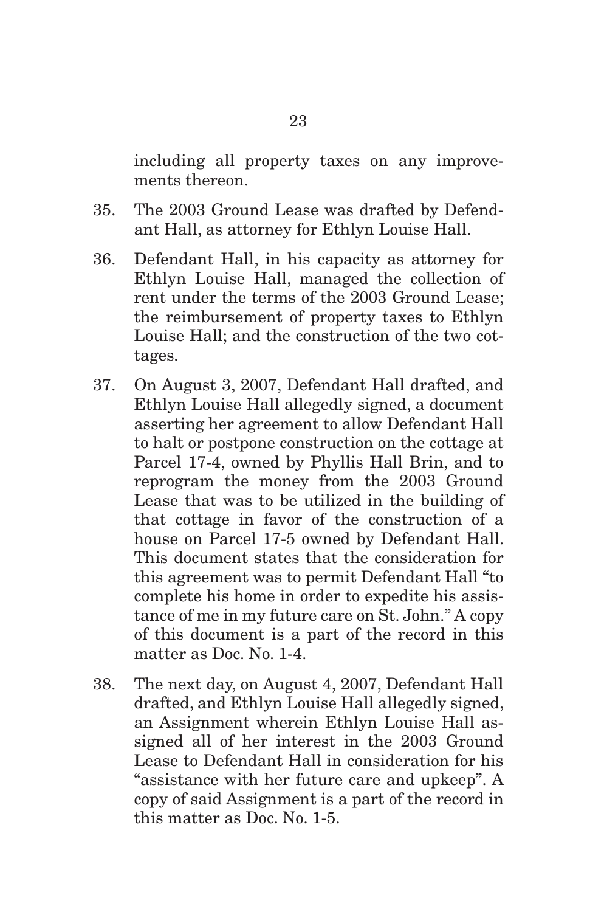including all property taxes on any improvements thereon.

35. The 2003 Ground Lease was drafted by Defendant Hall, as attorney for Ethlyn Louise Hall.

36. Defendant Hall, in his capacity as attorney for Ethlyn Louise Hall, managed the collection of rent under the terms of the 2003 Ground Lease; the reimbursement of property taxes to Ethlyn Louise Hall; and the construction of the two cottages.

37. On August 3, 2007, Defendant Hall drafted, and Ethlyn Louise Hall allegedly signed, a document asserting her agreement to allow Defendant Hall to halt or postpone construction on the cottage at Parcel 17-4, owned by Phyllis Hall Brin, and to reprogram the money from the 2003 Ground Lease that was to be utilized in the building of that cottage in favor of the construction of a house on Parcel 17-5 owned by Defendant Hall. This document states that the consideration for this agreement was to permit Defendant Hall "to complete his home in order to expedite his assistance of me in my future care on St. John." A copy of this document is a part of the record in this matter as Doc. No. 1-4.

38. The next day, on August 4, 2007, Defendant Hall drafted, and Ethlyn Louise Hall allegedly signed, an Assignment wherein Ethlyn Louise Hall assigned all of her interest in the 2003 Ground Lease to Defendant Hall in consideration for his "assistance with her future care and upkeep". A copy of said Assignment is a part of the record in this matter as Doc. No. 1-5.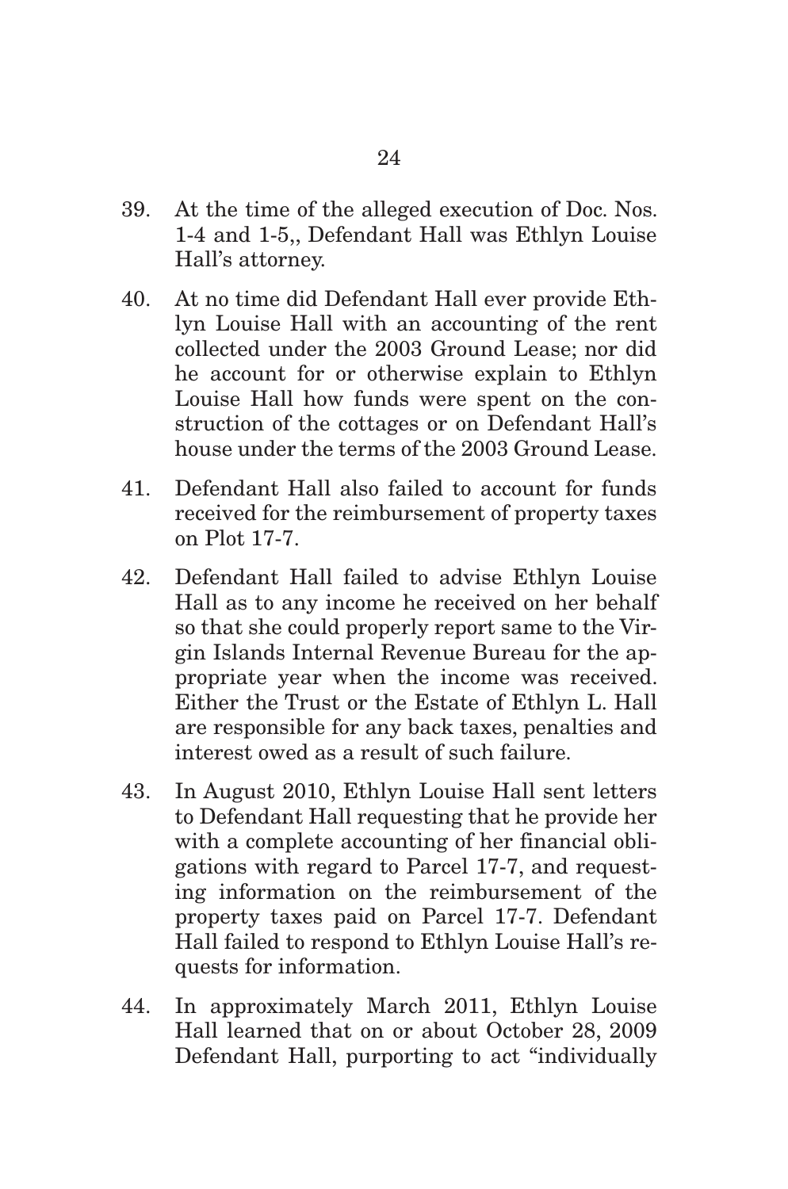39. At the time of the alleged execution of Doc. Nos. 1-4 and 1-5,, Defendant Hall was Ethlyn Louise Hall's attorney.

40. At no time did Defendant Hall ever provide Ethlyn Louise Hall with an accounting of the rent collected under the 2003 Ground Lease; nor did he account for or otherwise explain to Ethlyn Louise Hall how funds were spent on the construction of the cottages or on Defendant Hall's house under the terms of the 2003 Ground Lease.

41. Defendant Hall also failed to account for funds received for the reimbursement of property taxes on Plot 17-7.

42. Defendant Hall failed to advise Ethlyn Louise Hall as to any income he received on her behalf so that she could properly report same to the Virgin Islands Internal Revenue Bureau for the appropriate year when the income was received. Either the Trust or the Estate of Ethlyn L. Hall are responsible for any back taxes, penalties and interest owed as a result of such failure.

43. In August 2010, Ethlyn Louise Hall sent letters to Defendant Hall requesting that he provide her with a complete accounting of her financial obligations with regard to Parcel 17-7, and requesting information on the reimbursement of the property taxes paid on Parcel 17-7. Defendant Hall failed to respond to Ethlyn Louise Hall's requests for information.

44. In approximately March 2011, Ethlyn Louise Hall learned that on or about October 28, 2009 Defendant Hall, purporting to act "individually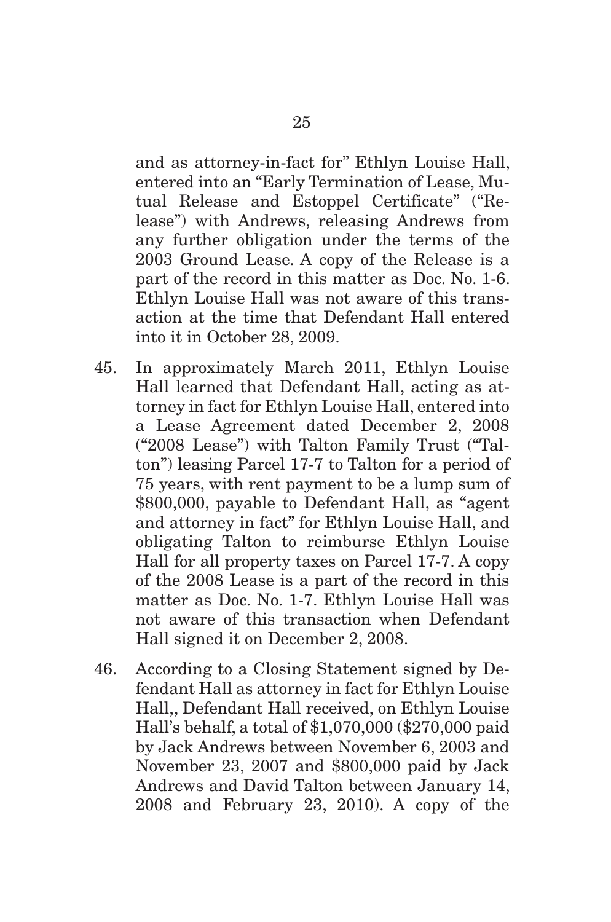and as attorney-in-fact for" Ethlyn Louise Hall, entered into an "Early Termination of Lease, Mutual Release and Estoppel Certificate" ("Release") with Andrews, releasing Andrews from any further obligation under the terms of the 2003 Ground Lease. A copy of the Release is a part of the record in this matter as Doc. No. 1-6. Ethlyn Louise Hall was not aware of this transaction at the time that Defendant Hall entered into it in October 28, 2009.

45. In approximately March 2011, Ethlyn Louise Hall learned that Defendant Hall, acting as attorney in fact for Ethlyn Louise Hall, entered into a Lease Agreement dated December 2, 2008 ("2008 Lease") with Talton Family Trust ("Talton") leasing Parcel 17-7 to Talton for a period of 75 years, with rent payment to be a lump sum of $800,000, payable to Defendant Hall, as "agent and attorney in fact" for Ethlyn Louise Hall, and obligating Talton to reimburse Ethlyn Louise Hall for all property taxes on Parcel 17-7. A copy of the 2008 Lease is a part of the record in this matter as Doc. No. 1-7. Ethlyn Louise Hall was not aware of this transaction when Defendant Hall signed it on December 2, 2008.

46. According to a Closing Statement signed by Defendant Hall as attorney in fact for Ethlyn Louise Hall,, Defendant Hall received, on Ethlyn Louise Hall's behalf, a total of $1,070,000 ($270,000 paid by Jack Andrews between November 6, 2003 and November 23, 2007 and $800,000 paid by Jack Andrews and David Talton between January 14, 2008 and February 23, 2010). A copy of the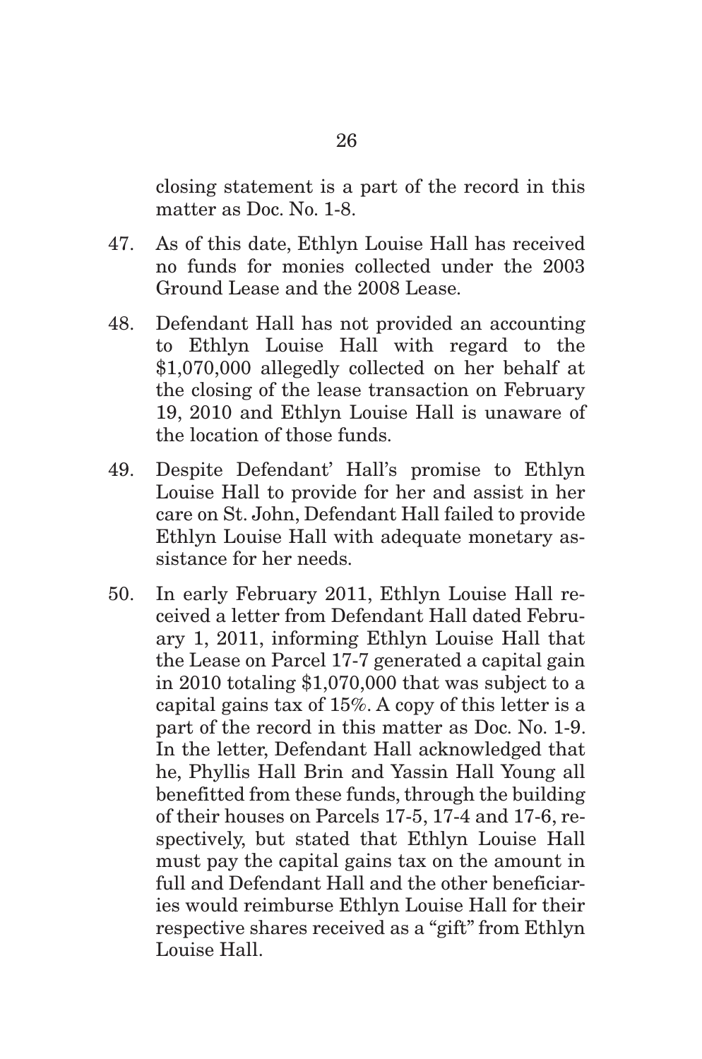closing statement is a part of the record in this matter as Doc. No. 1-8.

47. As of this date, Ethlyn Louise Hall has received no funds for monies collected under the 2003 Ground Lease and the 2008 Lease.

48. Defendant Hall has not provided an accounting to Ethlyn Louise Hall with regard to the $1,070,000 allegedly collected on her behalf at the closing of the lease transaction on February 19, 2010 and Ethlyn Louise Hall is unaware of the location of those funds.

49. Despite Defendant' Hall's promise to Ethlyn Louise Hall to provide for her and assist in her care on St. John, Defendant Hall failed to provide Ethlyn Louise Hall with adequate monetary assistance for her needs.

50. In early February 2011, Ethlyn Louise Hall received a letter from Defendant Hall dated February 1, 2011, informing Ethlyn Louise Hall that the Lease on Parcel 17-7 generated a capital gain in 2010 totaling $1,070,000 that was subject to a capital gains tax of 15%. A copy of this letter is a part of the record in this matter as Doc. No. 1-9. In the letter, Defendant Hall acknowledged that he, Phyllis Hall Brin and Yassin Hall Young all benefitted from these funds, through the building of their houses on Parcels 17-5, 17-4 and 17-6, respectively, but stated that Ethlyn Louise Hall must pay the capital gains tax on the amount in full and Defendant Hall and the other beneficiaries would reimburse Ethlyn Louise Hall for their respective shares received as a "gift" from Ethlyn Louise Hall.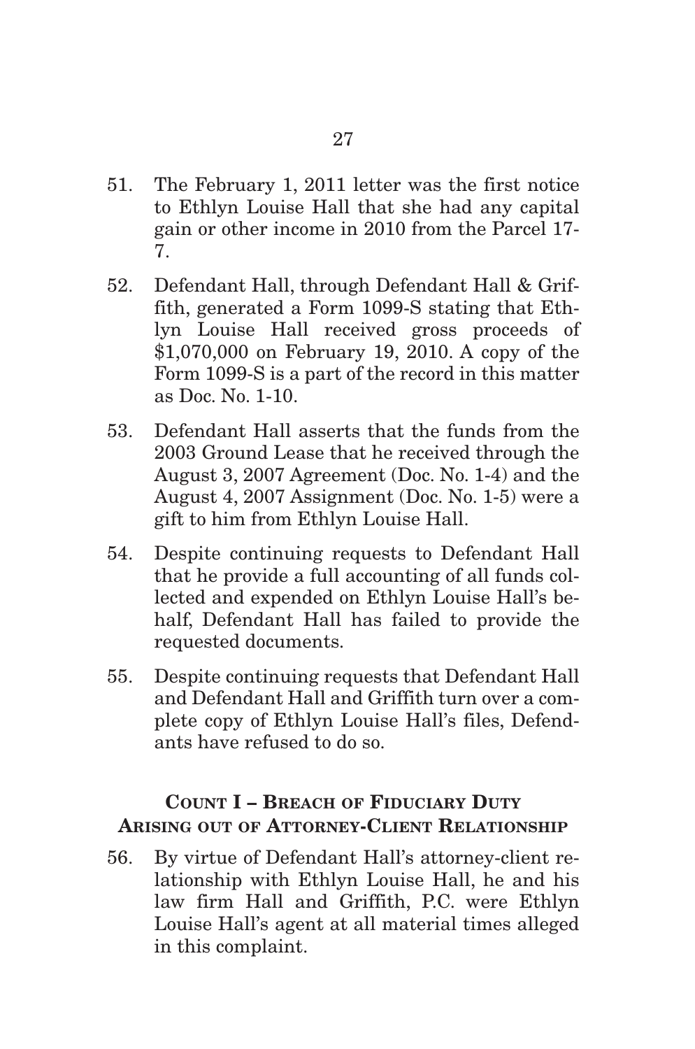51. The February 1, 2011 letter was the first notice to Ethlyn Louise Hall that she had any capital gain or other income in 2010 from the Parcel 17-7.

52. Defendant Hall, through Defendant Hall & Griffith, generated a Form 1099-S stating that Ethlyn Louise Hall received gross proceeds of $1,070,000 on February 19, 2010. A copy of the Form 1099-S is a part of the record in this matter as Doc. No. 1-10.

53. Defendant Hall asserts that the funds from the 2003 Ground Lease that he received through the August 3, 2007 Agreement (Doc. No. 1-4) and the August 4, 2007 Assignment (Doc. No. 1-5) were a gift to him from Ethlyn Louise Hall.

54. Despite continuing requests to Defendant Hall that he provide a full accounting of all funds collected and expended on Ethlyn Louise Hall's behalf, Defendant Hall has failed to provide the requested documents.

55. Despite continuing requests that Defendant Hall and Defendant Hall and Griffith turn over a complete copy of Ethlyn Louise Hall's files, Defendants have refused to do so.

## COUNT I – BREACH OF FIDUCIARY DUTY ARISING OUT OF ATTORNEY-CLIENT RELATIONSHIP

56. By virtue of Defendant Hall's attorney-client relationship with Ethlyn Louise Hall, he and his law firm Hall and Griffith, P.C. were Ethlyn Louise Hall's agent at all material times alleged in this complaint.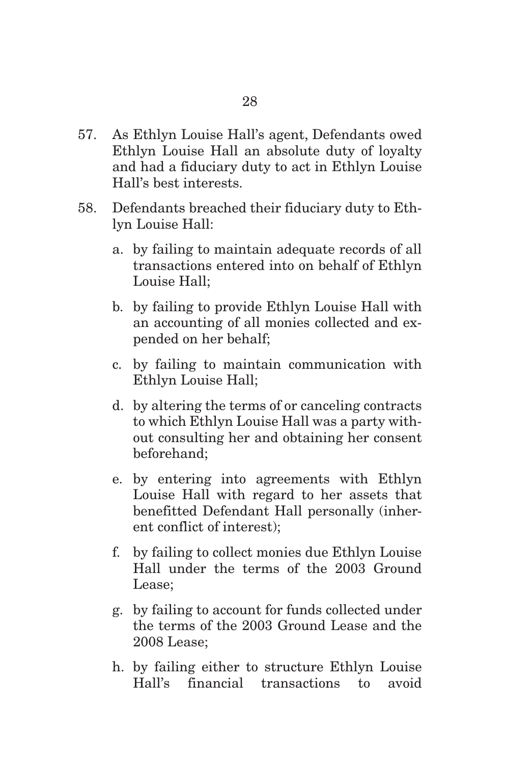57. As Ethlyn Louise Hall's agent, Defendants owed Ethlyn Louise Hall an absolute duty of loyalty and had a fiduciary duty to act in Ethlyn Louise Hall's best interests.

58. Defendants breached their fiduciary duty to Ethlyn Louise Hall:

    a. by failing to maintain adequate records of all transactions entered into on behalf of Ethlyn Louise Hall;

    b. by failing to provide Ethlyn Louise Hall with an accounting of all monies collected and expended on her behalf;

    c. by failing to maintain communication with Ethlyn Louise Hall;

    d. by altering the terms of or canceling contracts to which Ethlyn Louise Hall was a party without consulting her and obtaining her consent beforehand;

    e. by entering into agreements with Ethlyn Louise Hall with regard to her assets that benefitted Defendant Hall personally (inherent conflict of interest);

    f. by failing to collect monies due Ethlyn Louise Hall under the terms of the 2003 Ground Lease;

    g. by failing to account for funds collected under the terms of the 2003 Ground Lease and the 2008 Lease;

    h. by failing either to structure Ethlyn Louise Hall's financial transactions to avoid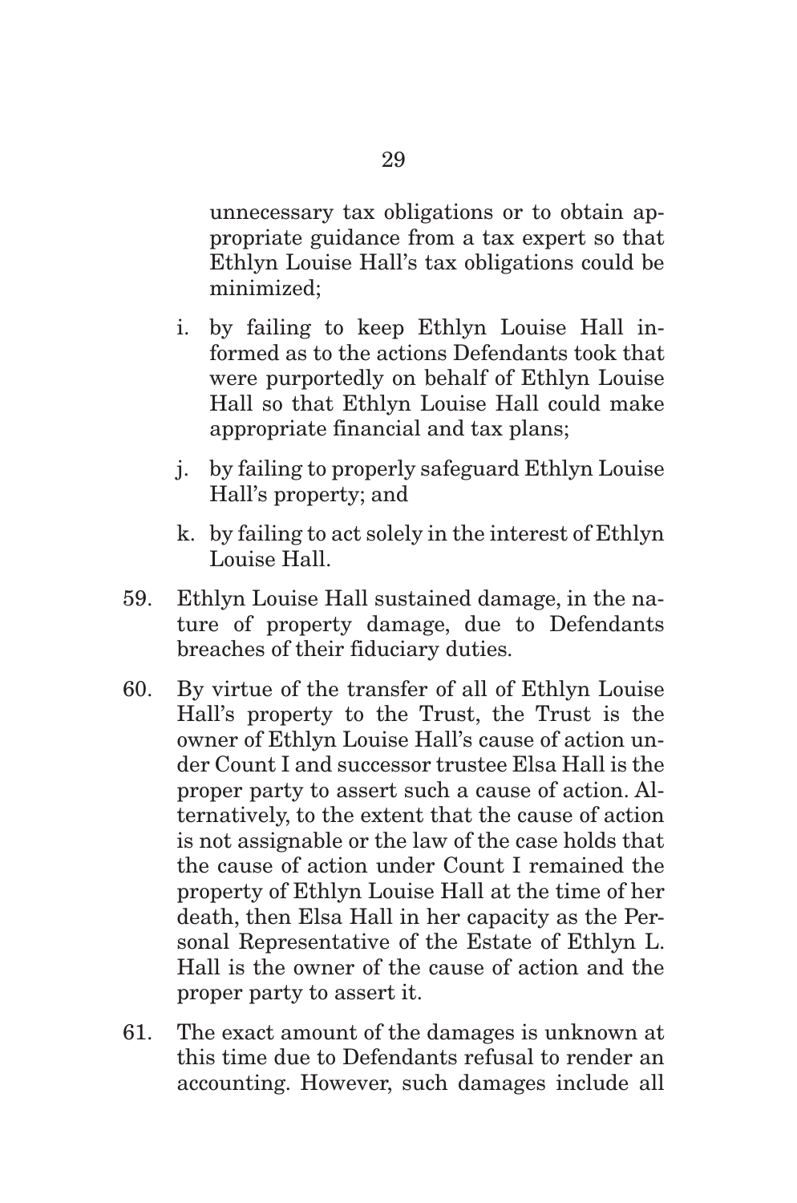unnecessary tax obligations or to obtain appropriate guidance from a tax expert so that Ethlyn Louise Hall's tax obligations could be minimized;

i. by failing to keep Ethlyn Louise Hall informed as to the actions Defendants took that were purportedly on behalf of Ethlyn Louise Hall so that Ethlyn Louise Hall could make appropriate financial and tax plans;

j. by failing to properly safeguard Ethlyn Louise Hall's property; and

k. by failing to act solely in the interest of Ethlyn Louise Hall.

59. Ethlyn Louise Hall sustained damage, in the nature of property damage, due to Defendants breaches of their fiduciary duties.

60. By virtue of the transfer of all of Ethlyn Louise Hall's property to the Trust, the Trust is the owner of Ethlyn Louise Hall's cause of action under Count I and successor trustee Elsa Hall is the proper party to assert such a cause of action. Alternatively, to the extent that the cause of action is not assignable or the law of the case holds that the cause of action under Count I remained the property of Ethlyn Louise Hall at the time of her death, then Elsa Hall in her capacity as the Personal Representative of the Estate of Ethlyn L. Hall is the owner of the cause of action and the proper party to assert it.

61. The exact amount of the damages is unknown at this time due to Defendants refusal to render an accounting. However, such damages include all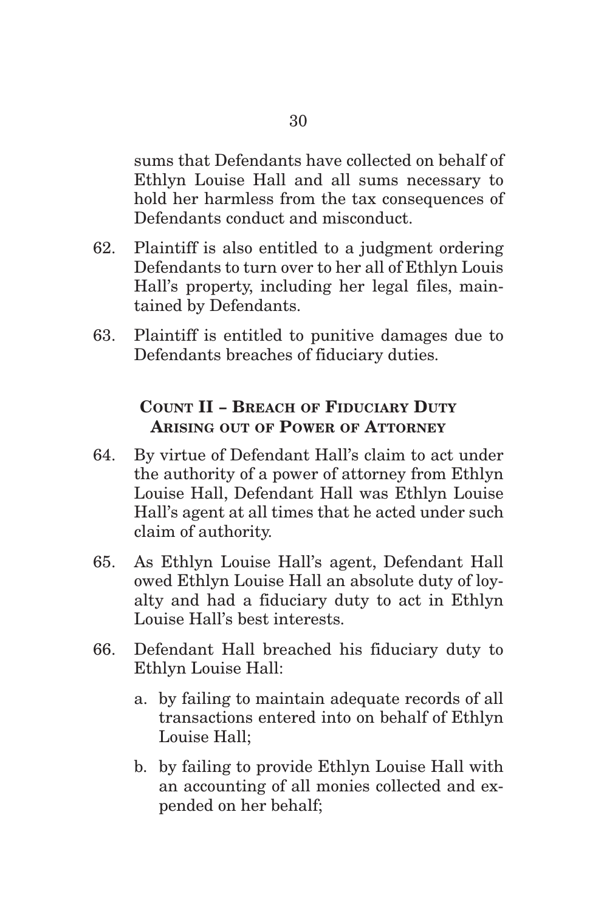sums that Defendants have collected on behalf of Ethlyn Louise Hall and all sums necessary to hold her harmless from the tax consequences of Defendants conduct and misconduct.

62. Plaintiff is also entitled to a judgment ordering Defendants to turn over to her all of Ethlyn Louis Hall's property, including her legal files, maintained by Defendants.

63. Plaintiff is entitled to punitive damages due to Defendants breaches of fiduciary duties.

## COUNT II – BREACH OF FIDUCIARY DUTY ARISING OUT OF POWER OF ATTORNEY

64. By virtue of Defendant Hall's claim to act under the authority of a power of attorney from Ethlyn Louise Hall, Defendant Hall was Ethlyn Louise Hall's agent at all times that he acted under such claim of authority.

65. As Ethlyn Louise Hall's agent, Defendant Hall owed Ethlyn Louise Hall an absolute duty of loyalty and had a fiduciary duty to act in Ethlyn Louise Hall's best interests.

66. Defendant Hall breached his fiduciary duty to Ethlyn Louise Hall:

    a. by failing to maintain adequate records of all transactions entered into on behalf of Ethlyn Louise Hall;

    b. by failing to provide Ethlyn Louise Hall with an accounting of all monies collected and expended on her behalf;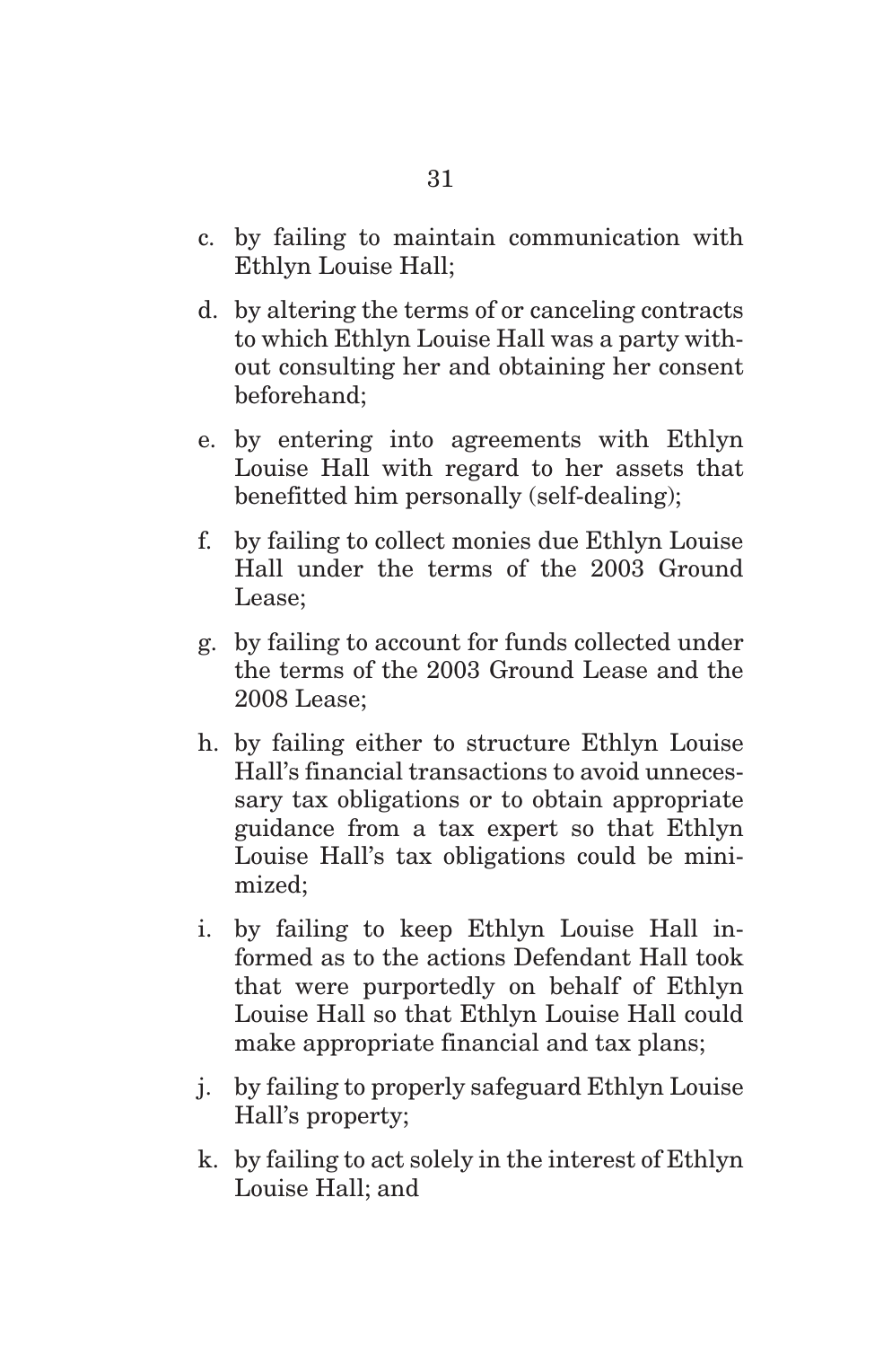c. by failing to maintain communication with Ethlyn Louise Hall;

d. by altering the terms of or canceling contracts to which Ethlyn Louise Hall was a party without consulting her and obtaining her consent beforehand;

e. by entering into agreements with Ethlyn Louise Hall with regard to her assets that benefitted him personally (self-dealing);

f. by failing to collect monies due Ethlyn Louise Hall under the terms of the 2003 Ground Lease;

g. by failing to account for funds collected under the terms of the 2003 Ground Lease and the 2008 Lease;

h. by failing either to structure Ethlyn Louise Hall's financial transactions to avoid unnecessary tax obligations or to obtain appropriate guidance from a tax expert so that Ethlyn Louise Hall's tax obligations could be minimized;

i. by failing to keep Ethlyn Louise Hall informed as to the actions Defendant Hall took that were purportedly on behalf of Ethlyn Louise Hall so that Ethlyn Louise Hall could make appropriate financial and tax plans;

j. by failing to properly safeguard Ethlyn Louise Hall's property;

k. by failing to act solely in the interest of Ethlyn Louise Hall; and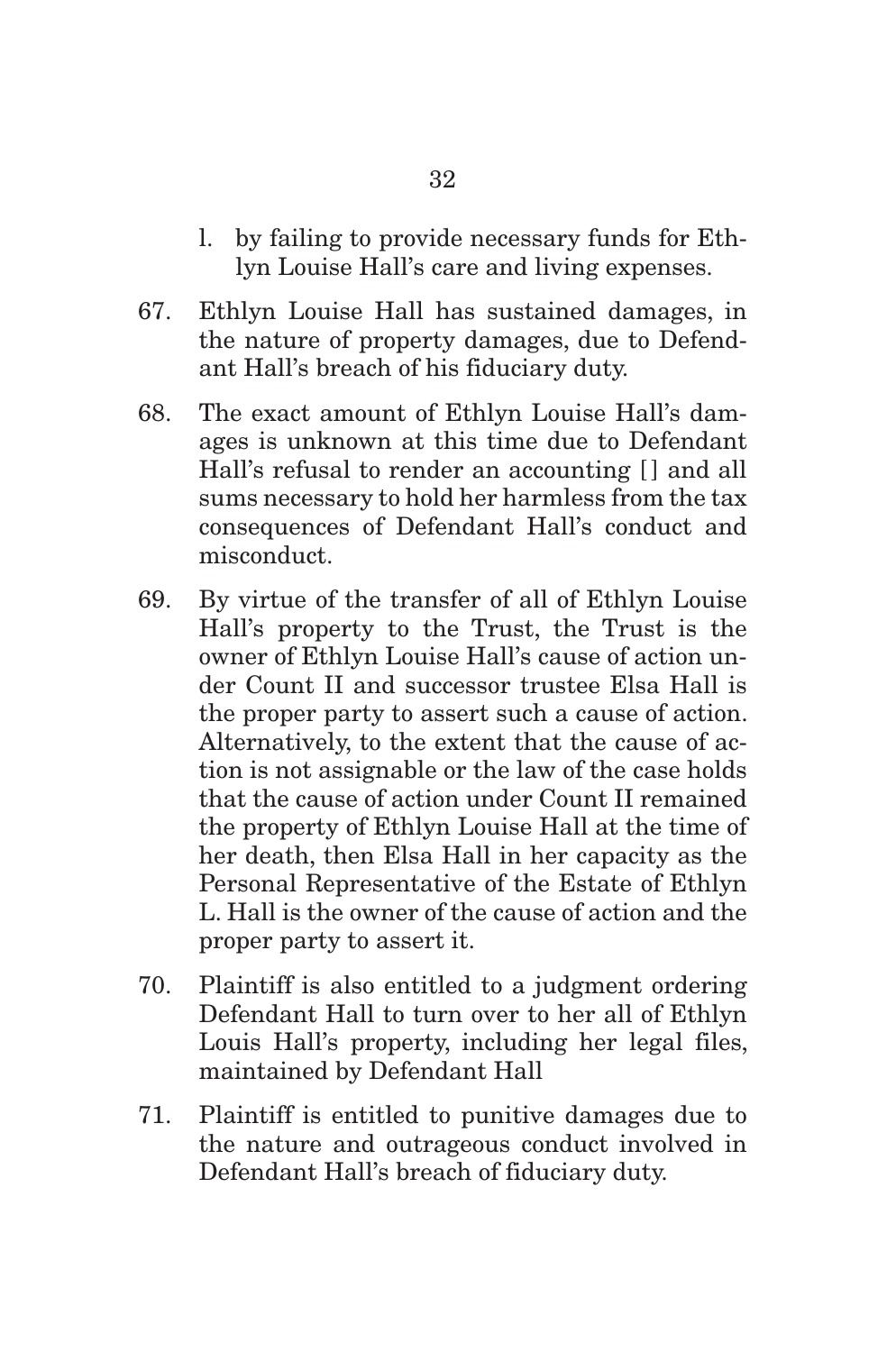l. by failing to provide necessary funds for Ethlyn Louise Hall's care and living expenses.

67. Ethlyn Louise Hall has sustained damages, in the nature of property damages, due to Defendant Hall's breach of his fiduciary duty.

68. The exact amount of Ethlyn Louise Hall's damages is unknown at this time due to Defendant Hall's refusal to render an accounting [] and all sums necessary to hold her harmless from the tax consequences of Defendant Hall's conduct and misconduct.

69. By virtue of the transfer of all of Ethlyn Louise Hall's property to the Trust, the Trust is the owner of Ethlyn Louise Hall's cause of action under Count II and successor trustee Elsa Hall is the proper party to assert such a cause of action. Alternatively, to the extent that the cause of action is not assignable or the law of the case holds that the cause of action under Count II remained the property of Ethlyn Louise Hall at the time of her death, then Elsa Hall in her capacity as the Personal Representative of the Estate of Ethlyn L. Hall is the owner of the cause of action and the proper party to assert it.

70. Plaintiff is also entitled to a judgment ordering Defendant Hall to turn over to her all of Ethlyn Louis Hall's property, including her legal files, maintained by Defendant Hall

71. Plaintiff is entitled to punitive damages due to the nature and outrageous conduct involved in Defendant Hall's breach of fiduciary duty.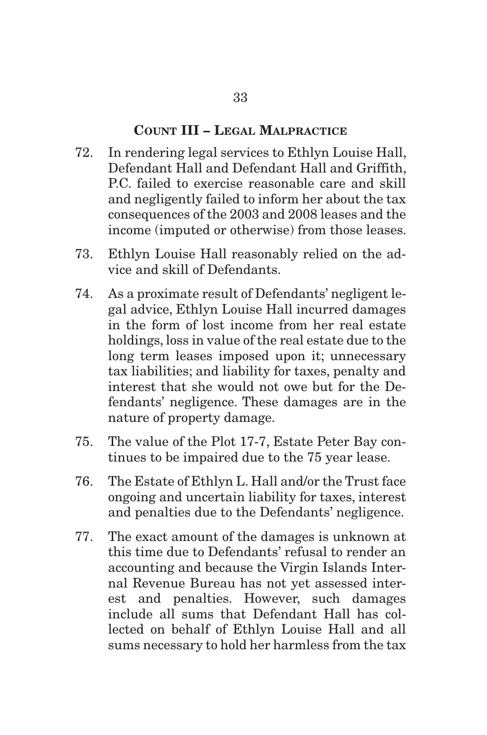## COUNT III – LEGAL MALPRACTICE

72. In rendering legal services to Ethlyn Louise Hall, Defendant Hall and Defendant Hall and Griffith, P.C. failed to exercise reasonable care and skill and negligently failed to inform her about the tax consequences of the 2003 and 2008 leases and the income (imputed or otherwise) from those leases.

73. Ethlyn Louise Hall reasonably relied on the advice and skill of Defendants.

74. As a proximate result of Defendants' negligent legal advice, Ethlyn Louise Hall incurred damages in the form of lost income from her real estate holdings, loss in value of the real estate due to the long term leases imposed upon it; unnecessary tax liabilities; and liability for taxes, penalty and interest that she would not owe but for the Defendants' negligence. These damages are in the nature of property damage.

75. The value of the Plot 17-7, Estate Peter Bay continues to be impaired due to the 75 year lease.

76. The Estate of Ethlyn L. Hall and/or the Trust face ongoing and uncertain liability for taxes, interest and penalties due to the Defendants' negligence.

77. The exact amount of the damages is unknown at this time due to Defendants' refusal to render an accounting and because the Virgin Islands Internal Revenue Bureau has not yet assessed interest and penalties. However, such damages include all sums that Defendant Hall has collected on behalf of Ethlyn Louise Hall and all sums necessary to hold her harmless from the tax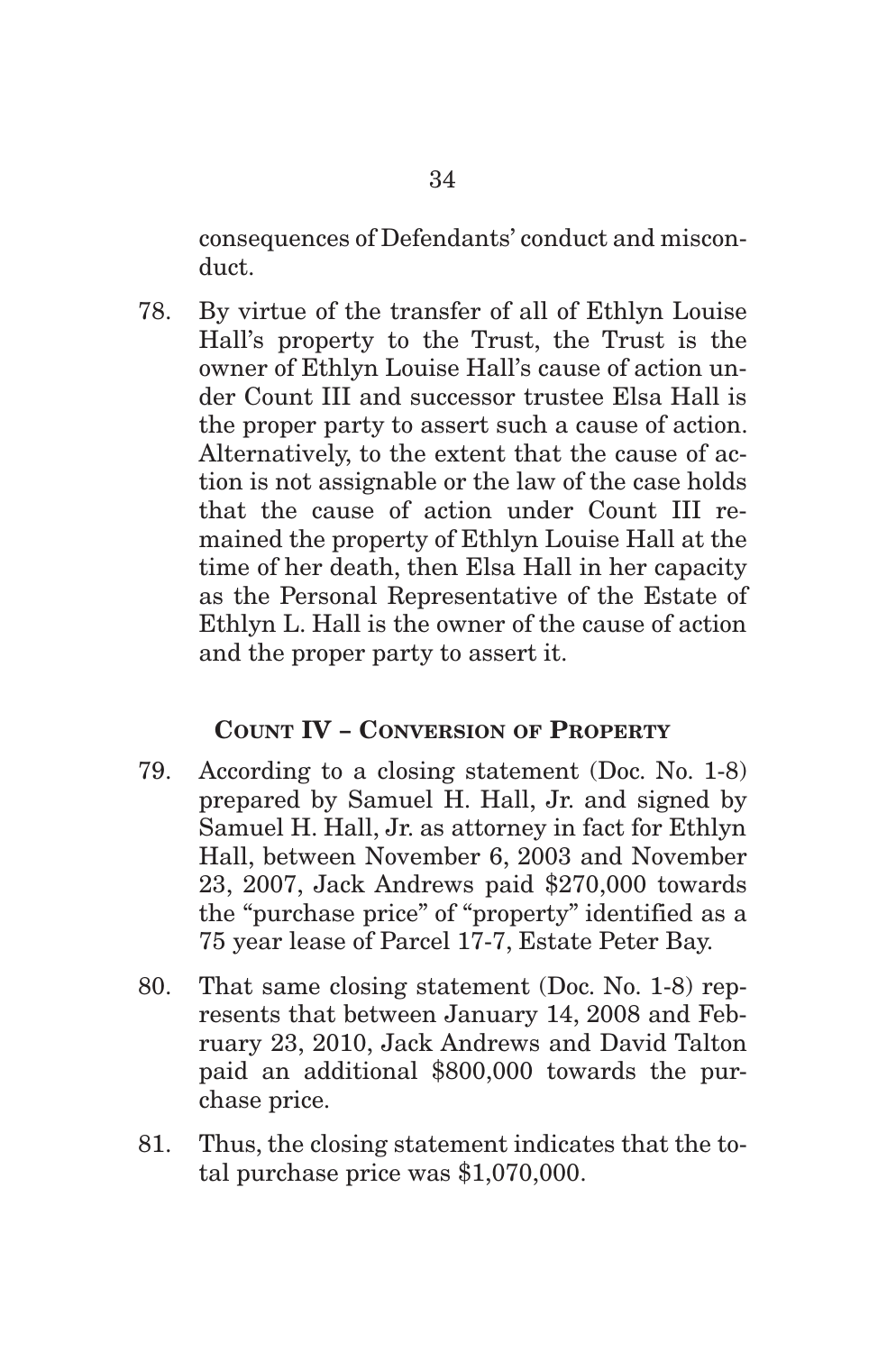consequences of Defendants' conduct and misconduct.

78. By virtue of the transfer of all of Ethlyn Louise Hall's property to the Trust, the Trust is the owner of Ethlyn Louise Hall's cause of action under Count III and successor trustee Elsa Hall is the proper party to assert such a cause of action. Alternatively, to the extent that the cause of action is not assignable or the law of the case holds that the cause of action under Count III remained the property of Ethlyn Louise Hall at the time of her death, then Elsa Hall in her capacity as the Personal Representative of the Estate of Ethlyn L. Hall is the owner of the cause of action and the proper party to assert it.

## **COUNT IV – CONVERSION OF PROPERTY**

79. According to a closing statement (Doc. No. 1-8) prepared by Samuel H. Hall, Jr. and signed by Samuel H. Hall, Jr. as attorney in fact for Ethlyn Hall, between November 6, 2003 and November 23, 2007, Jack Andrews paid $270,000 towards the "purchase price" of "property" identified as a 75 year lease of Parcel 17-7, Estate Peter Bay.

80. That same closing statement (Doc. No. 1-8) represents that between January 14, 2008 and February 23, 2010, Jack Andrews and David Talton paid an additional $800,000 towards the purchase price.

81. Thus, the closing statement indicates that the total purchase price was $1,070,000.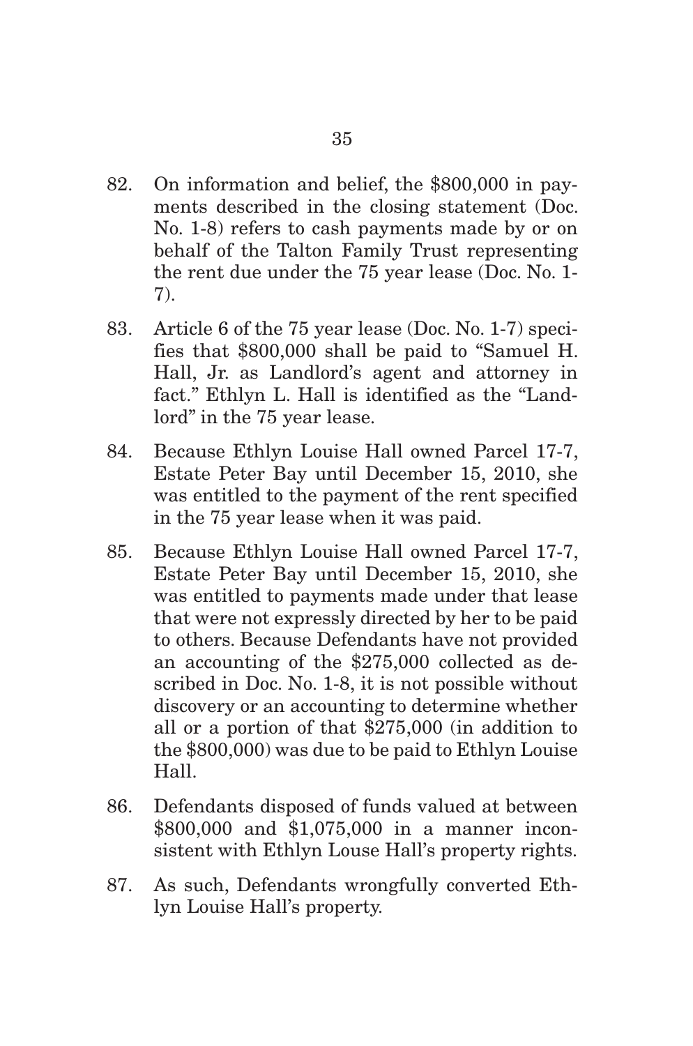82. On information and belief, the $800,000 in payments described in the closing statement (Doc. No. 1-8) refers to cash payments made by or on behalf of the Talton Family Trust representing the rent due under the 75 year lease (Doc. No. 1-7).

83. Article 6 of the 75 year lease (Doc. No. 1-7) specifies that $800,000 shall be paid to "Samuel H. Hall, Jr. as Landlord's agent and attorney in fact." Ethlyn L. Hall is identified as the "Landlord" in the 75 year lease.

84. Because Ethlyn Louise Hall owned Parcel 17-7, Estate Peter Bay until December 15, 2010, she was entitled to the payment of the rent specified in the 75 year lease when it was paid.

85. Because Ethlyn Louise Hall owned Parcel 17-7, Estate Peter Bay until December 15, 2010, she was entitled to payments made under that lease that were not expressly directed by her to be paid to others. Because Defendants have not provided an accounting of the $275,000 collected as described in Doc. No. 1-8, it is not possible without discovery or an accounting to determine whether all or a portion of that $275,000 (in addition to the $800,000) was due to be paid to Ethlyn Louise Hall.

86. Defendants disposed of funds valued at between $800,000 and $1,075,000 in a manner inconsistent with Ethlyn Louse Hall's property rights.

87. As such, Defendants wrongfully converted Ethlyn Louise Hall's property.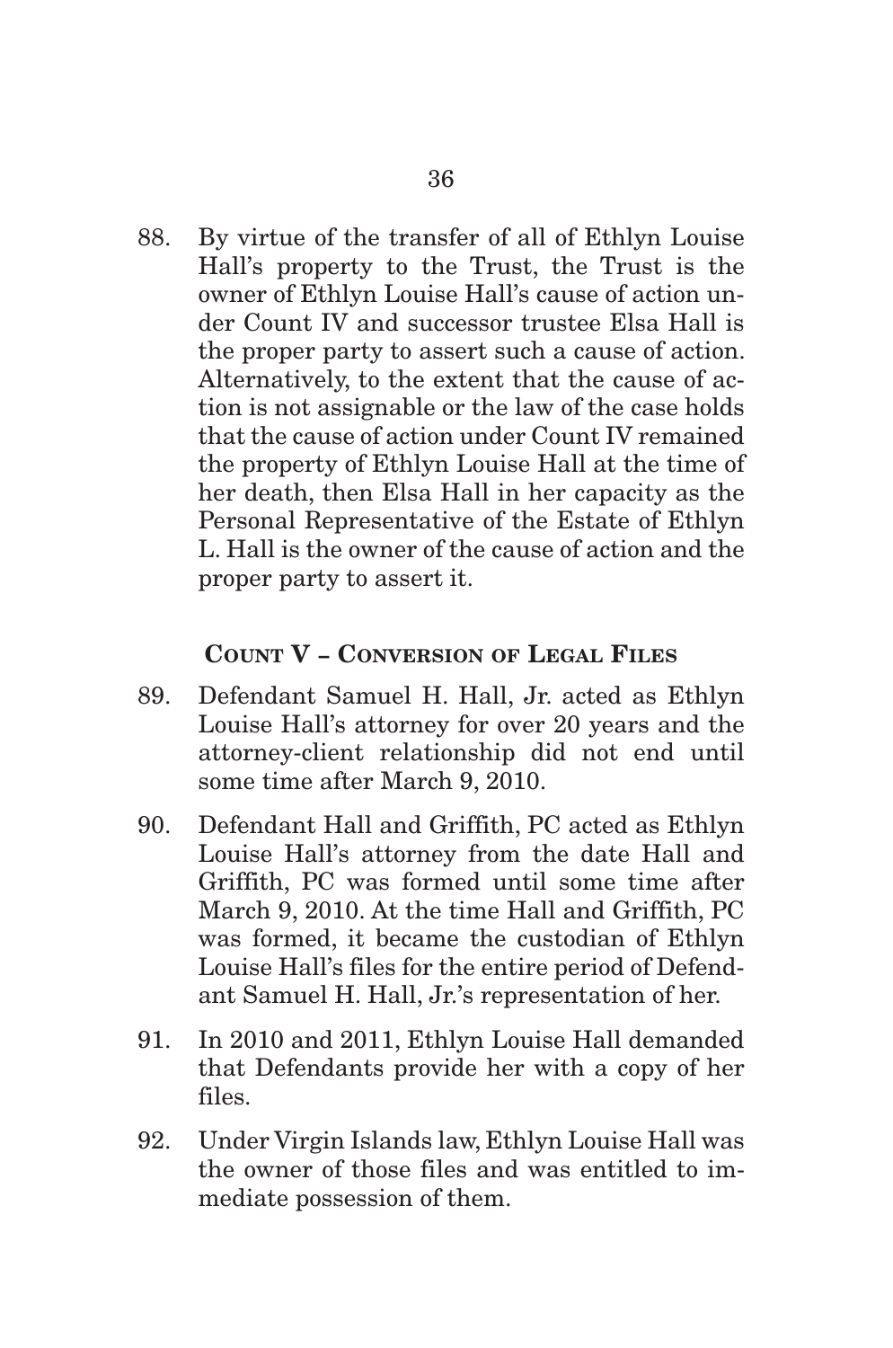88. By virtue of the transfer of all of Ethlyn Louise Hall's property to the Trust, the Trust is the owner of Ethlyn Louise Hall's cause of action under Count IV and successor trustee Elsa Hall is the proper party to assert such a cause of action. Alternatively, to the extent that the cause of action is not assignable or the law of the case holds that the cause of action under Count IV remained the property of Ethlyn Louise Hall at the time of her death, then Elsa Hall in her capacity as the Personal Representative of the Estate of Ethlyn L. Hall is the owner of the cause of action and the proper party to assert it.

### COUNT V – CONVERSION OF LEGAL FILES

89. Defendant Samuel H. Hall, Jr. acted as Ethlyn Louise Hall's attorney for over 20 years and the attorney-client relationship did not end until some time after March 9, 2010.

90. Defendant Hall and Griffith, PC acted as Ethlyn Louise Hall's attorney from the date Hall and Griffith, PC was formed until some time after March 9, 2010. At the time Hall and Griffith, PC was formed, it became the custodian of Ethlyn Louise Hall's files for the entire period of Defendant Samuel H. Hall, Jr.'s representation of her.

91. In 2010 and 2011, Ethlyn Louise Hall demanded that Defendants provide her with a copy of her files.

92. Under Virgin Islands law, Ethlyn Louise Hall was the owner of those files and was entitled to immediate possession of them.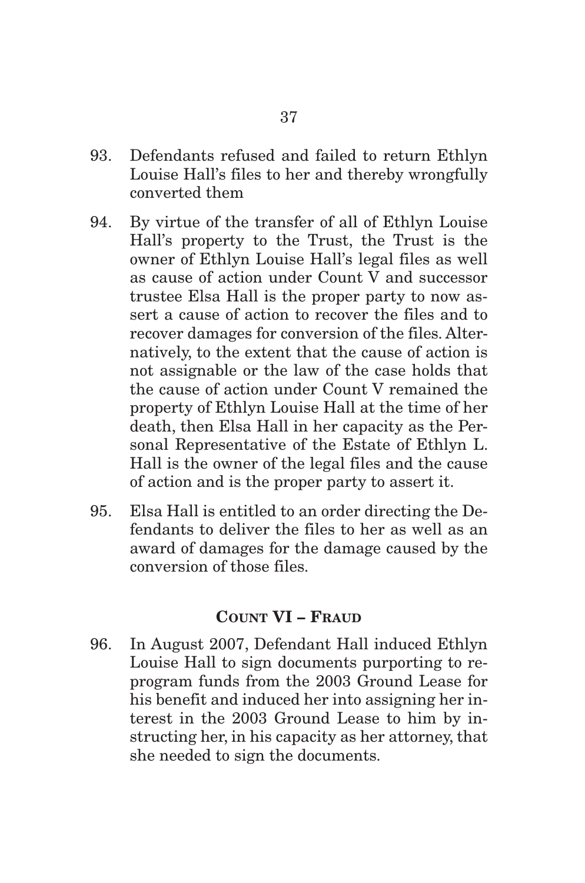93. Defendants refused and failed to return Ethlyn Louise Hall's files to her and thereby wrongfully converted them

94. By virtue of the transfer of all of Ethlyn Louise Hall's property to the Trust, the Trust is the owner of Ethlyn Louise Hall's legal files as well as cause of action under Count V and successor trustee Elsa Hall is the proper party to now assert a cause of action to recover the files and to recover damages for conversion of the files. Alternatively, to the extent that the cause of action is not assignable or the law of the case holds that the cause of action under Count V remained the property of Ethlyn Louise Hall at the time of her death, then Elsa Hall in her capacity as the Personal Representative of the Estate of Ethlyn L. Hall is the owner of the legal files and the cause of action and is the proper party to assert it.

95. Elsa Hall is entitled to an order directing the Defendants to deliver the files to her as well as an award of damages for the damage caused by the conversion of those files.

## COUNT VI – FRAUD

96. In August 2007, Defendant Hall induced Ethlyn Louise Hall to sign documents purporting to reprogram funds from the 2003 Ground Lease for his benefit and induced her into assigning her interest in the 2003 Ground Lease to him by instructing her, in his capacity as her attorney, that she needed to sign the documents.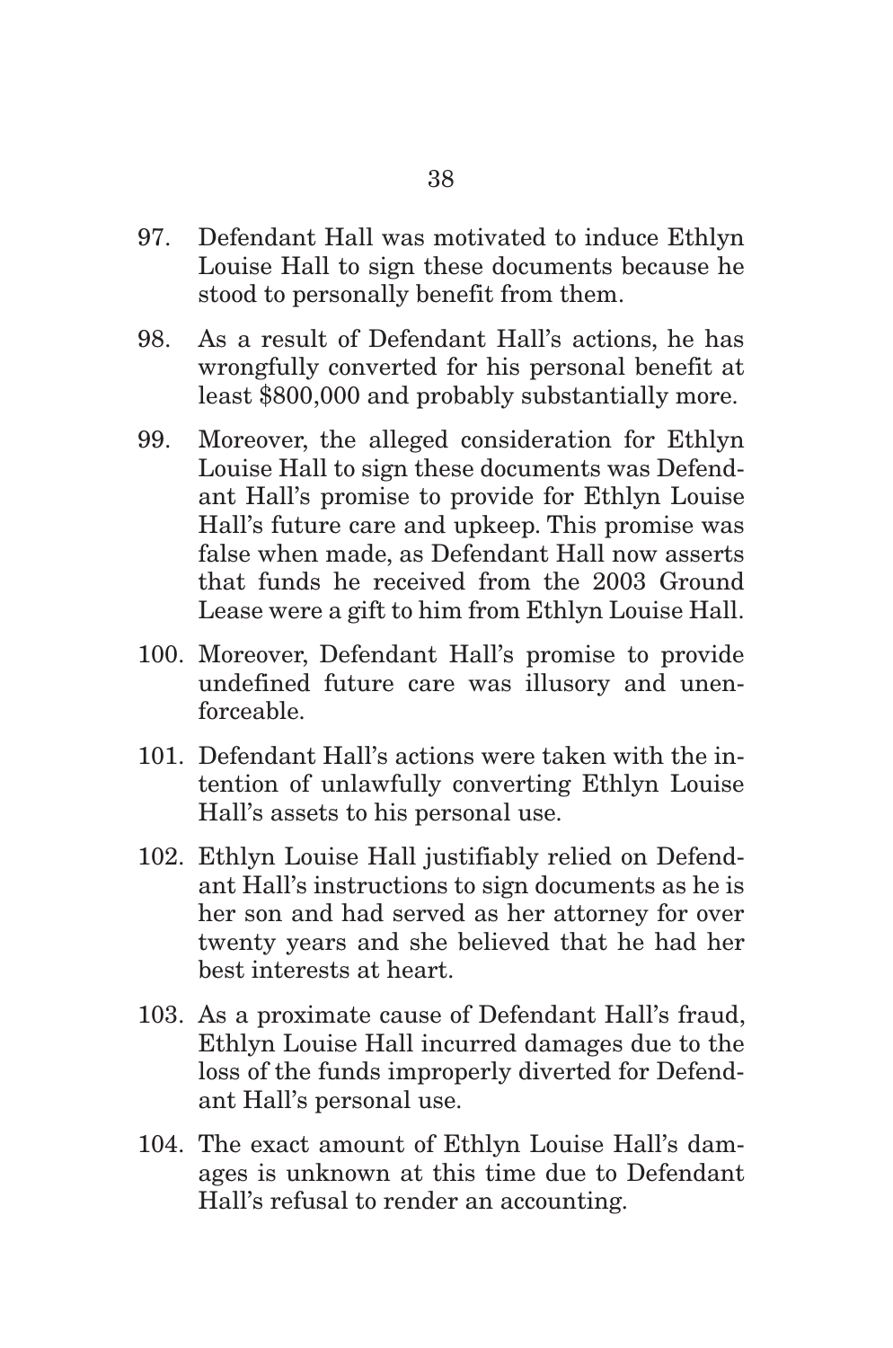97. Defendant Hall was motivated to induce Ethlyn Louise Hall to sign these documents because he stood to personally benefit from them.

98. As a result of Defendant Hall's actions, he has wrongfully converted for his personal benefit at least $800,000 and probably substantially more.

99. Moreover, the alleged consideration for Ethlyn Louise Hall to sign these documents was Defendant Hall's promise to provide for Ethlyn Louise Hall's future care and upkeep. This promise was false when made, as Defendant Hall now asserts that funds he received from the 2003 Ground Lease were a gift to him from Ethlyn Louise Hall.

100. Moreover, Defendant Hall's promise to provide undefined future care was illusory and unenforceable.

101. Defendant Hall's actions were taken with the intention of unlawfully converting Ethlyn Louise Hall's assets to his personal use.

102. Ethlyn Louise Hall justifiably relied on Defendant Hall's instructions to sign documents as he is her son and had served as her attorney for over twenty years and she believed that he had her best interests at heart.

103. As a proximate cause of Defendant Hall's fraud, Ethlyn Louise Hall incurred damages due to the loss of the funds improperly diverted for Defendant Hall's personal use.

104. The exact amount of Ethlyn Louise Hall's damages is unknown at this time due to Defendant Hall's refusal to render an accounting.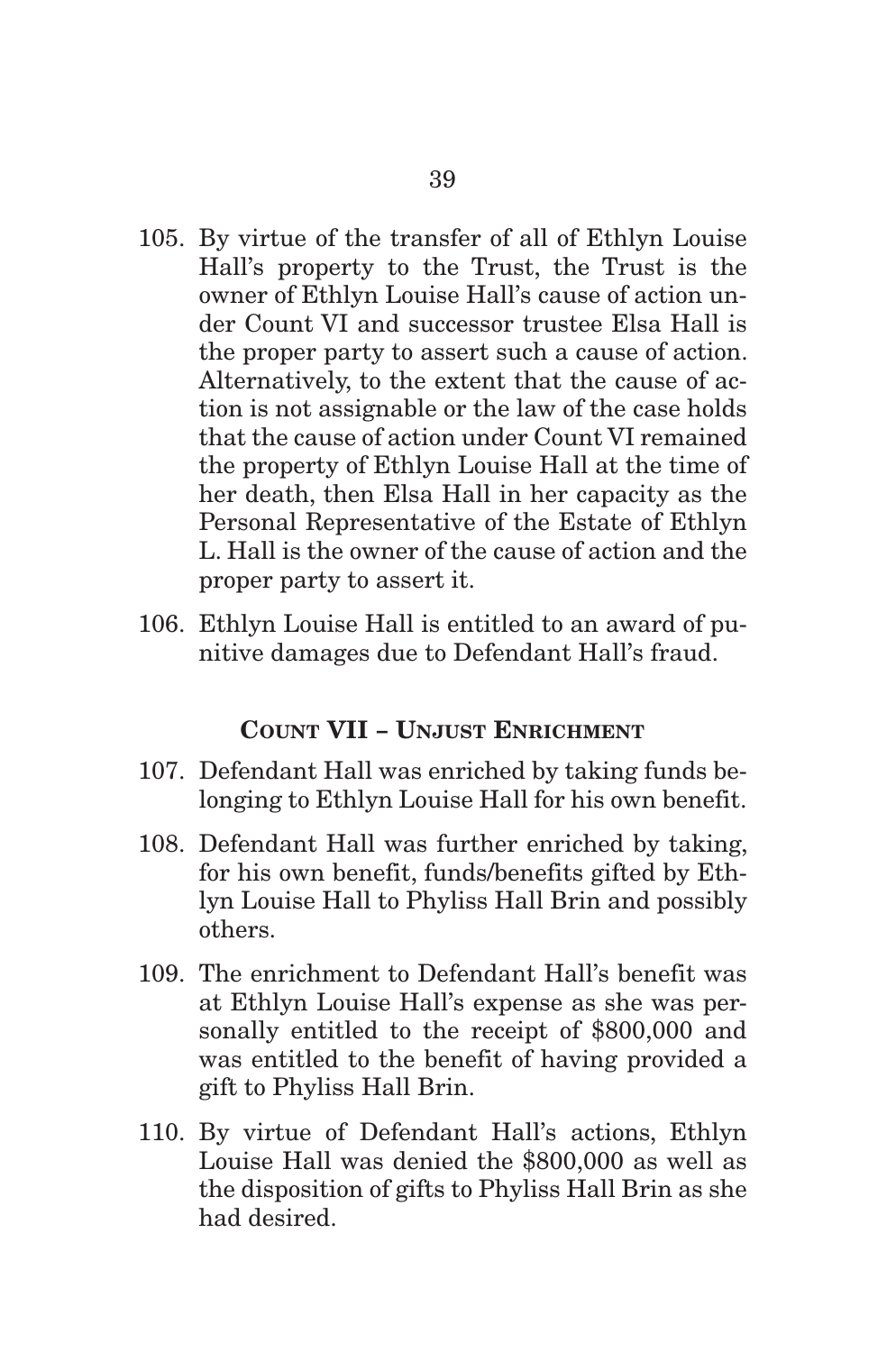105. By virtue of the transfer of all of Ethlyn Louise Hall's property to the Trust, the Trust is the owner of Ethlyn Louise Hall's cause of action under Count VI and successor trustee Elsa Hall is the proper party to assert such a cause of action. Alternatively, to the extent that the cause of action is not assignable or the law of the case holds that the cause of action under Count VI remained the property of Ethlyn Louise Hall at the time of her death, then Elsa Hall in her capacity as the Personal Representative of the Estate of Ethlyn L. Hall is the owner of the cause of action and the proper party to assert it.

106. Ethlyn Louise Hall is entitled to an award of punitive damages due to Defendant Hall's fraud.

### COUNT VII – UNJUST ENRICHMENT

107. Defendant Hall was enriched by taking funds belonging to Ethlyn Louise Hall for his own benefit.

108. Defendant Hall was further enriched by taking, for his own benefit, funds/benefits gifted by Ethlyn Louise Hall to Phyliss Hall Brin and possibly others.

109. The enrichment to Defendant Hall's benefit was at Ethlyn Louise Hall's expense as she was personally entitled to the receipt of $800,000 and was entitled to the benefit of having provided a gift to Phyliss Hall Brin.

110. By virtue of Defendant Hall's actions, Ethlyn Louise Hall was denied the $800,000 as well as the disposition of gifts to Phyliss Hall Brin as she had desired.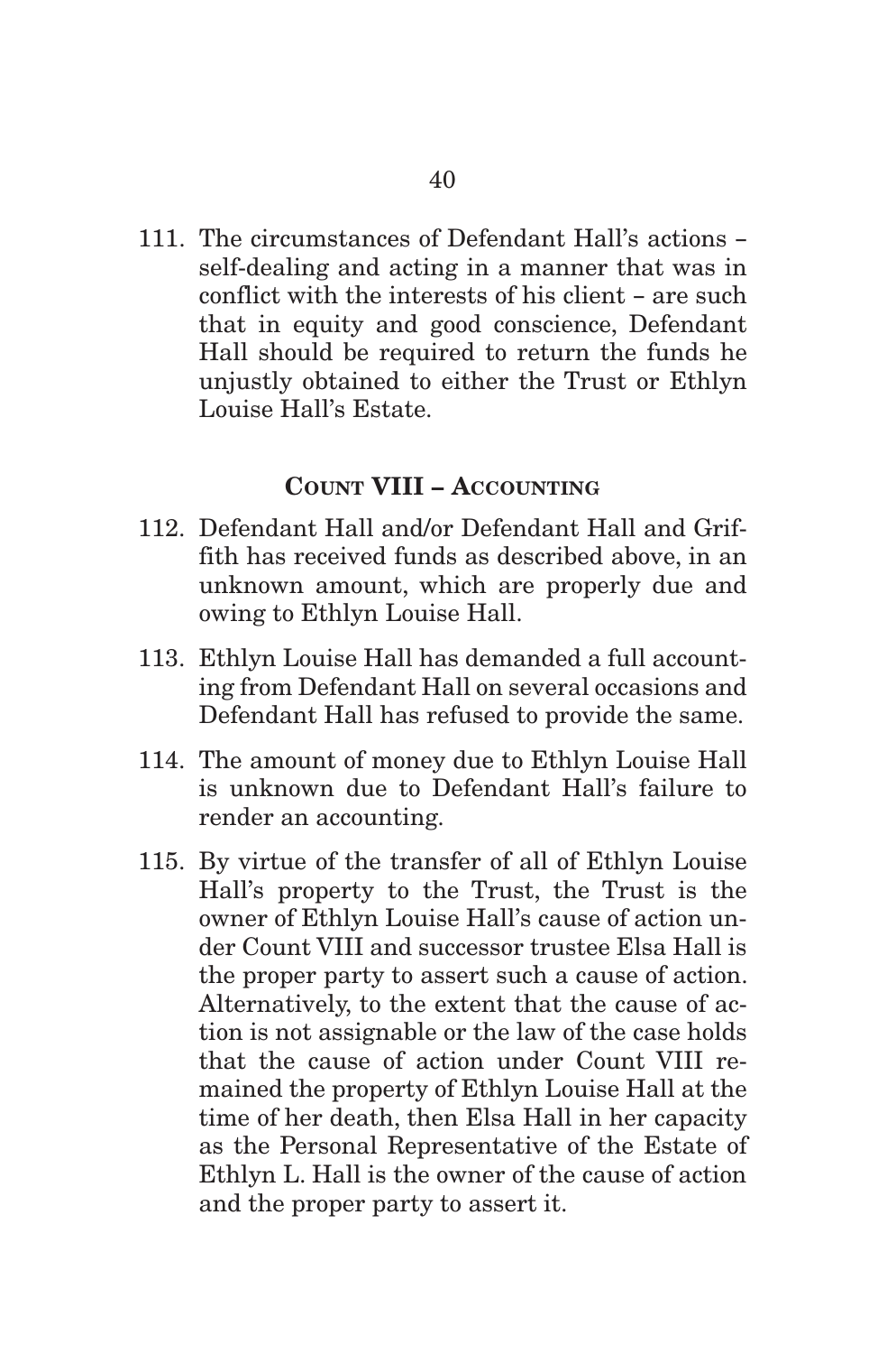111. The circumstances of Defendant Hall's actions – self-dealing and acting in a manner that was in conflict with the interests of his client – are such that in equity and good conscience, Defendant Hall should be required to return the funds he unjustly obtained to either the Trust or Ethlyn Louise Hall's Estate.

## COUNT VIII – ACCOUNTING

112. Defendant Hall and/or Defendant Hall and Griffith has received funds as described above, in an unknown amount, which are properly due and owing to Ethlyn Louise Hall.

113. Ethlyn Louise Hall has demanded a full accounting from Defendant Hall on several occasions and Defendant Hall has refused to provide the same.

114. The amount of money due to Ethlyn Louise Hall is unknown due to Defendant Hall's failure to render an accounting.

115. By virtue of the transfer of all of Ethlyn Louise Hall's property to the Trust, the Trust is the owner of Ethlyn Louise Hall's cause of action under Count VIII and successor trustee Elsa Hall is the proper party to assert such a cause of action. Alternatively, to the extent that the cause of action is not assignable or the law of the case holds that the cause of action under Count VIII remained the property of Ethlyn Louise Hall at the time of her death, then Elsa Hall in her capacity as the Personal Representative of the Estate of Ethlyn L. Hall is the owner of the cause of action and the proper party to assert it.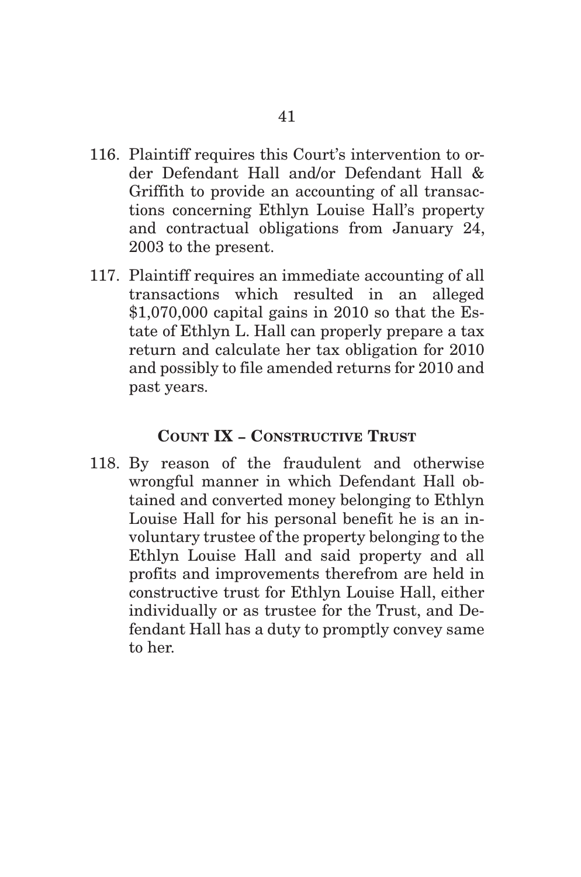116. Plaintiff requires this Court's intervention to order Defendant Hall and/or Defendant Hall & Griffith to provide an accounting of all transactions concerning Ethlyn Louise Hall's property and contractual obligations from January 24, 2003 to the present.

117. Plaintiff requires an immediate accounting of all transactions which resulted in an alleged $1,070,000 capital gains in 2010 so that the Estate of Ethlyn L. Hall can properly prepare a tax return and calculate her tax obligation for 2010 and possibly to file amended returns for 2010 and past years.

### COUNT IX – CONSTRUCTIVE TRUST

118. By reason of the fraudulent and otherwise wrongful manner in which Defendant Hall obtained and converted money belonging to Ethlyn Louise Hall for his personal benefit he is an involuntary trustee of the property belonging to the Ethlyn Louise Hall and said property and all profits and improvements therefrom are held in constructive trust for Ethlyn Louise Hall, either individually or as trustee for the Trust, and Defendant Hall has a duty to promptly convey same to her.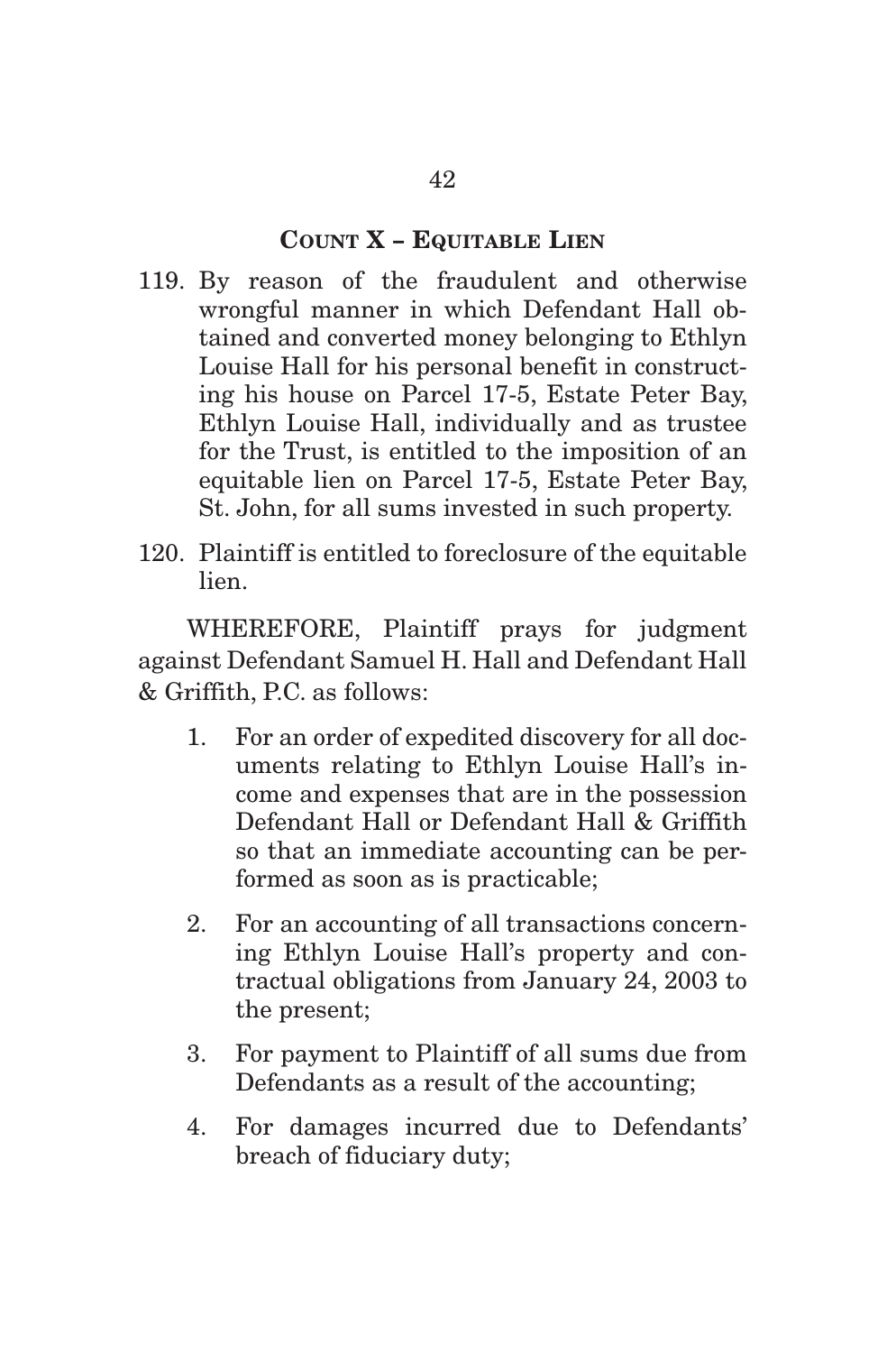## COUNT X – EQUITABLE LIEN

119. By reason of the fraudulent and otherwise wrongful manner in which Defendant Hall obtained and converted money belonging to Ethlyn Louise Hall for his personal benefit in constructing his house on Parcel 17-5, Estate Peter Bay, Ethlyn Louise Hall, individually and as trustee for the Trust, is entitled to the imposition of an equitable lien on Parcel 17-5, Estate Peter Bay, St. John, for all sums invested in such property.

120. Plaintiff is entitled to foreclosure of the equitable lien.

WHEREFORE, Plaintiff prays for judgment against Defendant Samuel H. Hall and Defendant Hall & Griffith, P.C. as follows:

1. For an order of expedited discovery for all documents relating to Ethlyn Louise Hall's income and expenses that are in the possession Defendant Hall or Defendant Hall & Griffith so that an immediate accounting can be performed as soon as is practicable;

2. For an accounting of all transactions concerning Ethlyn Louise Hall's property and contractual obligations from January 24, 2003 to the present;

3. For payment to Plaintiff of all sums due from Defendants as a result of the accounting;

4. For damages incurred due to Defendants' breach of fiduciary duty;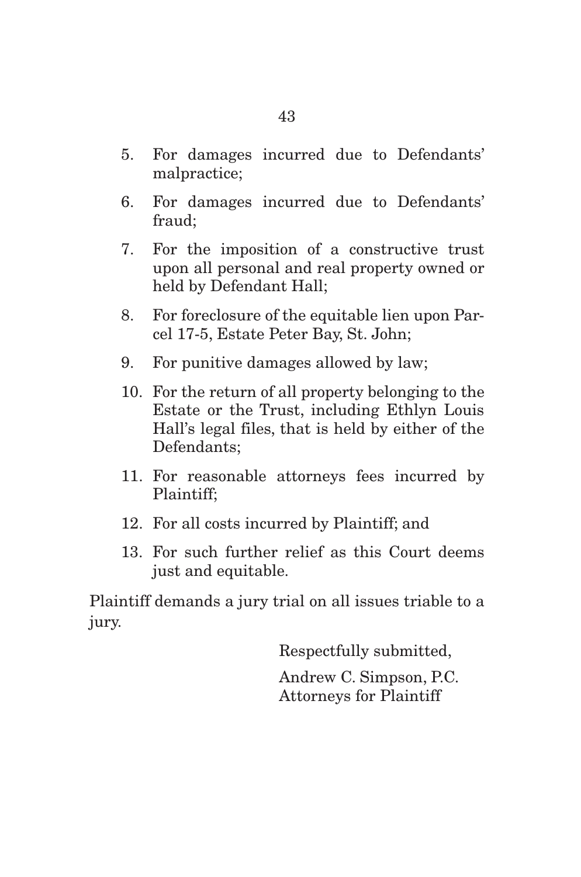5. For damages incurred due to Defendants' malpractice;
6. For damages incurred due to Defendants' fraud;
7. For the imposition of a constructive trust upon all personal and real property owned or held by Defendant Hall;
8. For foreclosure of the equitable lien upon Parcel 17-5, Estate Peter Bay, St. John;
9. For punitive damages allowed by law;
10. For the return of all property belonging to the Estate or the Trust, including Ethlyn Louis Hall's legal files, that is held by either of the Defendants;
11. For reasonable attorneys fees incurred by Plaintiff;
12. For all costs incurred by Plaintiff; and
13. For such further relief as this Court deems just and equitable.

Plaintiff demands a jury trial on all issues triable to a jury.

Respectfully submitted,

Andrew C. Simpson, P.C.
Attorneys for Plaintiff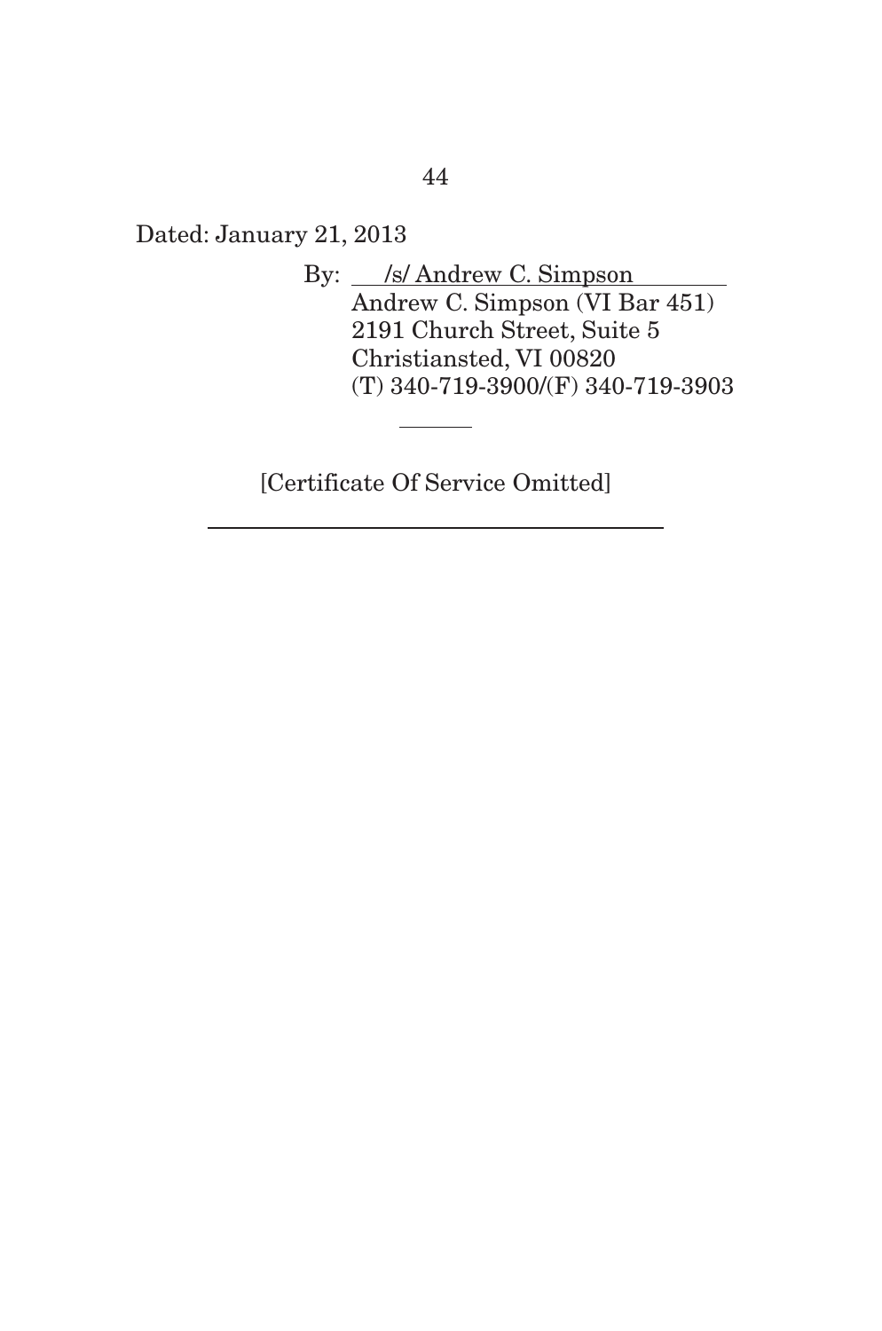Dated: January 21, 2013

By: /s/ Andrew C. Simpson
Andrew C. Simpson (VI Bar 451)
2191 Church Street, Suite 5
Christiansted, VI 00820
(T) 340-719-3900/(F) 340-719-3903

[Certificate Of Service Omitted]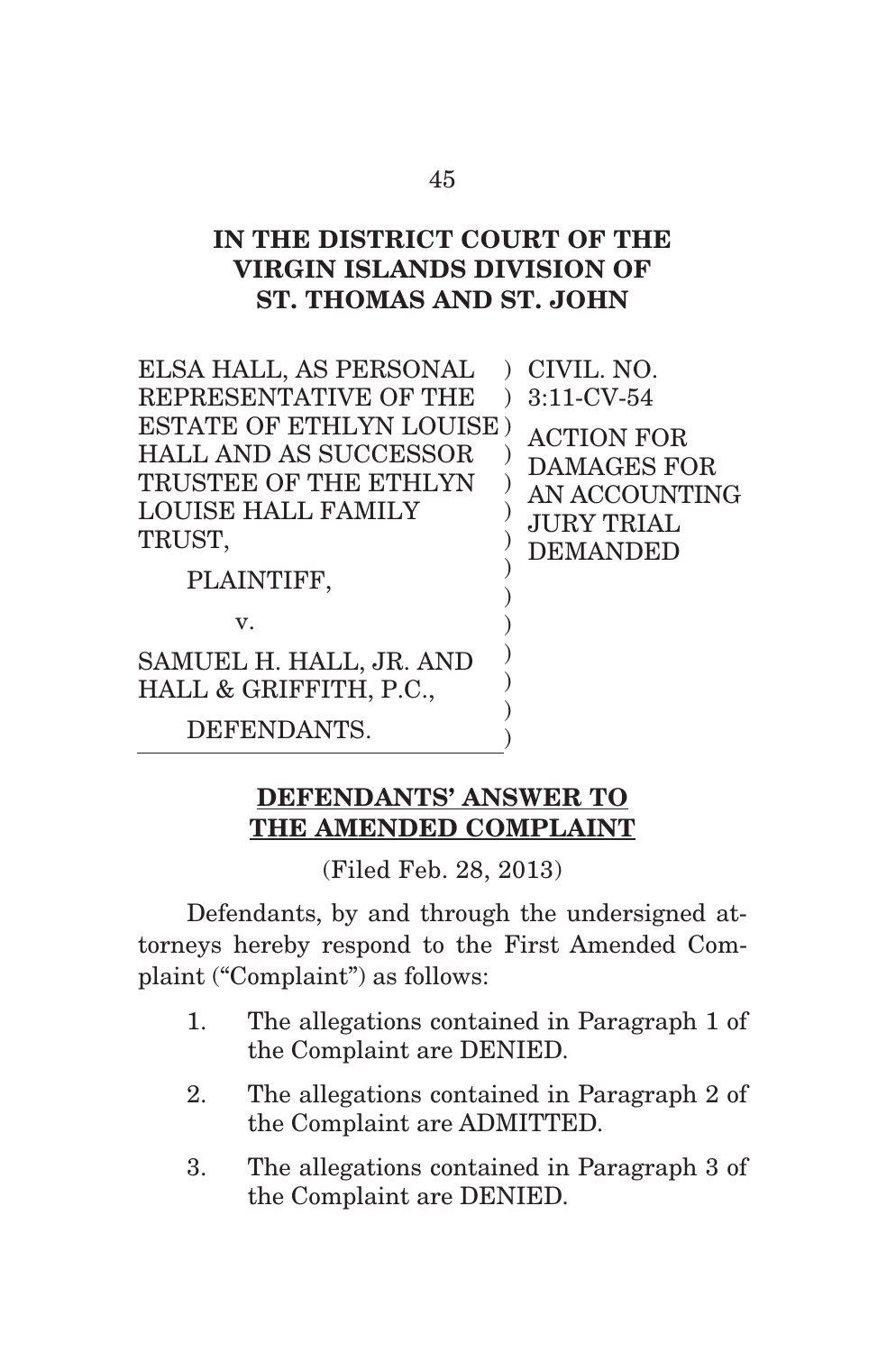**IN THE DISTRICT COURT OF THE VIRGIN ISLANDS DIVISION OF ST. THOMAS AND ST. JOHN**

| | |
|---|---|
| ELSA HALL, AS PERSONAL REPRESENTATIVE OF THE ESTATE OF ETHLYN LOUISE HALL AND AS SUCCESSOR TRUSTEE OF THE ETHLYN LOUISE HALL FAMILY TRUST, | CIVIL. NO. 3:11-CV-54 |
| PLAINTIFF, | ACTION FOR DAMAGES FOR AN ACCOUNTING JURY TRIAL DEMANDED |
| v. | |
| SAMUEL H. HALL, JR. AND HALL & GRIFFITH, P.C., | |
| DEFENDANTS. | |

**DEFENDANTS' ANSWER TO THE AMENDED COMPLAINT**

(Filed Feb. 28, 2013)

Defendants, by and through the undersigned attorneys hereby respond to the First Amended Complaint ("Complaint") as follows:

1. The allegations contained in Paragraph 1 of the Complaint are DENIED.

2. The allegations contained in Paragraph 2 of the Complaint are ADMITTED.

3. The allegations contained in Paragraph 3 of the Complaint are DENIED.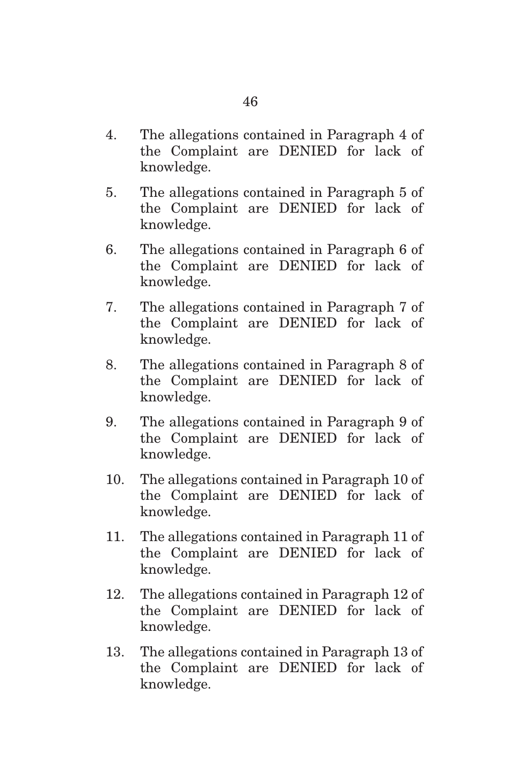4. The allegations contained in Paragraph 4 of the Complaint are DENIED for lack of knowledge.

5. The allegations contained in Paragraph 5 of the Complaint are DENIED for lack of knowledge.

6. The allegations contained in Paragraph 6 of the Complaint are DENIED for lack of knowledge.

7. The allegations contained in Paragraph 7 of the Complaint are DENIED for lack of knowledge.

8. The allegations contained in Paragraph 8 of the Complaint are DENIED for lack of knowledge.

9. The allegations contained in Paragraph 9 of the Complaint are DENIED for lack of knowledge.

10. The allegations contained in Paragraph 10 of the Complaint are DENIED for lack of knowledge.

11. The allegations contained in Paragraph 11 of the Complaint are DENIED for lack of knowledge.

12. The allegations contained in Paragraph 12 of the Complaint are DENIED for lack of knowledge.

13. The allegations contained in Paragraph 13 of the Complaint are DENIED for lack of knowledge.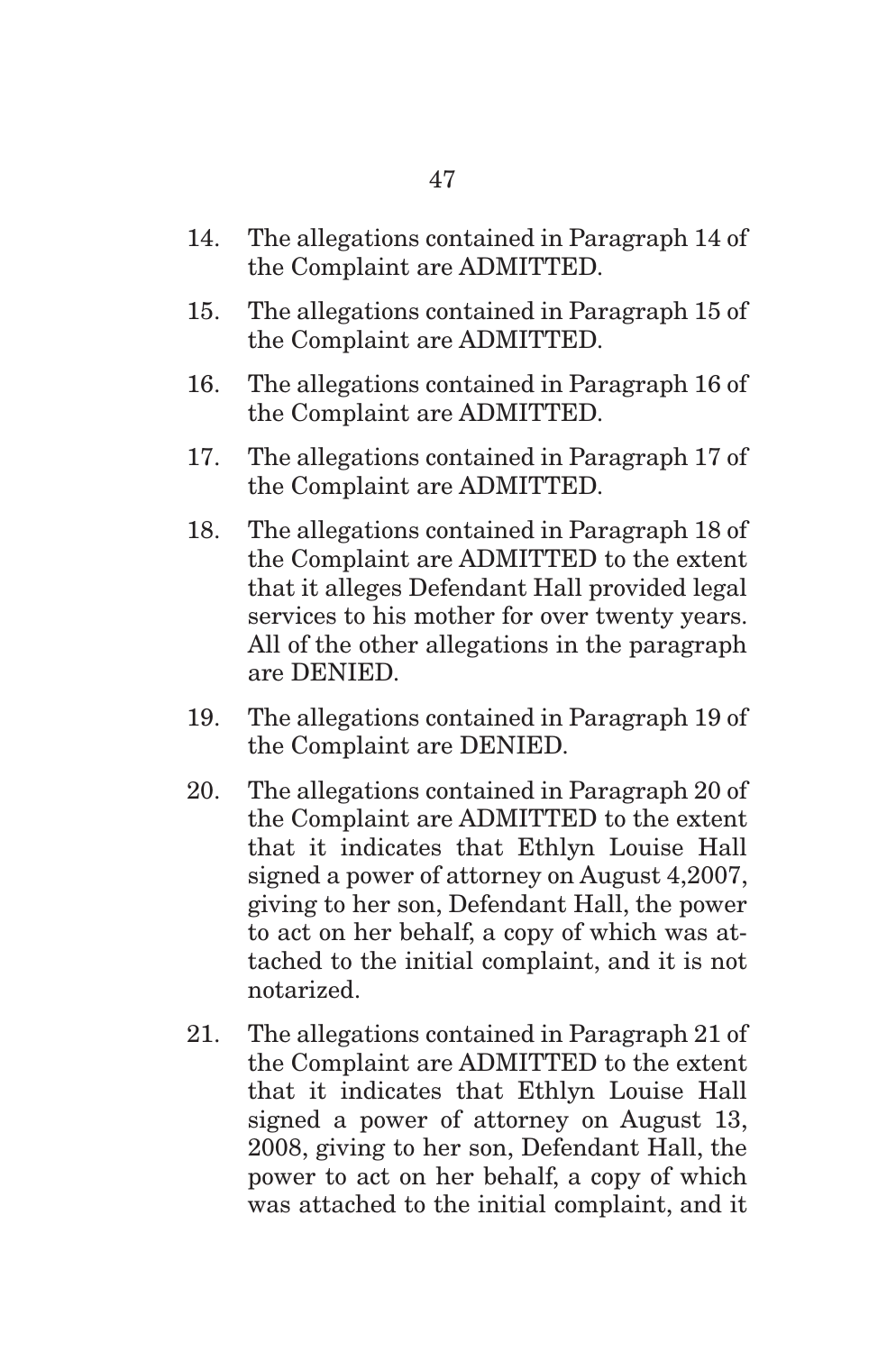14. The allegations contained in Paragraph 14 of the Complaint are ADMITTED.

15. The allegations contained in Paragraph 15 of the Complaint are ADMITTED.

16. The allegations contained in Paragraph 16 of the Complaint are ADMITTED.

17. The allegations contained in Paragraph 17 of the Complaint are ADMITTED.

18. The allegations contained in Paragraph 18 of the Complaint are ADMITTED to the extent that it alleges Defendant Hall provided legal services to his mother for over twenty years. All of the other allegations in the paragraph are DENIED.

19. The allegations contained in Paragraph 19 of the Complaint are DENIED.

20. The allegations contained in Paragraph 20 of the Complaint are ADMITTED to the extent that it indicates that Ethlyn Louise Hall signed a power of attorney on August 4,2007, giving to her son, Defendant Hall, the power to act on her behalf, a copy of which was attached to the initial complaint, and it is not notarized.

21. The allegations contained in Paragraph 21 of the Complaint are ADMITTED to the extent that it indicates that Ethlyn Louise Hall signed a power of attorney on August 13, 2008, giving to her son, Defendant Hall, the power to act on her behalf, a copy of which was attached to the initial complaint, and it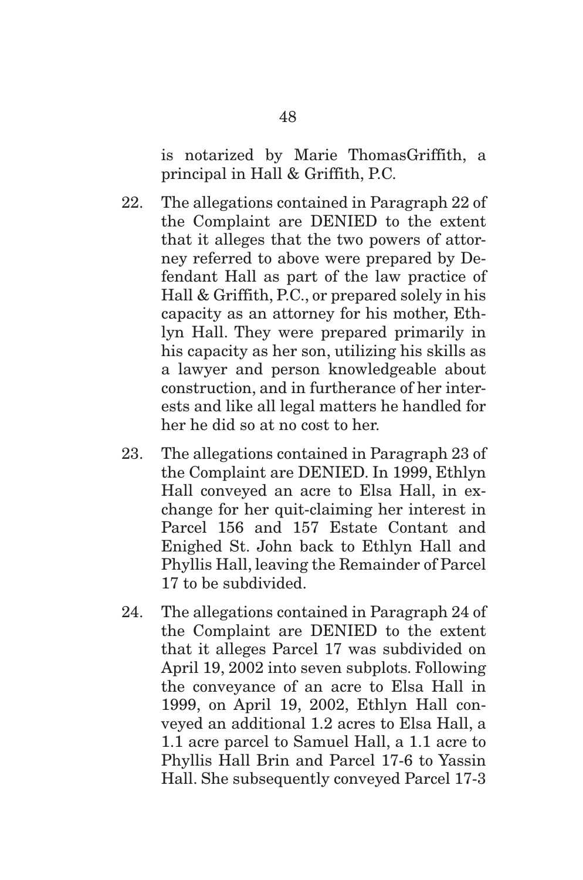is notarized by Marie ThomasGriffith, a principal in Hall & Griffith, P.C.

22. The allegations contained in Paragraph 22 of the Complaint are DENIED to the extent that it alleges that the two powers of attorney referred to above were prepared by Defendant Hall as part of the law practice of Hall & Griffith, P.C., or prepared solely in his capacity as an attorney for his mother, Ethlyn Hall. They were prepared primarily in his capacity as her son, utilizing his skills as a lawyer and person knowledgeable about construction, and in furtherance of her interests and like all legal matters he handled for her he did so at no cost to her.

23. The allegations contained in Paragraph 23 of the Complaint are DENIED. In 1999, Ethlyn Hall conveyed an acre to Elsa Hall, in exchange for her quit-claiming her interest in Parcel 156 and 157 Estate Contant and Enighed St. John back to Ethlyn Hall and Phyllis Hall, leaving the Remainder of Parcel 17 to be subdivided.

24. The allegations contained in Paragraph 24 of the Complaint are DENIED to the extent that it alleges Parcel 17 was subdivided on April 19, 2002 into seven subplots. Following the conveyance of an acre to Elsa Hall in 1999, on April 19, 2002, Ethlyn Hall conveyed an additional 1.2 acres to Elsa Hall, a 1.1 acre parcel to Samuel Hall, a 1.1 acre to Phyllis Hall Brin and Parcel 17-6 to Yassin Hall. She subsequently conveyed Parcel 17-3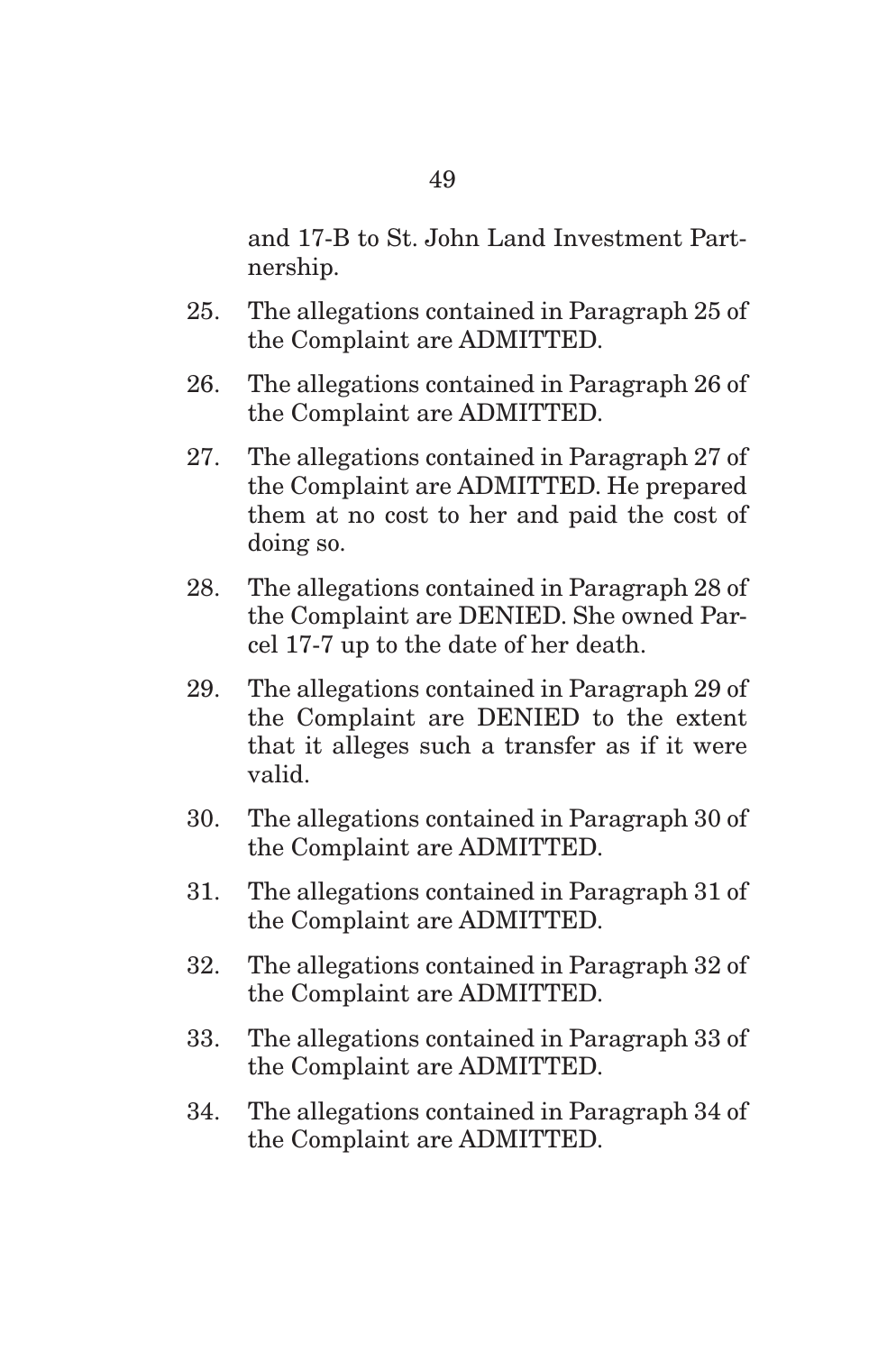and 17-B to St. John Land Investment Partnership.

25. The allegations contained in Paragraph 25 of the Complaint are ADMITTED.

26. The allegations contained in Paragraph 26 of the Complaint are ADMITTED.

27. The allegations contained in Paragraph 27 of the Complaint are ADMITTED. He prepared them at no cost to her and paid the cost of doing so.

28. The allegations contained in Paragraph 28 of the Complaint are DENIED. She owned Parcel 17-7 up to the date of her death.

29. The allegations contained in Paragraph 29 of the Complaint are DENIED to the extent that it alleges such a transfer as if it were valid.

30. The allegations contained in Paragraph 30 of the Complaint are ADMITTED.

31. The allegations contained in Paragraph 31 of the Complaint are ADMITTED.

32. The allegations contained in Paragraph 32 of the Complaint are ADMITTED.

33. The allegations contained in Paragraph 33 of the Complaint are ADMITTED.

34. The allegations contained in Paragraph 34 of the Complaint are ADMITTED.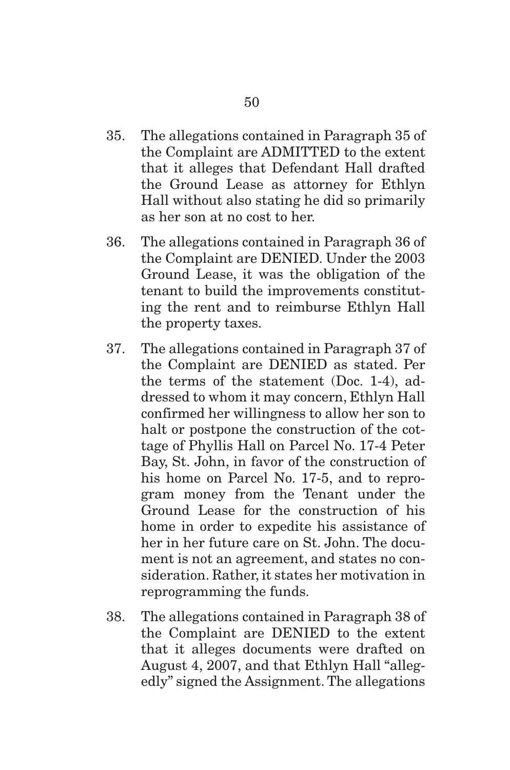35. The allegations contained in Paragraph 35 of the Complaint are ADMITTED to the extent that it alleges that Defendant Hall drafted the Ground Lease as attorney for Ethlyn Hall without also stating he did so primarily as her son at no cost to her.

36. The allegations contained in Paragraph 36 of the Complaint are DENIED. Under the 2003 Ground Lease, it was the obligation of the tenant to build the improvements constituting the rent and to reimburse Ethlyn Hall the property taxes.

37. The allegations contained in Paragraph 37 of the Complaint are DENIED as stated. Per the terms of the statement (Doc. 1-4), addressed to whom it may concern, Ethlyn Hall confirmed her willingness to allow her son to halt or postpone the construction of the cottage of Phyllis Hall on Parcel No. 17-4 Peter Bay, St. John, in favor of the construction of his home on Parcel No. 17-5, and to reprogram money from the Tenant under the Ground Lease for the construction of his home in order to expedite his assistance of her in her future care on St. John. The document is not an agreement, and states no consideration. Rather, it states her motivation in reprogramming the funds.

38. The allegations contained in Paragraph 38 of the Complaint are DENIED to the extent that it alleges documents were drafted on August 4, 2007, and that Ethlyn Hall "allegedly" signed the Assignment. The allegations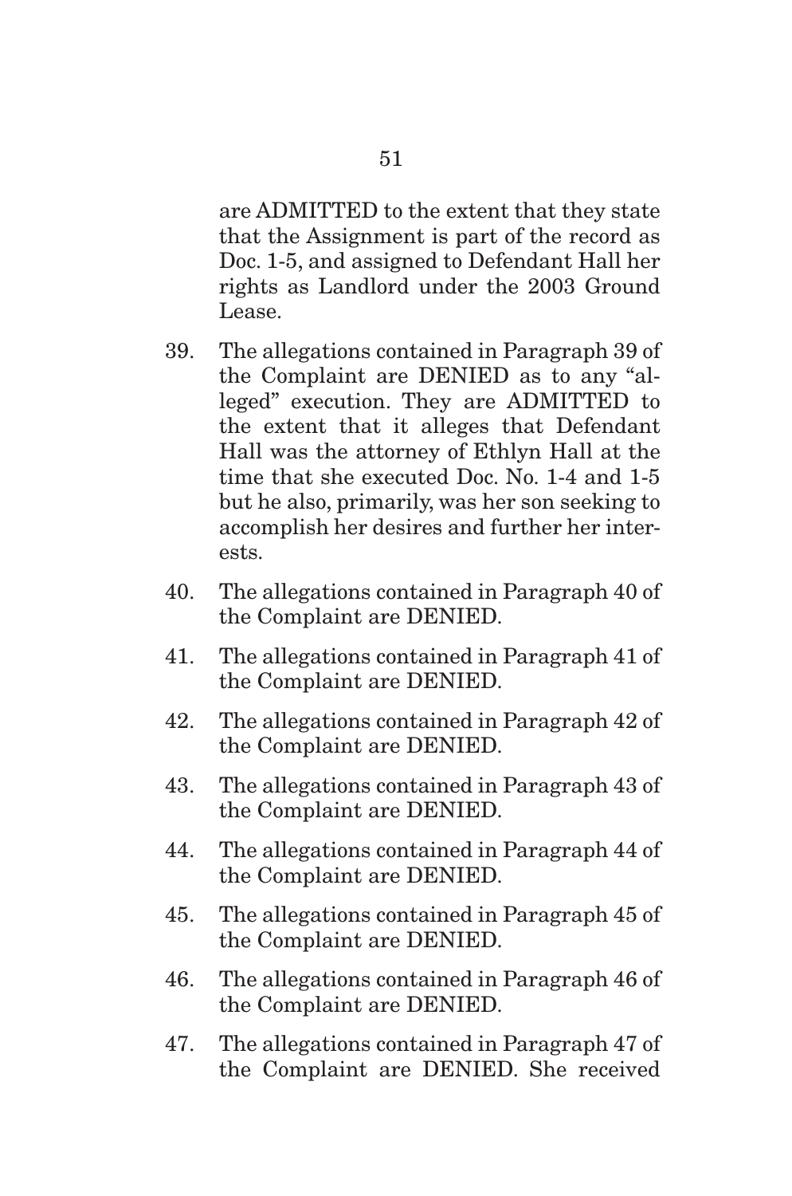are ADMITTED to the extent that they state that the Assignment is part of the record as Doc. 1-5, and assigned to Defendant Hall her rights as Landlord under the 2003 Ground Lease.

39. The allegations contained in Paragraph 39 of the Complaint are DENIED as to any "alleged" execution. They are ADMITTED to the extent that it alleges that Defendant Hall was the attorney of Ethlyn Hall at the time that she executed Doc. No. 1-4 and 1-5 but he also, primarily, was her son seeking to accomplish her desires and further her interests.

40. The allegations contained in Paragraph 40 of the Complaint are DENIED.

41. The allegations contained in Paragraph 41 of the Complaint are DENIED.

42. The allegations contained in Paragraph 42 of the Complaint are DENIED.

43. The allegations contained in Paragraph 43 of the Complaint are DENIED.

44. The allegations contained in Paragraph 44 of the Complaint are DENIED.

45. The allegations contained in Paragraph 45 of the Complaint are DENIED.

46. The allegations contained in Paragraph 46 of the Complaint are DENIED.

47. The allegations contained in Paragraph 47 of the Complaint are DENIED. She received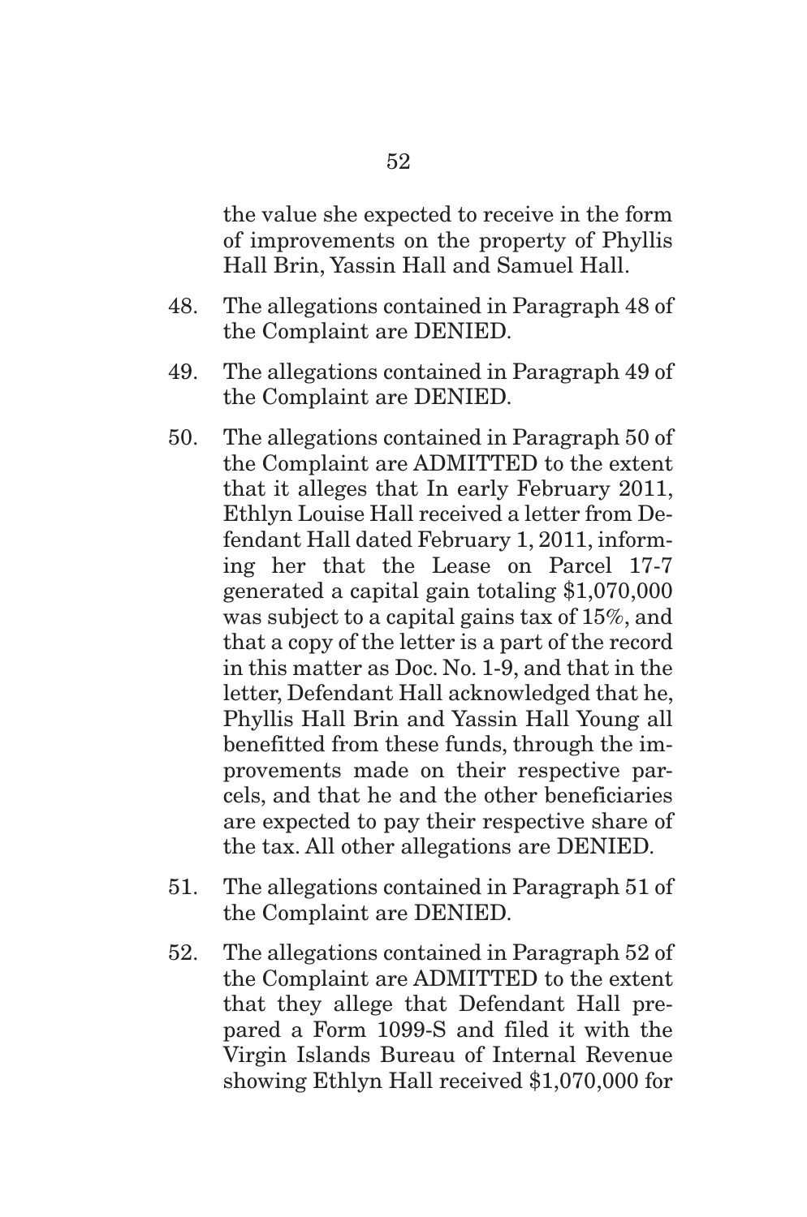the value she expected to receive in the form of improvements on the property of Phyllis Hall Brin, Yassin Hall and Samuel Hall.

48. The allegations contained in Paragraph 48 of the Complaint are DENIED.

49. The allegations contained in Paragraph 49 of the Complaint are DENIED.

50. The allegations contained in Paragraph 50 of the Complaint are ADMITTED to the extent that it alleges that In early February 2011, Ethlyn Louise Hall received a letter from Defendant Hall dated February 1, 2011, informing her that the Lease on Parcel 17-7 generated a capital gain totaling $1,070,000 was subject to a capital gains tax of 15%, and that a copy of the letter is a part of the record in this matter as Doc. No. 1-9, and that in the letter, Defendant Hall acknowledged that he, Phyllis Hall Brin and Yassin Hall Young all benefitted from these funds, through the improvements made on their respective parcels, and that he and the other beneficiaries are expected to pay their respective share of the tax. All other allegations are DENIED.

51. The allegations contained in Paragraph 51 of the Complaint are DENIED.

52. The allegations contained in Paragraph 52 of the Complaint are ADMITTED to the extent that they allege that Defendant Hall prepared a Form 1099-S and filed it with the Virgin Islands Bureau of Internal Revenue showing Ethlyn Hall received $1,070,000 for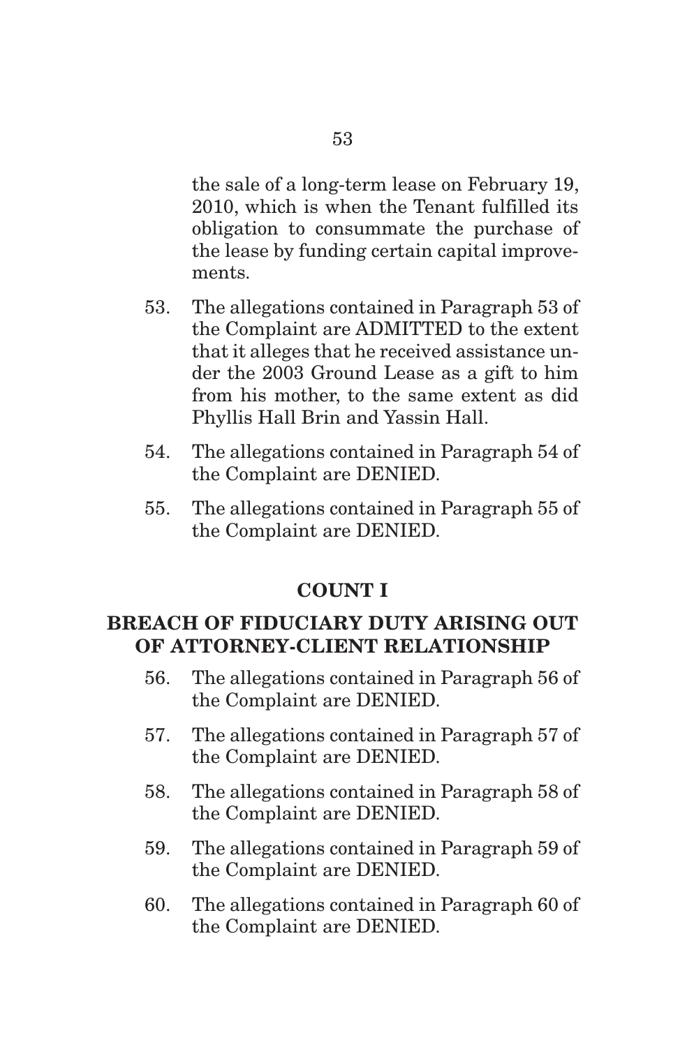the sale of a long-term lease on February 19, 2010, which is when the Tenant fulfilled its obligation to consummate the purchase of the lease by funding certain capital improvements.

53. The allegations contained in Paragraph 53 of the Complaint are ADMITTED to the extent that it alleges that he received assistance under the 2003 Ground Lease as a gift to him from his mother, to the same extent as did Phyllis Hall Brin and Yassin Hall.

54. The allegations contained in Paragraph 54 of the Complaint are DENIED.

55. The allegations contained in Paragraph 55 of the Complaint are DENIED.

## COUNT I

## BREACH OF FIDUCIARY DUTY ARISING OUT OF ATTORNEY-CLIENT RELATIONSHIP

56. The allegations contained in Paragraph 56 of the Complaint are DENIED.

57. The allegations contained in Paragraph 57 of the Complaint are DENIED.

58. The allegations contained in Paragraph 58 of the Complaint are DENIED.

59. The allegations contained in Paragraph 59 of the Complaint are DENIED.

60. The allegations contained in Paragraph 60 of the Complaint are DENIED.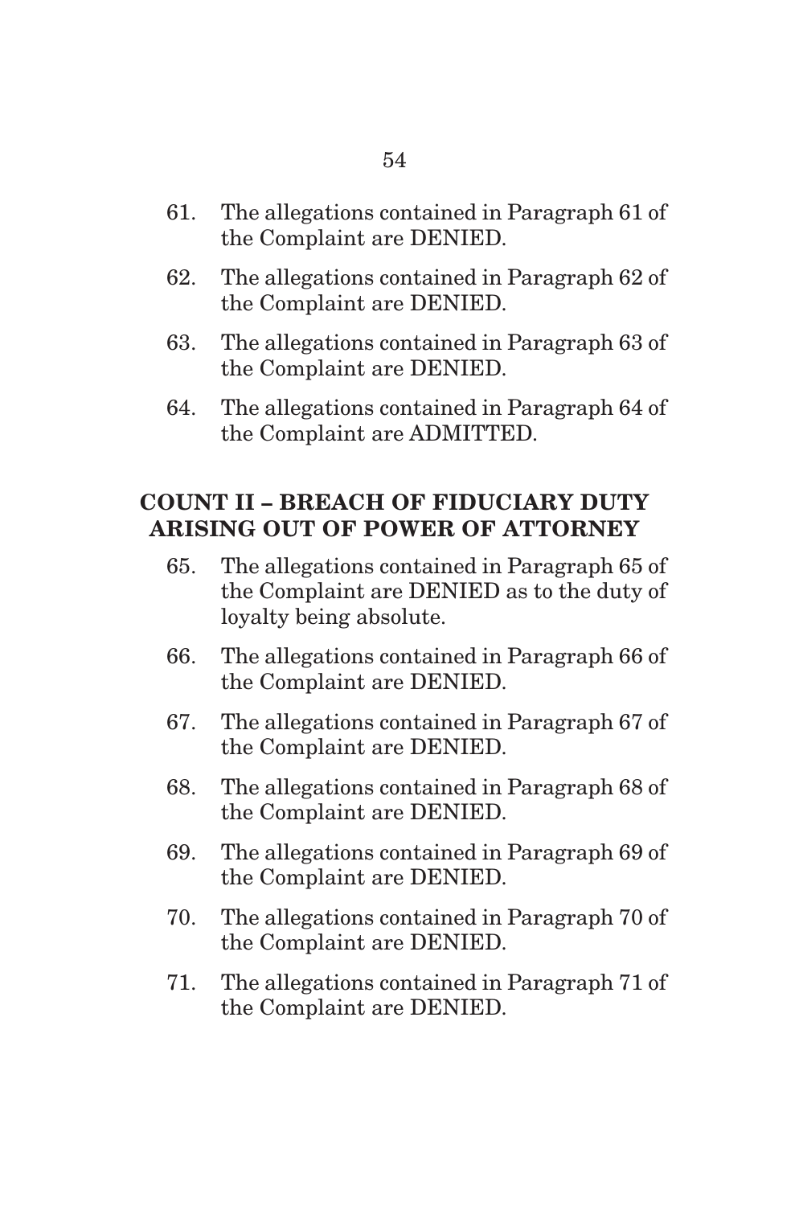61. The allegations contained in Paragraph 61 of the Complaint are DENIED.

62. The allegations contained in Paragraph 62 of the Complaint are DENIED.

63. The allegations contained in Paragraph 63 of the Complaint are DENIED.

64. The allegations contained in Paragraph 64 of the Complaint are ADMITTED.

## COUNT II – BREACH OF FIDUCIARY DUTY ARISING OUT OF POWER OF ATTORNEY

65. The allegations contained in Paragraph 65 of the Complaint are DENIED as to the duty of loyalty being absolute.

66. The allegations contained in Paragraph 66 of the Complaint are DENIED.

67. The allegations contained in Paragraph 67 of the Complaint are DENIED.

68. The allegations contained in Paragraph 68 of the Complaint are DENIED.

69. The allegations contained in Paragraph 69 of the Complaint are DENIED.

70. The allegations contained in Paragraph 70 of the Complaint are DENIED.

71. The allegations contained in Paragraph 71 of the Complaint are DENIED.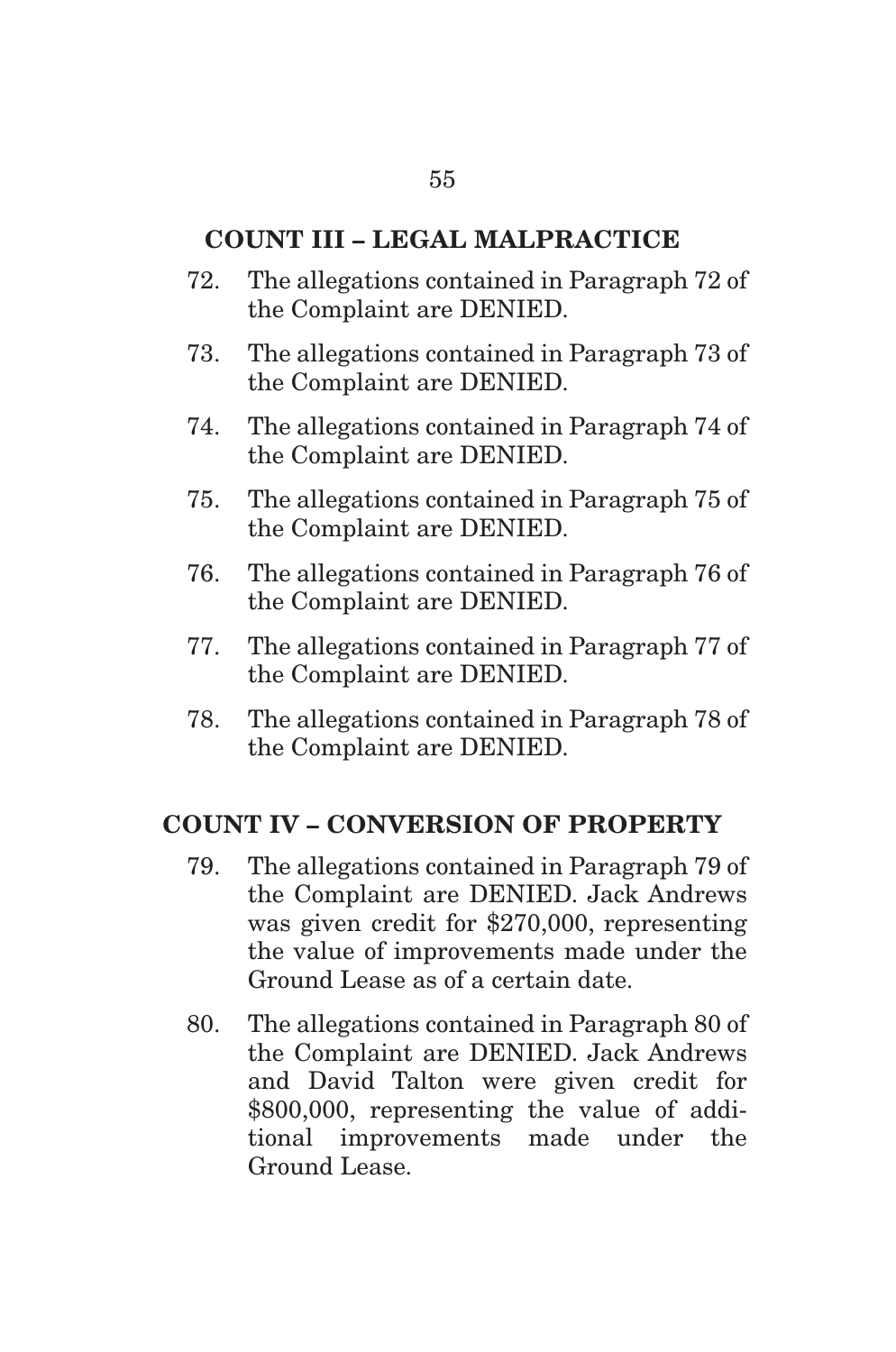## COUNT III – LEGAL MALPRACTICE

72. The allegations contained in Paragraph 72 of the Complaint are DENIED.

73. The allegations contained in Paragraph 73 of the Complaint are DENIED.

74. The allegations contained in Paragraph 74 of the Complaint are DENIED.

75. The allegations contained in Paragraph 75 of the Complaint are DENIED.

76. The allegations contained in Paragraph 76 of the Complaint are DENIED.

77. The allegations contained in Paragraph 77 of the Complaint are DENIED.

78. The allegations contained in Paragraph 78 of the Complaint are DENIED.

## COUNT IV – CONVERSION OF PROPERTY

79. The allegations contained in Paragraph 79 of the Complaint are DENIED. Jack Andrews was given credit for $270,000, representing the value of improvements made under the Ground Lease as of a certain date.

80. The allegations contained in Paragraph 80 of the Complaint are DENIED. Jack Andrews and David Talton were given credit for $800,000, representing the value of additional improvements made under the Ground Lease.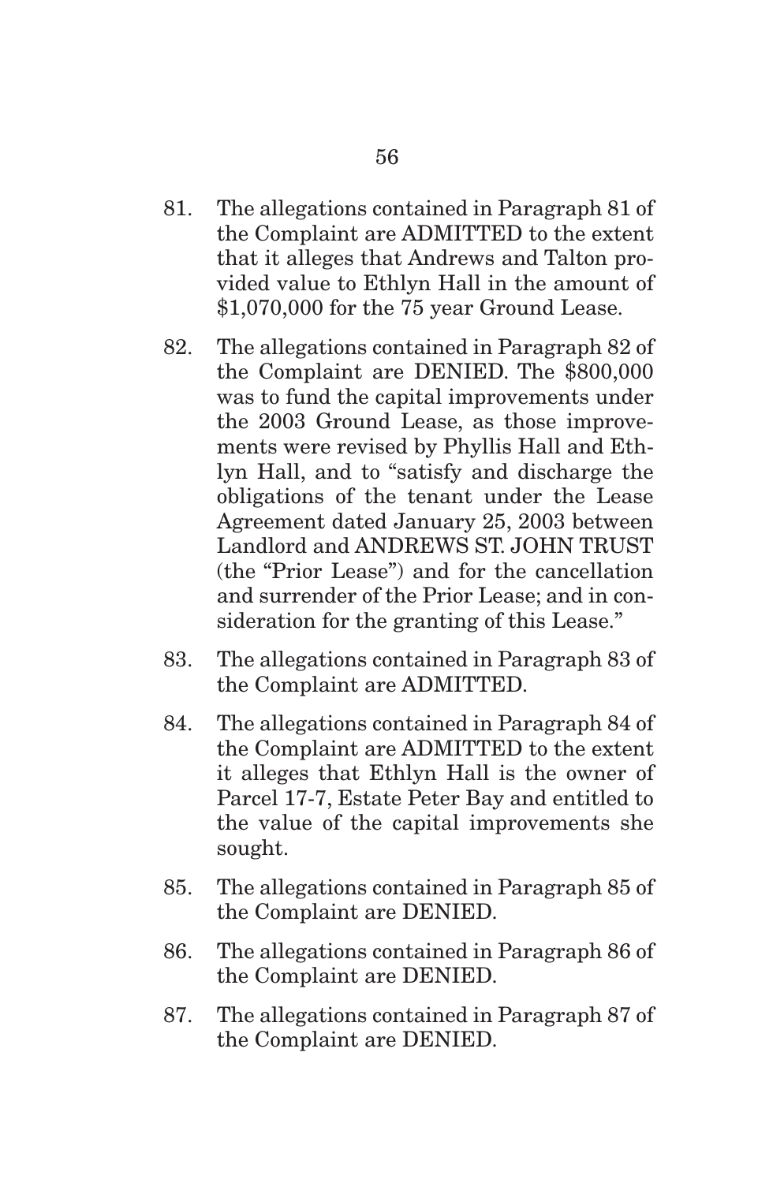81. The allegations contained in Paragraph 81 of the Complaint are ADMITTED to the extent that it alleges that Andrews and Talton provided value to Ethlyn Hall in the amount of $1,070,000 for the 75 year Ground Lease.

82. The allegations contained in Paragraph 82 of the Complaint are DENIED. The $800,000 was to fund the capital improvements under the 2003 Ground Lease, as those improvements were revised by Phyllis Hall and Ethlyn Hall, and to "satisfy and discharge the obligations of the tenant under the Lease Agreement dated January 25, 2003 between Landlord and ANDREWS ST. JOHN TRUST (the "Prior Lease") and for the cancellation and surrender of the Prior Lease; and in consideration for the granting of this Lease."

83. The allegations contained in Paragraph 83 of the Complaint are ADMITTED.

84. The allegations contained in Paragraph 84 of the Complaint are ADMITTED to the extent it alleges that Ethlyn Hall is the owner of Parcel 17-7, Estate Peter Bay and entitled to the value of the capital improvements she sought.

85. The allegations contained in Paragraph 85 of the Complaint are DENIED.

86. The allegations contained in Paragraph 86 of the Complaint are DENIED.

87. The allegations contained in Paragraph 87 of the Complaint are DENIED.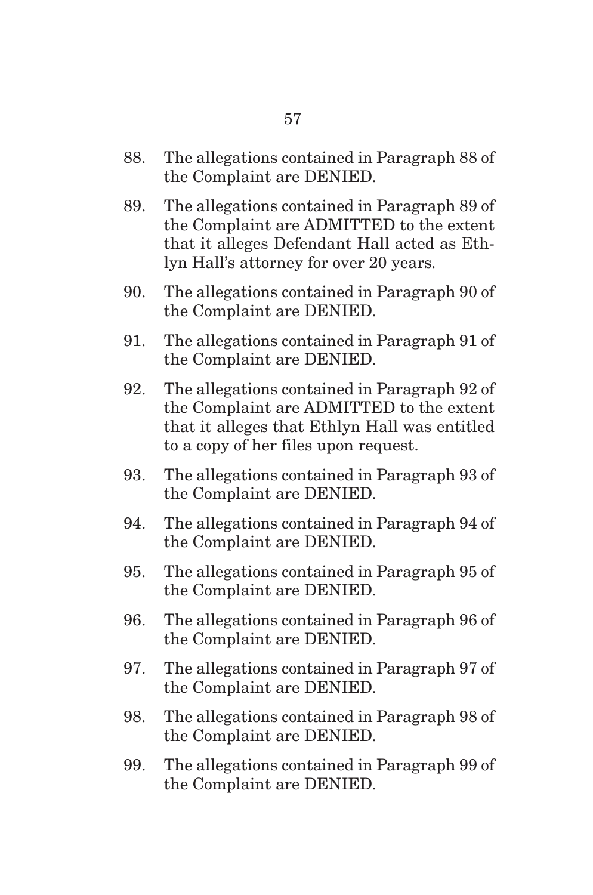88. The allegations contained in Paragraph 88 of the Complaint are DENIED.

89. The allegations contained in Paragraph 89 of the Complaint are ADMITTED to the extent that it alleges Defendant Hall acted as Ethlyn Hall's attorney for over 20 years.

90. The allegations contained in Paragraph 90 of the Complaint are DENIED.

91. The allegations contained in Paragraph 91 of the Complaint are DENIED.

92. The allegations contained in Paragraph 92 of the Complaint are ADMITTED to the extent that it alleges that Ethlyn Hall was entitled to a copy of her files upon request.

93. The allegations contained in Paragraph 93 of the Complaint are DENIED.

94. The allegations contained in Paragraph 94 of the Complaint are DENIED.

95. The allegations contained in Paragraph 95 of the Complaint are DENIED.

96. The allegations contained in Paragraph 96 of the Complaint are DENIED.

97. The allegations contained in Paragraph 97 of the Complaint are DENIED.

98. The allegations contained in Paragraph 98 of the Complaint are DENIED.

99. The allegations contained in Paragraph 99 of the Complaint are DENIED.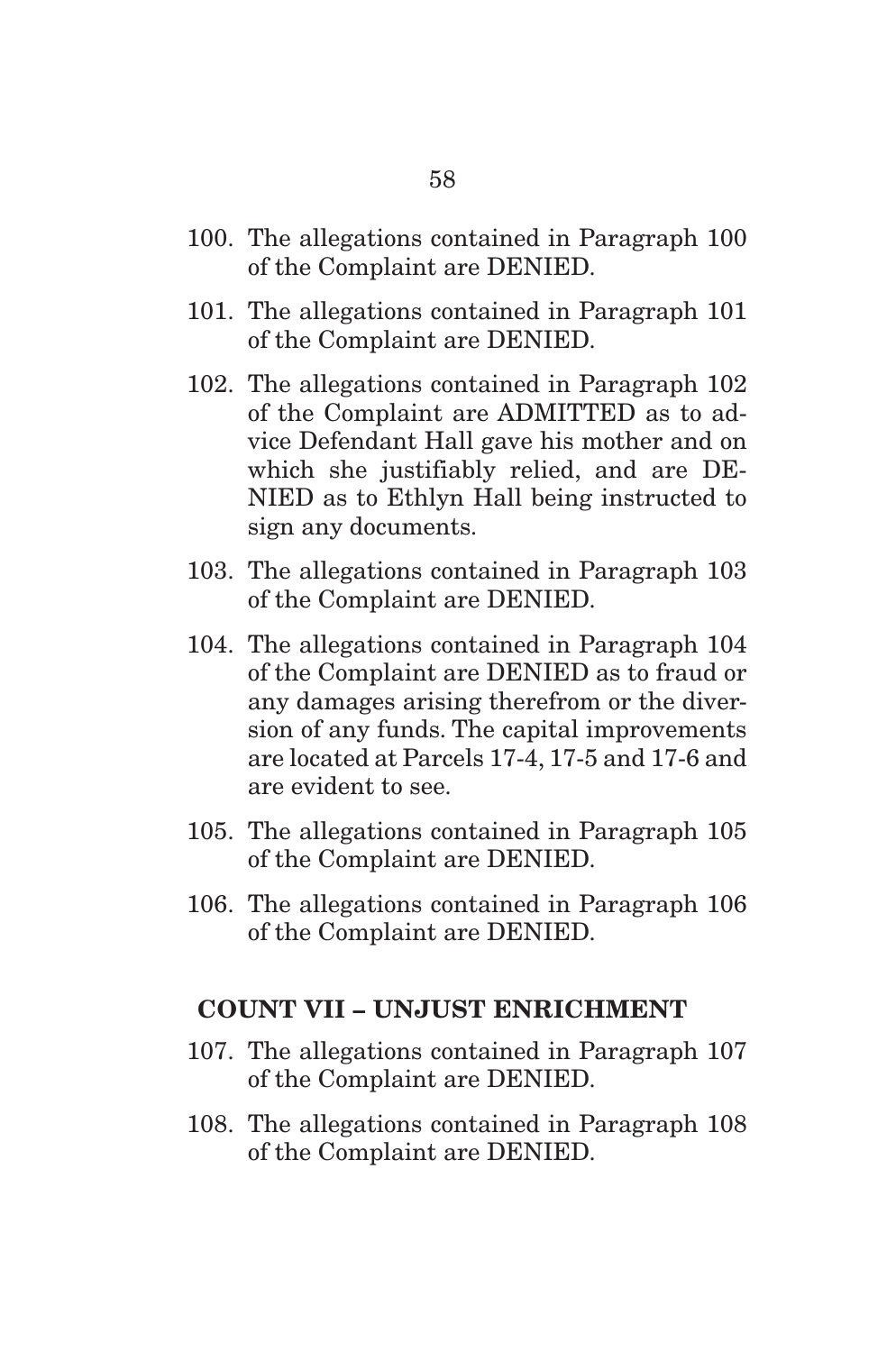100. The allegations contained in Paragraph 100 of the Complaint are DENIED.

101. The allegations contained in Paragraph 101 of the Complaint are DENIED.

102. The allegations contained in Paragraph 102 of the Complaint are ADMITTED as to advice Defendant Hall gave his mother and on which she justifiably relied, and are DENIED as to Ethlyn Hall being instructed to sign any documents.

103. The allegations contained in Paragraph 103 of the Complaint are DENIED.

104. The allegations contained in Paragraph 104 of the Complaint are DENIED as to fraud or any damages arising therefrom or the diversion of any funds. The capital improvements are located at Parcels 17-4, 17-5 and 17-6 and are evident to see.

105. The allegations contained in Paragraph 105 of the Complaint are DENIED.

106. The allegations contained in Paragraph 106 of the Complaint are DENIED.

## COUNT VII – UNJUST ENRICHMENT

107. The allegations contained in Paragraph 107 of the Complaint are DENIED.

108. The allegations contained in Paragraph 108 of the Complaint are DENIED.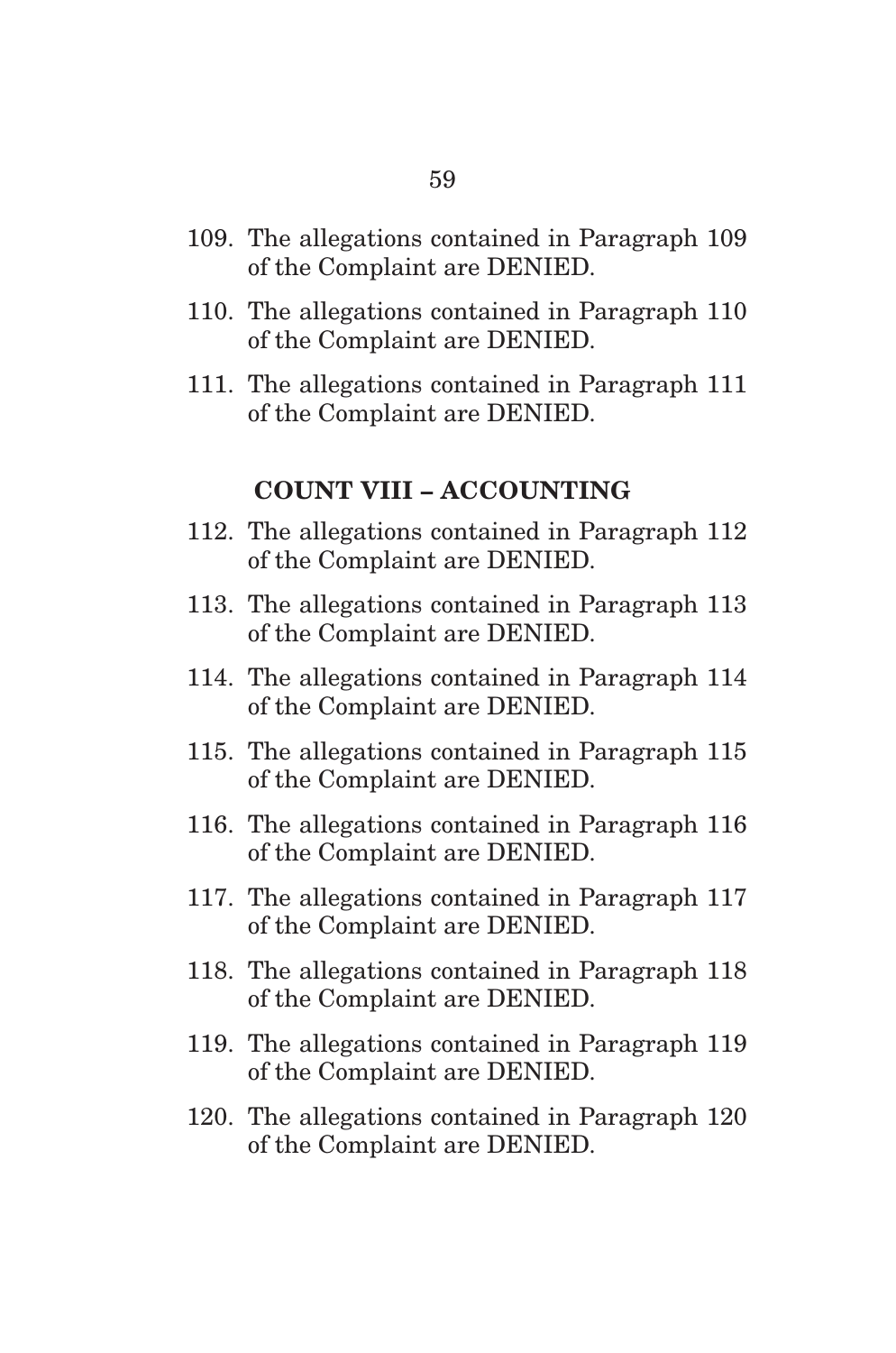109. The allegations contained in Paragraph 109 of the Complaint are DENIED.

110. The allegations contained in Paragraph 110 of the Complaint are DENIED.

111. The allegations contained in Paragraph 111 of the Complaint are DENIED.

## COUNT VIII – ACCOUNTING

112. The allegations contained in Paragraph 112 of the Complaint are DENIED.

113. The allegations contained in Paragraph 113 of the Complaint are DENIED.

114. The allegations contained in Paragraph 114 of the Complaint are DENIED.

115. The allegations contained in Paragraph 115 of the Complaint are DENIED.

116. The allegations contained in Paragraph 116 of the Complaint are DENIED.

117. The allegations contained in Paragraph 117 of the Complaint are DENIED.

118. The allegations contained in Paragraph 118 of the Complaint are DENIED.

119. The allegations contained in Paragraph 119 of the Complaint are DENIED.

120. The allegations contained in Paragraph 120 of the Complaint are DENIED.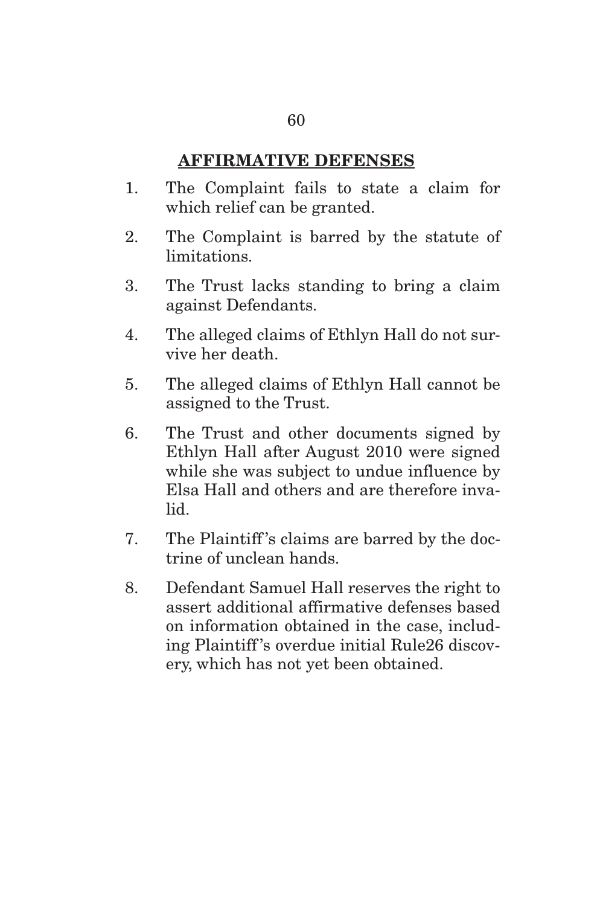## AFFIRMATIVE DEFENSES

1. The Complaint fails to state a claim for which relief can be granted.
2. The Complaint is barred by the statute of limitations.
3. The Trust lacks standing to bring a claim against Defendants.
4. The alleged claims of Ethlyn Hall do not survive her death.
5. The alleged claims of Ethlyn Hall cannot be assigned to the Trust.
6. The Trust and other documents signed by Ethlyn Hall after August 2010 were signed while she was subject to undue influence by Elsa Hall and others and are therefore invalid.
7. The Plaintiff's claims are barred by the doctrine of unclean hands.
8. Defendant Samuel Hall reserves the right to assert additional affirmative defenses based on information obtained in the case, including Plaintiff's overdue initial Rule26 discovery, which has not yet been obtained.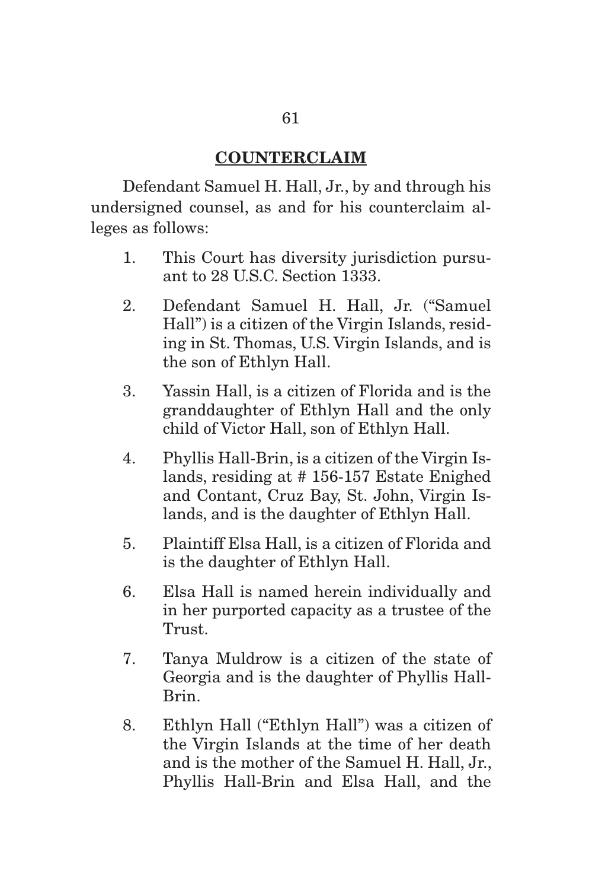## COUNTERCLAIM

Defendant Samuel H. Hall, Jr., by and through his undersigned counsel, as and for his counterclaim alleges as follows:

1. This Court has diversity jurisdiction pursuant to 28 U.S.C. Section 1333.
2. Defendant Samuel H. Hall, Jr. ("Samuel Hall") is a citizen of the Virgin Islands, residing in St. Thomas, U.S. Virgin Islands, and is the son of Ethlyn Hall.
3. Yassin Hall, is a citizen of Florida and is the granddaughter of Ethlyn Hall and the only child of Victor Hall, son of Ethlyn Hall.
4. Phyllis Hall-Brin, is a citizen of the Virgin Islands, residing at # 156-157 Estate Enighed and Contant, Cruz Bay, St. John, Virgin Islands, and is the daughter of Ethlyn Hall.
5. Plaintiff Elsa Hall, is a citizen of Florida and is the daughter of Ethlyn Hall.
6. Elsa Hall is named herein individually and in her purported capacity as a trustee of the Trust.
7. Tanya Muldrow is a citizen of the state of Georgia and is the daughter of Phyllis Hall-Brin.
8. Ethlyn Hall ("Ethlyn Hall") was a citizen of the Virgin Islands at the time of her death and is the mother of the Samuel H. Hall, Jr., Phyllis Hall-Brin and Elsa Hall, and the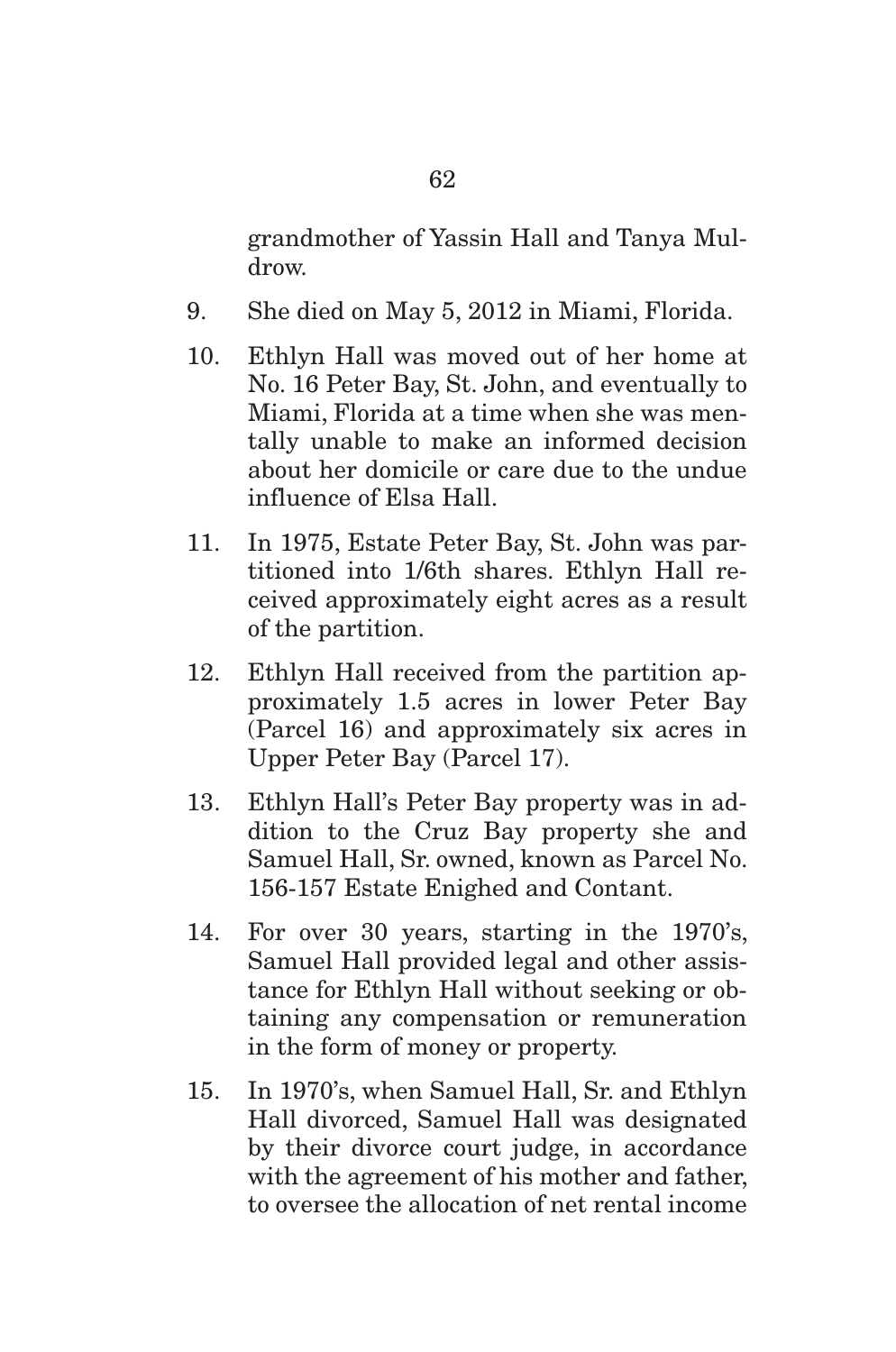grandmother of Yassin Hall and Tanya Muldrow.

9. She died on May 5, 2012 in Miami, Florida.

10. Ethlyn Hall was moved out of her home at No. 16 Peter Bay, St. John, and eventually to Miami, Florida at a time when she was mentally unable to make an informed decision about her domicile or care due to the undue influence of Elsa Hall.

11. In 1975, Estate Peter Bay, St. John was partitioned into 1/6th shares. Ethlyn Hall received approximately eight acres as a result of the partition.

12. Ethlyn Hall received from the partition approximately 1.5 acres in lower Peter Bay (Parcel 16) and approximately six acres in Upper Peter Bay (Parcel 17).

13. Ethlyn Hall's Peter Bay property was in addition to the Cruz Bay property she and Samuel Hall, Sr. owned, known as Parcel No. 156-157 Estate Enighed and Contant.

14. For over 30 years, starting in the 1970's, Samuel Hall provided legal and other assistance for Ethlyn Hall without seeking or obtaining any compensation or remuneration in the form of money or property.

15. In 1970's, when Samuel Hall, Sr. and Ethlyn Hall divorced, Samuel Hall was designated by their divorce court judge, in accordance with the agreement of his mother and father, to oversee the allocation of net rental income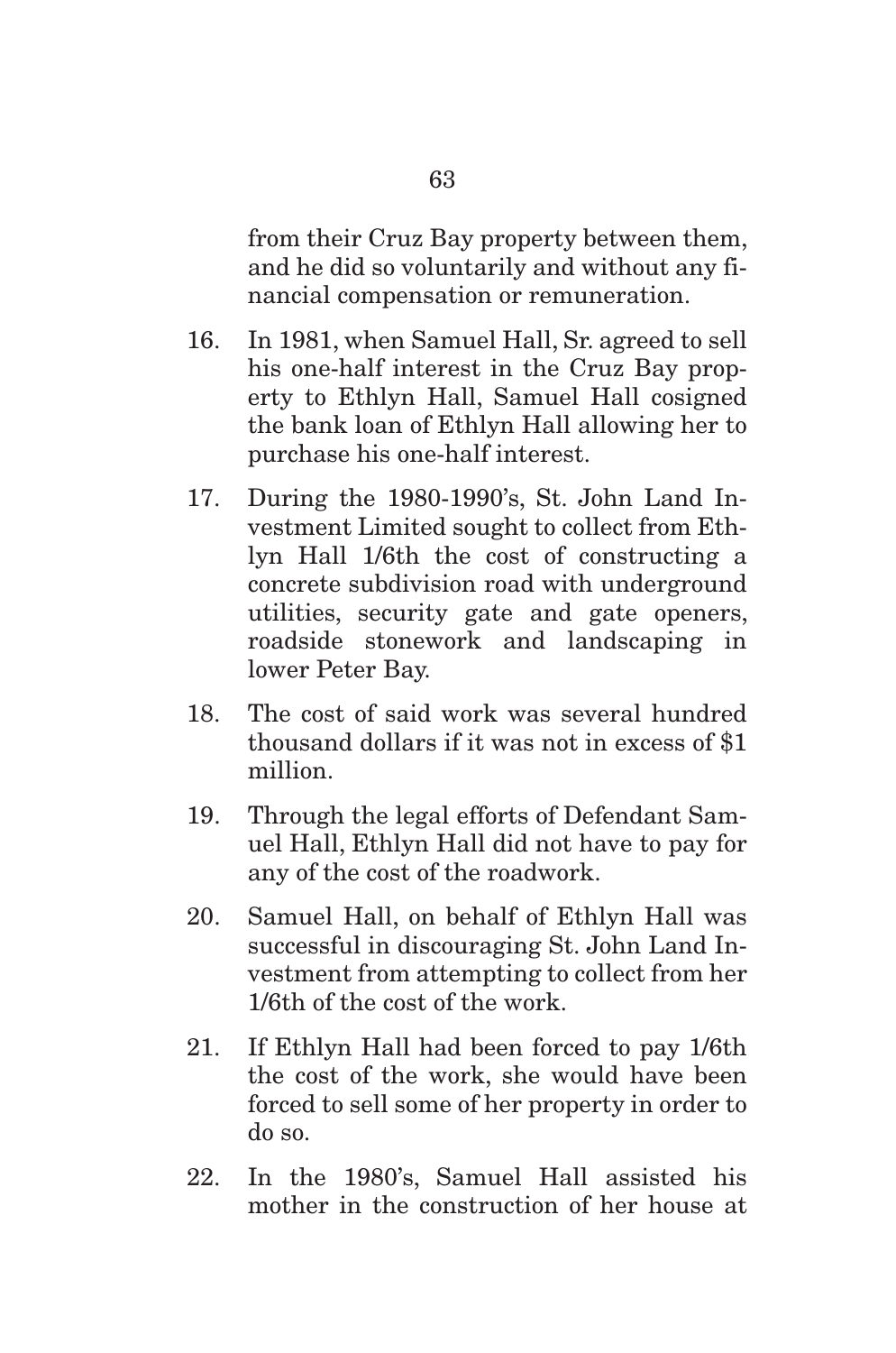from their Cruz Bay property between them, and he did so voluntarily and without any financial compensation or remuneration.

16. In 1981, when Samuel Hall, Sr. agreed to sell his one-half interest in the Cruz Bay property to Ethlyn Hall, Samuel Hall cosigned the bank loan of Ethlyn Hall allowing her to purchase his one-half interest.

17. During the 1980-1990's, St. John Land Investment Limited sought to collect from Ethlyn Hall 1/6th the cost of constructing a concrete subdivision road with underground utilities, security gate and gate openers, roadside stonework and landscaping in lower Peter Bay.

18. The cost of said work was several hundred thousand dollars if it was not in excess of $1 million.

19. Through the legal efforts of Defendant Samuel Hall, Ethlyn Hall did not have to pay for any of the cost of the roadwork.

20. Samuel Hall, on behalf of Ethlyn Hall was successful in discouraging St. John Land Investment from attempting to collect from her 1/6th of the cost of the work.

21. If Ethlyn Hall had been forced to pay 1/6th the cost of the work, she would have been forced to sell some of her property in order to do so.

22. In the 1980's, Samuel Hall assisted his mother in the construction of her house at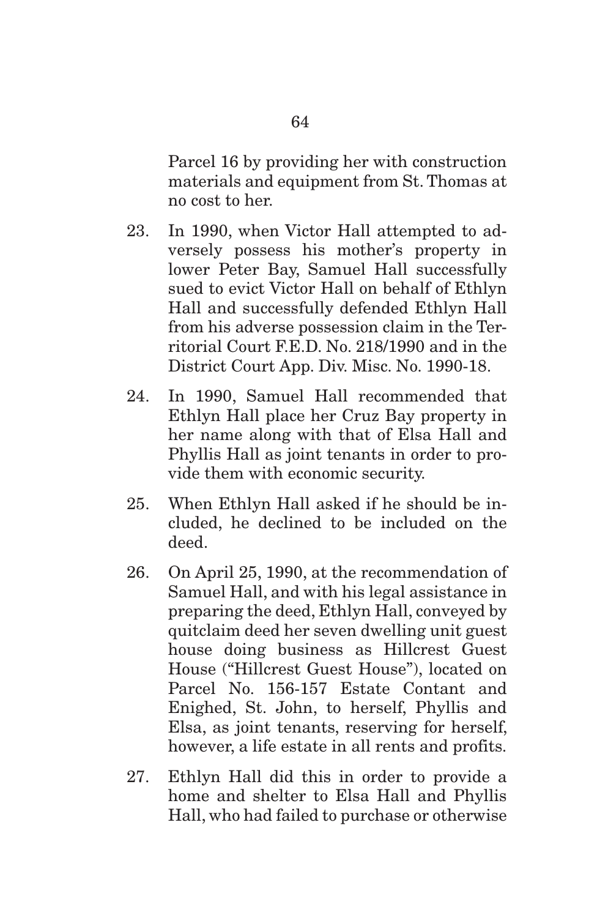Parcel 16 by providing her with construction materials and equipment from St. Thomas at no cost to her.

23. In 1990, when Victor Hall attempted to adversely possess his mother's property in lower Peter Bay, Samuel Hall successfully sued to evict Victor Hall on behalf of Ethlyn Hall and successfully defended Ethlyn Hall from his adverse possession claim in the Territorial Court F.E.D. No. 218/1990 and in the District Court App. Div. Misc. No. 1990-18.

24. In 1990, Samuel Hall recommended that Ethlyn Hall place her Cruz Bay property in her name along with that of Elsa Hall and Phyllis Hall as joint tenants in order to provide them with economic security.

25. When Ethlyn Hall asked if he should be included, he declined to be included on the deed.

26. On April 25, 1990, at the recommendation of Samuel Hall, and with his legal assistance in preparing the deed, Ethlyn Hall, conveyed by quitclaim deed her seven dwelling unit guest house doing business as Hillcrest Guest House ("Hillcrest Guest House"), located on Parcel No. 156-157 Estate Contant and Enighed, St. John, to herself, Phyllis and Elsa, as joint tenants, reserving for herself, however, a life estate in all rents and profits.

27. Ethlyn Hall did this in order to provide a home and shelter to Elsa Hall and Phyllis Hall, who had failed to purchase or otherwise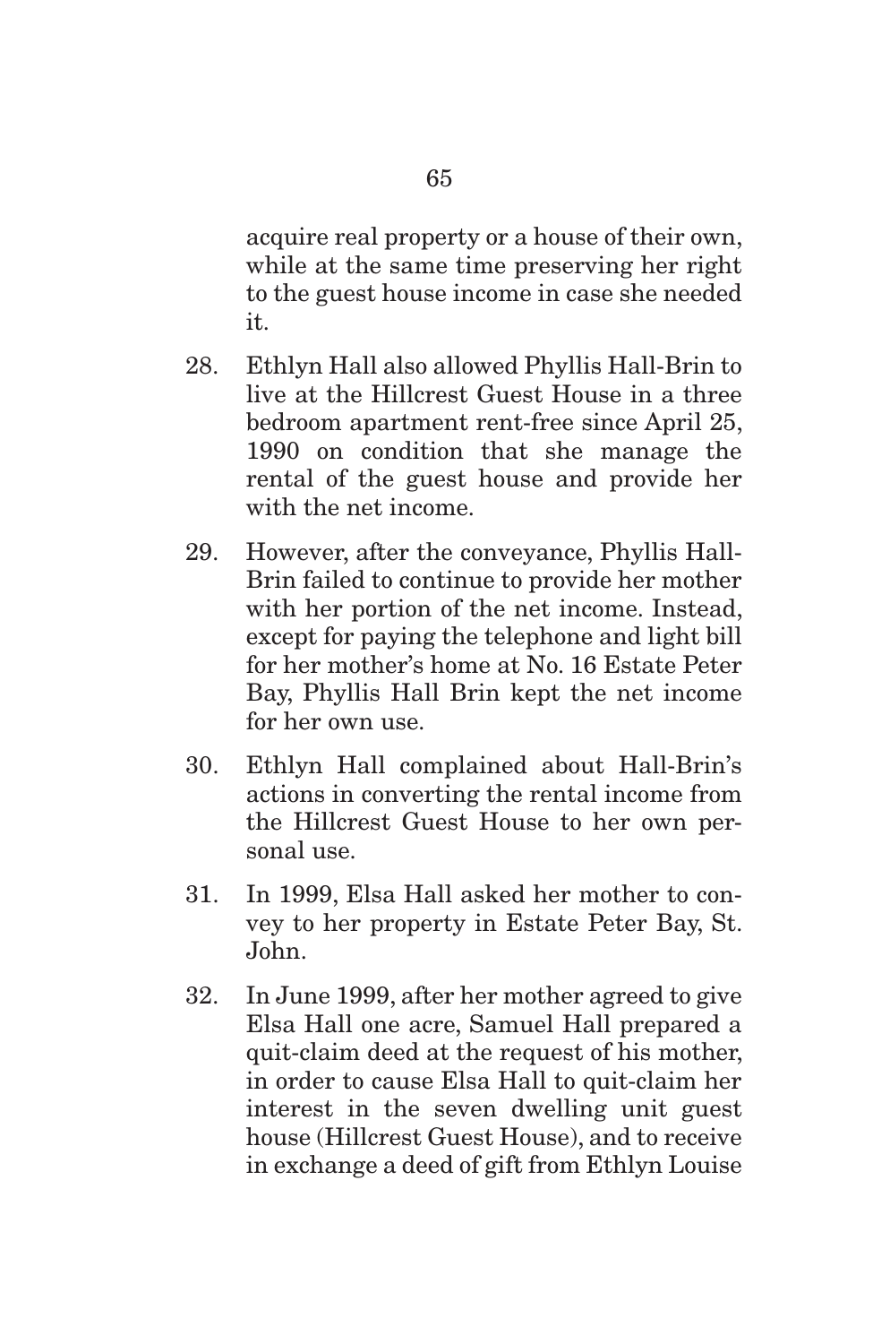acquire real property or a house of their own, while at the same time preserving her right to the guest house income in case she needed it.

28. Ethlyn Hall also allowed Phyllis Hall-Brin to live at the Hillcrest Guest House in a three bedroom apartment rent-free since April 25, 1990 on condition that she manage the rental of the guest house and provide her with the net income.

29. However, after the conveyance, Phyllis Hall-Brin failed to continue to provide her mother with her portion of the net income. Instead, except for paying the telephone and light bill for her mother's home at No. 16 Estate Peter Bay, Phyllis Hall Brin kept the net income for her own use.

30. Ethlyn Hall complained about Hall-Brin's actions in converting the rental income from the Hillcrest Guest House to her own personal use.

31. In 1999, Elsa Hall asked her mother to convey to her property in Estate Peter Bay, St. John.

32. In June 1999, after her mother agreed to give Elsa Hall one acre, Samuel Hall prepared a quit-claim deed at the request of his mother, in order to cause Elsa Hall to quit-claim her interest in the seven dwelling unit guest house (Hillcrest Guest House), and to receive in exchange a deed of gift from Ethlyn Louise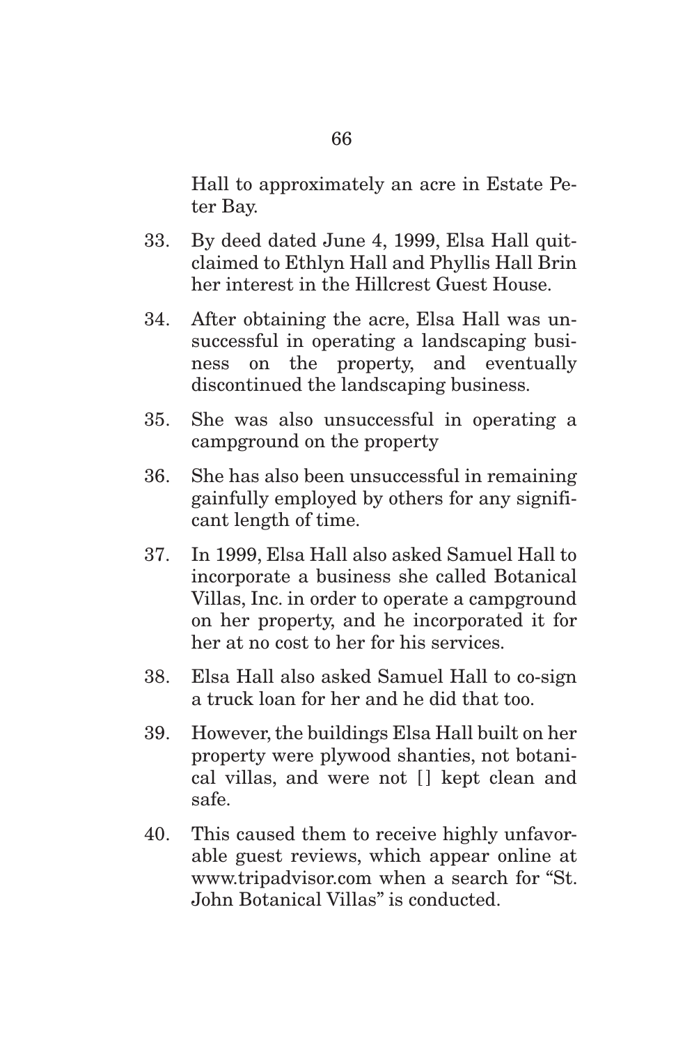Hall to approximately an acre in Estate Peter Bay.

33. By deed dated June 4, 1999, Elsa Hall quitclaimed to Ethlyn Hall and Phyllis Hall Brin her interest in the Hillcrest Guest House.

34. After obtaining the acre, Elsa Hall was unsuccessful in operating a landscaping business on the property, and eventually discontinued the landscaping business.

35. She was also unsuccessful in operating a campground on the property

36. She has also been unsuccessful in remaining gainfully employed by others for any significant length of time.

37. In 1999, Elsa Hall also asked Samuel Hall to incorporate a business she called Botanical Villas, Inc. in order to operate a campground on her property, and he incorporated it for her at no cost to her for his services.

38. Elsa Hall also asked Samuel Hall to co-sign a truck loan for her and he did that too.

39. However, the buildings Elsa Hall built on her property were plywood shanties, not botanical villas, and were not [] kept clean and safe.

40. This caused them to receive highly unfavorable guest reviews, which appear online at www.tripadvisor.com when a search for "St. John Botanical Villas" is conducted.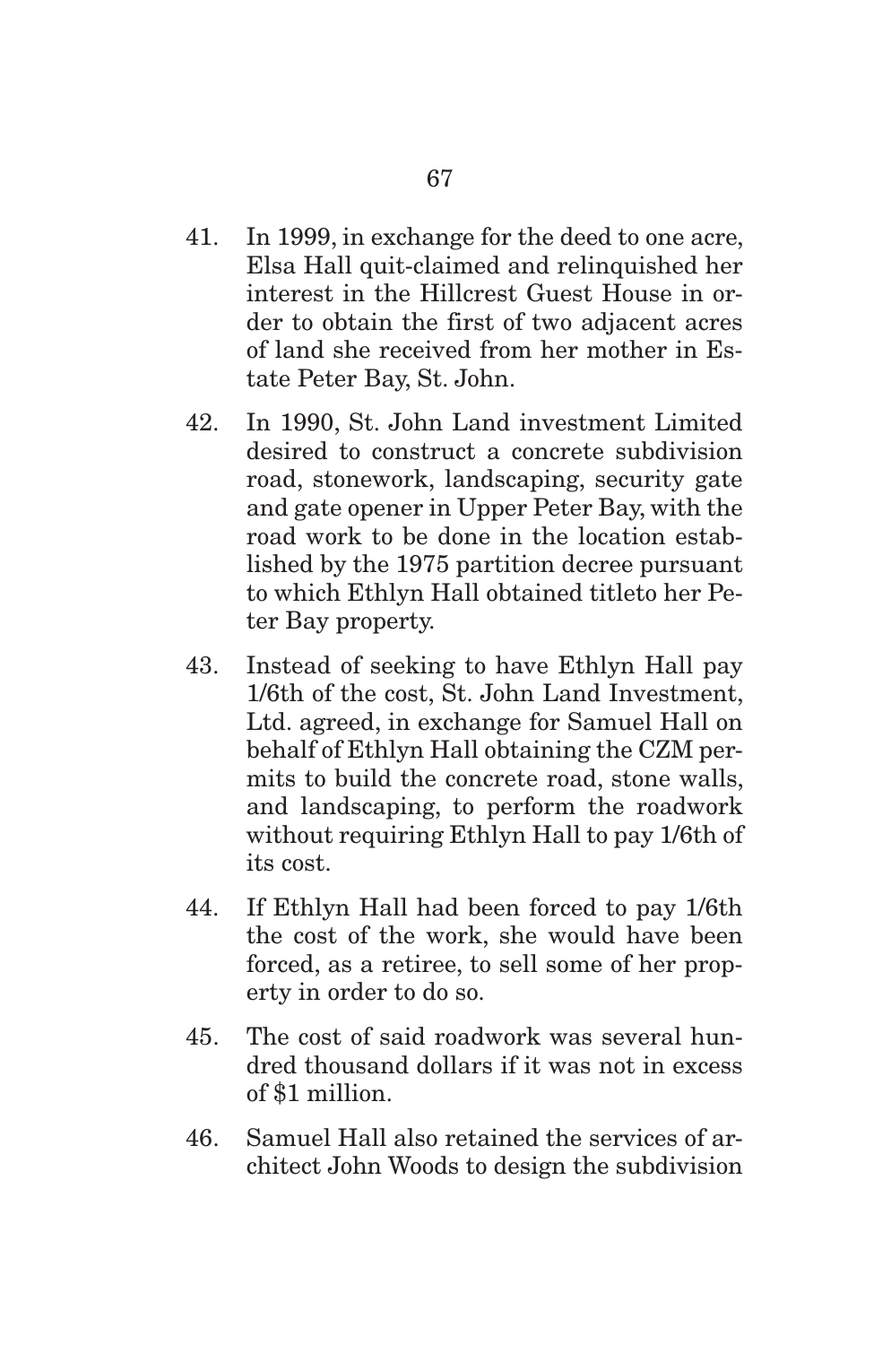41. In 1999, in exchange for the deed to one acre, Elsa Hall quit-claimed and relinquished her interest in the Hillcrest Guest House in order to obtain the first of two adjacent acres of land she received from her mother in Estate Peter Bay, St. John.

42. In 1990, St. John Land investment Limited desired to construct a concrete subdivision road, stonework, landscaping, security gate and gate opener in Upper Peter Bay, with the road work to be done in the location established by the 1975 partition decree pursuant to which Ethlyn Hall obtained titleto her Peter Bay property.

43. Instead of seeking to have Ethlyn Hall pay 1/6th of the cost, St. John Land Investment, Ltd. agreed, in exchange for Samuel Hall on behalf of Ethlyn Hall obtaining the CZM permits to build the concrete road, stone walls, and landscaping, to perform the roadwork without requiring Ethlyn Hall to pay 1/6th of its cost.

44. If Ethlyn Hall had been forced to pay 1/6th the cost of the work, she would have been forced, as a retiree, to sell some of her property in order to do so.

45. The cost of said roadwork was several hundred thousand dollars if it was not in excess of $1 million.

46. Samuel Hall also retained the services of architect John Woods to design the subdivision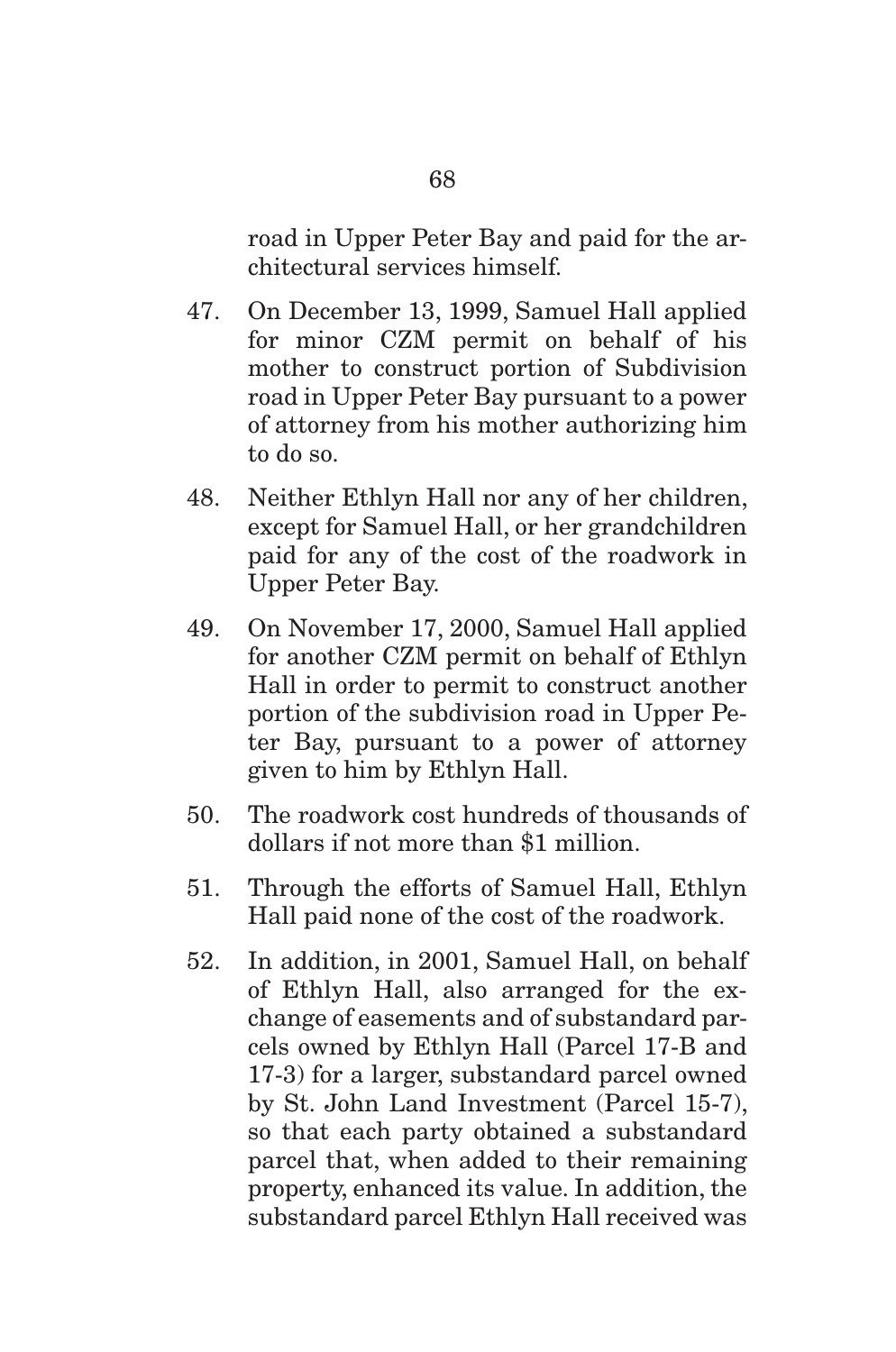road in Upper Peter Bay and paid for the architectural services himself.

47. On December 13, 1999, Samuel Hall applied for minor CZM permit on behalf of his mother to construct portion of Subdivision road in Upper Peter Bay pursuant to a power of attorney from his mother authorizing him to do so.

48. Neither Ethlyn Hall nor any of her children, except for Samuel Hall, or her grandchildren paid for any of the cost of the roadwork in Upper Peter Bay.

49. On November 17, 2000, Samuel Hall applied for another CZM permit on behalf of Ethlyn Hall in order to permit to construct another portion of the subdivision road in Upper Peter Bay, pursuant to a power of attorney given to him by Ethlyn Hall.

50. The roadwork cost hundreds of thousands of dollars if not more than $1 million.

51. Through the efforts of Samuel Hall, Ethlyn Hall paid none of the cost of the roadwork.

52. In addition, in 2001, Samuel Hall, on behalf of Ethlyn Hall, also arranged for the exchange of easements and of substandard parcels owned by Ethlyn Hall (Parcel 17-B and 17-3) for a larger, substandard parcel owned by St. John Land Investment (Parcel 15-7), so that each party obtained a substandard parcel that, when added to their remaining property, enhanced its value. In addition, the substandard parcel Ethlyn Hall received was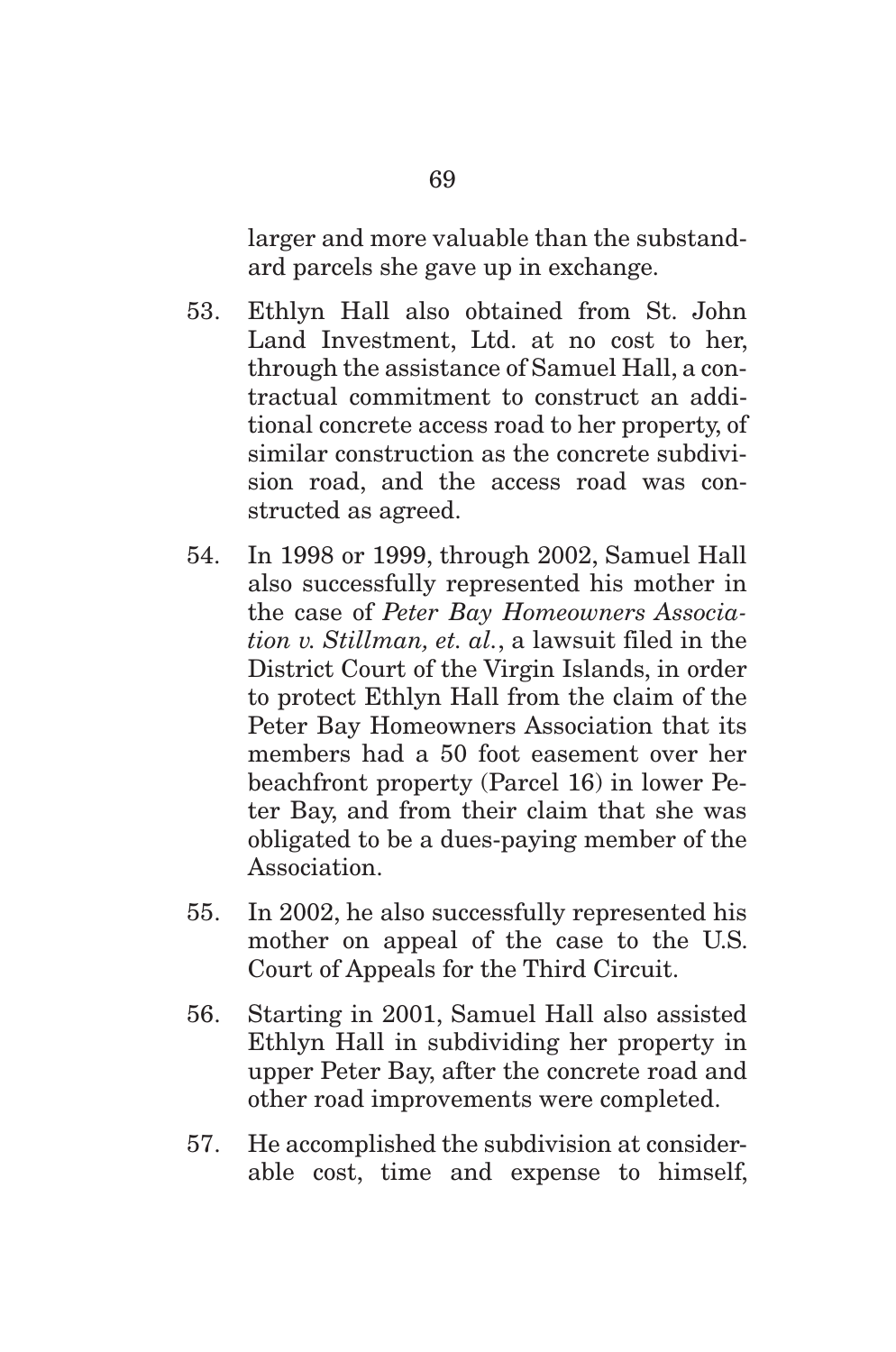larger and more valuable than the substandard parcels she gave up in exchange.

53. Ethlyn Hall also obtained from St. John Land Investment, Ltd. at no cost to her, through the assistance of Samuel Hall, a contractual commitment to construct an additional concrete access road to her property, of similar construction as the concrete subdivision road, and the access road was constructed as agreed.

54. In 1998 or 1999, through 2002, Samuel Hall also successfully represented his mother in the case of *Peter Bay Homeowners Association v. Stillman, et. al.*, a lawsuit filed in the District Court of the Virgin Islands, in order to protect Ethlyn Hall from the claim of the Peter Bay Homeowners Association that its members had a 50 foot easement over her beachfront property (Parcel 16) in lower Peter Bay, and from their claim that she was obligated to be a dues-paying member of the Association.

55. In 2002, he also successfully represented his mother on appeal of the case to the U.S. Court of Appeals for the Third Circuit.

56. Starting in 2001, Samuel Hall also assisted Ethlyn Hall in subdividing her property in upper Peter Bay, after the concrete road and other road improvements were completed.

57. He accomplished the subdivision at considerable cost, time and expense to himself,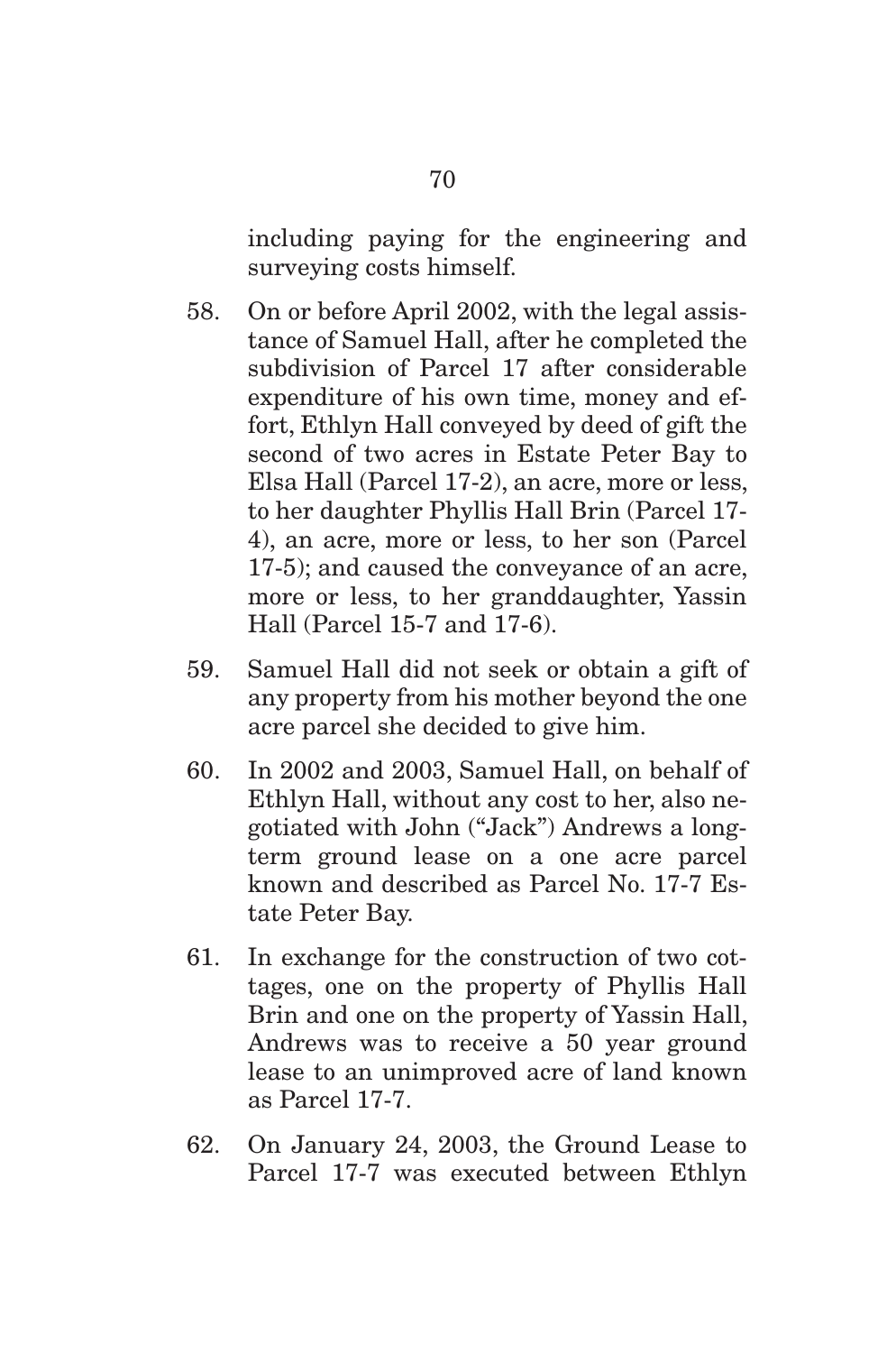including paying for the engineering and surveying costs himself.

58. On or before April 2002, with the legal assistance of Samuel Hall, after he completed the subdivision of Parcel 17 after considerable expenditure of his own time, money and effort, Ethlyn Hall conveyed by deed of gift the second of two acres in Estate Peter Bay to Elsa Hall (Parcel 17-2), an acre, more or less, to her daughter Phyllis Hall Brin (Parcel 17-4), an acre, more or less, to her son (Parcel 17-5); and caused the conveyance of an acre, more or less, to her granddaughter, Yassin Hall (Parcel 15-7 and 17-6).

59. Samuel Hall did not seek or obtain a gift of any property from his mother beyond the one acre parcel she decided to give him.

60. In 2002 and 2003, Samuel Hall, on behalf of Ethlyn Hall, without any cost to her, also negotiated with John ("Jack") Andrews a long-term ground lease on a one acre parcel known and described as Parcel No. 17-7 Estate Peter Bay.

61. In exchange for the construction of two cottages, one on the property of Phyllis Hall Brin and one on the property of Yassin Hall, Andrews was to receive a 50 year ground lease to an unimproved acre of land known as Parcel 17-7.

62. On January 24, 2003, the Ground Lease to Parcel 17-7 was executed between Ethlyn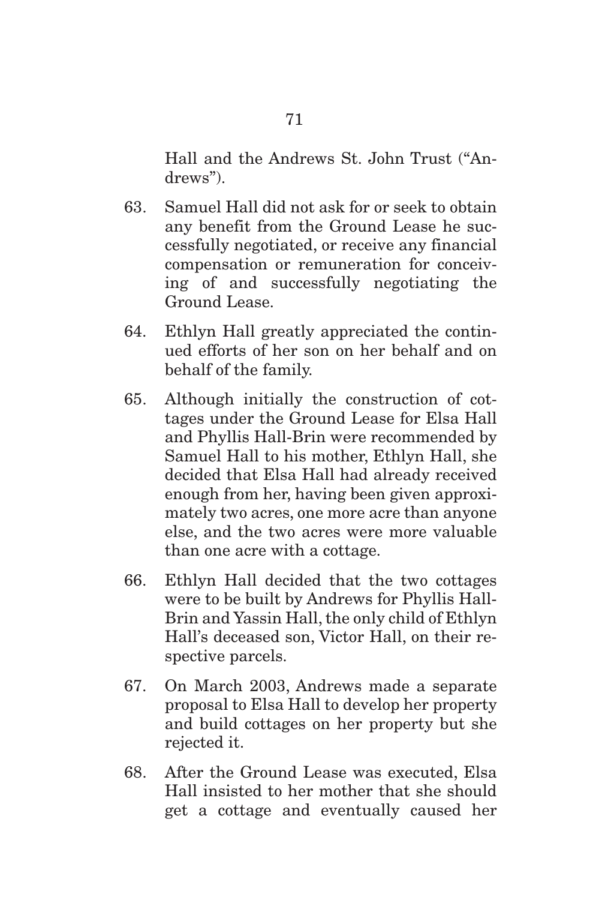Hall and the Andrews St. John Trust ("Andrews").

63. Samuel Hall did not ask for or seek to obtain any benefit from the Ground Lease he successfully negotiated, or receive any financial compensation or remuneration for conceiving of and successfully negotiating the Ground Lease.

64. Ethlyn Hall greatly appreciated the continued efforts of her son on her behalf and on behalf of the family.

65. Although initially the construction of cottages under the Ground Lease for Elsa Hall and Phyllis Hall-Brin were recommended by Samuel Hall to his mother, Ethlyn Hall, she decided that Elsa Hall had already received enough from her, having been given approximately two acres, one more acre than anyone else, and the two acres were more valuable than one acre with a cottage.

66. Ethlyn Hall decided that the two cottages were to be built by Andrews for Phyllis Hall-Brin and Yassin Hall, the only child of Ethlyn Hall's deceased son, Victor Hall, on their respective parcels.

67. On March 2003, Andrews made a separate proposal to Elsa Hall to develop her property and build cottages on her property but she rejected it.

68. After the Ground Lease was executed, Elsa Hall insisted to her mother that she should get a cottage and eventually caused her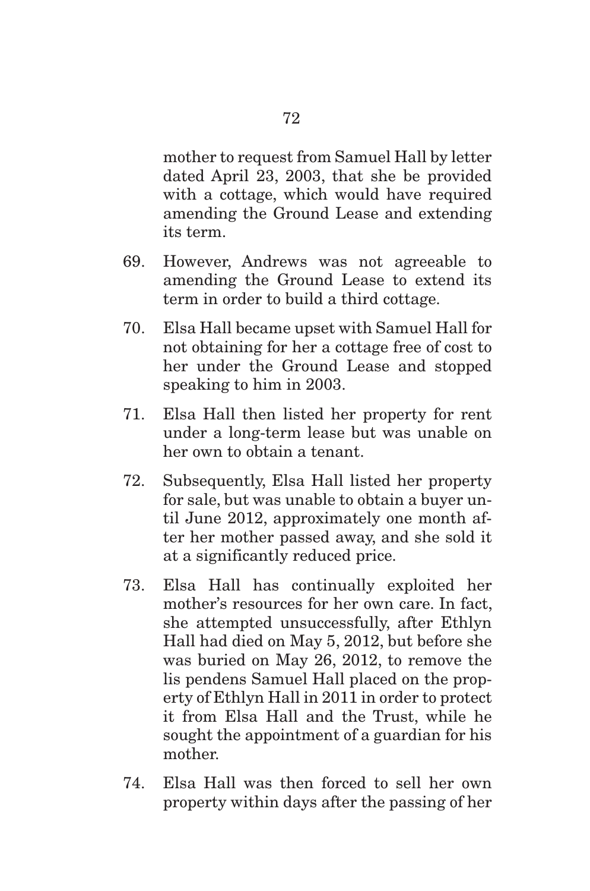mother to request from Samuel Hall by letter dated April 23, 2003, that she be provided with a cottage, which would have required amending the Ground Lease and extending its term.

69. However, Andrews was not agreeable to amending the Ground Lease to extend its term in order to build a third cottage.

70. Elsa Hall became upset with Samuel Hall for not obtaining for her a cottage free of cost to her under the Ground Lease and stopped speaking to him in 2003.

71. Elsa Hall then listed her property for rent under a long-term lease but was unable on her own to obtain a tenant.

72. Subsequently, Elsa Hall listed her property for sale, but was unable to obtain a buyer until June 2012, approximately one month after her mother passed away, and she sold it at a significantly reduced price.

73. Elsa Hall has continually exploited her mother's resources for her own care. In fact, she attempted unsuccessfully, after Ethlyn Hall had died on May 5, 2012, but before she was buried on May 26, 2012, to remove the lis pendens Samuel Hall placed on the property of Ethlyn Hall in 2011 in order to protect it from Elsa Hall and the Trust, while he sought the appointment of a guardian for his mother.

74. Elsa Hall was then forced to sell her own property within days after the passing of her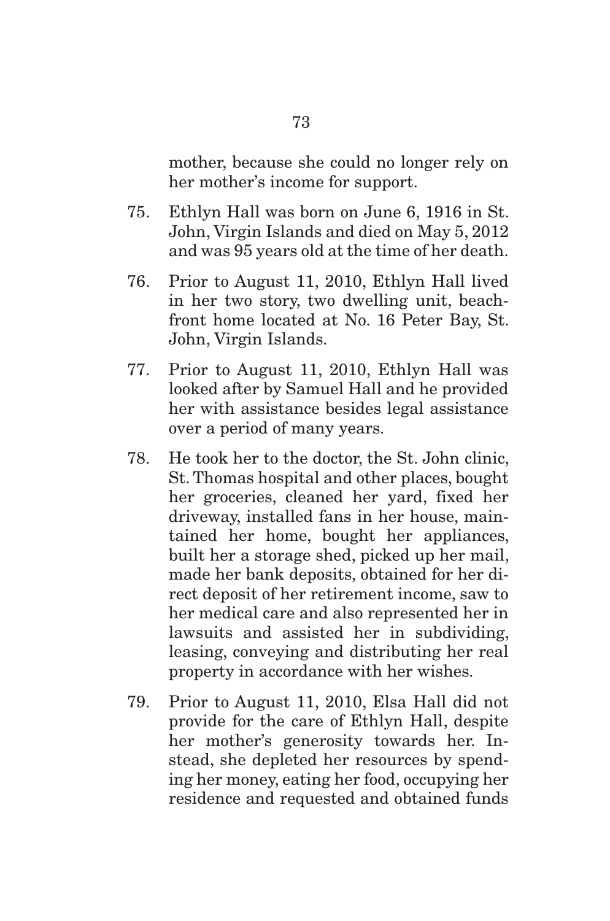mother, because she could no longer rely on her mother's income for support.

75. Ethlyn Hall was born on June 6, 1916 in St. John, Virgin Islands and died on May 5, 2012 and was 95 years old at the time of her death.

76. Prior to August 11, 2010, Ethlyn Hall lived in her two story, two dwelling unit, beachfront home located at No. 16 Peter Bay, St. John, Virgin Islands.

77. Prior to August 11, 2010, Ethlyn Hall was looked after by Samuel Hall and he provided her with assistance besides legal assistance over a period of many years.

78. He took her to the doctor, the St. John clinic, St. Thomas hospital and other places, bought her groceries, cleaned her yard, fixed her driveway, installed fans in her house, maintained her home, bought her appliances, built her a storage shed, picked up her mail, made her bank deposits, obtained for her direct deposit of her retirement income, saw to her medical care and also represented her in lawsuits and assisted her in subdividing, leasing, conveying and distributing her real property in accordance with her wishes.

79. Prior to August 11, 2010, Elsa Hall did not provide for the care of Ethlyn Hall, despite her mother's generosity towards her. Instead, she depleted her resources by spending her money, eating her food, occupying her residence and requested and obtained funds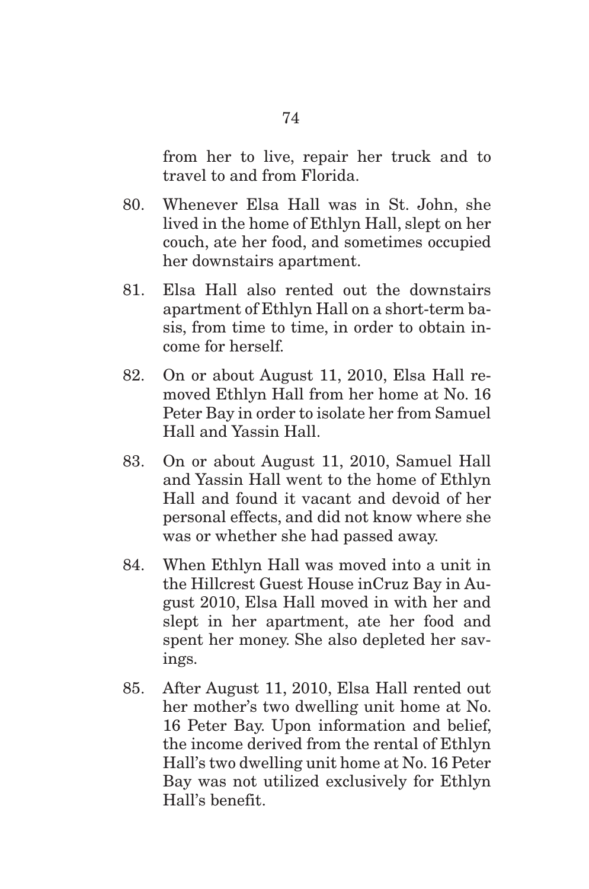from her to live, repair her truck and to travel to and from Florida.

80. Whenever Elsa Hall was in St. John, she lived in the home of Ethlyn Hall, slept on her couch, ate her food, and sometimes occupied her downstairs apartment.

81. Elsa Hall also rented out the downstairs apartment of Ethlyn Hall on a short-term basis, from time to time, in order to obtain income for herself.

82. On or about August 11, 2010, Elsa Hall removed Ethlyn Hall from her home at No. 16 Peter Bay in order to isolate her from Samuel Hall and Yassin Hall.

83. On or about August 11, 2010, Samuel Hall and Yassin Hall went to the home of Ethlyn Hall and found it vacant and devoid of her personal effects, and did not know where she was or whether she had passed away.

84. When Ethlyn Hall was moved into a unit in the Hillcrest Guest House inCruz Bay in August 2010, Elsa Hall moved in with her and slept in her apartment, ate her food and spent her money. She also depleted her savings.

85. After August 11, 2010, Elsa Hall rented out her mother's two dwelling unit home at No. 16 Peter Bay. Upon information and belief, the income derived from the rental of Ethlyn Hall's two dwelling unit home at No. 16 Peter Bay was not utilized exclusively for Ethlyn Hall's benefit.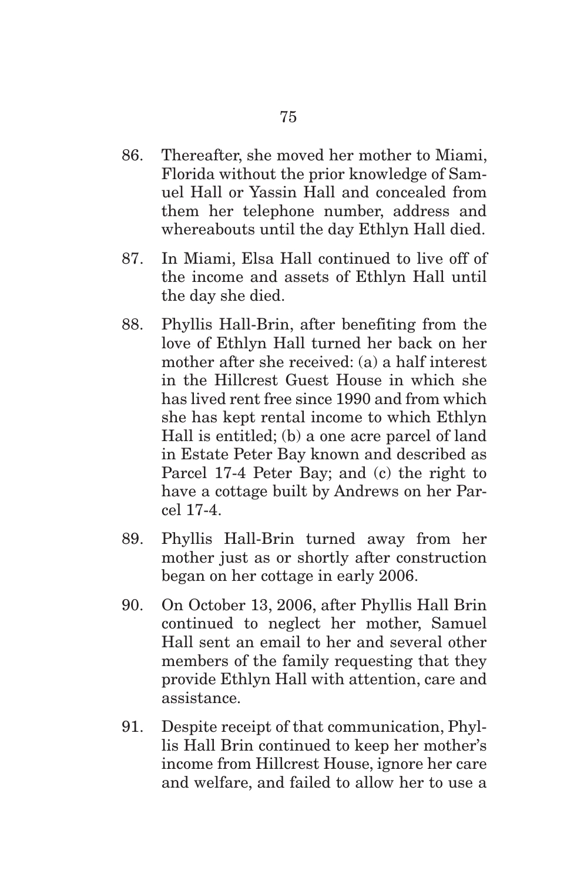86. Thereafter, she moved her mother to Miami, Florida without the prior knowledge of Samuel Hall or Yassin Hall and concealed from them her telephone number, address and whereabouts until the day Ethlyn Hall died.

87. In Miami, Elsa Hall continued to live off of the income and assets of Ethlyn Hall until the day she died.

88. Phyllis Hall-Brin, after benefiting from the love of Ethlyn Hall turned her back on her mother after she received: (a) a half interest in the Hillcrest Guest House in which she has lived rent free since 1990 and from which she has kept rental income to which Ethlyn Hall is entitled; (b) a one acre parcel of land in Estate Peter Bay known and described as Parcel 17-4 Peter Bay; and (c) the right to have a cottage built by Andrews on her Parcel 17-4.

89. Phyllis Hall-Brin turned away from her mother just as or shortly after construction began on her cottage in early 2006.

90. On October 13, 2006, after Phyllis Hall Brin continued to neglect her mother, Samuel Hall sent an email to her and several other members of the family requesting that they provide Ethlyn Hall with attention, care and assistance.

91. Despite receipt of that communication, Phyllis Hall Brin continued to keep her mother's income from Hillcrest House, ignore her care and welfare, and failed to allow her to use a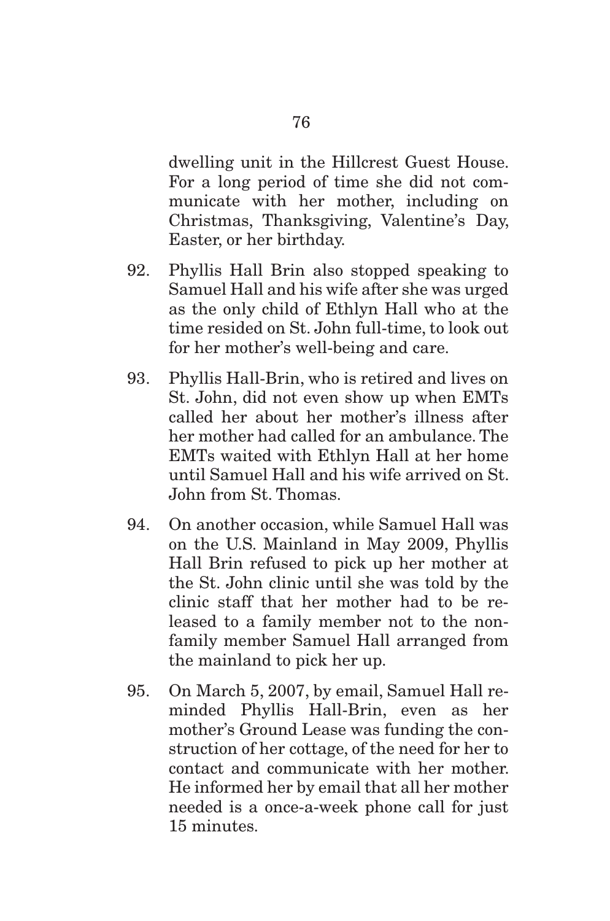dwelling unit in the Hillcrest Guest House. For a long period of time she did not communicate with her mother, including on Christmas, Thanksgiving, Valentine's Day, Easter, or her birthday.

92. Phyllis Hall Brin also stopped speaking to Samuel Hall and his wife after she was urged as the only child of Ethlyn Hall who at the time resided on St. John full-time, to look out for her mother's well-being and care.

93. Phyllis Hall-Brin, who is retired and lives on St. John, did not even show up when EMTs called her about her mother's illness after her mother had called for an ambulance. The EMTs waited with Ethlyn Hall at her home until Samuel Hall and his wife arrived on St. John from St. Thomas.

94. On another occasion, while Samuel Hall was on the U.S. Mainland in May 2009, Phyllis Hall Brin refused to pick up her mother at the St. John clinic until she was told by the clinic staff that her mother had to be released to a family member not to the non-family member Samuel Hall arranged from the mainland to pick her up.

95. On March 5, 2007, by email, Samuel Hall reminded Phyllis Hall-Brin, even as her mother's Ground Lease was funding the construction of her cottage, of the need for her to contact and communicate with her mother. He informed her by email that all her mother needed is a once-a-week phone call for just 15 minutes.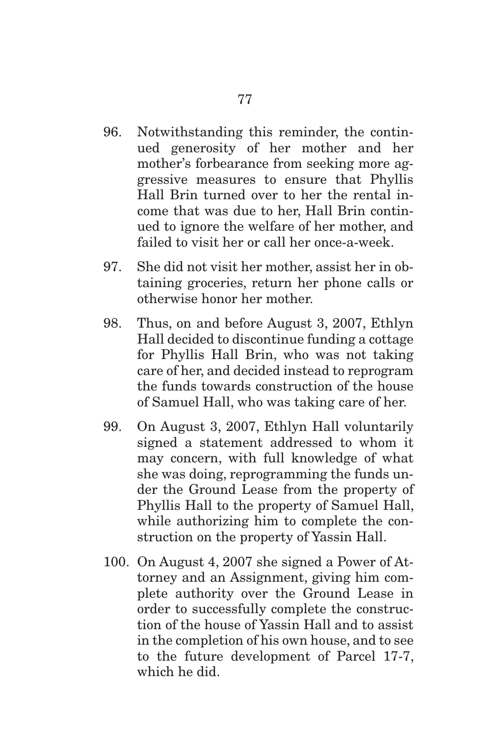96. Notwithstanding this reminder, the continued generosity of her mother and her mother's forbearance from seeking more aggressive measures to ensure that Phyllis Hall Brin turned over to her the rental income that was due to her, Hall Brin continued to ignore the welfare of her mother, and failed to visit her or call her once-a-week.

97. She did not visit her mother, assist her in obtaining groceries, return her phone calls or otherwise honor her mother.

98. Thus, on and before August 3, 2007, Ethlyn Hall decided to discontinue funding a cottage for Phyllis Hall Brin, who was not taking care of her, and decided instead to reprogram the funds towards construction of the house of Samuel Hall, who was taking care of her.

99. On August 3, 2007, Ethlyn Hall voluntarily signed a statement addressed to whom it may concern, with full knowledge of what she was doing, reprogramming the funds under the Ground Lease from the property of Phyllis Hall to the property of Samuel Hall, while authorizing him to complete the construction on the property of Yassin Hall.

100. On August 4, 2007 she signed a Power of Attorney and an Assignment, giving him complete authority over the Ground Lease in order to successfully complete the construction of the house of Yassin Hall and to assist in the completion of his own house, and to see to the future development of Parcel 17-7, which he did.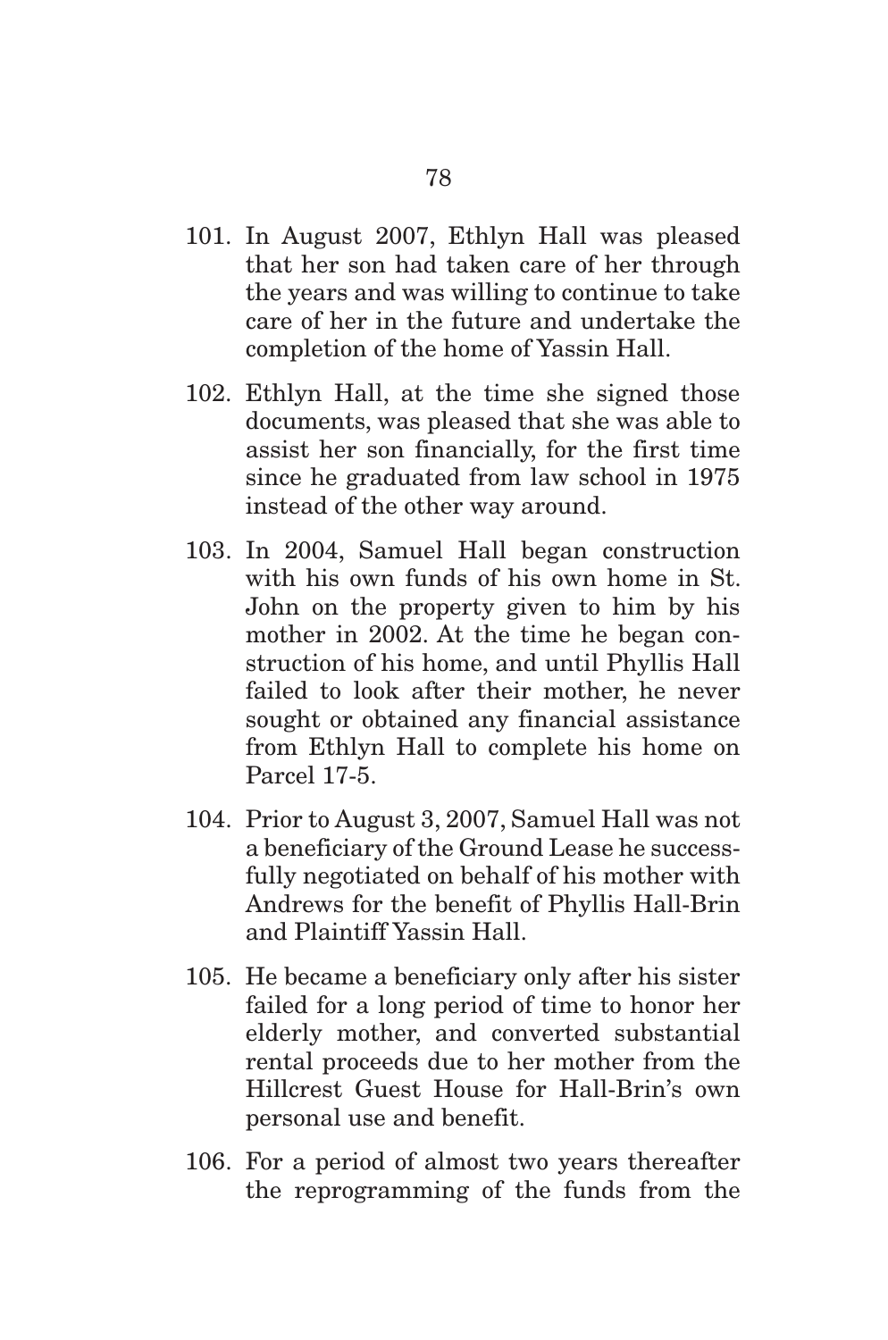101. In August 2007, Ethlyn Hall was pleased that her son had taken care of her through the years and was willing to continue to take care of her in the future and undertake the completion of the home of Yassin Hall.

102. Ethlyn Hall, at the time she signed those documents, was pleased that she was able to assist her son financially, for the first time since he graduated from law school in 1975 instead of the other way around.

103. In 2004, Samuel Hall began construction with his own funds of his own home in St. John on the property given to him by his mother in 2002. At the time he began construction of his home, and until Phyllis Hall failed to look after their mother, he never sought or obtained any financial assistance from Ethlyn Hall to complete his home on Parcel 17-5.

104. Prior to August 3, 2007, Samuel Hall was not a beneficiary of the Ground Lease he successfully negotiated on behalf of his mother with Andrews for the benefit of Phyllis Hall-Brin and Plaintiff Yassin Hall.

105. He became a beneficiary only after his sister failed for a long period of time to honor her elderly mother, and converted substantial rental proceeds due to her mother from the Hillcrest Guest House for Hall-Brin's own personal use and benefit.

106. For a period of almost two years thereafter the reprogramming of the funds from the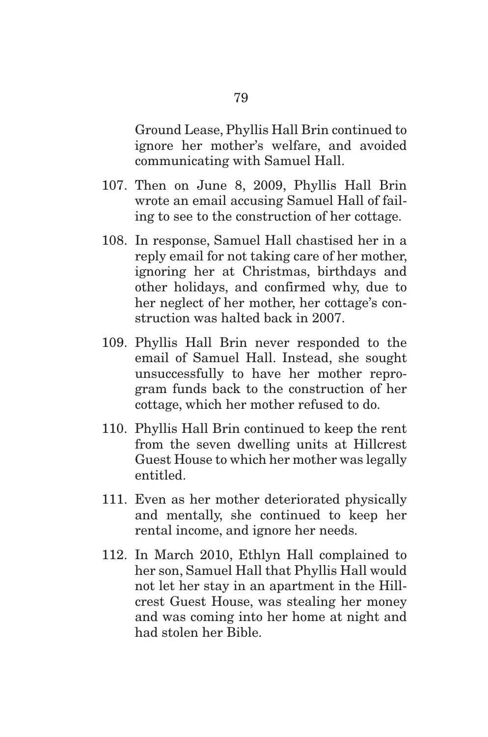Ground Lease, Phyllis Hall Brin continued to ignore her mother's welfare, and avoided communicating with Samuel Hall.

107. Then on June 8, 2009, Phyllis Hall Brin wrote an email accusing Samuel Hall of failing to see to the construction of her cottage.

108. In response, Samuel Hall chastised her in a reply email for not taking care of her mother, ignoring her at Christmas, birthdays and other holidays, and confirmed why, due to her neglect of her mother, her cottage's construction was halted back in 2007.

109. Phyllis Hall Brin never responded to the email of Samuel Hall. Instead, she sought unsuccessfully to have her mother reprogram funds back to the construction of her cottage, which her mother refused to do.

110. Phyllis Hall Brin continued to keep the rent from the seven dwelling units at Hillcrest Guest House to which her mother was legally entitled.

111. Even as her mother deteriorated physically and mentally, she continued to keep her rental income, and ignore her needs.

112. In March 2010, Ethlyn Hall complained to her son, Samuel Hall that Phyllis Hall would not let her stay in an apartment in the Hillcrest Guest House, was stealing her money and was coming into her home at night and had stolen her Bible.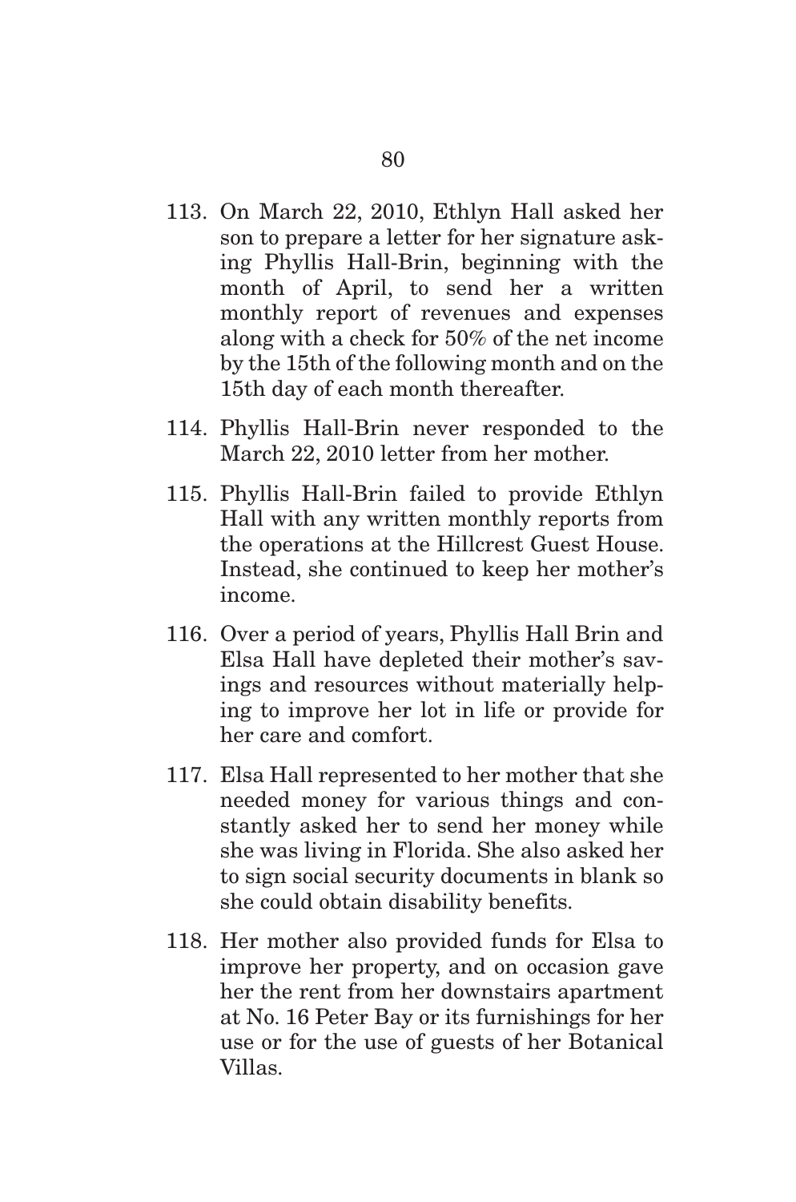113. On March 22, 2010, Ethlyn Hall asked her son to prepare a letter for her signature asking Phyllis Hall-Brin, beginning with the month of April, to send her a written monthly report of revenues and expenses along with a check for 50% of the net income by the 15th of the following month and on the 15th day of each month thereafter.

114. Phyllis Hall-Brin never responded to the March 22, 2010 letter from her mother.

115. Phyllis Hall-Brin failed to provide Ethlyn Hall with any written monthly reports from the operations at the Hillcrest Guest House. Instead, she continued to keep her mother's income.

116. Over a period of years, Phyllis Hall Brin and Elsa Hall have depleted their mother's savings and resources without materially helping to improve her lot in life or provide for her care and comfort.

117. Elsa Hall represented to her mother that she needed money for various things and constantly asked her to send her money while she was living in Florida. She also asked her to sign social security documents in blank so she could obtain disability benefits.

118. Her mother also provided funds for Elsa to improve her property, and on occasion gave her the rent from her downstairs apartment at No. 16 Peter Bay or its furnishings for her use or for the use of guests of her Botanical Villas.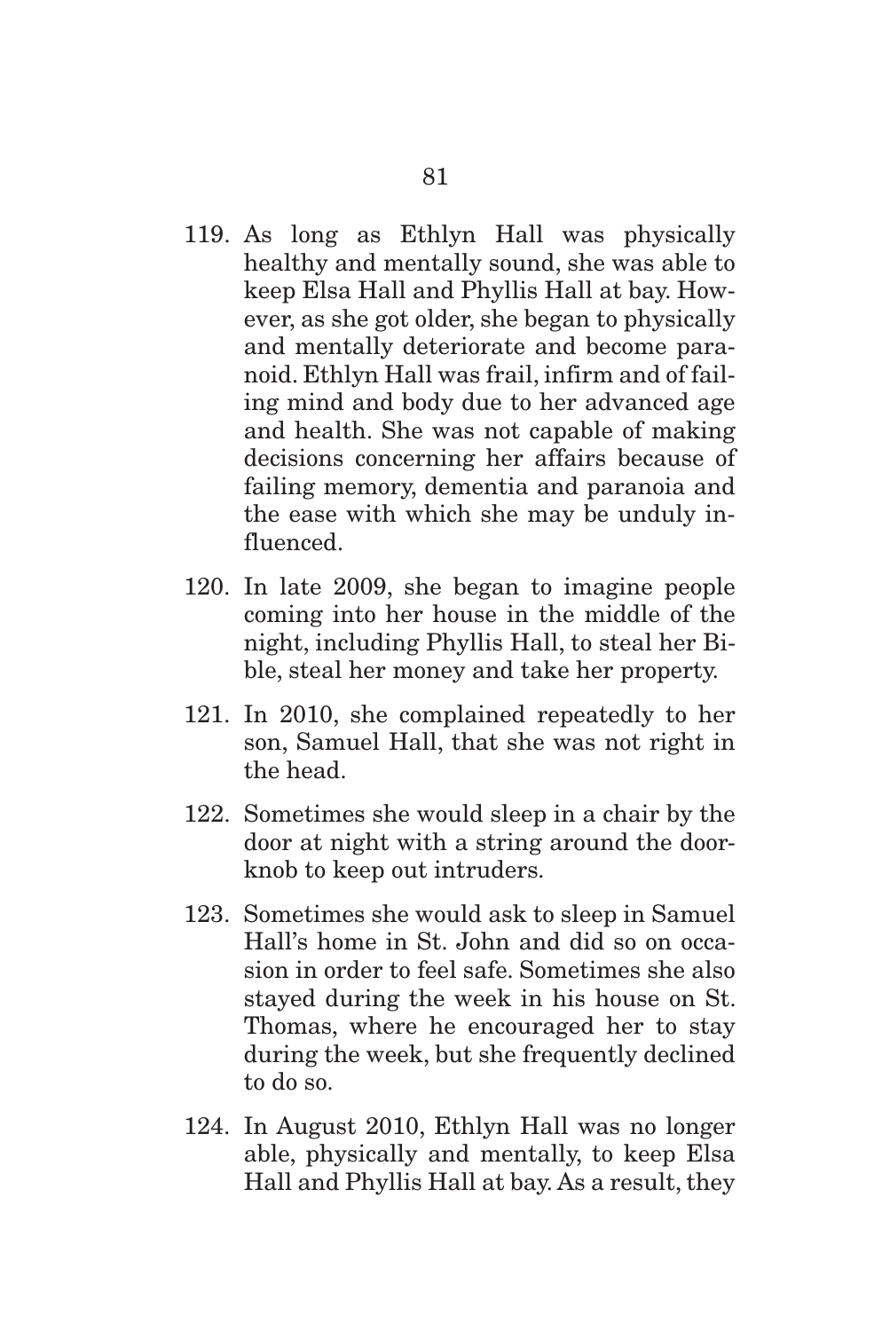119. As long as Ethlyn Hall was physically healthy and mentally sound, she was able to keep Elsa Hall and Phyllis Hall at bay. However, as she got older, she began to physically and mentally deteriorate and become paranoid. Ethlyn Hall was frail, infirm and of failing mind and body due to her advanced age and health. She was not capable of making decisions concerning her affairs because of failing memory, dementia and paranoia and the ease with which she may be unduly influenced.

120. In late 2009, she began to imagine people coming into her house in the middle of the night, including Phyllis Hall, to steal her Bible, steal her money and take her property.

121. In 2010, she complained repeatedly to her son, Samuel Hall, that she was not right in the head.

122. Sometimes she would sleep in a chair by the door at night with a string around the doorknob to keep out intruders.

123. Sometimes she would ask to sleep in Samuel Hall's home in St. John and did so on occasion in order to feel safe. Sometimes she also stayed during the week in his house on St. Thomas, where he encouraged her to stay during the week, but she frequently declined to do so.

124. In August 2010, Ethlyn Hall was no longer able, physically and mentally, to keep Elsa Hall and Phyllis Hall at bay. As a result, they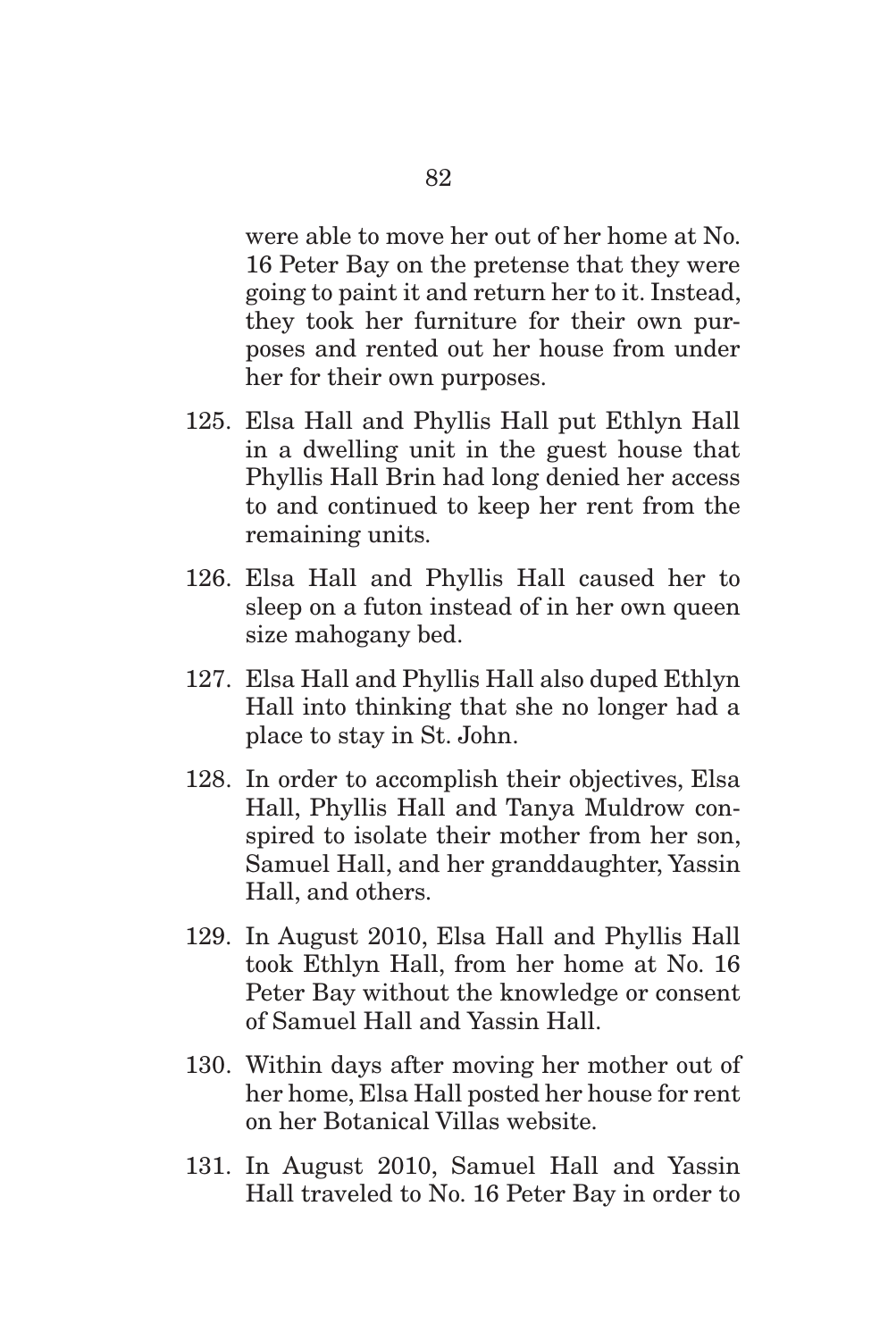were able to move her out of her home at No. 16 Peter Bay on the pretense that they were going to paint it and return her to it. Instead, they took her furniture for their own purposes and rented out her house from under her for their own purposes.

125. Elsa Hall and Phyllis Hall put Ethlyn Hall in a dwelling unit in the guest house that Phyllis Hall Brin had long denied her access to and continued to keep her rent from the remaining units.

126. Elsa Hall and Phyllis Hall caused her to sleep on a futon instead of in her own queen size mahogany bed.

127. Elsa Hall and Phyllis Hall also duped Ethlyn Hall into thinking that she no longer had a place to stay in St. John.

128. In order to accomplish their objectives, Elsa Hall, Phyllis Hall and Tanya Muldrow conspired to isolate their mother from her son, Samuel Hall, and her granddaughter, Yassin Hall, and others.

129. In August 2010, Elsa Hall and Phyllis Hall took Ethlyn Hall, from her home at No. 16 Peter Bay without the knowledge or consent of Samuel Hall and Yassin Hall.

130. Within days after moving her mother out of her home, Elsa Hall posted her house for rent on her Botanical Villas website.

131. In August 2010, Samuel Hall and Yassin Hall traveled to No. 16 Peter Bay in order to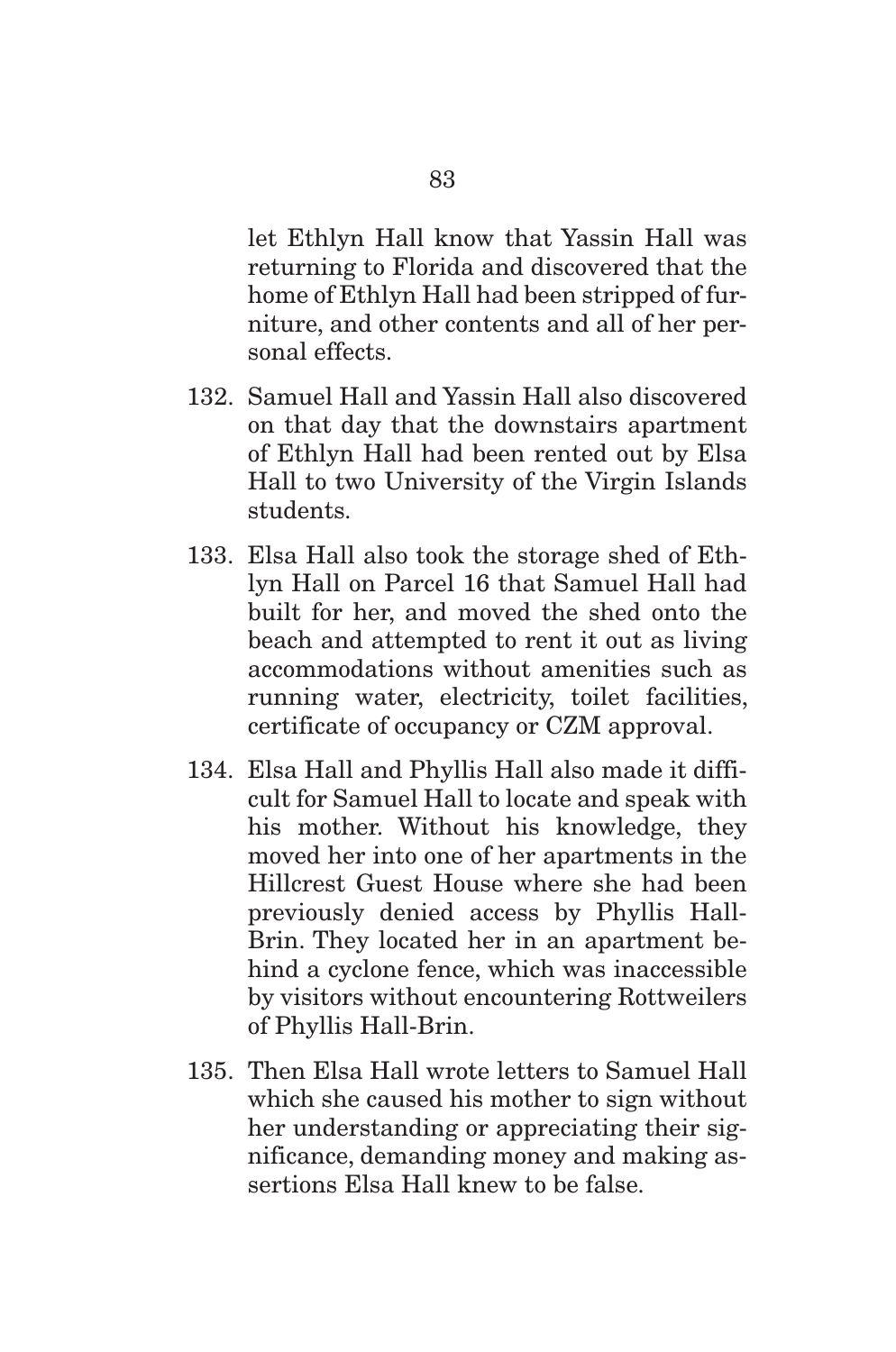let Ethlyn Hall know that Yassin Hall was returning to Florida and discovered that the home of Ethlyn Hall had been stripped of furniture, and other contents and all of her personal effects.

132. Samuel Hall and Yassin Hall also discovered on that day that the downstairs apartment of Ethlyn Hall had been rented out by Elsa Hall to two University of the Virgin Islands students.

133. Elsa Hall also took the storage shed of Ethlyn Hall on Parcel 16 that Samuel Hall had built for her, and moved the shed onto the beach and attempted to rent it out as living accommodations without amenities such as running water, electricity, toilet facilities, certificate of occupancy or CZM approval.

134. Elsa Hall and Phyllis Hall also made it difficult for Samuel Hall to locate and speak with his mother. Without his knowledge, they moved her into one of her apartments in the Hillcrest Guest House where she had been previously denied access by Phyllis Hall-Brin. They located her in an apartment behind a cyclone fence, which was inaccessible by visitors without encountering Rottweilers of Phyllis Hall-Brin.

135. Then Elsa Hall wrote letters to Samuel Hall which she caused his mother to sign without her understanding or appreciating their significance, demanding money and making assertions Elsa Hall knew to be false.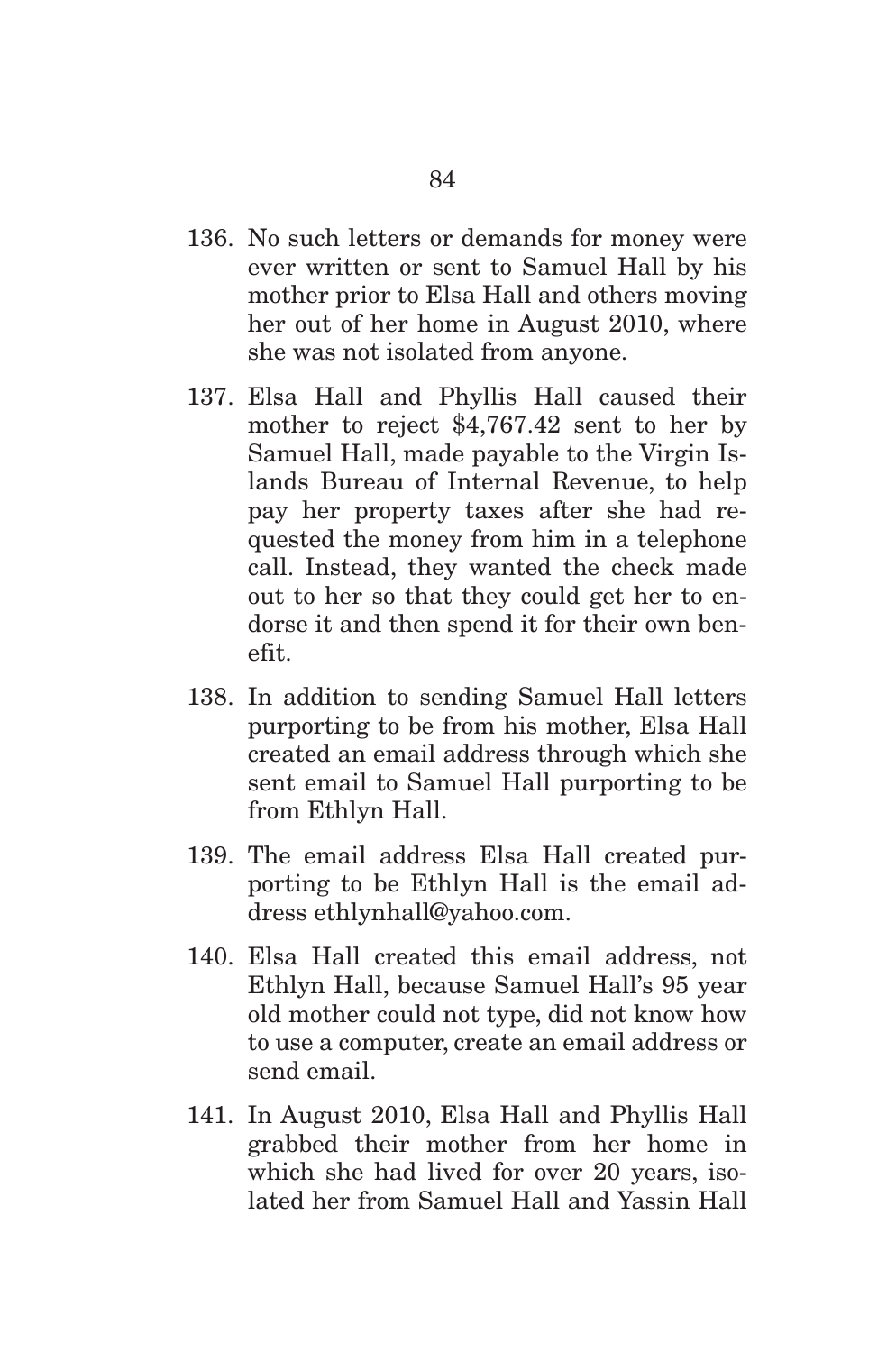136. No such letters or demands for money were ever written or sent to Samuel Hall by his mother prior to Elsa Hall and others moving her out of her home in August 2010, where she was not isolated from anyone.

137. Elsa Hall and Phyllis Hall caused their mother to reject $4,767.42 sent to her by Samuel Hall, made payable to the Virgin Islands Bureau of Internal Revenue, to help pay her property taxes after she had requested the money from him in a telephone call. Instead, they wanted the check made out to her so that they could get her to endorse it and then spend it for their own benefit.

138. In addition to sending Samuel Hall letters purporting to be from his mother, Elsa Hall created an email address through which she sent email to Samuel Hall purporting to be from Ethlyn Hall.

139. The email address Elsa Hall created purporting to be Ethlyn Hall is the email address ethlynhall@yahoo.com.

140. Elsa Hall created this email address, not Ethlyn Hall, because Samuel Hall's 95 year old mother could not type, did not know how to use a computer, create an email address or send email.

141. In August 2010, Elsa Hall and Phyllis Hall grabbed their mother from her home in which she had lived for over 20 years, isolated her from Samuel Hall and Yassin Hall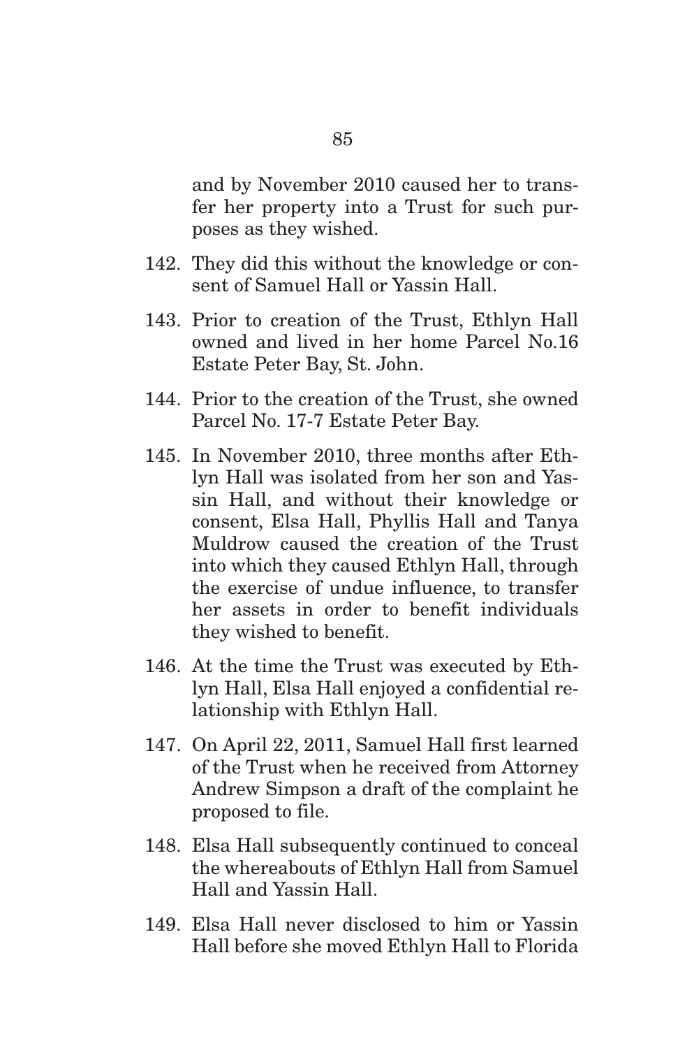and by November 2010 caused her to transfer her property into a Trust for such purposes as they wished.

142. They did this without the knowledge or consent of Samuel Hall or Yassin Hall.

143. Prior to creation of the Trust, Ethlyn Hall owned and lived in her home Parcel No.16 Estate Peter Bay, St. John.

144. Prior to the creation of the Trust, she owned Parcel No. 17-7 Estate Peter Bay.

145. In November 2010, three months after Ethlyn Hall was isolated from her son and Yassin Hall, and without their knowledge or consent, Elsa Hall, Phyllis Hall and Tanya Muldrow caused the creation of the Trust into which they caused Ethlyn Hall, through the exercise of undue influence, to transfer her assets in order to benefit individuals they wished to benefit.

146. At the time the Trust was executed by Ethlyn Hall, Elsa Hall enjoyed a confidential relationship with Ethlyn Hall.

147. On April 22, 2011, Samuel Hall first learned of the Trust when he received from Attorney Andrew Simpson a draft of the complaint he proposed to file.

148. Elsa Hall subsequently continued to conceal the whereabouts of Ethlyn Hall from Samuel Hall and Yassin Hall.

149. Elsa Hall never disclosed to him or Yassin Hall before she moved Ethlyn Hall to Florida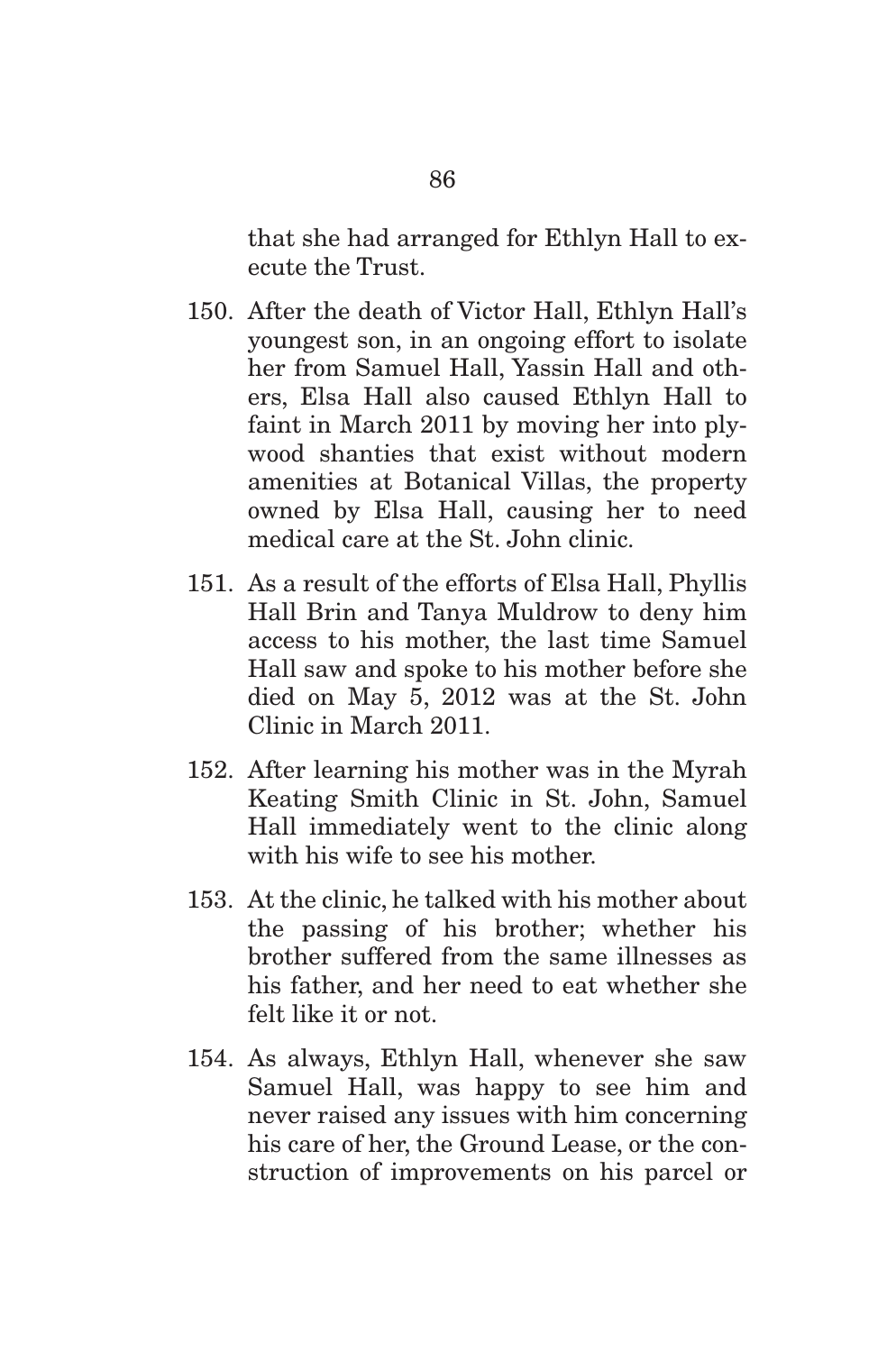that she had arranged for Ethlyn Hall to execute the Trust.

150. After the death of Victor Hall, Ethlyn Hall's youngest son, in an ongoing effort to isolate her from Samuel Hall, Yassin Hall and others, Elsa Hall also caused Ethlyn Hall to faint in March 2011 by moving her into plywood shanties that exist without modern amenities at Botanical Villas, the property owned by Elsa Hall, causing her to need medical care at the St. John clinic.

151. As a result of the efforts of Elsa Hall, Phyllis Hall Brin and Tanya Muldrow to deny him access to his mother, the last time Samuel Hall saw and spoke to his mother before she died on May 5, 2012 was at the St. John Clinic in March 2011.

152. After learning his mother was in the Myrah Keating Smith Clinic in St. John, Samuel Hall immediately went to the clinic along with his wife to see his mother.

153. At the clinic, he talked with his mother about the passing of his brother; whether his brother suffered from the same illnesses as his father, and her need to eat whether she felt like it or not.

154. As always, Ethlyn Hall, whenever she saw Samuel Hall, was happy to see him and never raised any issues with him concerning his care of her, the Ground Lease, or the construction of improvements on his parcel or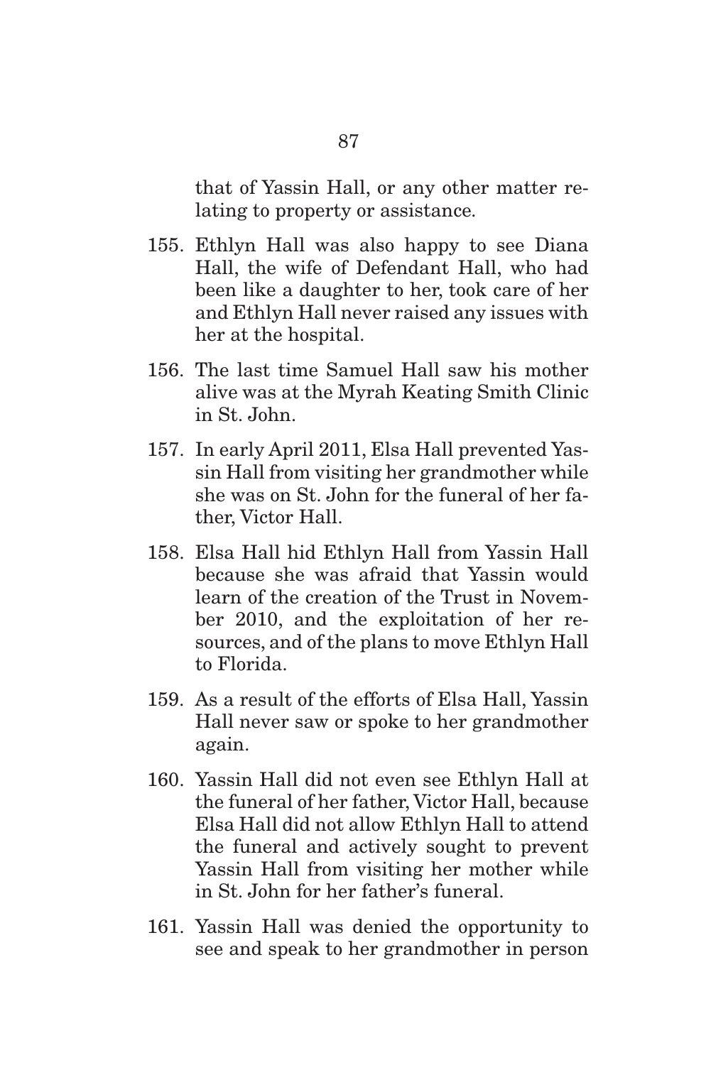that of Yassin Hall, or any other matter relating to property or assistance.

155. Ethlyn Hall was also happy to see Diana Hall, the wife of Defendant Hall, who had been like a daughter to her, took care of her and Ethlyn Hall never raised any issues with her at the hospital.

156. The last time Samuel Hall saw his mother alive was at the Myrah Keating Smith Clinic in St. John.

157. In early April 2011, Elsa Hall prevented Yassin Hall from visiting her grandmother while she was on St. John for the funeral of her father, Victor Hall.

158. Elsa Hall hid Ethlyn Hall from Yassin Hall because she was afraid that Yassin would learn of the creation of the Trust in November 2010, and the exploitation of her resources, and of the plans to move Ethlyn Hall to Florida.

159. As a result of the efforts of Elsa Hall, Yassin Hall never saw or spoke to her grandmother again.

160. Yassin Hall did not even see Ethlyn Hall at the funeral of her father, Victor Hall, because Elsa Hall did not allow Ethlyn Hall to attend the funeral and actively sought to prevent Yassin Hall from visiting her mother while in St. John for her father's funeral.

161. Yassin Hall was denied the opportunity to see and speak to her grandmother in person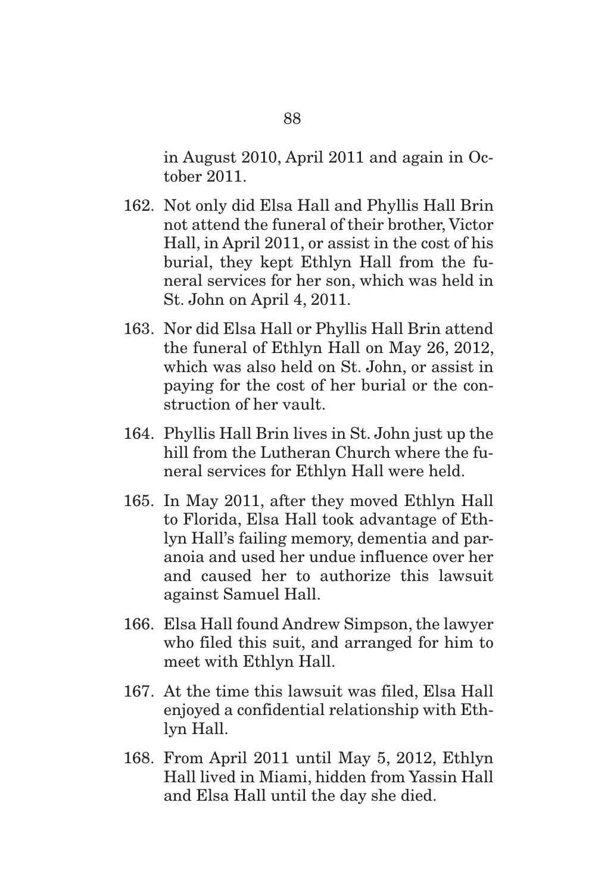in August 2010, April 2011 and again in October 2011.

162. Not only did Elsa Hall and Phyllis Hall Brin not attend the funeral of their brother, Victor Hall, in April 2011, or assist in the cost of his burial, they kept Ethlyn Hall from the funeral services for her son, which was held in St. John on April 4, 2011.

163. Nor did Elsa Hall or Phyllis Hall Brin attend the funeral of Ethlyn Hall on May 26, 2012, which was also held on St. John, or assist in paying for the cost of her burial or the construction of her vault.

164. Phyllis Hall Brin lives in St. John just up the hill from the Lutheran Church where the funeral services for Ethlyn Hall were held.

165. In May 2011, after they moved Ethlyn Hall to Florida, Elsa Hall took advantage of Ethlyn Hall's failing memory, dementia and paranoia and used her undue influence over her and caused her to authorize this lawsuit against Samuel Hall.

166. Elsa Hall found Andrew Simpson, the lawyer who filed this suit, and arranged for him to meet with Ethlyn Hall.

167. At the time this lawsuit was filed, Elsa Hall enjoyed a confidential relationship with Ethlyn Hall.

168. From April 2011 until May 5, 2012, Ethlyn Hall lived in Miami, hidden from Yassin Hall and Elsa Hall until the day she died.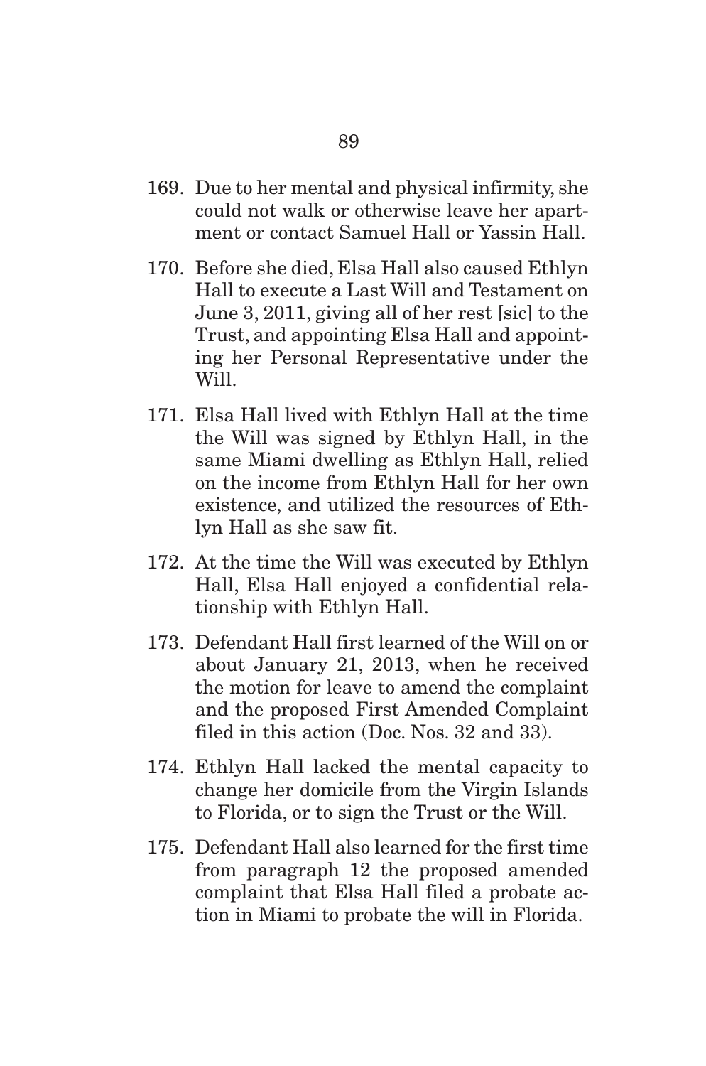169. Due to her mental and physical infirmity, she could not walk or otherwise leave her apartment or contact Samuel Hall or Yassin Hall.

170. Before she died, Elsa Hall also caused Ethlyn Hall to execute a Last Will and Testament on June 3, 2011, giving all of her rest [sic] to the Trust, and appointing Elsa Hall and appointing her Personal Representative under the Will.

171. Elsa Hall lived with Ethlyn Hall at the time the Will was signed by Ethlyn Hall, in the same Miami dwelling as Ethlyn Hall, relied on the income from Ethlyn Hall for her own existence, and utilized the resources of Ethlyn Hall as she saw fit.

172. At the time the Will was executed by Ethlyn Hall, Elsa Hall enjoyed a confidential relationship with Ethlyn Hall.

173. Defendant Hall first learned of the Will on or about January 21, 2013, when he received the motion for leave to amend the complaint and the proposed First Amended Complaint filed in this action (Doc. Nos. 32 and 33).

174. Ethlyn Hall lacked the mental capacity to change her domicile from the Virgin Islands to Florida, or to sign the Trust or the Will.

175. Defendant Hall also learned for the first time from paragraph 12 the proposed amended complaint that Elsa Hall filed a probate action in Miami to probate the will in Florida.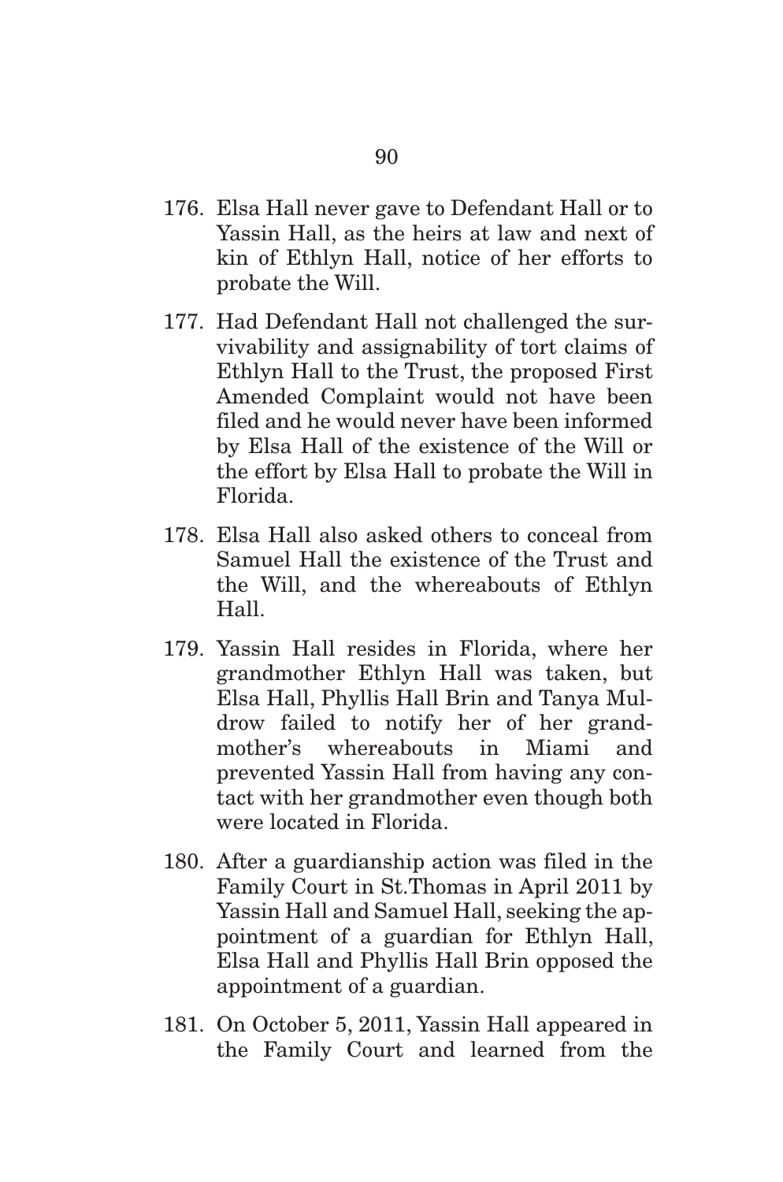176. Elsa Hall never gave to Defendant Hall or to Yassin Hall, as the heirs at law and next of kin of Ethlyn Hall, notice of her efforts to probate the Will.

177. Had Defendant Hall not challenged the survivability and assignability of tort claims of Ethlyn Hall to the Trust, the proposed First Amended Complaint would not have been filed and he would never have been informed by Elsa Hall of the existence of the Will or the effort by Elsa Hall to probate the Will in Florida.

178. Elsa Hall also asked others to conceal from Samuel Hall the existence of the Trust and the Will, and the whereabouts of Ethlyn Hall.

179. Yassin Hall resides in Florida, where her grandmother Ethlyn Hall was taken, but Elsa Hall, Phyllis Hall Brin and Tanya Muldrow failed to notify her of her grandmother's whereabouts in Miami and prevented Yassin Hall from having any contact with her grandmother even though both were located in Florida.

180. After a guardianship action was filed in the Family Court in St.Thomas in April 2011 by Yassin Hall and Samuel Hall, seeking the appointment of a guardian for Ethlyn Hall, Elsa Hall and Phyllis Hall Brin opposed the appointment of a guardian.

181. On October 5, 2011, Yassin Hall appeared in the Family Court and learned from the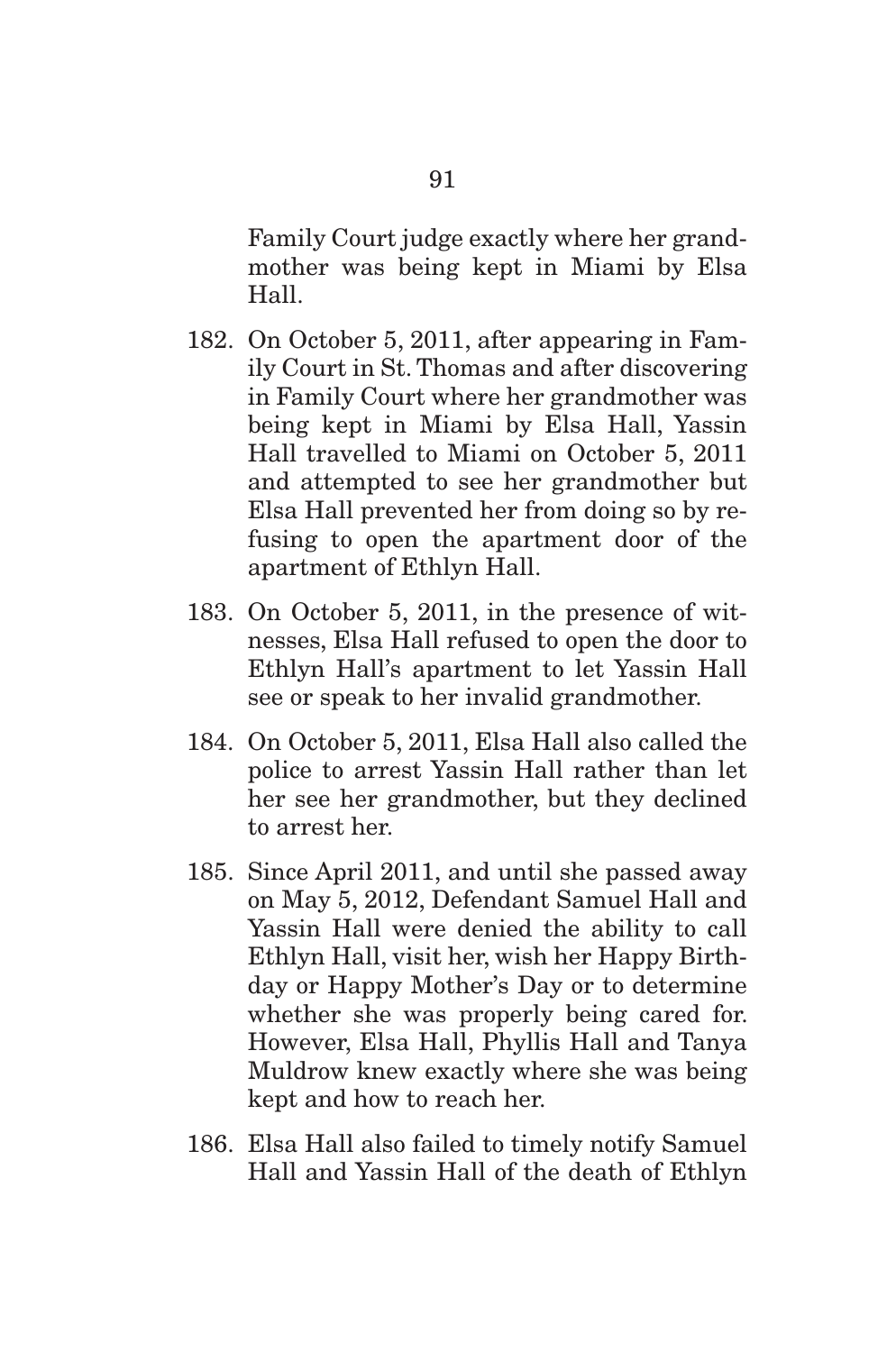Family Court judge exactly where her grandmother was being kept in Miami by Elsa Hall.

182. On October 5, 2011, after appearing in Family Court in St. Thomas and after discovering in Family Court where her grandmother was being kept in Miami by Elsa Hall, Yassin Hall travelled to Miami on October 5, 2011 and attempted to see her grandmother but Elsa Hall prevented her from doing so by refusing to open the apartment door of the apartment of Ethlyn Hall.

183. On October 5, 2011, in the presence of witnesses, Elsa Hall refused to open the door to Ethlyn Hall's apartment to let Yassin Hall see or speak to her invalid grandmother.

184. On October 5, 2011, Elsa Hall also called the police to arrest Yassin Hall rather than let her see her grandmother, but they declined to arrest her.

185. Since April 2011, and until she passed away on May 5, 2012, Defendant Samuel Hall and Yassin Hall were denied the ability to call Ethlyn Hall, visit her, wish her Happy Birthday or Happy Mother's Day or to determine whether she was properly being cared for. However, Elsa Hall, Phyllis Hall and Tanya Muldrow knew exactly where she was being kept and how to reach her.

186. Elsa Hall also failed to timely notify Samuel Hall and Yassin Hall of the death of Ethlyn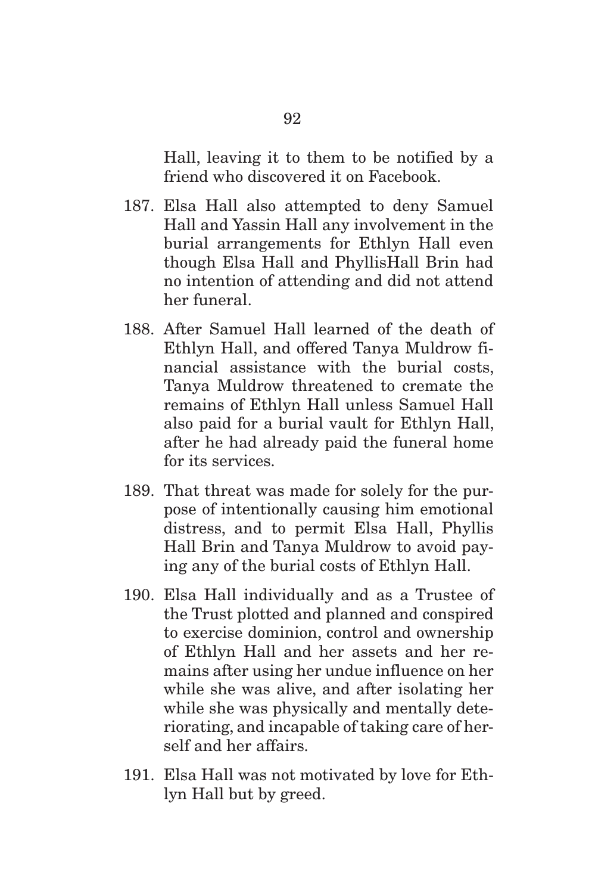Hall, leaving it to them to be notified by a friend who discovered it on Facebook.

187. Elsa Hall also attempted to deny Samuel Hall and Yassin Hall any involvement in the burial arrangements for Ethlyn Hall even though Elsa Hall and PhyllisHall Brin had no intention of attending and did not attend her funeral.

188. After Samuel Hall learned of the death of Ethlyn Hall, and offered Tanya Muldrow financial assistance with the burial costs, Tanya Muldrow threatened to cremate the remains of Ethlyn Hall unless Samuel Hall also paid for a burial vault for Ethlyn Hall, after he had already paid the funeral home for its services.

189. That threat was made for solely for the purpose of intentionally causing him emotional distress, and to permit Elsa Hall, Phyllis Hall Brin and Tanya Muldrow to avoid paying any of the burial costs of Ethlyn Hall.

190. Elsa Hall individually and as a Trustee of the Trust plotted and planned and conspired to exercise dominion, control and ownership of Ethlyn Hall and her assets and her remains after using her undue influence on her while she was alive, and after isolating her while she was physically and mentally deteriorating, and incapable of taking care of herself and her affairs.

191. Elsa Hall was not motivated by love for Ethlyn Hall but by greed.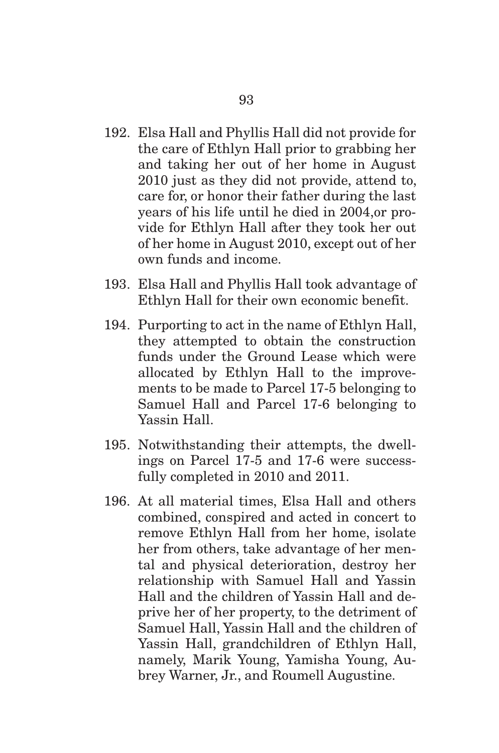192. Elsa Hall and Phyllis Hall did not provide for the care of Ethlyn Hall prior to grabbing her and taking her out of her home in August 2010 just as they did not provide, attend to, care for, or honor their father during the last years of his life until he died in 2004,or provide for Ethlyn Hall after they took her out of her home in August 2010, except out of her own funds and income.

193. Elsa Hall and Phyllis Hall took advantage of Ethlyn Hall for their own economic benefit.

194. Purporting to act in the name of Ethlyn Hall, they attempted to obtain the construction funds under the Ground Lease which were allocated by Ethlyn Hall to the improvements to be made to Parcel 17-5 belonging to Samuel Hall and Parcel 17-6 belonging to Yassin Hall.

195. Notwithstanding their attempts, the dwellings on Parcel 17-5 and 17-6 were successfully completed in 2010 and 2011.

196. At all material times, Elsa Hall and others combined, conspired and acted in concert to remove Ethlyn Hall from her home, isolate her from others, take advantage of her mental and physical deterioration, destroy her relationship with Samuel Hall and Yassin Hall and the children of Yassin Hall and deprive her of her property, to the detriment of Samuel Hall, Yassin Hall and the children of Yassin Hall, grandchildren of Ethlyn Hall, namely, Marik Young, Yamisha Young, Aubrey Warner, Jr., and Roumell Augustine.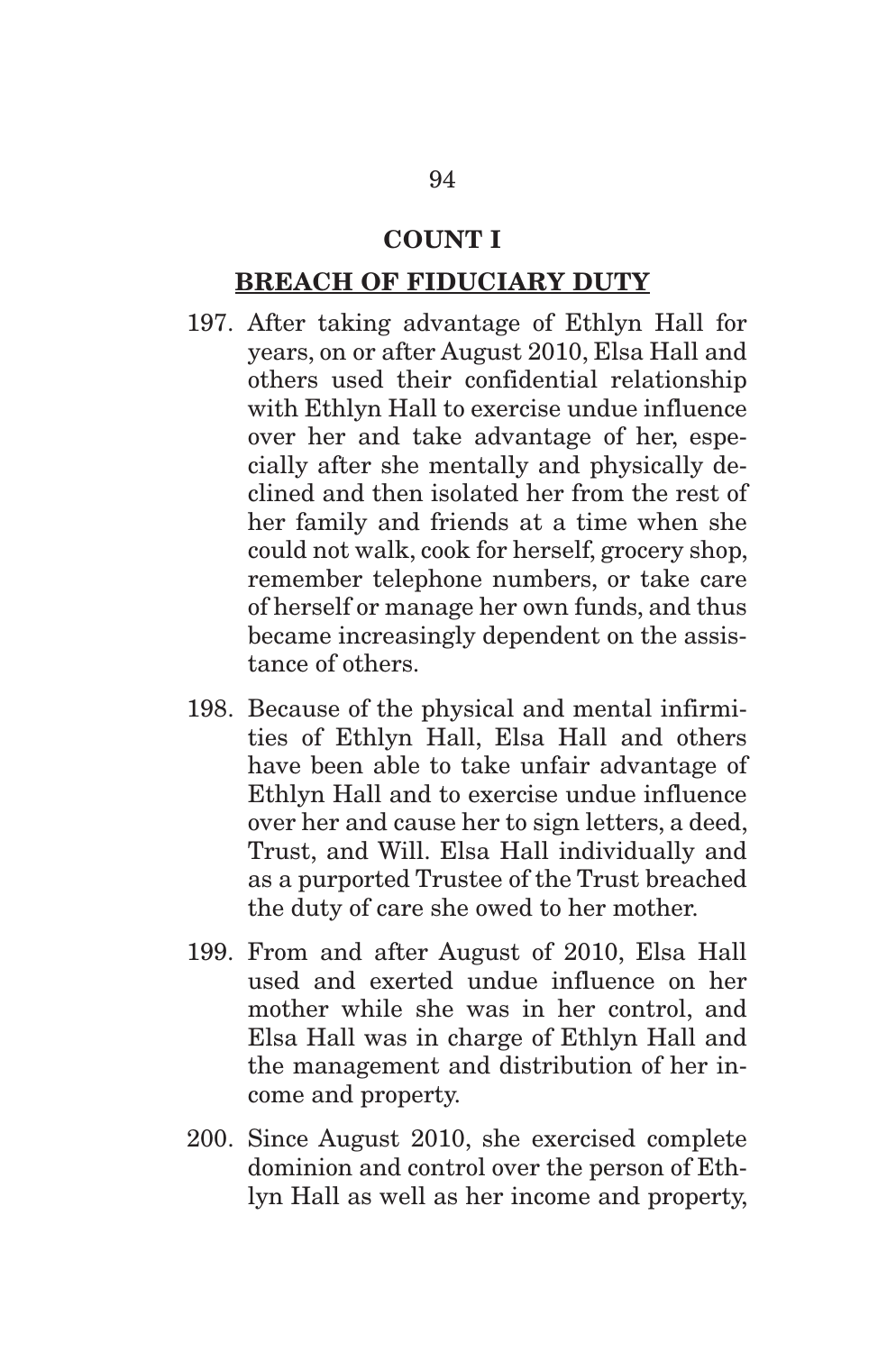## COUNT I

## BREACH OF FIDUCIARY DUTY

197. After taking advantage of Ethlyn Hall for years, on or after August 2010, Elsa Hall and others used their confidential relationship with Ethlyn Hall to exercise undue influence over her and take advantage of her, especially after she mentally and physically declined and then isolated her from the rest of her family and friends at a time when she could not walk, cook for herself, grocery shop, remember telephone numbers, or take care of herself or manage her own funds, and thus became increasingly dependent on the assistance of others.

198. Because of the physical and mental infirmities of Ethlyn Hall, Elsa Hall and others have been able to take unfair advantage of Ethlyn Hall and to exercise undue influence over her and cause her to sign letters, a deed, Trust, and Will. Elsa Hall individually and as a purported Trustee of the Trust breached the duty of care she owed to her mother.

199. From and after August of 2010, Elsa Hall used and exerted undue influence on her mother while she was in her control, and Elsa Hall was in charge of Ethlyn Hall and the management and distribution of her income and property.

200. Since August 2010, she exercised complete dominion and control over the person of Ethlyn Hall as well as her income and property,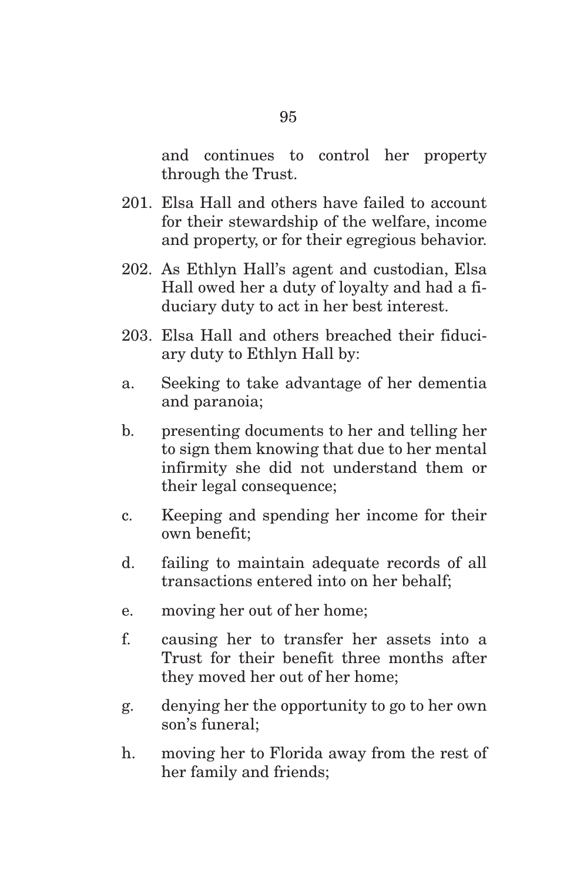and continues to control her property through the Trust.

201. Elsa Hall and others have failed to account for their stewardship of the welfare, income and property, or for their egregious behavior.

202. As Ethlyn Hall's agent and custodian, Elsa Hall owed her a duty of loyalty and had a fiduciary duty to act in her best interest.

203. Elsa Hall and others breached their fiduciary duty to Ethlyn Hall by:

a. Seeking to take advantage of her dementia and paranoia;

b. presenting documents to her and telling her to sign them knowing that due to her mental infirmity she did not understand them or their legal consequence;

c. Keeping and spending her income for their own benefit;

d. failing to maintain adequate records of all transactions entered into on her behalf;

e. moving her out of her home;

f. causing her to transfer her assets into a Trust for their benefit three months after they moved her out of her home;

g. denying her the opportunity to go to her own son's funeral;

h. moving her to Florida away from the rest of her family and friends;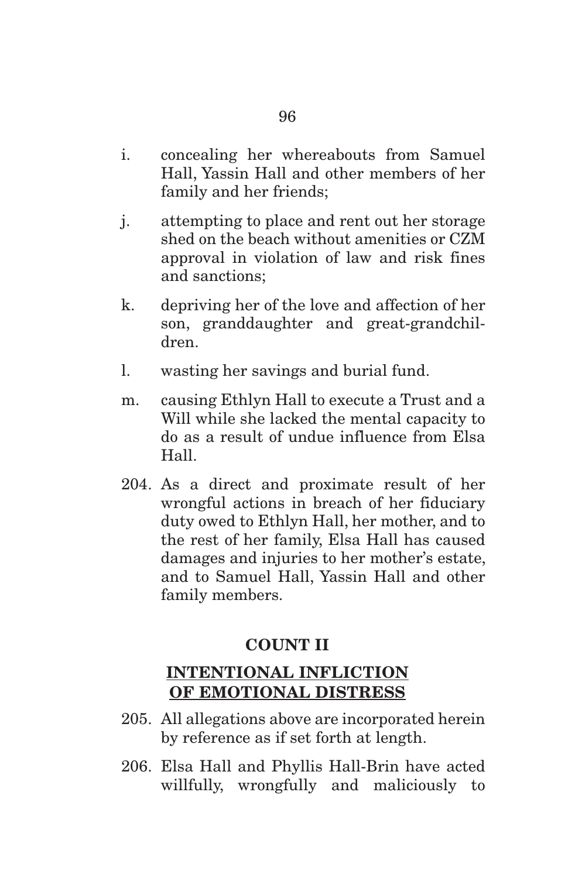i. concealing her whereabouts from Samuel Hall, Yassin Hall and other members of her family and her friends;

j. attempting to place and rent out her storage shed on the beach without amenities or CZM approval in violation of law and risk fines and sanctions;

k. depriving her of the love and affection of her son, granddaughter and great-grandchildren.

l. wasting her savings and burial fund.

m. causing Ethlyn Hall to execute a Trust and a Will while she lacked the mental capacity to do as a result of undue influence from Elsa Hall.

204. As a direct and proximate result of her wrongful actions in breach of her fiduciary duty owed to Ethlyn Hall, her mother, and to the rest of her family, Elsa Hall has caused damages and injuries to her mother's estate, and to Samuel Hall, Yassin Hall and other family members.

**COUNT II**

**INTENTIONAL INFLICTION OF EMOTIONAL DISTRESS**

205. All allegations above are incorporated herein by reference as if set forth at length.

206. Elsa Hall and Phyllis Hall-Brin have acted willfully, wrongfully and maliciously to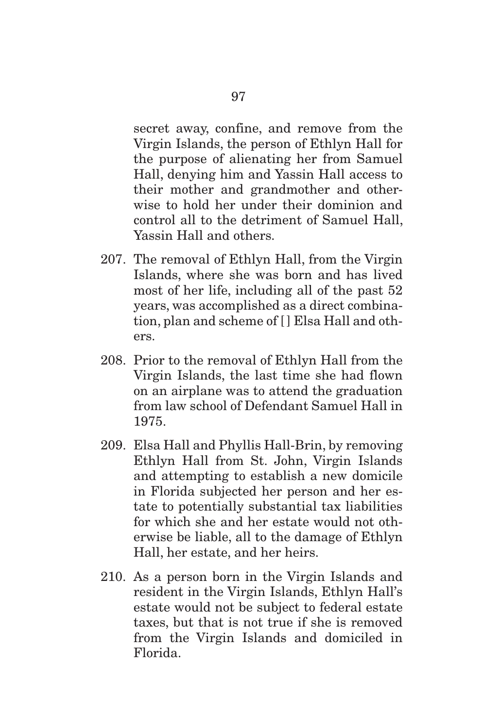secret away, confine, and remove from the Virgin Islands, the person of Ethlyn Hall for the purpose of alienating her from Samuel Hall, denying him and Yassin Hall access to their mother and grandmother and otherwise to hold her under their dominion and control all to the detriment of Samuel Hall, Yassin Hall and others.

207. The removal of Ethlyn Hall, from the Virgin Islands, where she was born and has lived most of her life, including all of the past 52 years, was accomplished as a direct combination, plan and scheme of [ ] Elsa Hall and others.

208. Prior to the removal of Ethlyn Hall from the Virgin Islands, the last time she had flown on an airplane was to attend the graduation from law school of Defendant Samuel Hall in 1975.

209. Elsa Hall and Phyllis Hall-Brin, by removing Ethlyn Hall from St. John, Virgin Islands and attempting to establish a new domicile in Florida subjected her person and her estate to potentially substantial tax liabilities for which she and her estate would not otherwise be liable, all to the damage of Ethlyn Hall, her estate, and her heirs.

210. As a person born in the Virgin Islands and resident in the Virgin Islands, Ethlyn Hall's estate would not be subject to federal estate taxes, but that is not true if she is removed from the Virgin Islands and domiciled in Florida.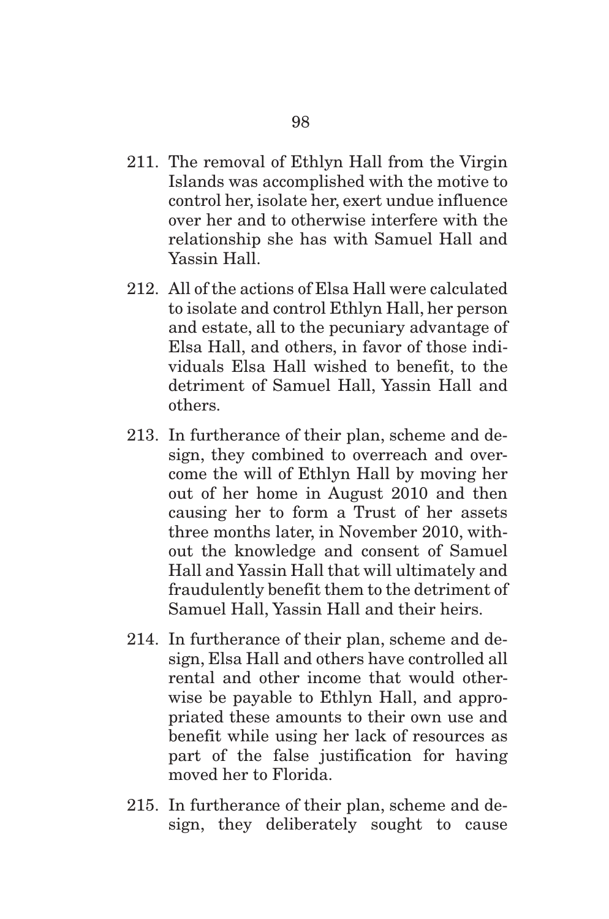211. The removal of Ethlyn Hall from the Virgin Islands was accomplished with the motive to control her, isolate her, exert undue influence over her and to otherwise interfere with the relationship she has with Samuel Hall and Yassin Hall.

212. All of the actions of Elsa Hall were calculated to isolate and control Ethlyn Hall, her person and estate, all to the pecuniary advantage of Elsa Hall, and others, in favor of those individuals Elsa Hall wished to benefit, to the detriment of Samuel Hall, Yassin Hall and others.

213. In furtherance of their plan, scheme and design, they combined to overreach and overcome the will of Ethlyn Hall by moving her out of her home in August 2010 and then causing her to form a Trust of her assets three months later, in November 2010, without the knowledge and consent of Samuel Hall and Yassin Hall that will ultimately and fraudulently benefit them to the detriment of Samuel Hall, Yassin Hall and their heirs.

214. In furtherance of their plan, scheme and design, Elsa Hall and others have controlled all rental and other income that would otherwise be payable to Ethlyn Hall, and appropriated these amounts to their own use and benefit while using her lack of resources as part of the false justification for having moved her to Florida.

215. In furtherance of their plan, scheme and design, they deliberately sought to cause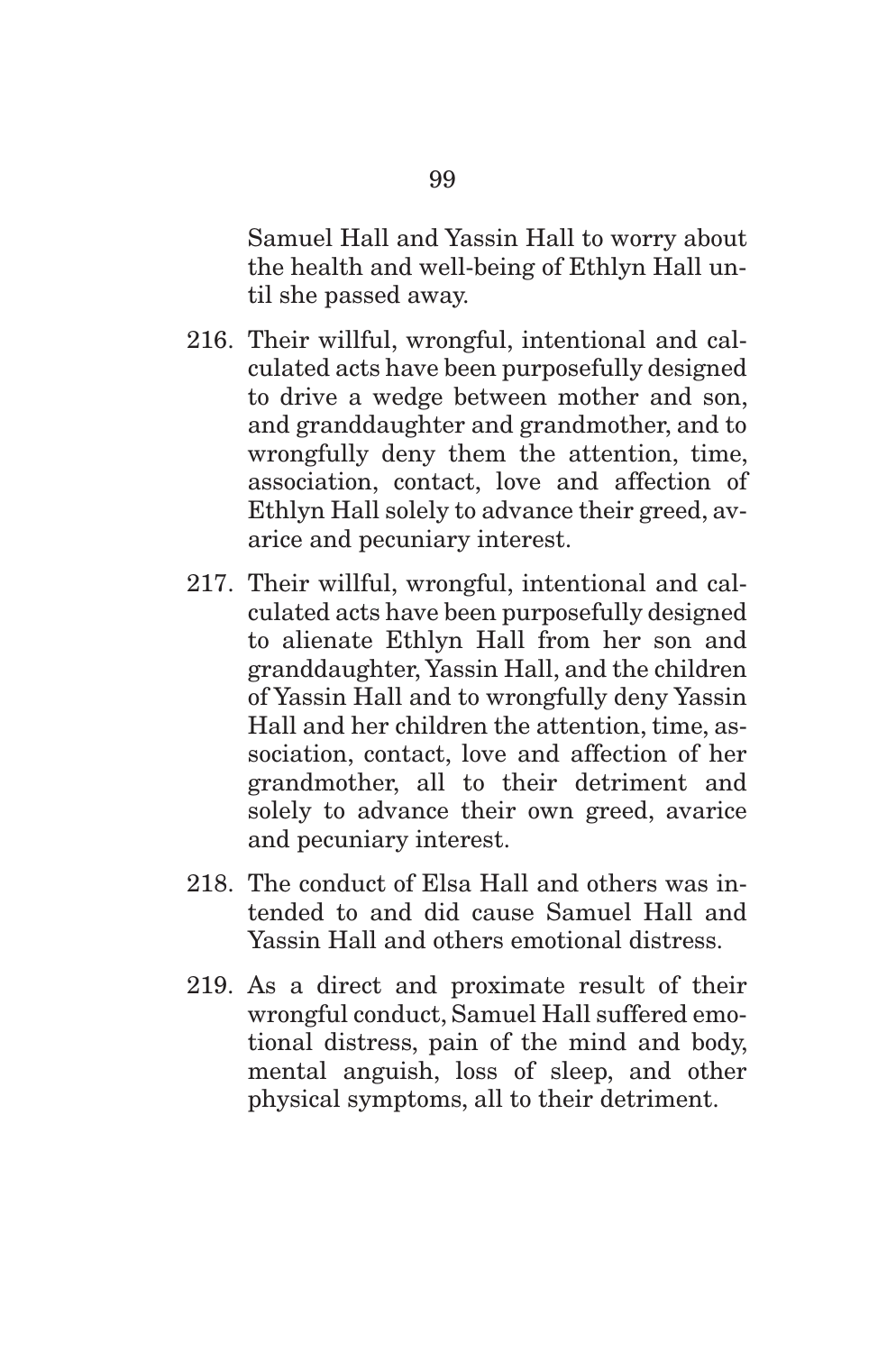Samuel Hall and Yassin Hall to worry about the health and well-being of Ethlyn Hall until she passed away.

216. Their willful, wrongful, intentional and calculated acts have been purposefully designed to drive a wedge between mother and son, and granddaughter and grandmother, and to wrongfully deny them the attention, time, association, contact, love and affection of Ethlyn Hall solely to advance their greed, avarice and pecuniary interest.

217. Their willful, wrongful, intentional and calculated acts have been purposefully designed to alienate Ethlyn Hall from her son and granddaughter, Yassin Hall, and the children of Yassin Hall and to wrongfully deny Yassin Hall and her children the attention, time, association, contact, love and affection of her grandmother, all to their detriment and solely to advance their own greed, avarice and pecuniary interest.

218. The conduct of Elsa Hall and others was intended to and did cause Samuel Hall and Yassin Hall and others emotional distress.

219. As a direct and proximate result of their wrongful conduct, Samuel Hall suffered emotional distress, pain of the mind and body, mental anguish, loss of sleep, and other physical symptoms, all to their detriment.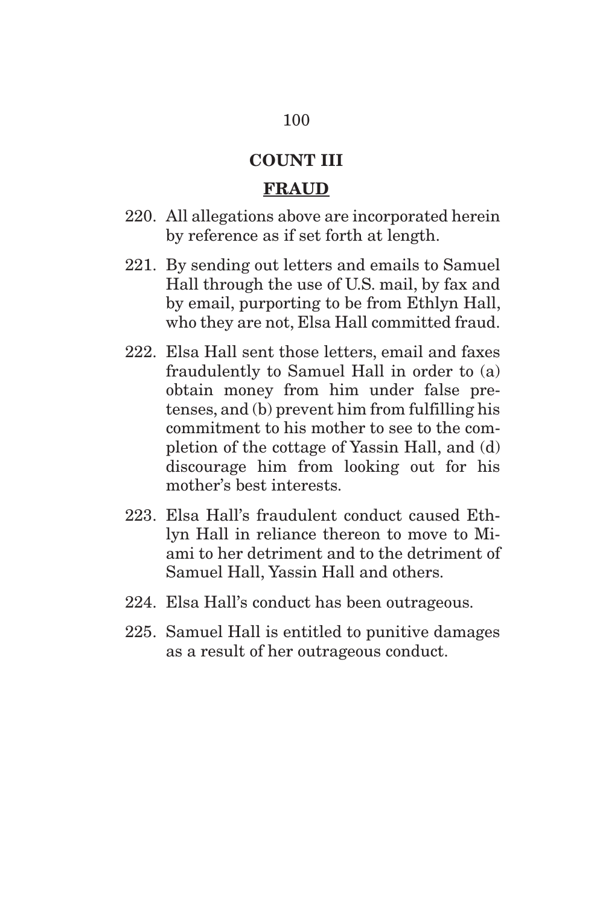## COUNT III

## **FRAUD**

220. All allegations above are incorporated herein by reference as if set forth at length.

221. By sending out letters and emails to Samuel Hall through the use of U.S. mail, by fax and by email, purporting to be from Ethlyn Hall, who they are not, Elsa Hall committed fraud.

222. Elsa Hall sent those letters, email and faxes fraudulently to Samuel Hall in order to (a) obtain money from him under false pretenses, and (b) prevent him from fulfilling his commitment to his mother to see to the completion of the cottage of Yassin Hall, and (d) discourage him from looking out for his mother's best interests.

223. Elsa Hall's fraudulent conduct caused Ethlyn Hall in reliance thereon to move to Miami to her detriment and to the detriment of Samuel Hall, Yassin Hall and others.

224. Elsa Hall's conduct has been outrageous.

225. Samuel Hall is entitled to punitive damages as a result of her outrageous conduct.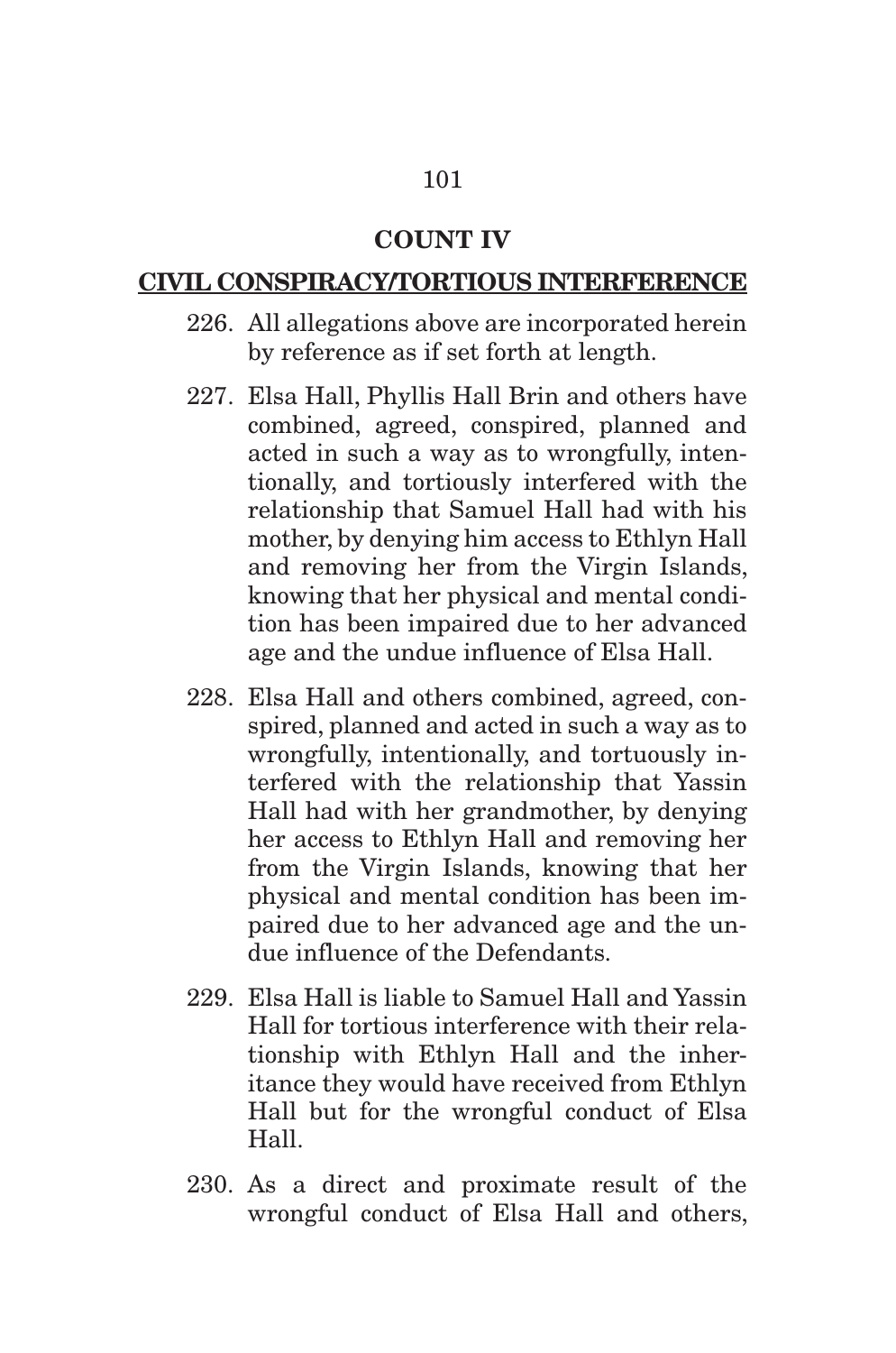## COUNT IV

## CIVIL CONSPIRACY/TORTIOUS INTERFERENCE

226. All allegations above are incorporated herein by reference as if set forth at length.

227. Elsa Hall, Phyllis Hall Brin and others have combined, agreed, conspired, planned and acted in such a way as to wrongfully, intentionally, and tortiously interfered with the relationship that Samuel Hall had with his mother, by denying him access to Ethlyn Hall and removing her from the Virgin Islands, knowing that her physical and mental condition has been impaired due to her advanced age and the undue influence of Elsa Hall.

228. Elsa Hall and others combined, agreed, conspired, planned and acted in such a way as to wrongfully, intentionally, and tortuously interfered with the relationship that Yassin Hall had with her grandmother, by denying her access to Ethlyn Hall and removing her from the Virgin Islands, knowing that her physical and mental condition has been impaired due to her advanced age and the undue influence of the Defendants.

229. Elsa Hall is liable to Samuel Hall and Yassin Hall for tortious interference with their relationship with Ethlyn Hall and the inheritance they would have received from Ethlyn Hall but for the wrongful conduct of Elsa Hall.

230. As a direct and proximate result of the wrongful conduct of Elsa Hall and others,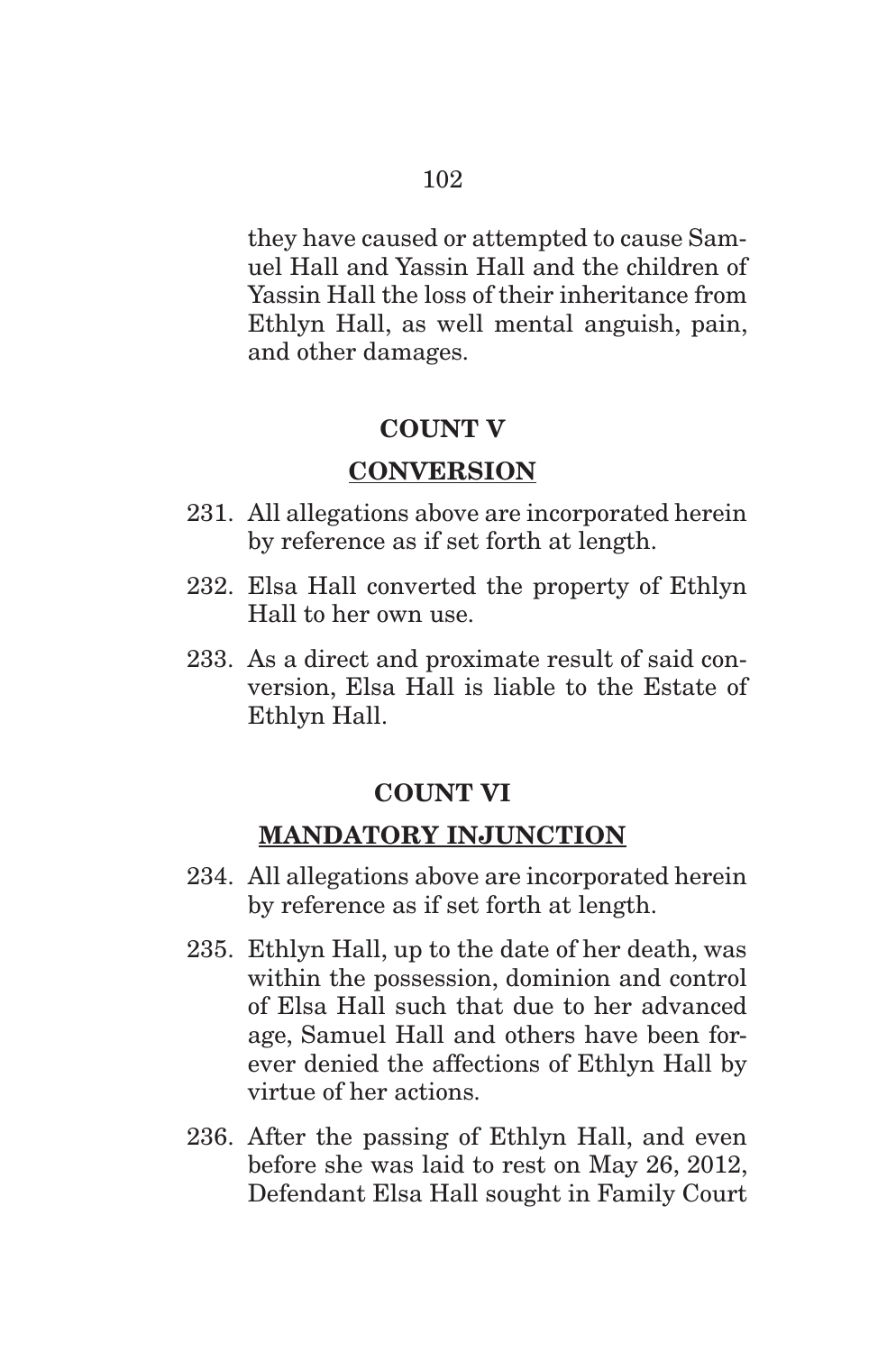they have caused or attempted to cause Samuel Hall and Yassin Hall and the children of Yassin Hall the loss of their inheritance from Ethlyn Hall, as well mental anguish, pain, and other damages.

## COUNT V

## CONVERSION

231. All allegations above are incorporated herein by reference as if set forth at length.

232. Elsa Hall converted the property of Ethlyn Hall to her own use.

233. As a direct and proximate result of said conversion, Elsa Hall is liable to the Estate of Ethlyn Hall.

## COUNT VI

## MANDATORY INJUNCTION

234. All allegations above are incorporated herein by reference as if set forth at length.

235. Ethlyn Hall, up to the date of her death, was within the possession, dominion and control of Elsa Hall such that due to her advanced age, Samuel Hall and others have been forever denied the affections of Ethlyn Hall by virtue of her actions.

236. After the passing of Ethlyn Hall, and even before she was laid to rest on May 26, 2012, Defendant Elsa Hall sought in Family Court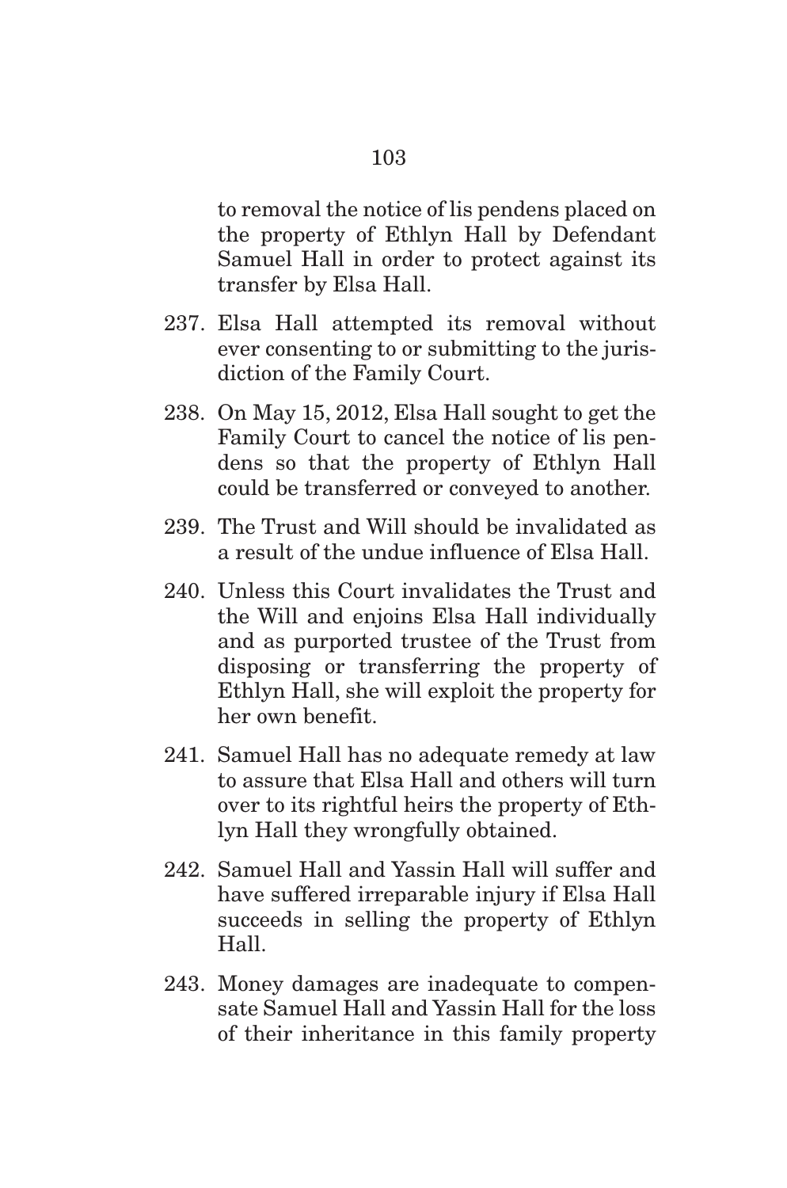to removal the notice of lis pendens placed on the property of Ethlyn Hall by Defendant Samuel Hall in order to protect against its transfer by Elsa Hall.

237. Elsa Hall attempted its removal without ever consenting to or submitting to the jurisdiction of the Family Court.

238. On May 15, 2012, Elsa Hall sought to get the Family Court to cancel the notice of lis pendens so that the property of Ethlyn Hall could be transferred or conveyed to another.

239. The Trust and Will should be invalidated as a result of the undue influence of Elsa Hall.

240. Unless this Court invalidates the Trust and the Will and enjoins Elsa Hall individually and as purported trustee of the Trust from disposing or transferring the property of Ethlyn Hall, she will exploit the property for her own benefit.

241. Samuel Hall has no adequate remedy at law to assure that Elsa Hall and others will turn over to its rightful heirs the property of Ethlyn Hall they wrongfully obtained.

242. Samuel Hall and Yassin Hall will suffer and have suffered irreparable injury if Elsa Hall succeeds in selling the property of Ethlyn Hall.

243. Money damages are inadequate to compensate Samuel Hall and Yassin Hall for the loss of their inheritance in this family property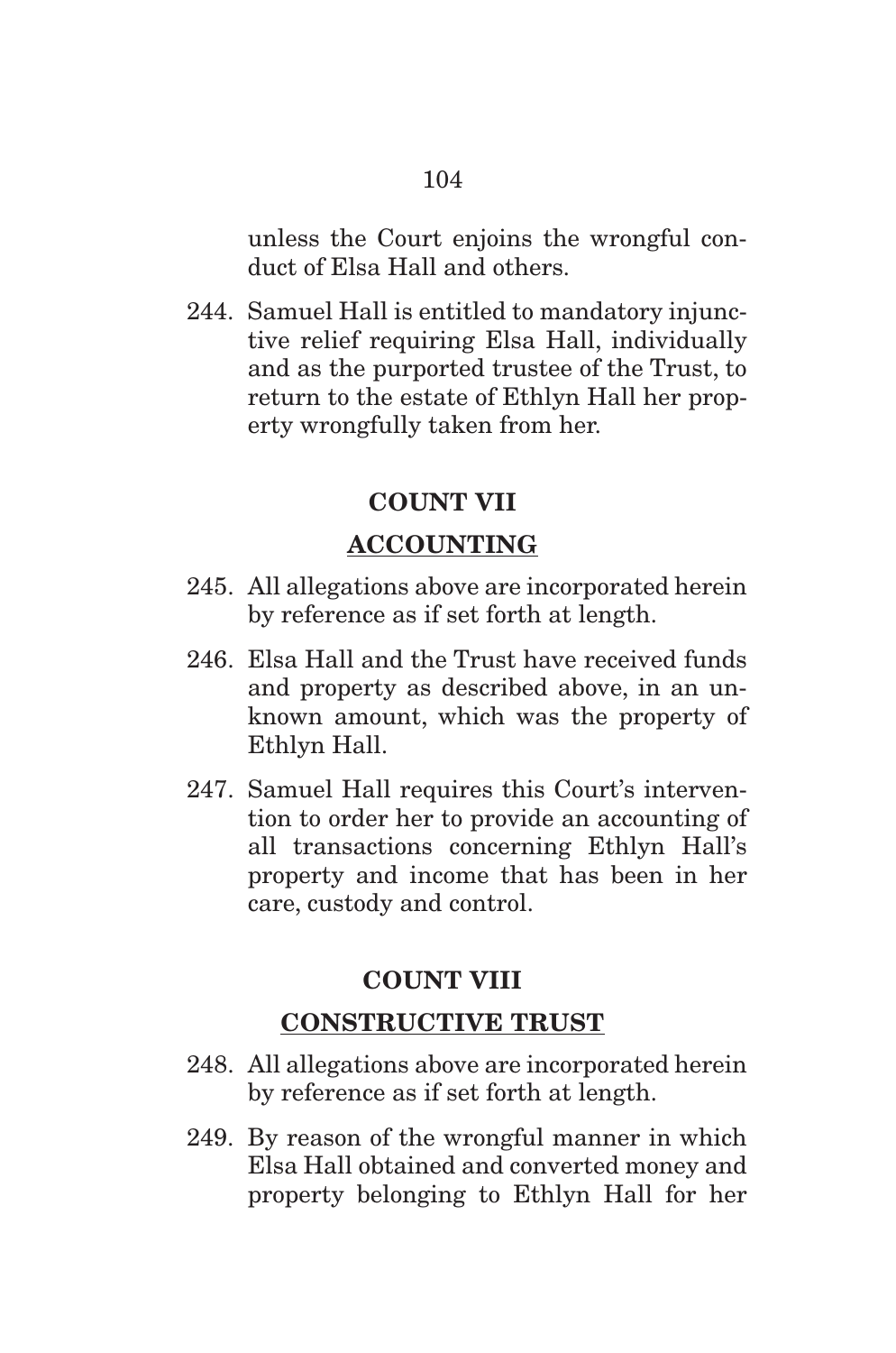unless the Court enjoins the wrongful conduct of Elsa Hall and others.

244. Samuel Hall is entitled to mandatory injunctive relief requiring Elsa Hall, individually and as the purported trustee of the Trust, to return to the estate of Ethlyn Hall her property wrongfully taken from her.

**COUNT VII**

**ACCOUNTING**

245. All allegations above are incorporated herein by reference as if set forth at length.

246. Elsa Hall and the Trust have received funds and property as described above, in an unknown amount, which was the property of Ethlyn Hall.

247. Samuel Hall requires this Court's intervention to order her to provide an accounting of all transactions concerning Ethlyn Hall's property and income that has been in her care, custody and control.

**COUNT VIII**

**CONSTRUCTIVE TRUST**

248. All allegations above are incorporated herein by reference as if set forth at length.

249. By reason of the wrongful manner in which Elsa Hall obtained and converted money and property belonging to Ethlyn Hall for her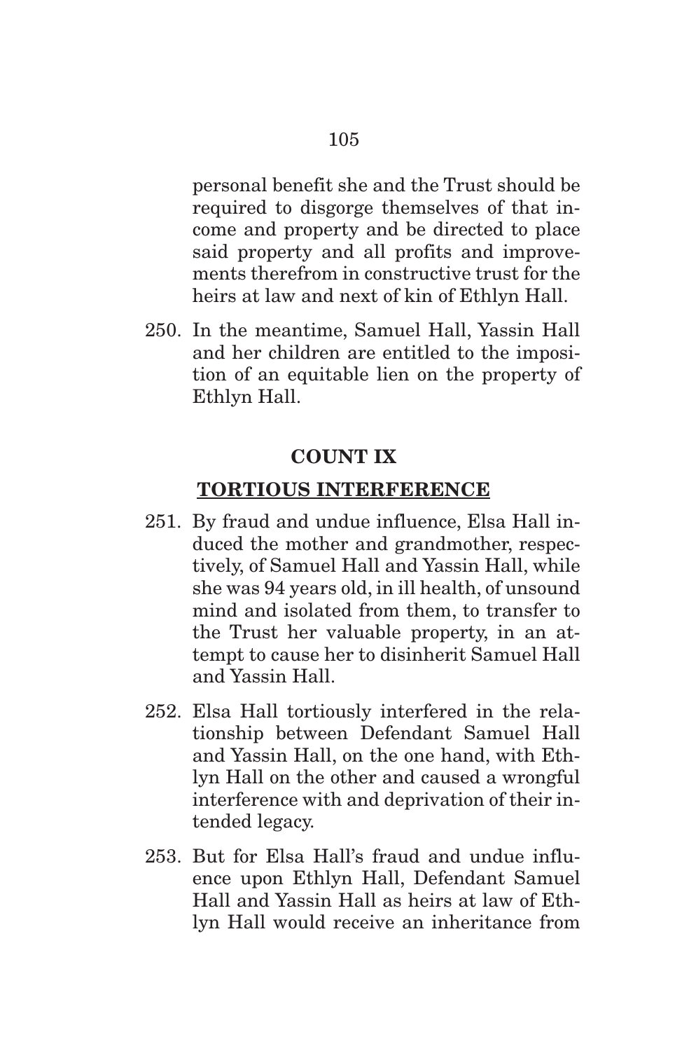personal benefit she and the Trust should be required to disgorge themselves of that income and property and be directed to place said property and all profits and improvements therefrom in constructive trust for the heirs at law and next of kin of Ethlyn Hall.

250. In the meantime, Samuel Hall, Yassin Hall and her children are entitled to the imposition of an equitable lien on the property of Ethlyn Hall.

## COUNT IX

## <u>TORTIOUS INTERFERENCE</u>

251. By fraud and undue influence, Elsa Hall induced the mother and grandmother, respectively, of Samuel Hall and Yassin Hall, while she was 94 years old, in ill health, of unsound mind and isolated from them, to transfer to the Trust her valuable property, in an attempt to cause her to disinherit Samuel Hall and Yassin Hall.

252. Elsa Hall tortiously interfered in the relationship between Defendant Samuel Hall and Yassin Hall, on the one hand, with Ethlyn Hall on the other and caused a wrongful interference with and deprivation of their intended legacy.

253. But for Elsa Hall's fraud and undue influence upon Ethlyn Hall, Defendant Samuel Hall and Yassin Hall as heirs at law of Ethlyn Hall would receive an inheritance from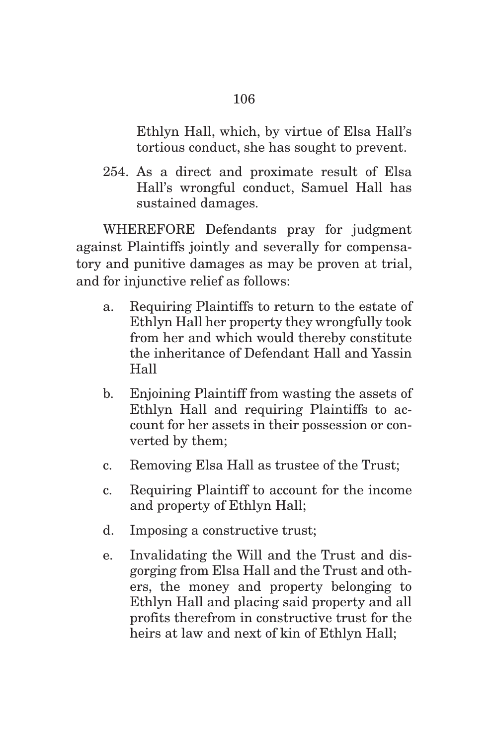Ethlyn Hall, which, by virtue of Elsa Hall's tortious conduct, she has sought to prevent.

254. As a direct and proximate result of Elsa Hall's wrongful conduct, Samuel Hall has sustained damages.

WHEREFORE Defendants pray for judgment against Plaintiffs jointly and severally for compensatory and punitive damages as may be proven at trial, and for injunctive relief as follows:

a. Requiring Plaintiffs to return to the estate of Ethlyn Hall her property they wrongfully took from her and which would thereby constitute the inheritance of Defendant Hall and Yassin Hall

b. Enjoining Plaintiff from wasting the assets of Ethlyn Hall and requiring Plaintiffs to account for her assets in their possession or converted by them;

c. Removing Elsa Hall as trustee of the Trust;

c. Requiring Plaintiff to account for the income and property of Ethlyn Hall;

d. Imposing a constructive trust;

e. Invalidating the Will and the Trust and disgorging from Elsa Hall and the Trust and others, the money and property belonging to Ethlyn Hall and placing said property and all profits therefrom in constructive trust for the heirs at law and next of kin of Ethlyn Hall;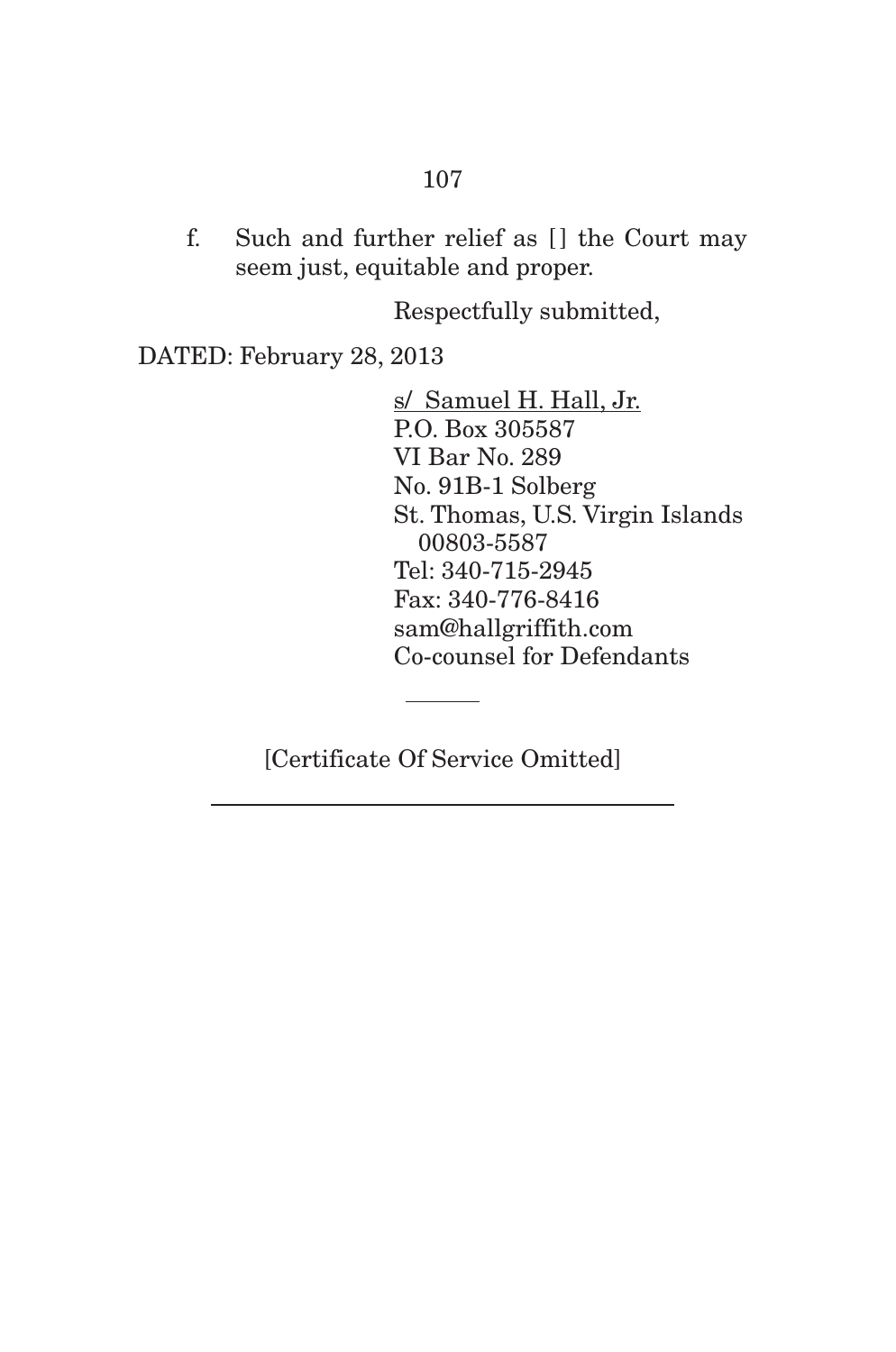f. Such and further relief as [] the Court may seem just, equitable and proper.

Respectfully submitted,

DATED: February 28, 2013

s/ Samuel H. Hall, Jr.
P.O. Box 305587
VI Bar No. 289
No. 91B-1 Solberg
St. Thomas, U.S. Virgin Islands 00803-5587
Tel: 340-715-2945
Fax: 340-776-8416
sam@hallgriffith.com
Co-counsel for Defendants

---

[Certificate Of Service Omitted]

---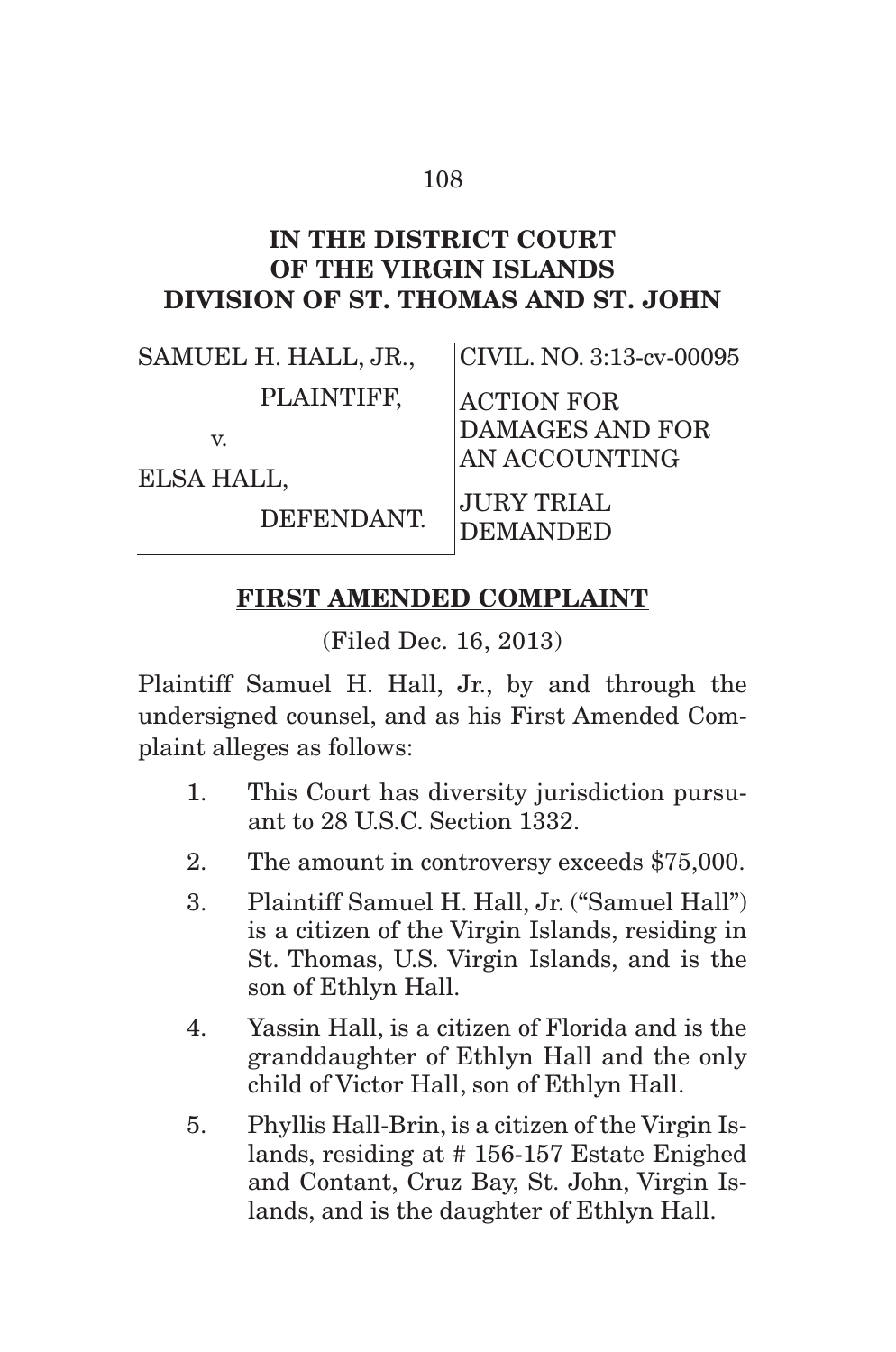# IN THE DISTRICT COURT OF THE VIRGIN ISLANDS DIVISION OF ST. THOMAS AND ST. JOHN

| | |
|---|---|
| SAMUEL H. HALL, JR., | CIVIL. NO. 3:13-cv-00095 |
| PLAINTIFF, | ACTION FOR DAMAGES AND FOR AN ACCOUNTING |
| v. | |
| ELSA HALL, | JURY TRIAL DEMANDED |
| DEFENDANT. | |

## FIRST AMENDED COMPLAINT

(Filed Dec. 16, 2013)

Plaintiff Samuel H. Hall, Jr., by and through the undersigned counsel, and as his First Amended Complaint alleges as follows:

1. This Court has diversity jurisdiction pursuant to 28 U.S.C. Section 1332.
2. The amount in controversy exceeds $75,000.
3. Plaintiff Samuel H. Hall, Jr. ("Samuel Hall") is a citizen of the Virgin Islands, residing in St. Thomas, U.S. Virgin Islands, and is the son of Ethlyn Hall.
4. Yassin Hall, is a citizen of Florida and is the granddaughter of Ethlyn Hall and the only child of Victor Hall, son of Ethlyn Hall.
5. Phyllis Hall-Brin, is a citizen of the Virgin Islands, residing at # 156-157 Estate Enighed and Contant, Cruz Bay, St. John, Virgin Islands, and is the daughter of Ethlyn Hall.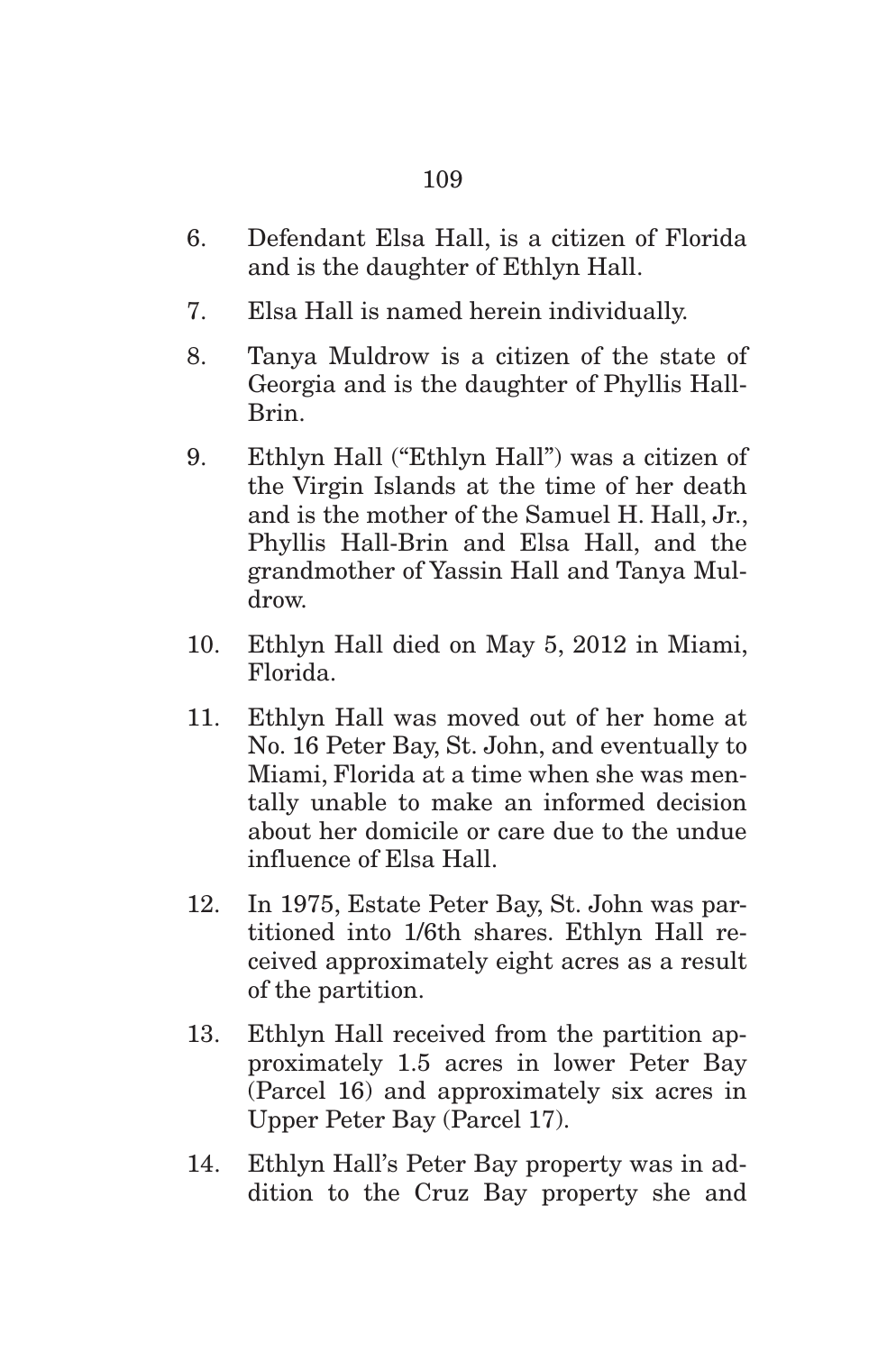6. Defendant Elsa Hall, is a citizen of Florida and is the daughter of Ethlyn Hall.

7. Elsa Hall is named herein individually.

8. Tanya Muldrow is a citizen of the state of Georgia and is the daughter of Phyllis Hall-Brin.

9. Ethlyn Hall ("Ethlyn Hall") was a citizen of the Virgin Islands at the time of her death and is the mother of the Samuel H. Hall, Jr., Phyllis Hall-Brin and Elsa Hall, and the grandmother of Yassin Hall and Tanya Muldrow.

10. Ethlyn Hall died on May 5, 2012 in Miami, Florida.

11. Ethlyn Hall was moved out of her home at No. 16 Peter Bay, St. John, and eventually to Miami, Florida at a time when she was mentally unable to make an informed decision about her domicile or care due to the undue influence of Elsa Hall.

12. In 1975, Estate Peter Bay, St. John was partitioned into 1/6th shares. Ethlyn Hall received approximately eight acres as a result of the partition.

13. Ethlyn Hall received from the partition approximately 1.5 acres in lower Peter Bay (Parcel 16) and approximately six acres in Upper Peter Bay (Parcel 17).

14. Ethlyn Hall's Peter Bay property was in addition to the Cruz Bay property she and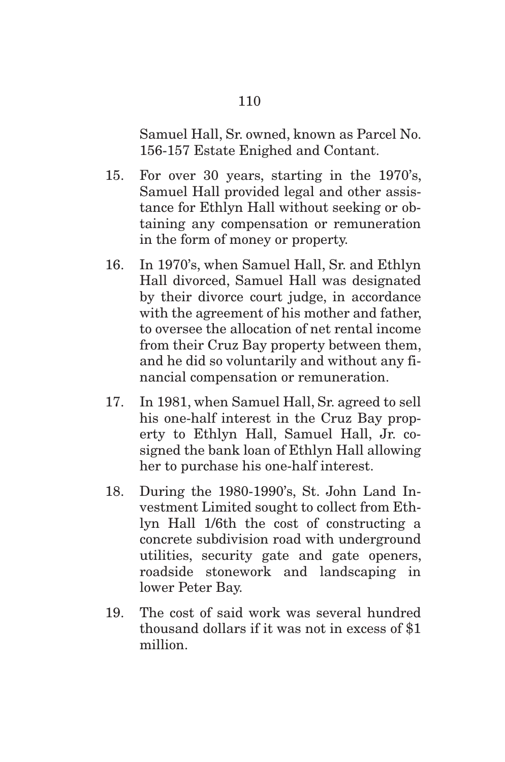Samuel Hall, Sr. owned, known as Parcel No. 156-157 Estate Enighed and Contant.

15. For over 30 years, starting in the 1970's, Samuel Hall provided legal and other assistance for Ethlyn Hall without seeking or obtaining any compensation or remuneration in the form of money or property.

16. In 1970's, when Samuel Hall, Sr. and Ethlyn Hall divorced, Samuel Hall was designated by their divorce court judge, in accordance with the agreement of his mother and father, to oversee the allocation of net rental income from their Cruz Bay property between them, and he did so voluntarily and without any financial compensation or remuneration.

17. In 1981, when Samuel Hall, Sr. agreed to sell his one-half interest in the Cruz Bay property to Ethlyn Hall, Samuel Hall, Jr. cosigned the bank loan of Ethlyn Hall allowing her to purchase his one-half interest.

18. During the 1980-1990's, St. John Land Investment Limited sought to collect from Ethlyn Hall 1/6th the cost of constructing a concrete subdivision road with underground utilities, security gate and gate openers, roadside stonework and landscaping in lower Peter Bay.

19. The cost of said work was several hundred thousand dollars if it was not in excess of $1 million.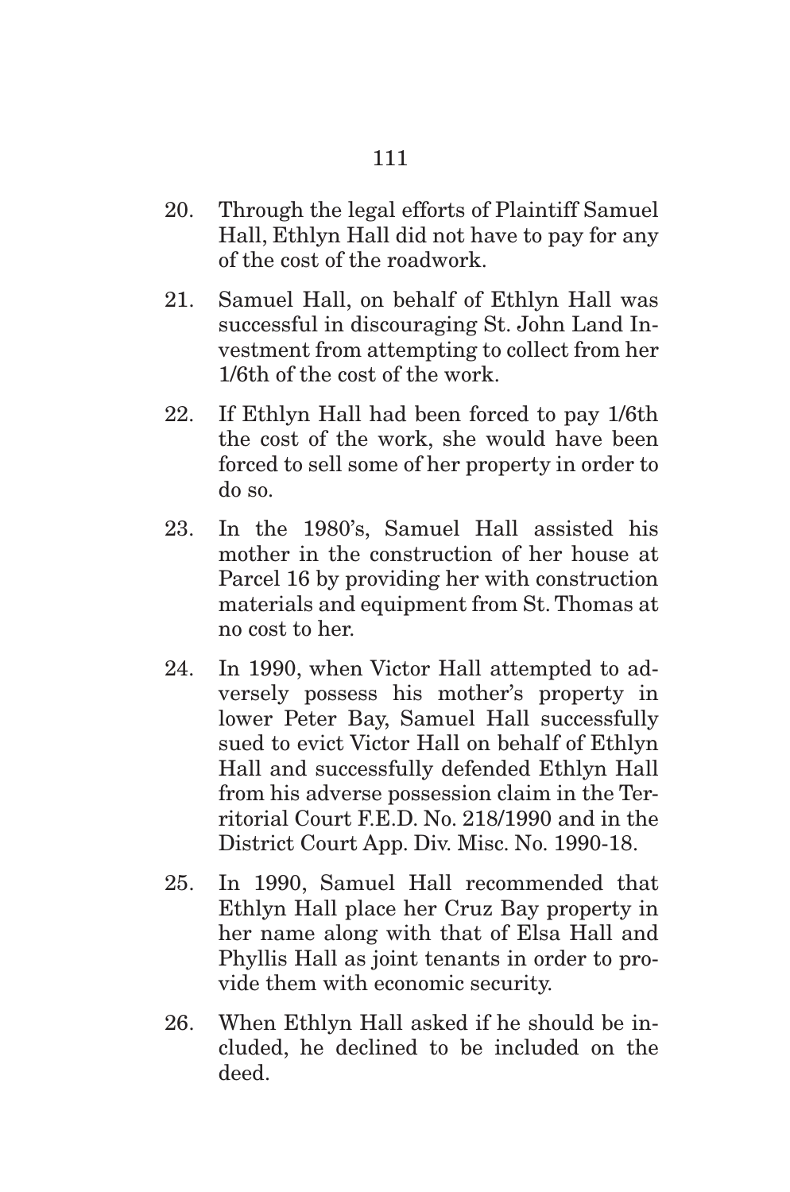20. Through the legal efforts of Plaintiff Samuel Hall, Ethlyn Hall did not have to pay for any of the cost of the roadwork.

21. Samuel Hall, on behalf of Ethlyn Hall was successful in discouraging St. John Land Investment from attempting to collect from her 1/6th of the cost of the work.

22. If Ethlyn Hall had been forced to pay 1/6th the cost of the work, she would have been forced to sell some of her property in order to do so.

23. In the 1980's, Samuel Hall assisted his mother in the construction of her house at Parcel 16 by providing her with construction materials and equipment from St. Thomas at no cost to her.

24. In 1990, when Victor Hall attempted to adversely possess his mother's property in lower Peter Bay, Samuel Hall successfully sued to evict Victor Hall on behalf of Ethlyn Hall and successfully defended Ethlyn Hall from his adverse possession claim in the Territorial Court F.E.D. No. 218/1990 and in the District Court App. Div. Misc. No. 1990-18.

25. In 1990, Samuel Hall recommended that Ethlyn Hall place her Cruz Bay property in her name along with that of Elsa Hall and Phyllis Hall as joint tenants in order to provide them with economic security.

26. When Ethlyn Hall asked if he should be included, he declined to be included on the deed.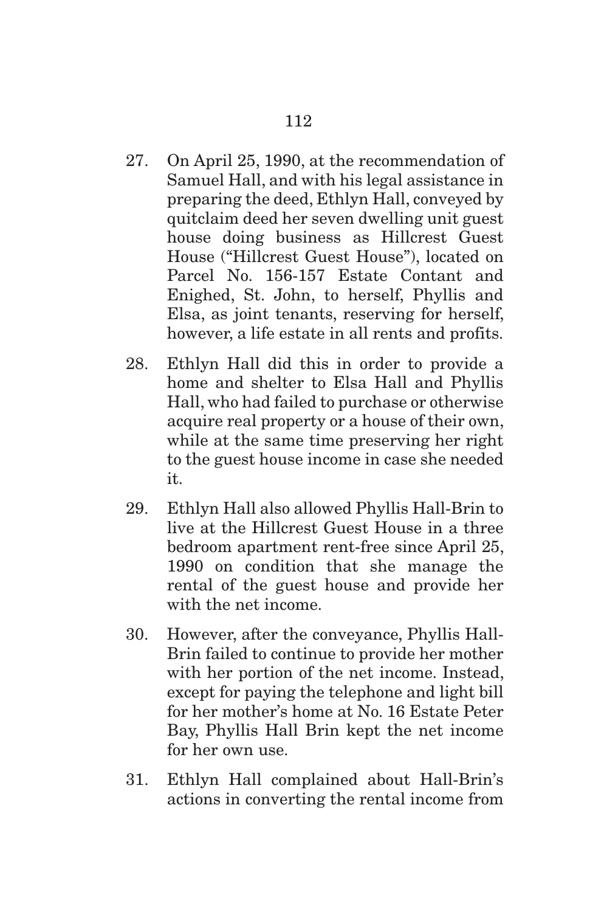27. On April 25, 1990, at the recommendation of Samuel Hall, and with his legal assistance in preparing the deed, Ethlyn Hall, conveyed by quitclaim deed her seven dwelling unit guest house doing business as Hillcrest Guest House ("Hillcrest Guest House"), located on Parcel No. 156-157 Estate Contant and Enighed, St. John, to herself, Phyllis and Elsa, as joint tenants, reserving for herself, however, a life estate in all rents and profits.

28. Ethlyn Hall did this in order to provide a home and shelter to Elsa Hall and Phyllis Hall, who had failed to purchase or otherwise acquire real property or a house of their own, while at the same time preserving her right to the guest house income in case she needed it.

29. Ethlyn Hall also allowed Phyllis Hall-Brin to live at the Hillcrest Guest House in a three bedroom apartment rent-free since April 25, 1990 on condition that she manage the rental of the guest house and provide her with the net income.

30. However, after the conveyance, Phyllis Hall-Brin failed to continue to provide her mother with her portion of the net income. Instead, except for paying the telephone and light bill for her mother's home at No. 16 Estate Peter Bay, Phyllis Hall Brin kept the net income for her own use.

31. Ethlyn Hall complained about Hall-Brin's actions in converting the rental income from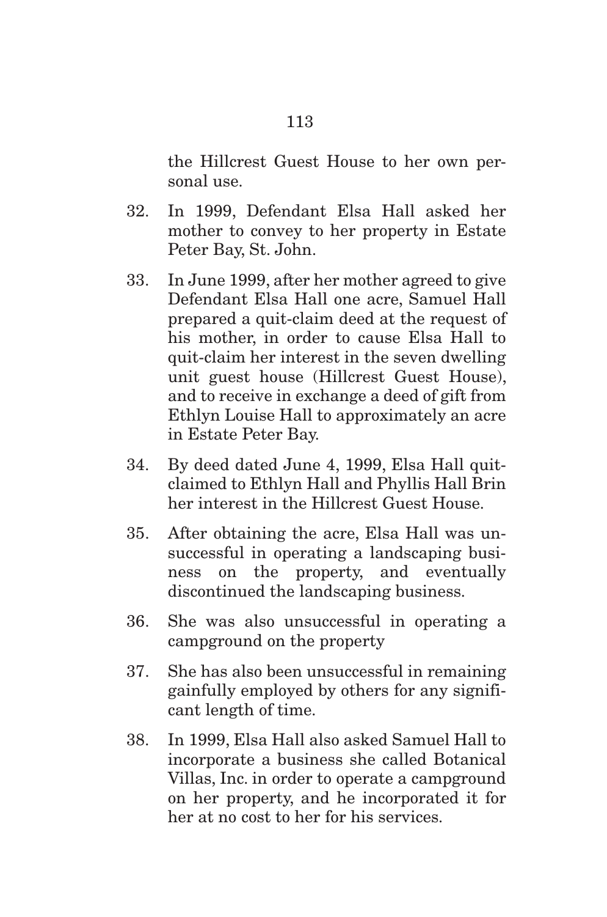the Hillcrest Guest House to her own personal use.

32. In 1999, Defendant Elsa Hall asked her mother to convey to her property in Estate Peter Bay, St. John.

33. In June 1999, after her mother agreed to give Defendant Elsa Hall one acre, Samuel Hall prepared a quit-claim deed at the request of his mother, in order to cause Elsa Hall to quit-claim her interest in the seven dwelling unit guest house (Hillcrest Guest House), and to receive in exchange a deed of gift from Ethlyn Louise Hall to approximately an acre in Estate Peter Bay.

34. By deed dated June 4, 1999, Elsa Hall quit-claimed to Ethlyn Hall and Phyllis Hall Brin her interest in the Hillcrest Guest House.

35. After obtaining the acre, Elsa Hall was unsuccessful in operating a landscaping business on the property, and eventually discontinued the landscaping business.

36. She was also unsuccessful in operating a campground on the property

37. She has also been unsuccessful in remaining gainfully employed by others for any significant length of time.

38. In 1999, Elsa Hall also asked Samuel Hall to incorporate a business she called Botanical Villas, Inc. in order to operate a campground on her property, and he incorporated it for her at no cost to her for his services.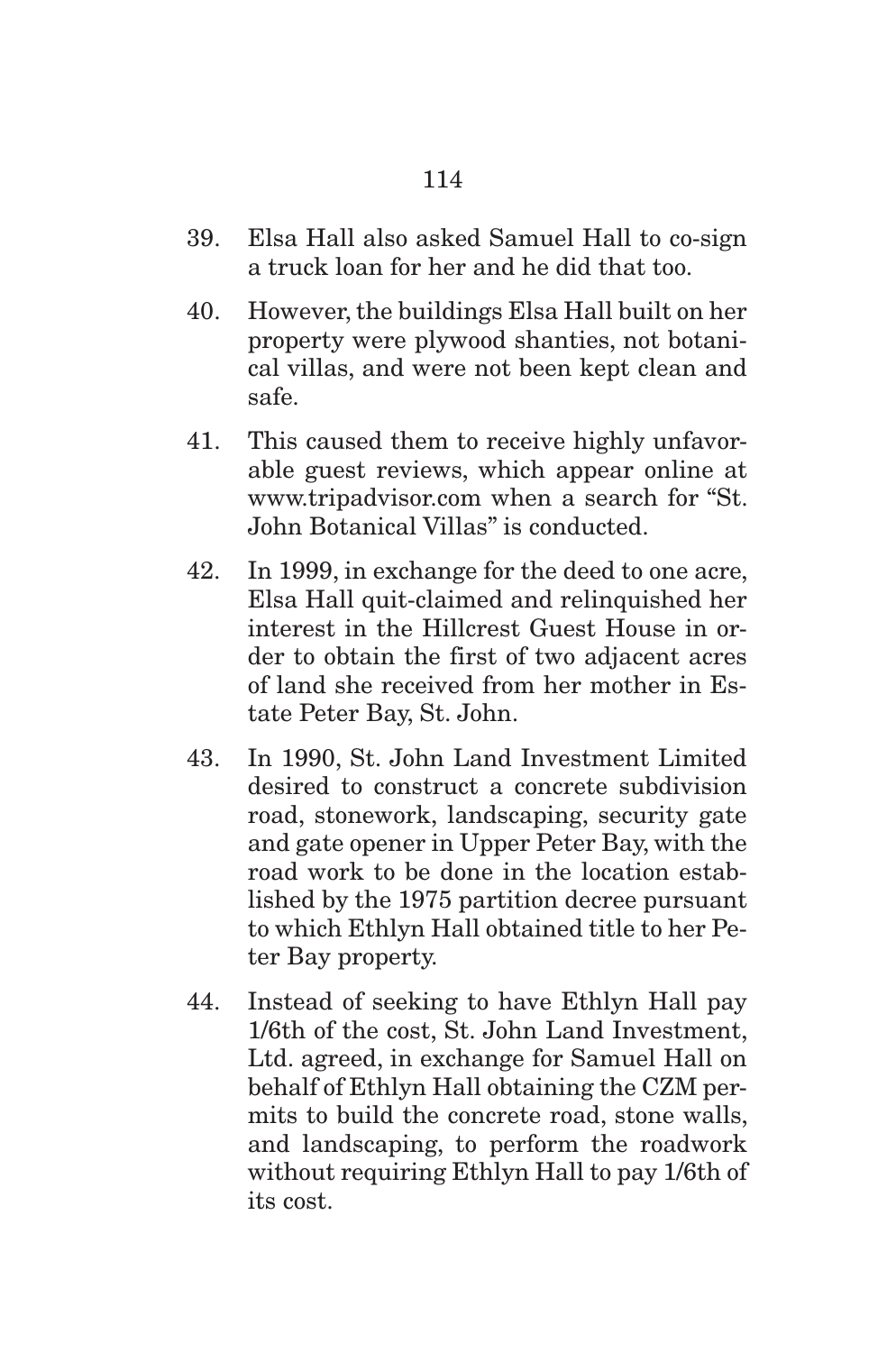39. Elsa Hall also asked Samuel Hall to co-sign a truck loan for her and he did that too.

40. However, the buildings Elsa Hall built on her property were plywood shanties, not botanical villas, and were not been kept clean and safe.

41. This caused them to receive highly unfavorable guest reviews, which appear online at www.tripadvisor.com when a search for "St. John Botanical Villas" is conducted.

42. In 1999, in exchange for the deed to one acre, Elsa Hall quit-claimed and relinquished her interest in the Hillcrest Guest House in order to obtain the first of two adjacent acres of land she received from her mother in Estate Peter Bay, St. John.

43. In 1990, St. John Land Investment Limited desired to construct a concrete subdivision road, stonework, landscaping, security gate and gate opener in Upper Peter Bay, with the road work to be done in the location established by the 1975 partition decree pursuant to which Ethlyn Hall obtained title to her Peter Bay property.

44. Instead of seeking to have Ethlyn Hall pay 1/6th of the cost, St. John Land Investment, Ltd. agreed, in exchange for Samuel Hall on behalf of Ethlyn Hall obtaining the CZM permits to build the concrete road, stone walls, and landscaping, to perform the roadwork without requiring Ethlyn Hall to pay 1/6th of its cost.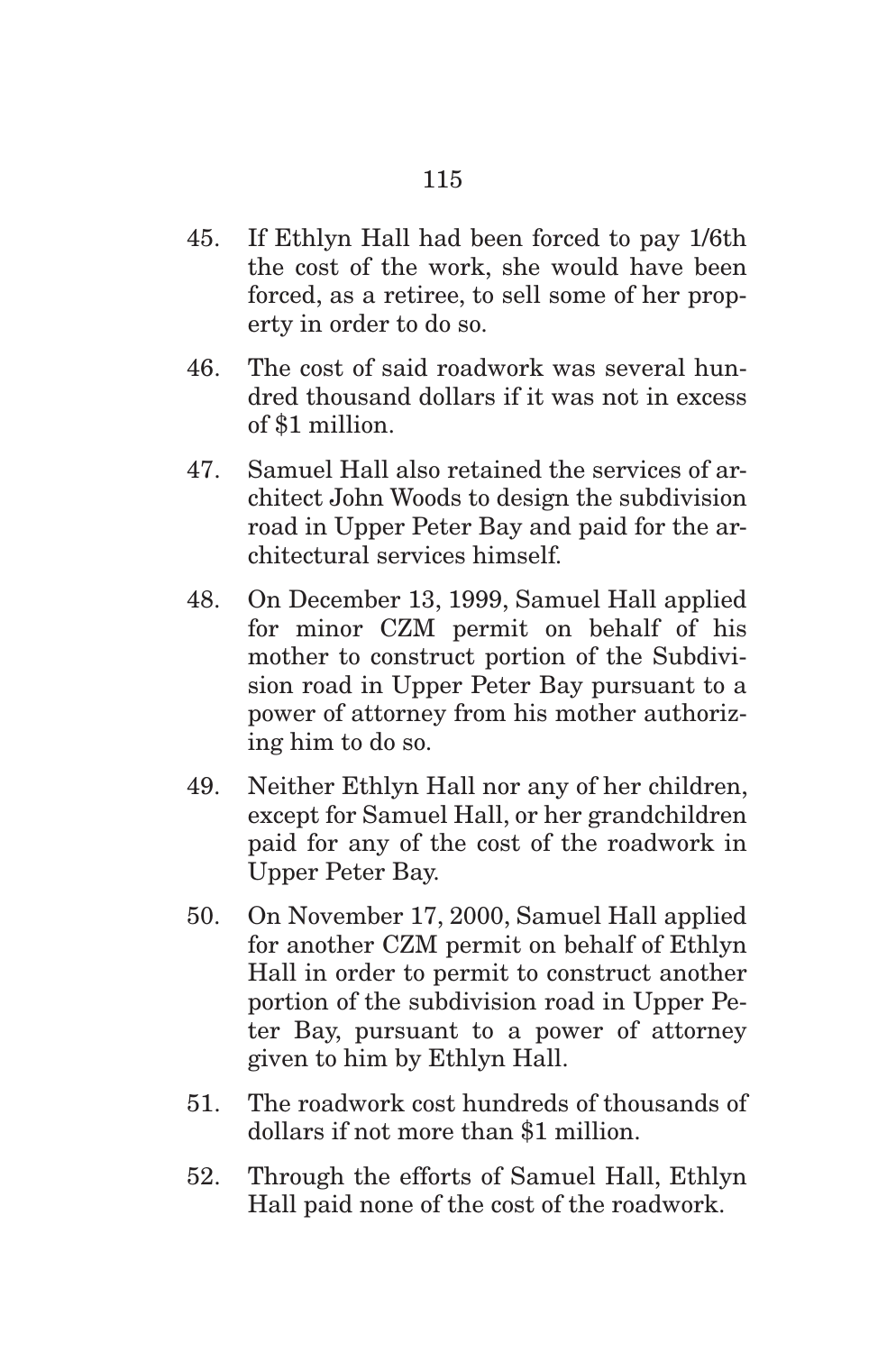45. If Ethlyn Hall had been forced to pay 1/6th the cost of the work, she would have been forced, as a retiree, to sell some of her property in order to do so.

46. The cost of said roadwork was several hundred thousand dollars if it was not in excess of $1 million.

47. Samuel Hall also retained the services of architect John Woods to design the subdivision road in Upper Peter Bay and paid for the architectural services himself.

48. On December 13, 1999, Samuel Hall applied for minor CZM permit on behalf of his mother to construct portion of the Subdivision road in Upper Peter Bay pursuant to a power of attorney from his mother authorizing him to do so.

49. Neither Ethlyn Hall nor any of her children, except for Samuel Hall, or her grandchildren paid for any of the cost of the roadwork in Upper Peter Bay.

50. On November 17, 2000, Samuel Hall applied for another CZM permit on behalf of Ethlyn Hall in order to permit to construct another portion of the subdivision road in Upper Peter Bay, pursuant to a power of attorney given to him by Ethlyn Hall.

51. The roadwork cost hundreds of thousands of dollars if not more than $1 million.

52. Through the efforts of Samuel Hall, Ethlyn Hall paid none of the cost of the roadwork.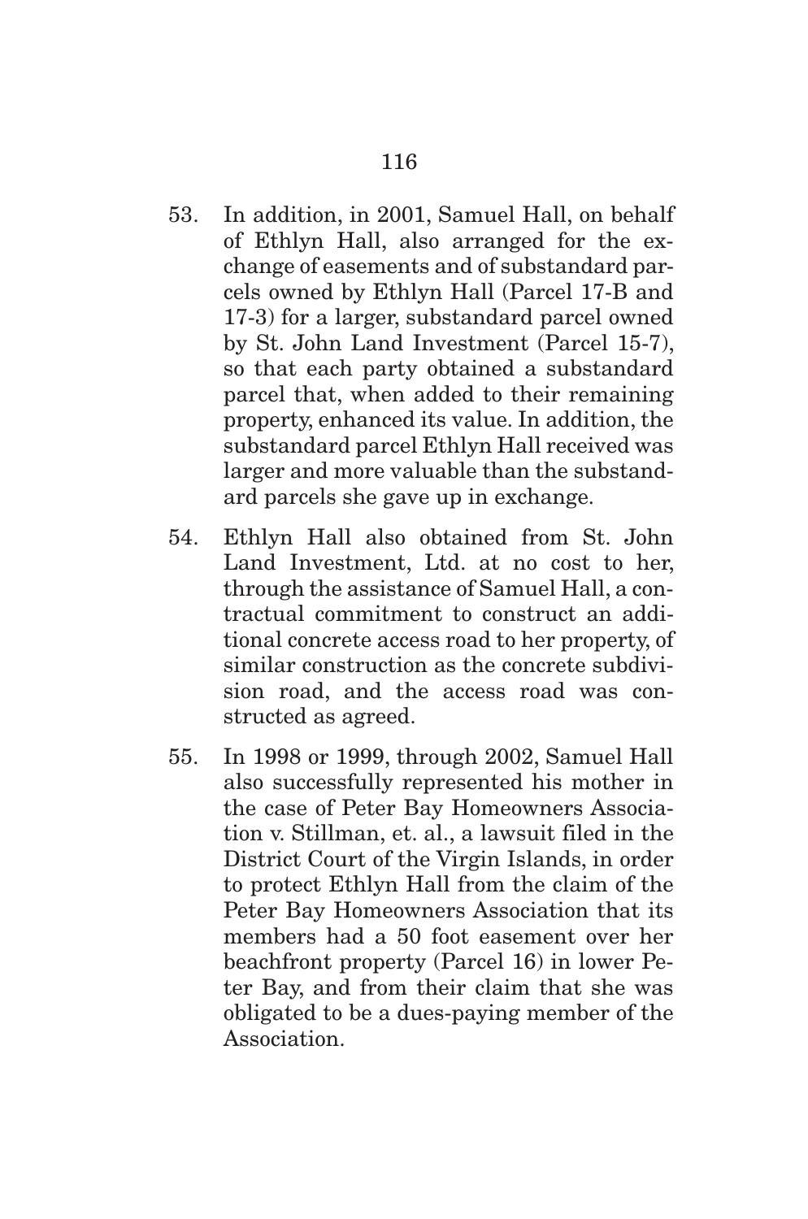53. In addition, in 2001, Samuel Hall, on behalf of Ethlyn Hall, also arranged for the exchange of easements and of substandard parcels owned by Ethlyn Hall (Parcel 17-B and 17-3) for a larger, substandard parcel owned by St. John Land Investment (Parcel 15-7), so that each party obtained a substandard parcel that, when added to their remaining property, enhanced its value. In addition, the substandard parcel Ethlyn Hall received was larger and more valuable than the substandard parcels she gave up in exchange.

54. Ethlyn Hall also obtained from St. John Land Investment, Ltd. at no cost to her, through the assistance of Samuel Hall, a contractual commitment to construct an additional concrete access road to her property, of similar construction as the concrete subdivision road, and the access road was constructed as agreed.

55. In 1998 or 1999, through 2002, Samuel Hall also successfully represented his mother in the case of Peter Bay Homeowners Association v. Stillman, et. al., a lawsuit filed in the District Court of the Virgin Islands, in order to protect Ethlyn Hall from the claim of the Peter Bay Homeowners Association that its members had a 50 foot easement over her beachfront property (Parcel 16) in lower Peter Bay, and from their claim that she was obligated to be a dues-paying member of the Association.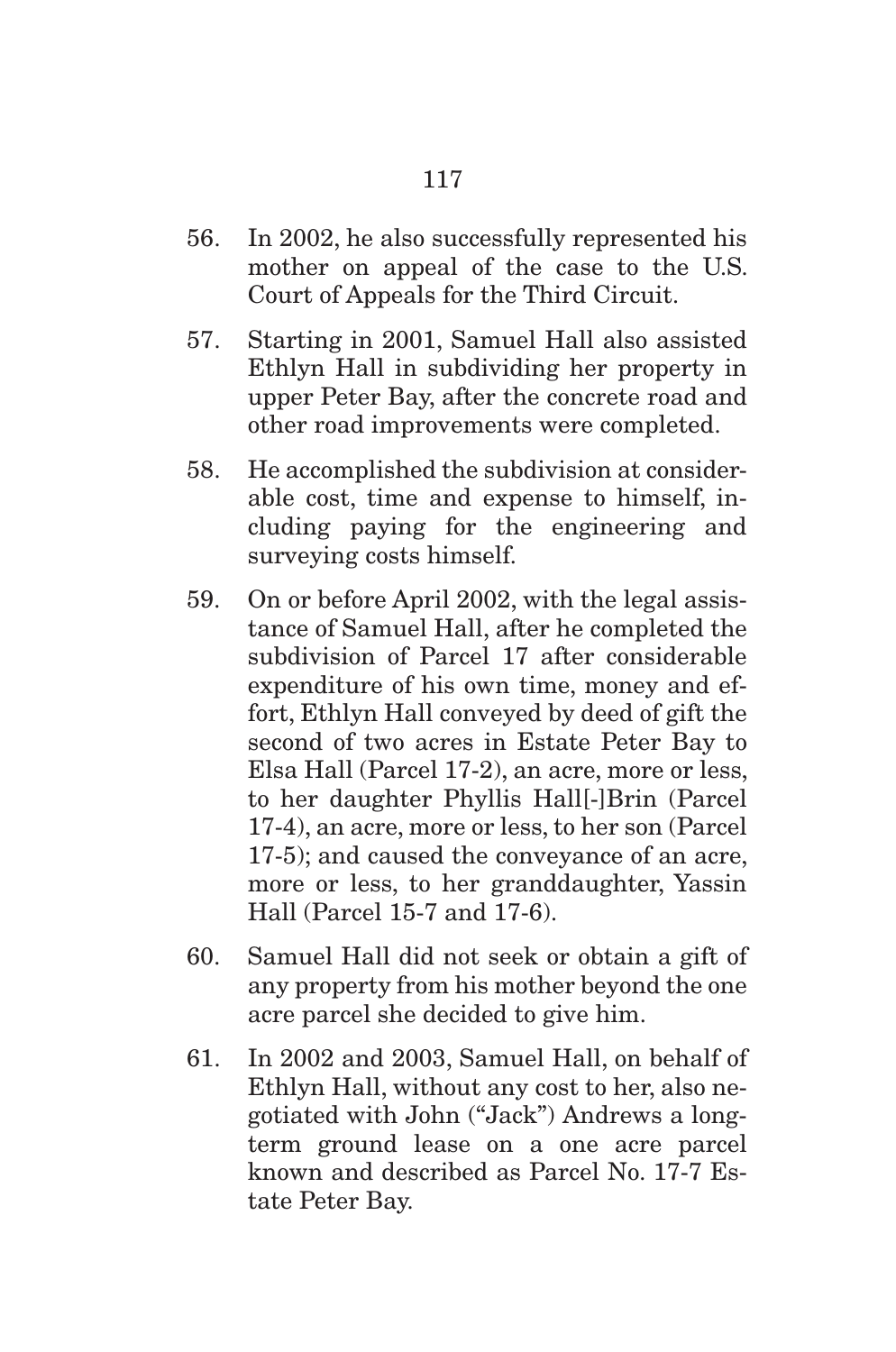56. In 2002, he also successfully represented his mother on appeal of the case to the U.S. Court of Appeals for the Third Circuit.

57. Starting in 2001, Samuel Hall also assisted Ethlyn Hall in subdividing her property in upper Peter Bay, after the concrete road and other road improvements were completed.

58. He accomplished the subdivision at considerable cost, time and expense to himself, including paying for the engineering and surveying costs himself.

59. On or before April 2002, with the legal assistance of Samuel Hall, after he completed the subdivision of Parcel 17 after considerable expenditure of his own time, money and effort, Ethlyn Hall conveyed by deed of gift the second of two acres in Estate Peter Bay to Elsa Hall (Parcel 17-2), an acre, more or less, to her daughter Phyllis Hall[-]Brin (Parcel 17-4), an acre, more or less, to her son (Parcel 17-5); and caused the conveyance of an acre, more or less, to her granddaughter, Yassin Hall (Parcel 15-7 and 17-6).

60. Samuel Hall did not seek or obtain a gift of any property from his mother beyond the one acre parcel she decided to give him.

61. In 2002 and 2003, Samuel Hall, on behalf of Ethlyn Hall, without any cost to her, also negotiated with John ("Jack") Andrews a long-term ground lease on a one acre parcel known and described as Parcel No. 17-7 Estate Peter Bay.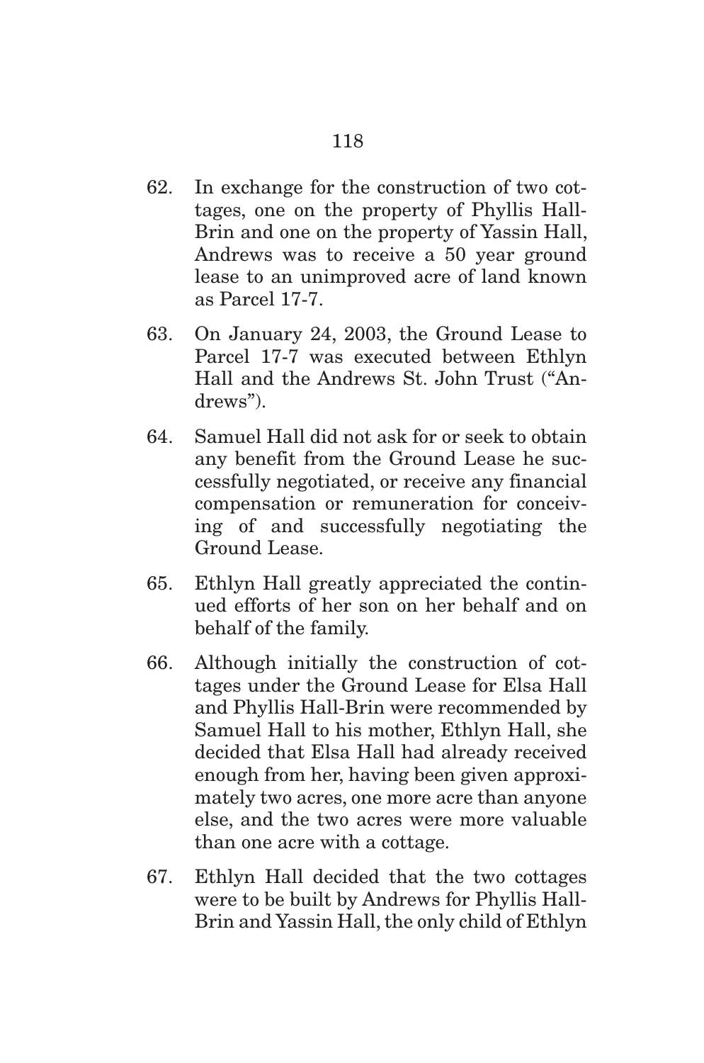62. In exchange for the construction of two cottages, one on the property of Phyllis Hall-Brin and one on the property of Yassin Hall, Andrews was to receive a 50 year ground lease to an unimproved acre of land known as Parcel 17-7.

63. On January 24, 2003, the Ground Lease to Parcel 17-7 was executed between Ethlyn Hall and the Andrews St. John Trust ("Andrews").

64. Samuel Hall did not ask for or seek to obtain any benefit from the Ground Lease he successfully negotiated, or receive any financial compensation or remuneration for conceiving of and successfully negotiating the Ground Lease.

65. Ethlyn Hall greatly appreciated the continued efforts of her son on her behalf and on behalf of the family.

66. Although initially the construction of cottages under the Ground Lease for Elsa Hall and Phyllis Hall-Brin were recommended by Samuel Hall to his mother, Ethlyn Hall, she decided that Elsa Hall had already received enough from her, having been given approximately two acres, one more acre than anyone else, and the two acres were more valuable than one acre with a cottage.

67. Ethlyn Hall decided that the two cottages were to be built by Andrews for Phyllis Hall-Brin and Yassin Hall, the only child of Ethlyn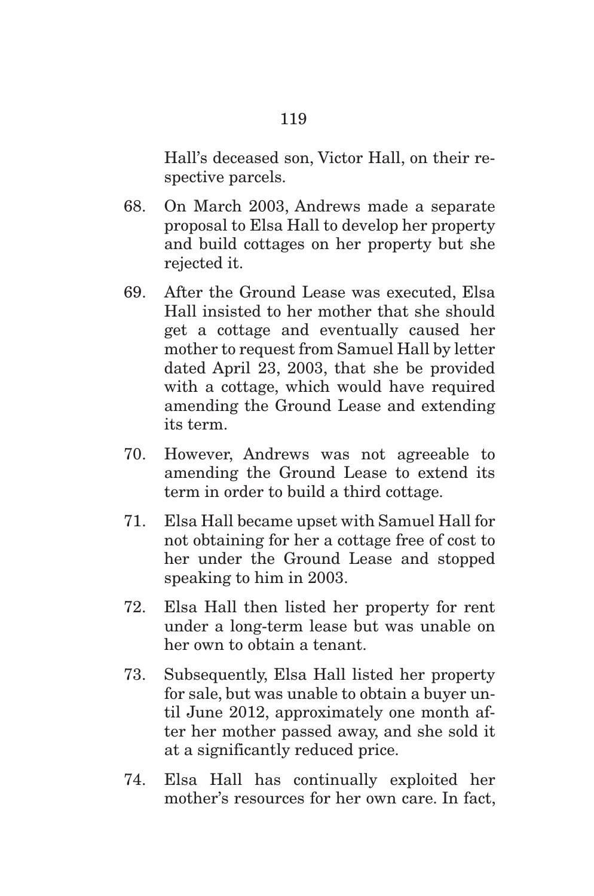Hall's deceased son, Victor Hall, on their respective parcels.

68. On March 2003, Andrews made a separate proposal to Elsa Hall to develop her property and build cottages on her property but she rejected it.

69. After the Ground Lease was executed, Elsa Hall insisted to her mother that she should get a cottage and eventually caused her mother to request from Samuel Hall by letter dated April 23, 2003, that she be provided with a cottage, which would have required amending the Ground Lease and extending its term.

70. However, Andrews was not agreeable to amending the Ground Lease to extend its term in order to build a third cottage.

71. Elsa Hall became upset with Samuel Hall for not obtaining for her a cottage free of cost to her under the Ground Lease and stopped speaking to him in 2003.

72. Elsa Hall then listed her property for rent under a long-term lease but was unable on her own to obtain a tenant.

73. Subsequently, Elsa Hall listed her property for sale, but was unable to obtain a buyer until June 2012, approximately one month after her mother passed away, and she sold it at a significantly reduced price.

74. Elsa Hall has continually exploited her mother's resources for her own care. In fact,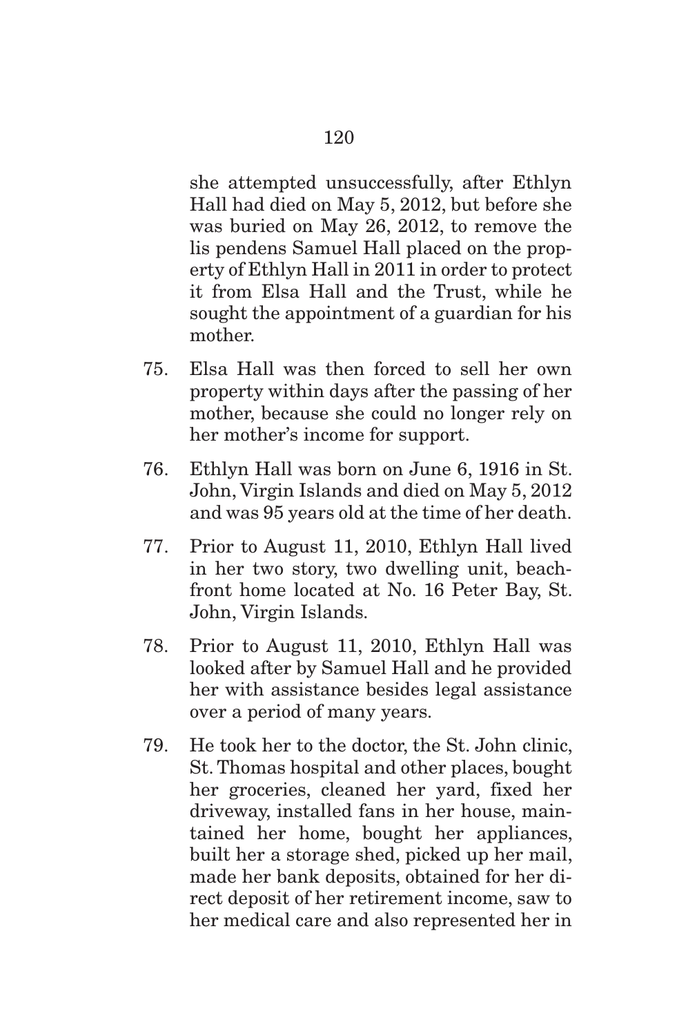she attempted unsuccessfully, after Ethlyn Hall had died on May 5, 2012, but before she was buried on May 26, 2012, to remove the lis pendens Samuel Hall placed on the property of Ethlyn Hall in 2011 in order to protect it from Elsa Hall and the Trust, while he sought the appointment of a guardian for his mother.

75. Elsa Hall was then forced to sell her own property within days after the passing of her mother, because she could no longer rely on her mother's income for support.

76. Ethlyn Hall was born on June 6, 1916 in St. John, Virgin Islands and died on May 5, 2012 and was 95 years old at the time of her death.

77. Prior to August 11, 2010, Ethlyn Hall lived in her two story, two dwelling unit, beachfront home located at No. 16 Peter Bay, St. John, Virgin Islands.

78. Prior to August 11, 2010, Ethlyn Hall was looked after by Samuel Hall and he provided her with assistance besides legal assistance over a period of many years.

79. He took her to the doctor, the St. John clinic, St. Thomas hospital and other places, bought her groceries, cleaned her yard, fixed her driveway, installed fans in her house, maintained her home, bought her appliances, built her a storage shed, picked up her mail, made her bank deposits, obtained for her direct deposit of her retirement income, saw to her medical care and also represented her in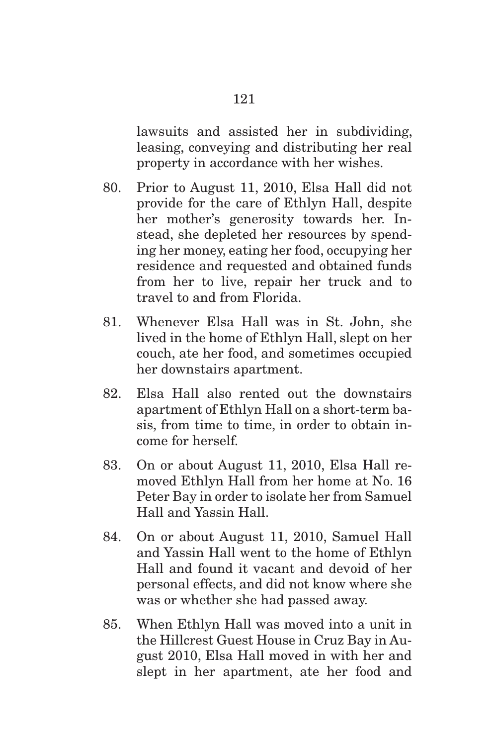lawsuits and assisted her in subdividing, leasing, conveying and distributing her real property in accordance with her wishes.

80. Prior to August 11, 2010, Elsa Hall did not provide for the care of Ethlyn Hall, despite her mother's generosity towards her. Instead, she depleted her resources by spending her money, eating her food, occupying her residence and requested and obtained funds from her to live, repair her truck and to travel to and from Florida.

81. Whenever Elsa Hall was in St. John, she lived in the home of Ethlyn Hall, slept on her couch, ate her food, and sometimes occupied her downstairs apartment.

82. Elsa Hall also rented out the downstairs apartment of Ethlyn Hall on a short-term basis, from time to time, in order to obtain income for herself.

83. On or about August 11, 2010, Elsa Hall removed Ethlyn Hall from her home at No. 16 Peter Bay in order to isolate her from Samuel Hall and Yassin Hall.

84. On or about August 11, 2010, Samuel Hall and Yassin Hall went to the home of Ethlyn Hall and found it vacant and devoid of her personal effects, and did not know where she was or whether she had passed away.

85. When Ethlyn Hall was moved into a unit in the Hillcrest Guest House in Cruz Bay in August 2010, Elsa Hall moved in with her and slept in her apartment, ate her food and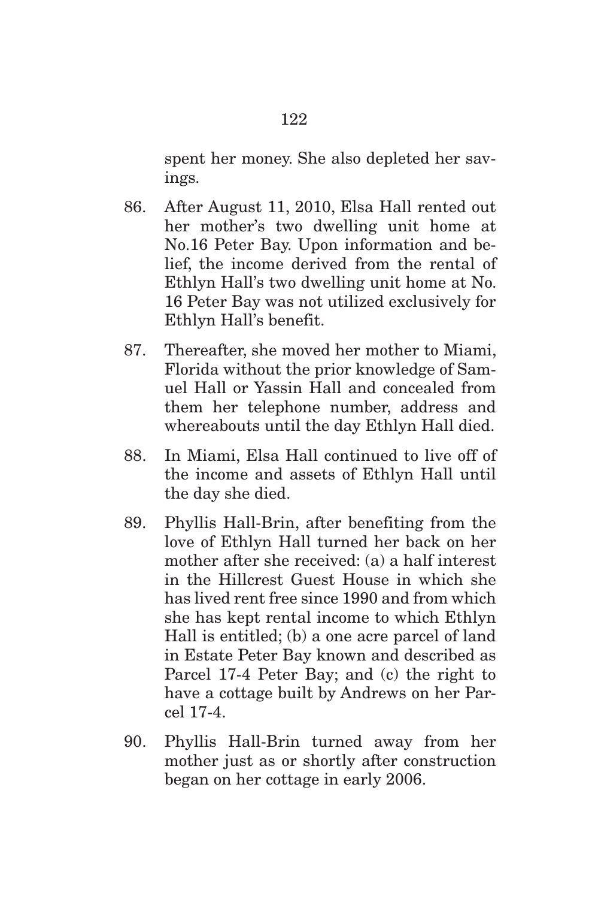spent her money. She also depleted her savings.

86. After August 11, 2010, Elsa Hall rented out her mother's two dwelling unit home at No.16 Peter Bay. Upon information and belief, the income derived from the rental of Ethlyn Hall's two dwelling unit home at No. 16 Peter Bay was not utilized exclusively for Ethlyn Hall's benefit.

87. Thereafter, she moved her mother to Miami, Florida without the prior knowledge of Samuel Hall or Yassin Hall and concealed from them her telephone number, address and whereabouts until the day Ethlyn Hall died.

88. In Miami, Elsa Hall continued to live off of the income and assets of Ethlyn Hall until the day she died.

89. Phyllis Hall-Brin, after benefiting from the love of Ethlyn Hall turned her back on her mother after she received: (a) a half interest in the Hillcrest Guest House in which she has lived rent free since 1990 and from which she has kept rental income to which Ethlyn Hall is entitled; (b) a one acre parcel of land in Estate Peter Bay known and described as Parcel 17-4 Peter Bay; and (c) the right to have a cottage built by Andrews on her Parcel 17-4.

90. Phyllis Hall-Brin turned away from her mother just as or shortly after construction began on her cottage in early 2006.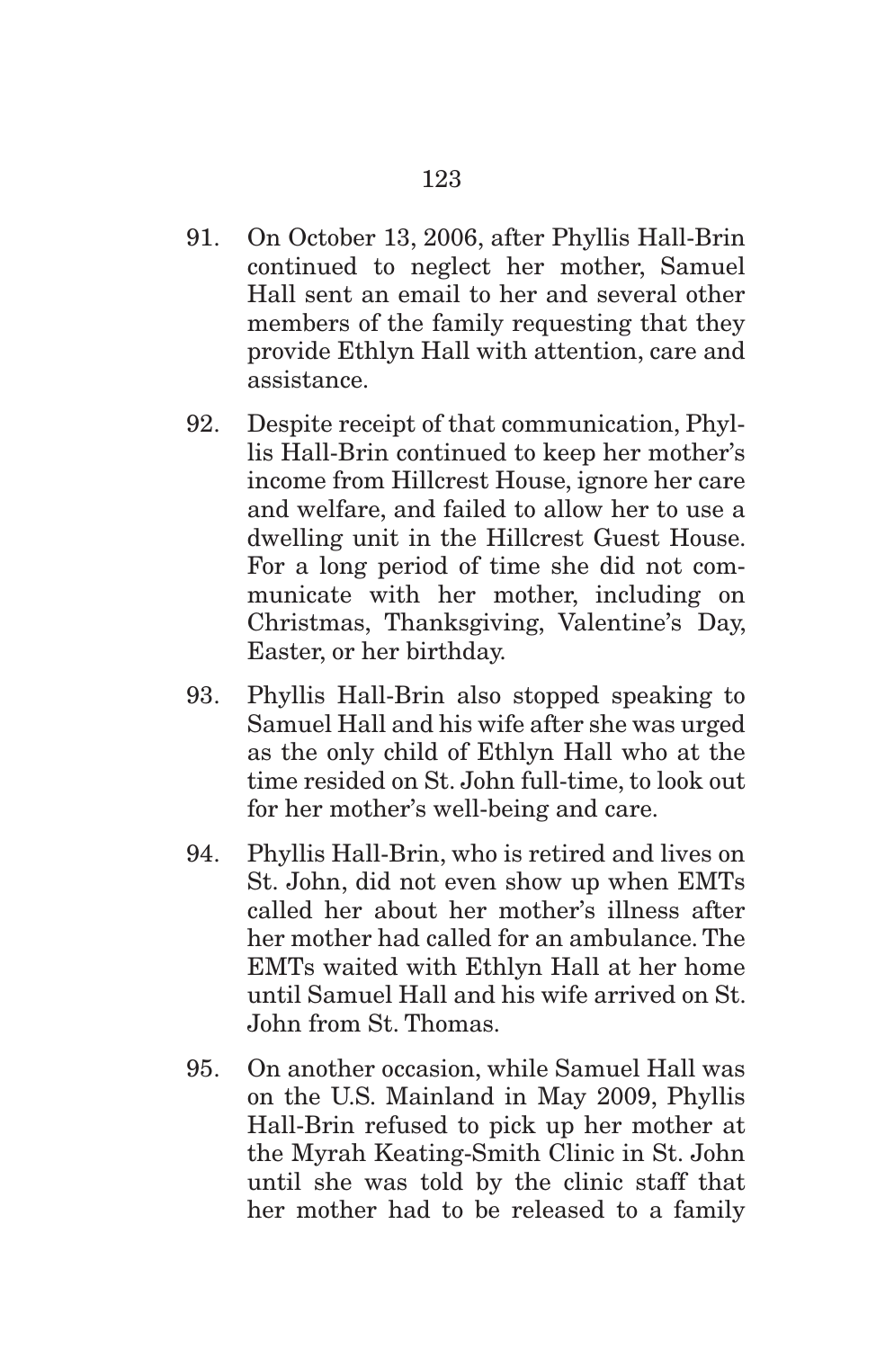91. On October 13, 2006, after Phyllis Hall-Brin continued to neglect her mother, Samuel Hall sent an email to her and several other members of the family requesting that they provide Ethlyn Hall with attention, care and assistance.

92. Despite receipt of that communication, Phyllis Hall-Brin continued to keep her mother's income from Hillcrest House, ignore her care and welfare, and failed to allow her to use a dwelling unit in the Hillcrest Guest House. For a long period of time she did not communicate with her mother, including on Christmas, Thanksgiving, Valentine's Day, Easter, or her birthday.

93. Phyllis Hall-Brin also stopped speaking to Samuel Hall and his wife after she was urged as the only child of Ethlyn Hall who at the time resided on St. John full-time, to look out for her mother's well-being and care.

94. Phyllis Hall-Brin, who is retired and lives on St. John, did not even show up when EMTs called her about her mother's illness after her mother had called for an ambulance. The EMTs waited with Ethlyn Hall at her home until Samuel Hall and his wife arrived on St. John from St. Thomas.

95. On another occasion, while Samuel Hall was on the U.S. Mainland in May 2009, Phyllis Hall-Brin refused to pick up her mother at the Myrah Keating-Smith Clinic in St. John until she was told by the clinic staff that her mother had to be released to a family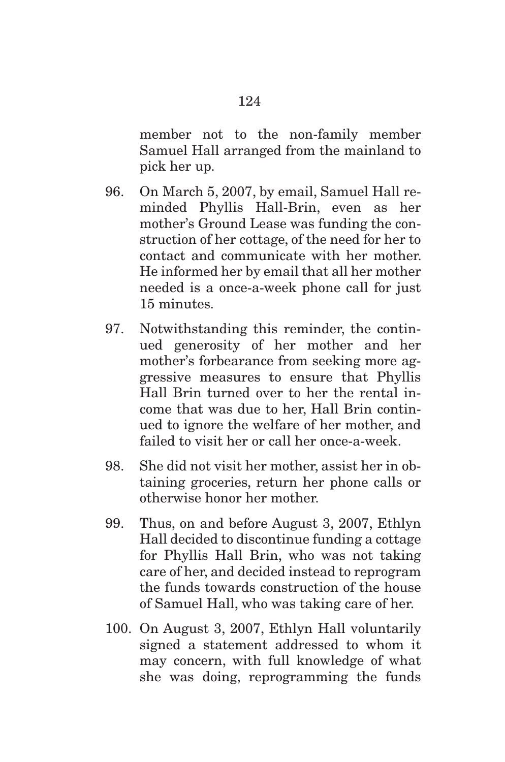member not to the non-family member Samuel Hall arranged from the mainland to pick her up.

96. On March 5, 2007, by email, Samuel Hall reminded Phyllis Hall-Brin, even as her mother's Ground Lease was funding the construction of her cottage, of the need for her to contact and communicate with her mother. He informed her by email that all her mother needed is a once-a-week phone call for just 15 minutes.

97. Notwithstanding this reminder, the continued generosity of her mother and her mother's forbearance from seeking more aggressive measures to ensure that Phyllis Hall Brin turned over to her the rental income that was due to her, Hall Brin continued to ignore the welfare of her mother, and failed to visit her or call her once-a-week.

98. She did not visit her mother, assist her in obtaining groceries, return her phone calls or otherwise honor her mother.

99. Thus, on and before August 3, 2007, Ethlyn Hall decided to discontinue funding a cottage for Phyllis Hall Brin, who was not taking care of her, and decided instead to reprogram the funds towards construction of the house of Samuel Hall, who was taking care of her.

100. On August 3, 2007, Ethlyn Hall voluntarily signed a statement addressed to whom it may concern, with full knowledge of what she was doing, reprogramming the funds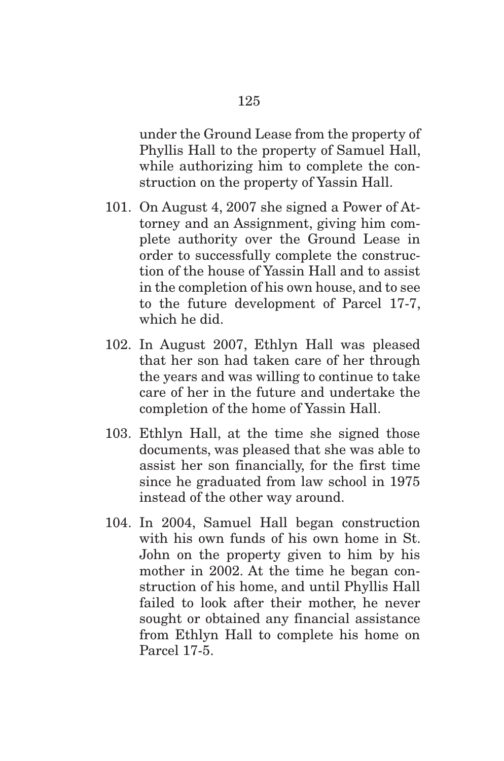under the Ground Lease from the property of Phyllis Hall to the property of Samuel Hall, while authorizing him to complete the construction on the property of Yassin Hall.

101. On August 4, 2007 she signed a Power of Attorney and an Assignment, giving him complete authority over the Ground Lease in order to successfully complete the construction of the house of Yassin Hall and to assist in the completion of his own house, and to see to the future development of Parcel 17-7, which he did.

102. In August 2007, Ethlyn Hall was pleased that her son had taken care of her through the years and was willing to continue to take care of her in the future and undertake the completion of the home of Yassin Hall.

103. Ethlyn Hall, at the time she signed those documents, was pleased that she was able to assist her son financially, for the first time since he graduated from law school in 1975 instead of the other way around.

104. In 2004, Samuel Hall began construction with his own funds of his own home in St. John on the property given to him by his mother in 2002. At the time he began construction of his home, and until Phyllis Hall failed to look after their mother, he never sought or obtained any financial assistance from Ethlyn Hall to complete his home on Parcel 17-5.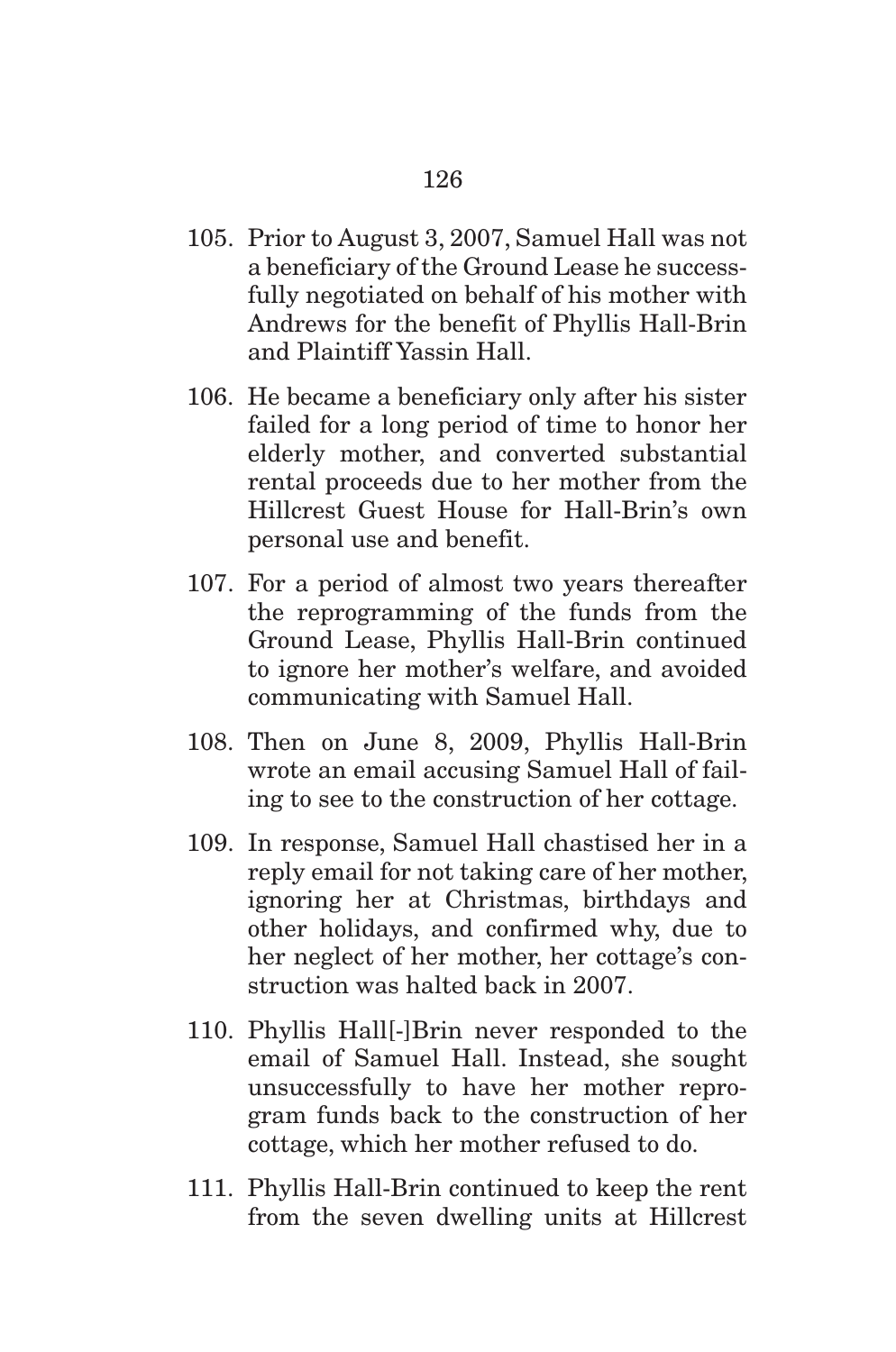105. Prior to August 3, 2007, Samuel Hall was not a beneficiary of the Ground Lease he successfully negotiated on behalf of his mother with Andrews for the benefit of Phyllis Hall-Brin and Plaintiff Yassin Hall.

106. He became a beneficiary only after his sister failed for a long period of time to honor her elderly mother, and converted substantial rental proceeds due to her mother from the Hillcrest Guest House for Hall-Brin's own personal use and benefit.

107. For a period of almost two years thereafter the reprogramming of the funds from the Ground Lease, Phyllis Hall-Brin continued to ignore her mother's welfare, and avoided communicating with Samuel Hall.

108. Then on June 8, 2009, Phyllis Hall-Brin wrote an email accusing Samuel Hall of failing to see to the construction of her cottage.

109. In response, Samuel Hall chastised her in a reply email for not taking care of her mother, ignoring her at Christmas, birthdays and other holidays, and confirmed why, due to her neglect of her mother, her cottage's construction was halted back in 2007.

110. Phyllis Hall[-]Brin never responded to the email of Samuel Hall. Instead, she sought unsuccessfully to have her mother reprogram funds back to the construction of her cottage, which her mother refused to do.

111. Phyllis Hall-Brin continued to keep the rent from the seven dwelling units at Hillcrest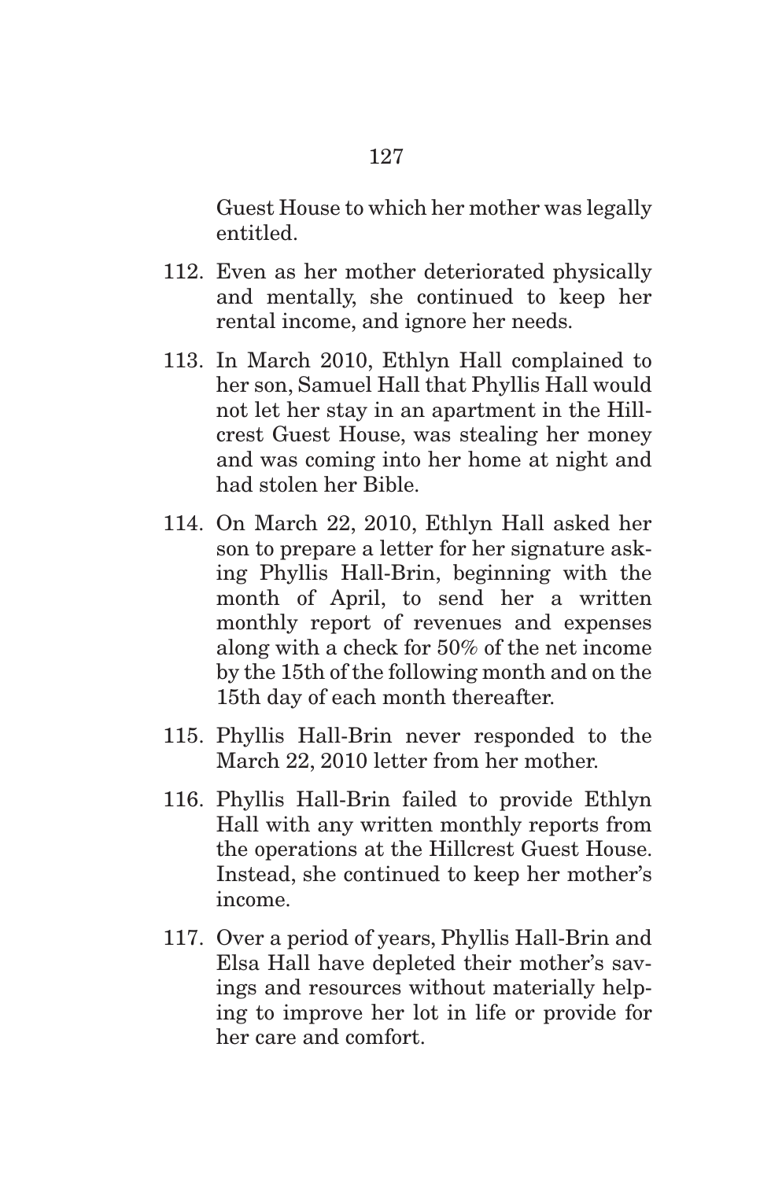Guest House to which her mother was legally entitled.

112. Even as her mother deteriorated physically and mentally, she continued to keep her rental income, and ignore her needs.

113. In March 2010, Ethlyn Hall complained to her son, Samuel Hall that Phyllis Hall would not let her stay in an apartment in the Hillcrest Guest House, was stealing her money and was coming into her home at night and had stolen her Bible.

114. On March 22, 2010, Ethlyn Hall asked her son to prepare a letter for her signature asking Phyllis Hall-Brin, beginning with the month of April, to send her a written monthly report of revenues and expenses along with a check for 50% of the net income by the 15th of the following month and on the 15th day of each month thereafter.

115. Phyllis Hall-Brin never responded to the March 22, 2010 letter from her mother.

116. Phyllis Hall-Brin failed to provide Ethlyn Hall with any written monthly reports from the operations at the Hillcrest Guest House. Instead, she continued to keep her mother's income.

117. Over a period of years, Phyllis Hall-Brin and Elsa Hall have depleted their mother's savings and resources without materially helping to improve her lot in life or provide for her care and comfort.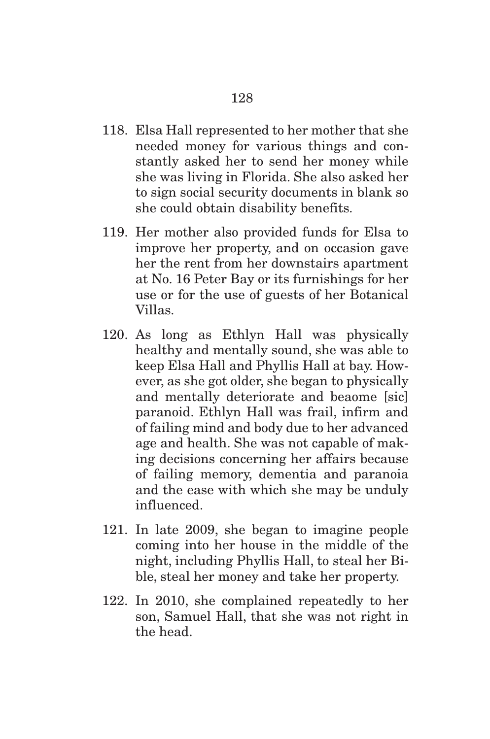118. Elsa Hall represented to her mother that she needed money for various things and constantly asked her to send her money while she was living in Florida. She also asked her to sign social security documents in blank so she could obtain disability benefits.

119. Her mother also provided funds for Elsa to improve her property, and on occasion gave her the rent from her downstairs apartment at No. 16 Peter Bay or its furnishings for her use or for the use of guests of her Botanical Villas.

120. As long as Ethlyn Hall was physically healthy and mentally sound, she was able to keep Elsa Hall and Phyllis Hall at bay. However, as she got older, she began to physically and mentally deteriorate and beaome [sic] paranoid. Ethlyn Hall was frail, infirm and of failing mind and body due to her advanced age and health. She was not capable of making decisions concerning her affairs because of failing memory, dementia and paranoia and the ease with which she may be unduly influenced.

121. In late 2009, she began to imagine people coming into her house in the middle of the night, including Phyllis Hall, to steal her Bible, steal her money and take her property.

122. In 2010, she complained repeatedly to her son, Samuel Hall, that she was not right in the head.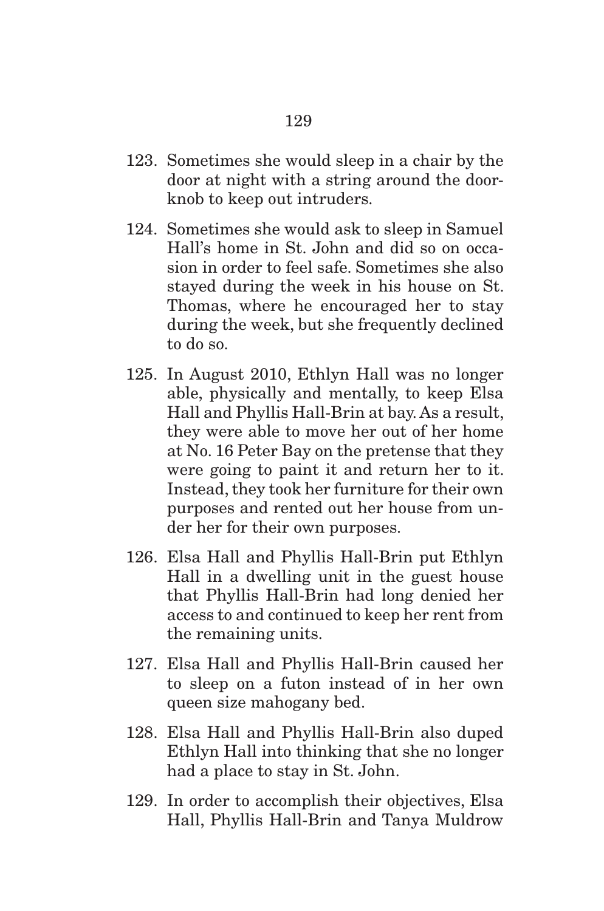123. Sometimes she would sleep in a chair by the door at night with a string around the doorknob to keep out intruders.

124. Sometimes she would ask to sleep in Samuel Hall's home in St. John and did so on occasion in order to feel safe. Sometimes she also stayed during the week in his house on St. Thomas, where he encouraged her to stay during the week, but she frequently declined to do so.

125. In August 2010, Ethlyn Hall was no longer able, physically and mentally, to keep Elsa Hall and Phyllis Hall-Brin at bay. As a result, they were able to move her out of her home at No. 16 Peter Bay on the pretense that they were going to paint it and return her to it. Instead, they took her furniture for their own purposes and rented out her house from under her for their own purposes.

126. Elsa Hall and Phyllis Hall-Brin put Ethlyn Hall in a dwelling unit in the guest house that Phyllis Hall-Brin had long denied her access to and continued to keep her rent from the remaining units.

127. Elsa Hall and Phyllis Hall-Brin caused her to sleep on a futon instead of in her own queen size mahogany bed.

128. Elsa Hall and Phyllis Hall-Brin also duped Ethlyn Hall into thinking that she no longer had a place to stay in St. John.

129. In order to accomplish their objectives, Elsa Hall, Phyllis Hall-Brin and Tanya Muldrow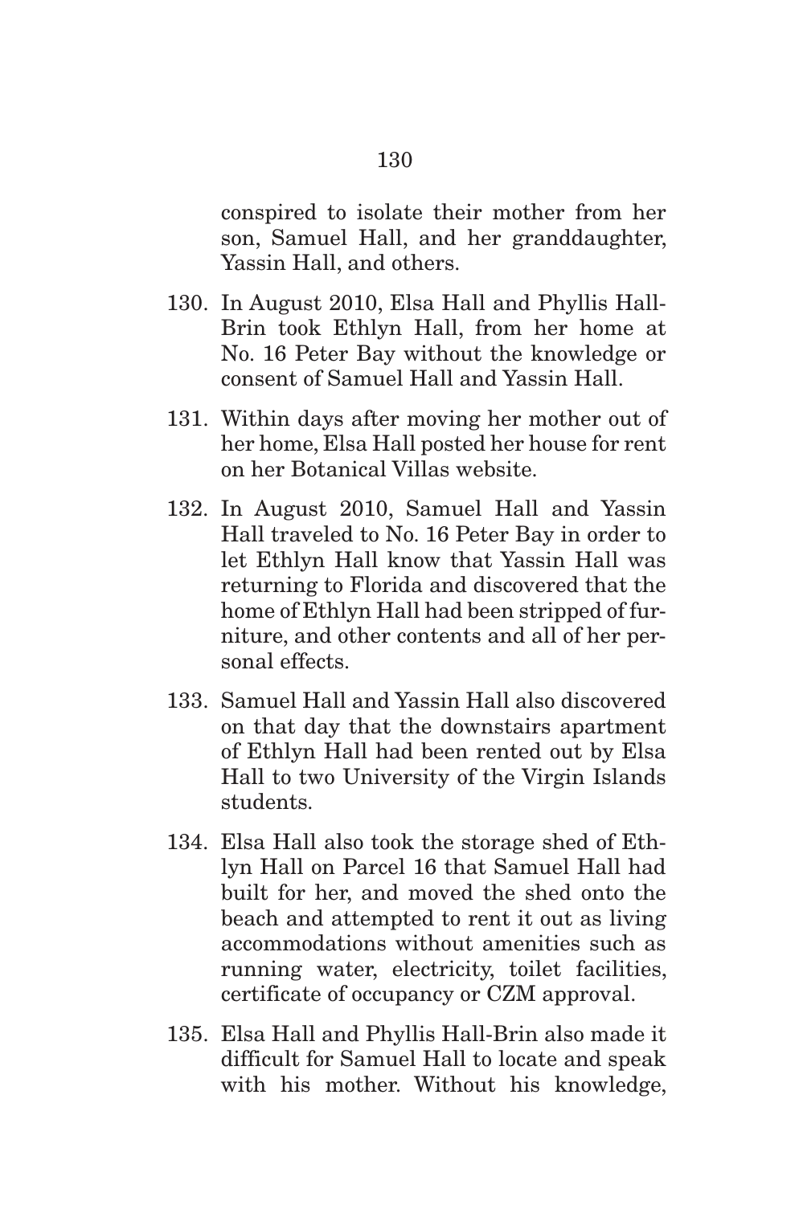conspired to isolate their mother from her son, Samuel Hall, and her granddaughter, Yassin Hall, and others.

130. In August 2010, Elsa Hall and Phyllis Hall-Brin took Ethlyn Hall, from her home at No. 16 Peter Bay without the knowledge or consent of Samuel Hall and Yassin Hall.

131. Within days after moving her mother out of her home, Elsa Hall posted her house for rent on her Botanical Villas website.

132. In August 2010, Samuel Hall and Yassin Hall traveled to No. 16 Peter Bay in order to let Ethlyn Hall know that Yassin Hall was returning to Florida and discovered that the home of Ethlyn Hall had been stripped of furniture, and other contents and all of her personal effects.

133. Samuel Hall and Yassin Hall also discovered on that day that the downstairs apartment of Ethlyn Hall had been rented out by Elsa Hall to two University of the Virgin Islands students.

134. Elsa Hall also took the storage shed of Ethlyn Hall on Parcel 16 that Samuel Hall had built for her, and moved the shed onto the beach and attempted to rent it out as living accommodations without amenities such as running water, electricity, toilet facilities, certificate of occupancy or CZM approval.

135. Elsa Hall and Phyllis Hall-Brin also made it difficult for Samuel Hall to locate and speak with his mother. Without his knowledge,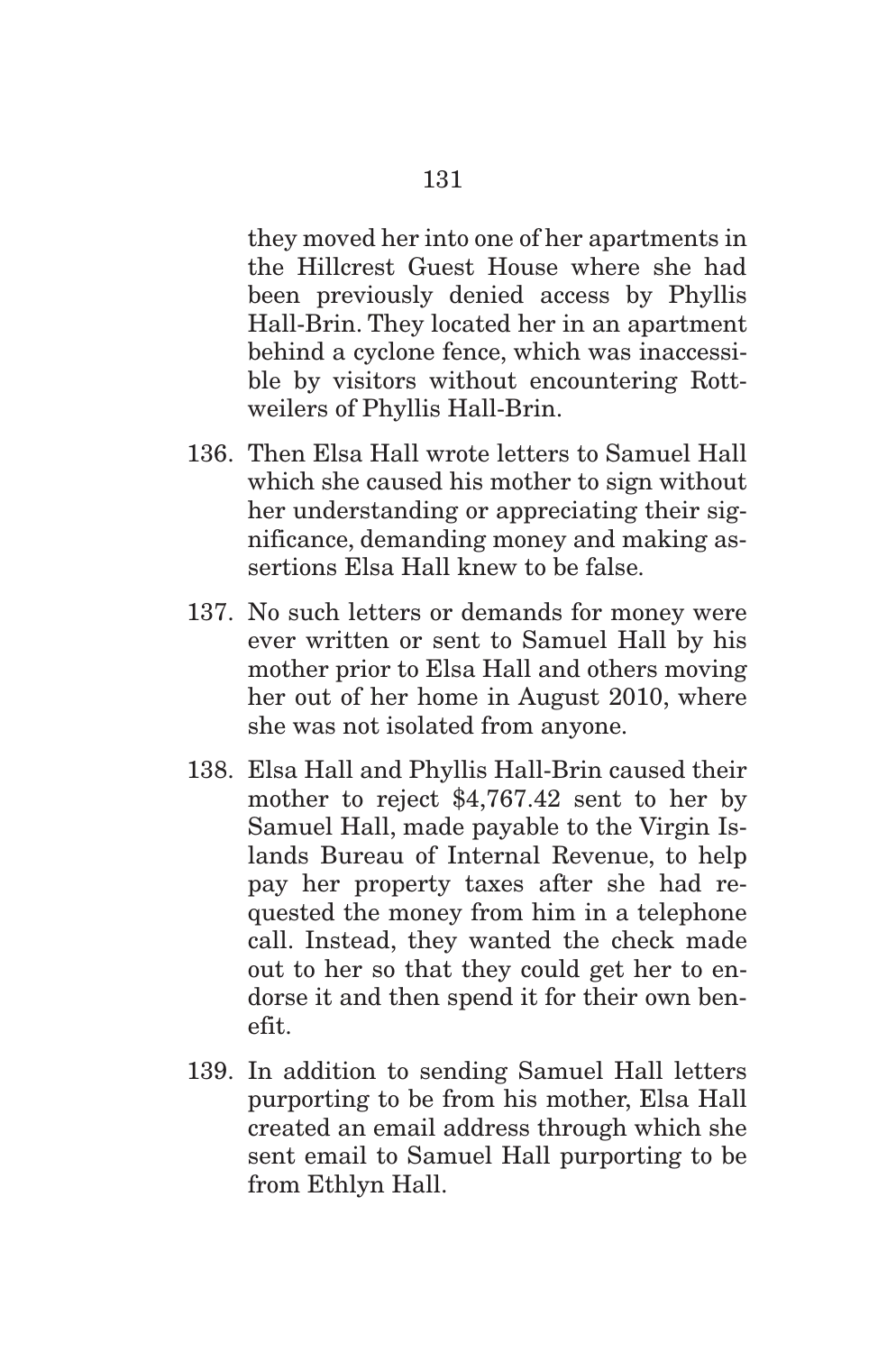they moved her into one of her apartments in the Hillcrest Guest House where she had been previously denied access by Phyllis Hall-Brin. They located her in an apartment behind a cyclone fence, which was inaccessible by visitors without encountering Rottweilers of Phyllis Hall-Brin.

136. Then Elsa Hall wrote letters to Samuel Hall which she caused his mother to sign without her understanding or appreciating their significance, demanding money and making assertions Elsa Hall knew to be false.

137. No such letters or demands for money were ever written or sent to Samuel Hall by his mother prior to Elsa Hall and others moving her out of her home in August 2010, where she was not isolated from anyone.

138. Elsa Hall and Phyllis Hall-Brin caused their mother to reject $4,767.42 sent to her by Samuel Hall, made payable to the Virgin Islands Bureau of Internal Revenue, to help pay her property taxes after she had requested the money from him in a telephone call. Instead, they wanted the check made out to her so that they could get her to endorse it and then spend it for their own benefit.

139. In addition to sending Samuel Hall letters purporting to be from his mother, Elsa Hall created an email address through which she sent email to Samuel Hall purporting to be from Ethlyn Hall.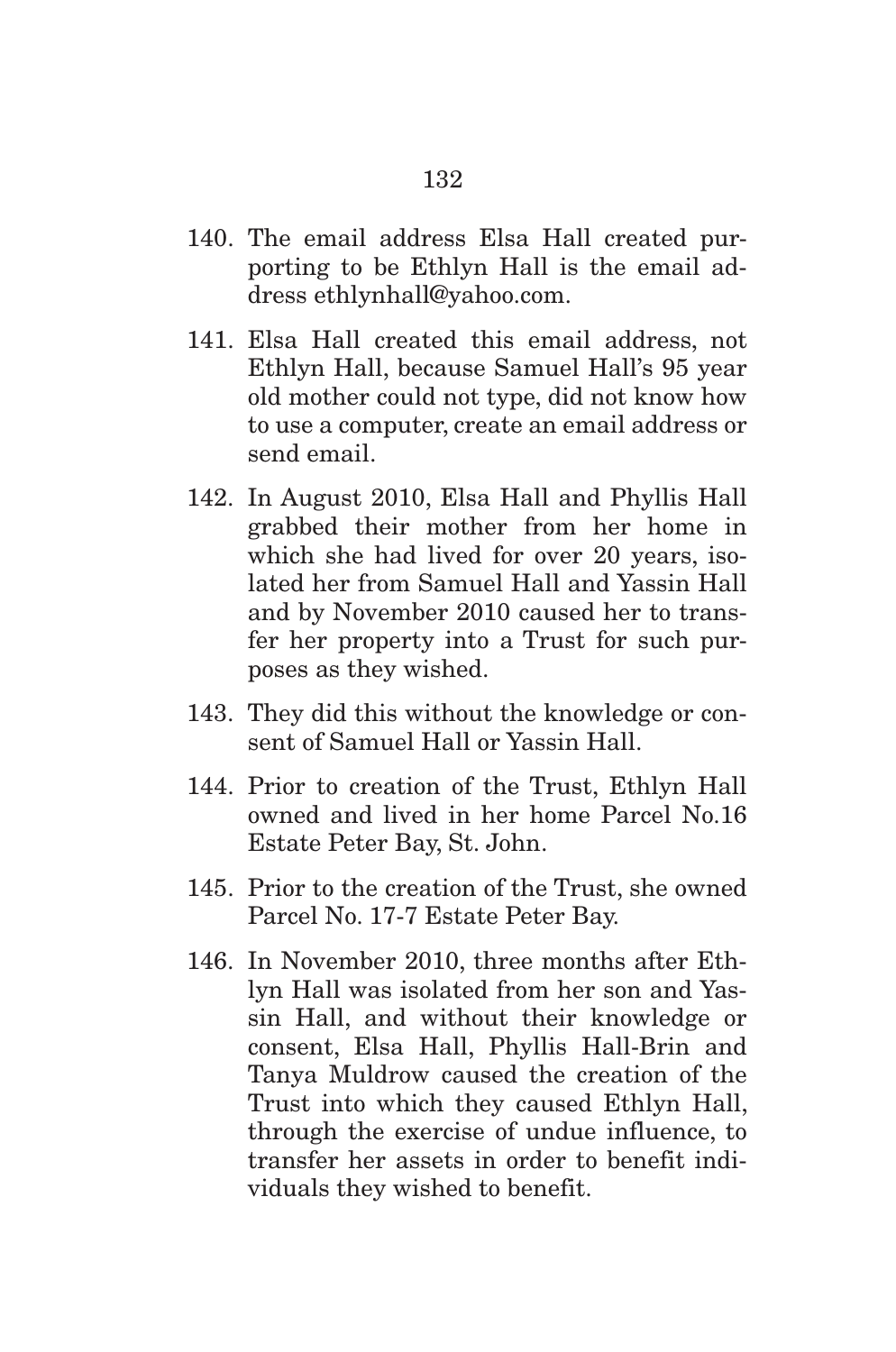140. The email address Elsa Hall created purporting to be Ethlyn Hall is the email address ethlynhall@yahoo.com.

141. Elsa Hall created this email address, not Ethlyn Hall, because Samuel Hall's 95 year old mother could not type, did not know how to use a computer, create an email address or send email.

142. In August 2010, Elsa Hall and Phyllis Hall grabbed their mother from her home in which she had lived for over 20 years, isolated her from Samuel Hall and Yassin Hall and by November 2010 caused her to transfer her property into a Trust for such purposes as they wished.

143. They did this without the knowledge or consent of Samuel Hall or Yassin Hall.

144. Prior to creation of the Trust, Ethlyn Hall owned and lived in her home Parcel No.16 Estate Peter Bay, St. John.

145. Prior to the creation of the Trust, she owned Parcel No. 17-7 Estate Peter Bay.

146. In November 2010, three months after Ethlyn Hall was isolated from her son and Yassin Hall, and without their knowledge or consent, Elsa Hall, Phyllis Hall-Brin and Tanya Muldrow caused the creation of the Trust into which they caused Ethlyn Hall, through the exercise of undue influence, to transfer her assets in order to benefit individuals they wished to benefit.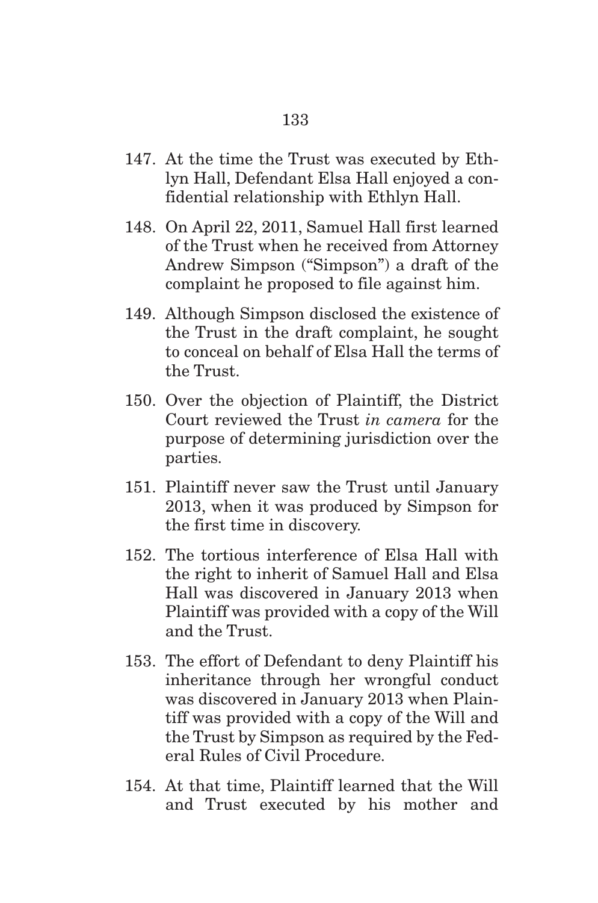147. At the time the Trust was executed by Ethlyn Hall, Defendant Elsa Hall enjoyed a confidential relationship with Ethlyn Hall.

148. On April 22, 2011, Samuel Hall first learned of the Trust when he received from Attorney Andrew Simpson ("Simpson") a draft of the complaint he proposed to file against him.

149. Although Simpson disclosed the existence of the Trust in the draft complaint, he sought to conceal on behalf of Elsa Hall the terms of the Trust.

150. Over the objection of Plaintiff, the District Court reviewed the Trust *in camera* for the purpose of determining jurisdiction over the parties.

151. Plaintiff never saw the Trust until January 2013, when it was produced by Simpson for the first time in discovery.

152. The tortious interference of Elsa Hall with the right to inherit of Samuel Hall and Elsa Hall was discovered in January 2013 when Plaintiff was provided with a copy of the Will and the Trust.

153. The effort of Defendant to deny Plaintiff his inheritance through her wrongful conduct was discovered in January 2013 when Plaintiff was provided with a copy of the Will and the Trust by Simpson as required by the Federal Rules of Civil Procedure.

154. At that time, Plaintiff learned that the Will and Trust executed by his mother and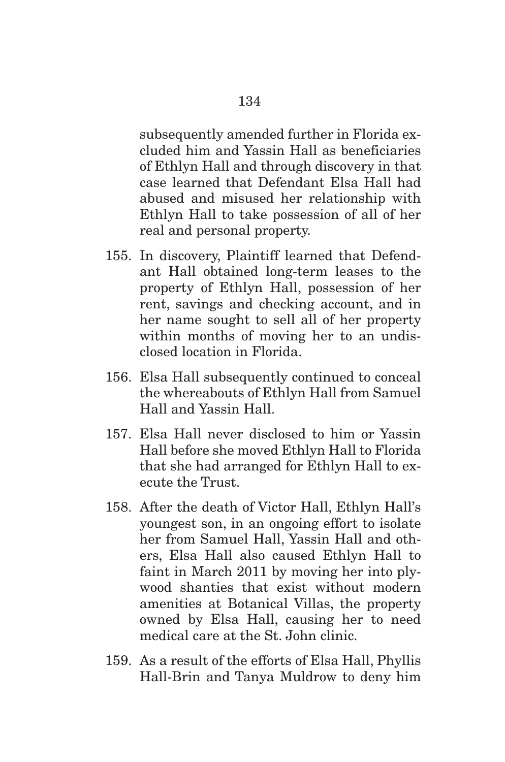subsequently amended further in Florida excluded him and Yassin Hall as beneficiaries of Ethlyn Hall and through discovery in that case learned that Defendant Elsa Hall had abused and misused her relationship with Ethlyn Hall to take possession of all of her real and personal property.

155. In discovery, Plaintiff learned that Defendant Hall obtained long-term leases to the property of Ethlyn Hall, possession of her rent, savings and checking account, and in her name sought to sell all of her property within months of moving her to an undisclosed location in Florida.

156. Elsa Hall subsequently continued to conceal the whereabouts of Ethlyn Hall from Samuel Hall and Yassin Hall.

157. Elsa Hall never disclosed to him or Yassin Hall before she moved Ethlyn Hall to Florida that she had arranged for Ethlyn Hall to execute the Trust.

158. After the death of Victor Hall, Ethlyn Hall's youngest son, in an ongoing effort to isolate her from Samuel Hall, Yassin Hall and others, Elsa Hall also caused Ethlyn Hall to faint in March 2011 by moving her into plywood shanties that exist without modern amenities at Botanical Villas, the property owned by Elsa Hall, causing her to need medical care at the St. John clinic.

159. As a result of the efforts of Elsa Hall, Phyllis Hall-Brin and Tanya Muldrow to deny him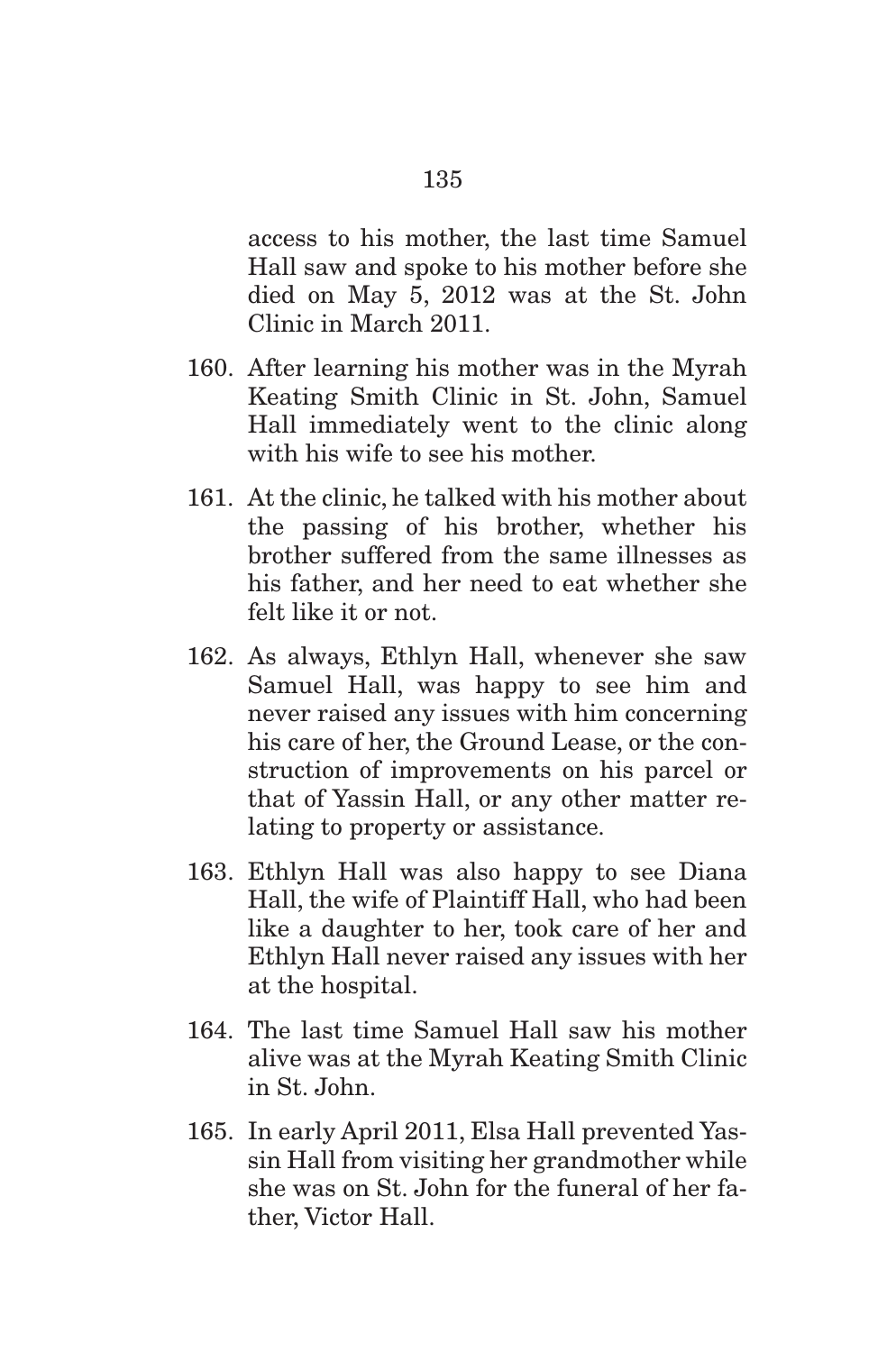access to his mother, the last time Samuel Hall saw and spoke to his mother before she died on May 5, 2012 was at the St. John Clinic in March 2011.

160. After learning his mother was in the Myrah Keating Smith Clinic in St. John, Samuel Hall immediately went to the clinic along with his wife to see his mother.

161. At the clinic, he talked with his mother about the passing of his brother, whether his brother suffered from the same illnesses as his father, and her need to eat whether she felt like it or not.

162. As always, Ethlyn Hall, whenever she saw Samuel Hall, was happy to see him and never raised any issues with him concerning his care of her, the Ground Lease, or the construction of improvements on his parcel or that of Yassin Hall, or any other matter relating to property or assistance.

163. Ethlyn Hall was also happy to see Diana Hall, the wife of Plaintiff Hall, who had been like a daughter to her, took care of her and Ethlyn Hall never raised any issues with her at the hospital.

164. The last time Samuel Hall saw his mother alive was at the Myrah Keating Smith Clinic in St. John.

165. In early April 2011, Elsa Hall prevented Yassin Hall from visiting her grandmother while she was on St. John for the funeral of her father, Victor Hall.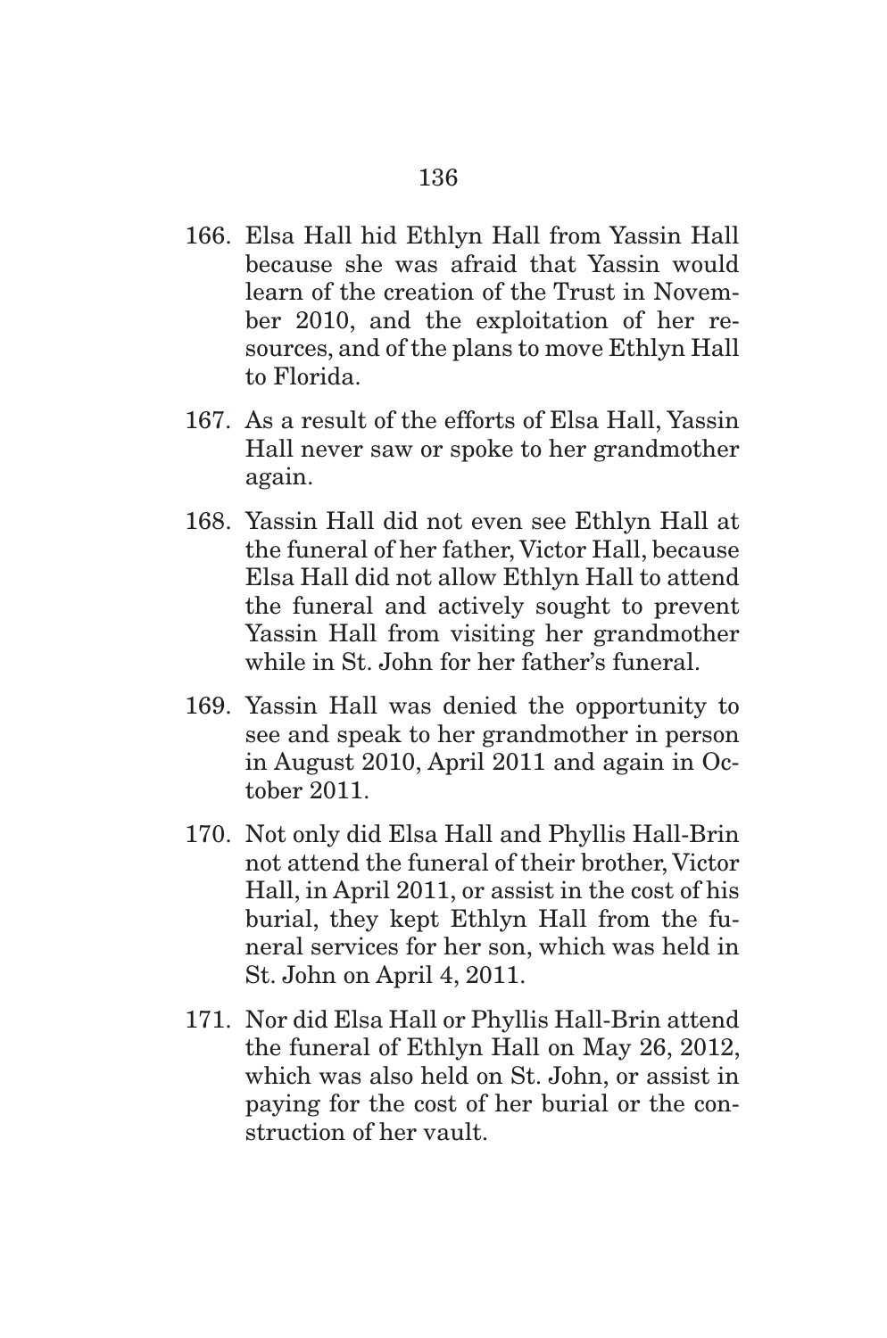166. Elsa Hall hid Ethlyn Hall from Yassin Hall because she was afraid that Yassin would learn of the creation of the Trust in November 2010, and the exploitation of her resources, and of the plans to move Ethlyn Hall to Florida.

167. As a result of the efforts of Elsa Hall, Yassin Hall never saw or spoke to her grandmother again.

168. Yassin Hall did not even see Ethlyn Hall at the funeral of her father, Victor Hall, because Elsa Hall did not allow Ethlyn Hall to attend the funeral and actively sought to prevent Yassin Hall from visiting her grandmother while in St. John for her father's funeral.

169. Yassin Hall was denied the opportunity to see and speak to her grandmother in person in August 2010, April 2011 and again in October 2011.

170. Not only did Elsa Hall and Phyllis Hall-Brin not attend the funeral of their brother, Victor Hall, in April 2011, or assist in the cost of his burial, they kept Ethlyn Hall from the funeral services for her son, which was held in St. John on April 4, 2011.

171. Nor did Elsa Hall or Phyllis Hall-Brin attend the funeral of Ethlyn Hall on May 26, 2012, which was also held on St. John, or assist in paying for the cost of her burial or the construction of her vault.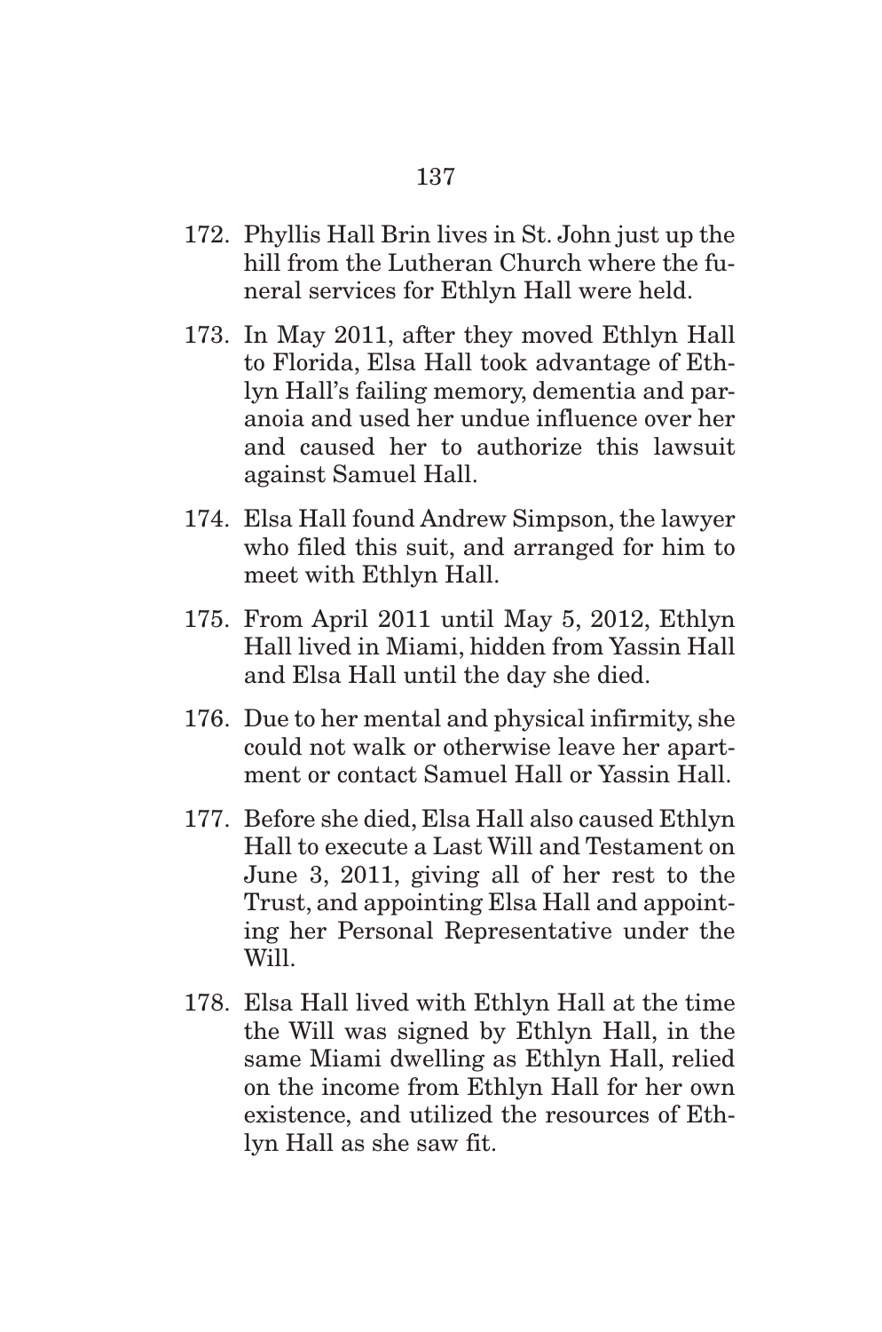172. Phyllis Hall Brin lives in St. John just up the hill from the Lutheran Church where the funeral services for Ethlyn Hall were held.

173. In May 2011, after they moved Ethlyn Hall to Florida, Elsa Hall took advantage of Ethlyn Hall's failing memory, dementia and paranoia and used her undue influence over her and caused her to authorize this lawsuit against Samuel Hall.

174. Elsa Hall found Andrew Simpson, the lawyer who filed this suit, and arranged for him to meet with Ethlyn Hall.

175. From April 2011 until May 5, 2012, Ethlyn Hall lived in Miami, hidden from Yassin Hall and Elsa Hall until the day she died.

176. Due to her mental and physical infirmity, she could not walk or otherwise leave her apartment or contact Samuel Hall or Yassin Hall.

177. Before she died, Elsa Hall also caused Ethlyn Hall to execute a Last Will and Testament on June 3, 2011, giving all of her rest to the Trust, and appointing Elsa Hall and appointing her Personal Representative under the Will.

178. Elsa Hall lived with Ethlyn Hall at the time the Will was signed by Ethlyn Hall, in the same Miami dwelling as Ethlyn Hall, relied on the income from Ethlyn Hall for her own existence, and utilized the resources of Ethlyn Hall as she saw fit.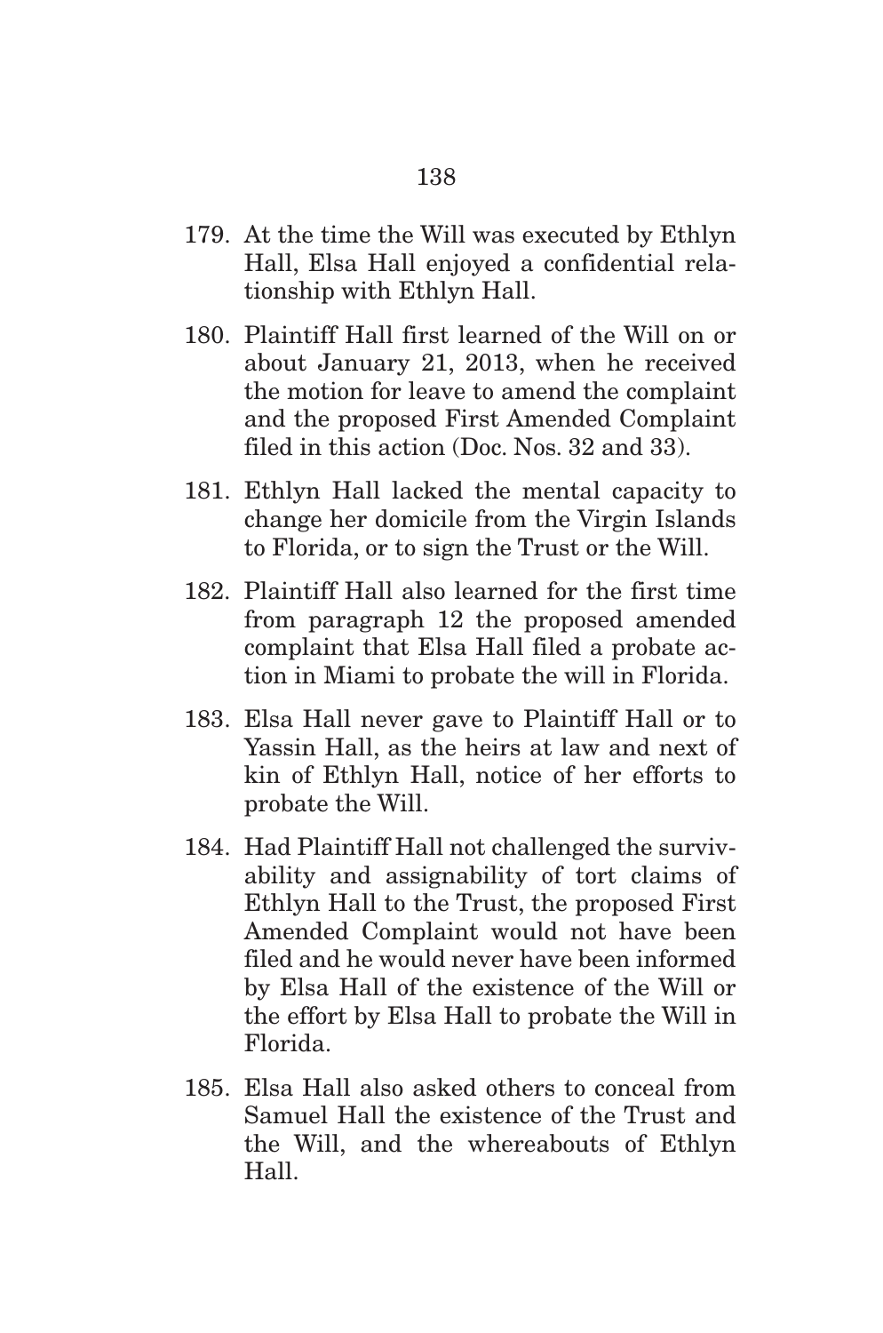179. At the time the Will was executed by Ethlyn Hall, Elsa Hall enjoyed a confidential relationship with Ethlyn Hall.

180. Plaintiff Hall first learned of the Will on or about January 21, 2013, when he received the motion for leave to amend the complaint and the proposed First Amended Complaint filed in this action (Doc. Nos. 32 and 33).

181. Ethlyn Hall lacked the mental capacity to change her domicile from the Virgin Islands to Florida, or to sign the Trust or the Will.

182. Plaintiff Hall also learned for the first time from paragraph 12 the proposed amended complaint that Elsa Hall filed a probate action in Miami to probate the will in Florida.

183. Elsa Hall never gave to Plaintiff Hall or to Yassin Hall, as the heirs at law and next of kin of Ethlyn Hall, notice of her efforts to probate the Will.

184. Had Plaintiff Hall not challenged the survivability and assignability of tort claims of Ethlyn Hall to the Trust, the proposed First Amended Complaint would not have been filed and he would never have been informed by Elsa Hall of the existence of the Will or the effort by Elsa Hall to probate the Will in Florida.

185. Elsa Hall also asked others to conceal from Samuel Hall the existence of the Trust and the Will, and the whereabouts of Ethlyn Hall.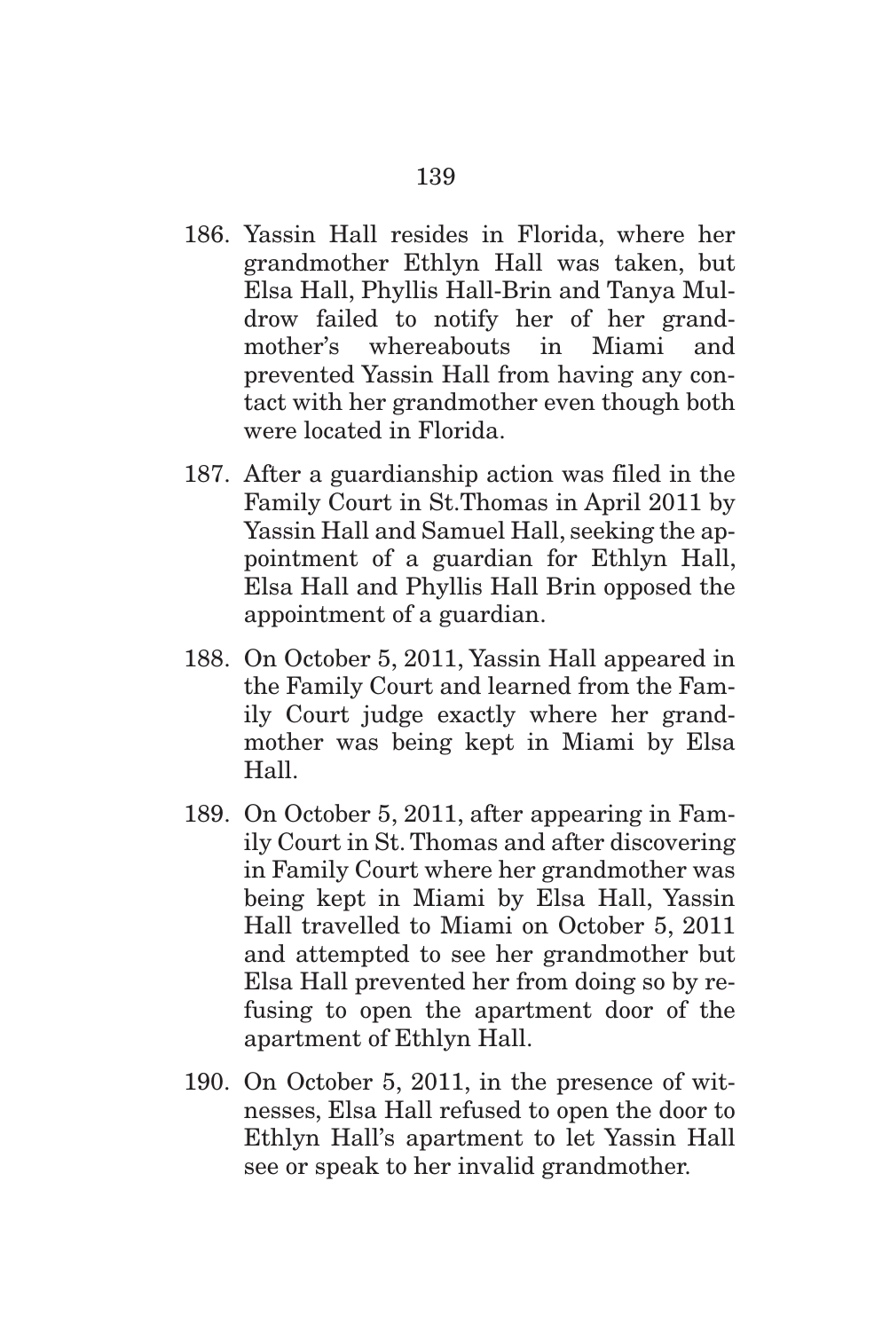186. Yassin Hall resides in Florida, where her grandmother Ethlyn Hall was taken, but Elsa Hall, Phyllis Hall-Brin and Tanya Muldrow failed to notify her of her grandmother's whereabouts in Miami and prevented Yassin Hall from having any contact with her grandmother even though both were located in Florida.

187. After a guardianship action was filed in the Family Court in St.Thomas in April 2011 by Yassin Hall and Samuel Hall, seeking the appointment of a guardian for Ethlyn Hall, Elsa Hall and Phyllis Hall Brin opposed the appointment of a guardian.

188. On October 5, 2011, Yassin Hall appeared in the Family Court and learned from the Family Court judge exactly where her grandmother was being kept in Miami by Elsa Hall.

189. On October 5, 2011, after appearing in Family Court in St. Thomas and after discovering in Family Court where her grandmother was being kept in Miami by Elsa Hall, Yassin Hall travelled to Miami on October 5, 2011 and attempted to see her grandmother but Elsa Hall prevented her from doing so by refusing to open the apartment door of the apartment of Ethlyn Hall.

190. On October 5, 2011, in the presence of witnesses, Elsa Hall refused to open the door to Ethlyn Hall's apartment to let Yassin Hall see or speak to her invalid grandmother.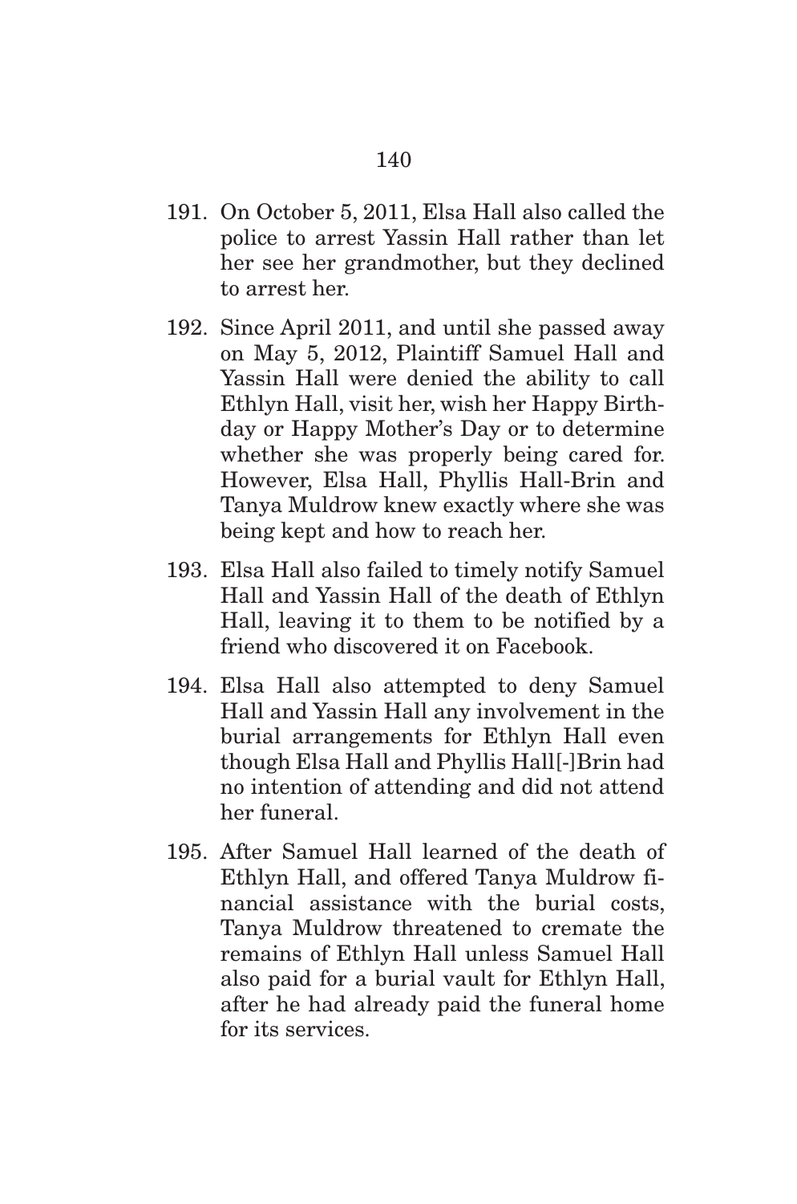191. On October 5, 2011, Elsa Hall also called the police to arrest Yassin Hall rather than let her see her grandmother, but they declined to arrest her.

192. Since April 2011, and until she passed away on May 5, 2012, Plaintiff Samuel Hall and Yassin Hall were denied the ability to call Ethlyn Hall, visit her, wish her Happy Birthday or Happy Mother's Day or to determine whether she was properly being cared for. However, Elsa Hall, Phyllis Hall-Brin and Tanya Muldrow knew exactly where she was being kept and how to reach her.

193. Elsa Hall also failed to timely notify Samuel Hall and Yassin Hall of the death of Ethlyn Hall, leaving it to them to be notified by a friend who discovered it on Facebook.

194. Elsa Hall also attempted to deny Samuel Hall and Yassin Hall any involvement in the burial arrangements for Ethlyn Hall even though Elsa Hall and Phyllis Hall[-]Brin had no intention of attending and did not attend her funeral.

195. After Samuel Hall learned of the death of Ethlyn Hall, and offered Tanya Muldrow financial assistance with the burial costs, Tanya Muldrow threatened to cremate the remains of Ethlyn Hall unless Samuel Hall also paid for a burial vault for Ethlyn Hall, after he had already paid the funeral home for its services.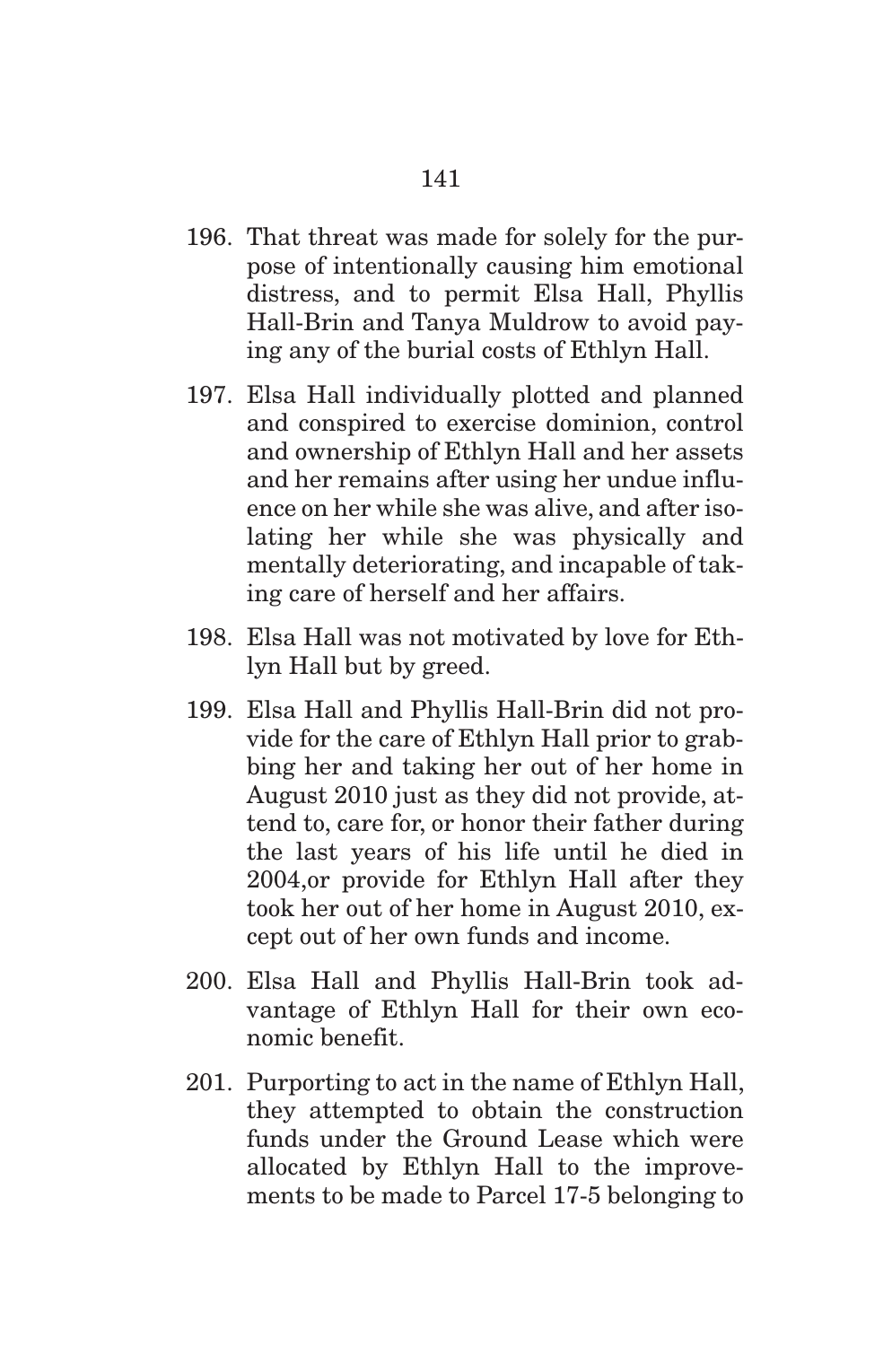196. That threat was made for solely for the purpose of intentionally causing him emotional distress, and to permit Elsa Hall, Phyllis Hall-Brin and Tanya Muldrow to avoid paying any of the burial costs of Ethlyn Hall.

197. Elsa Hall individually plotted and planned and conspired to exercise dominion, control and ownership of Ethlyn Hall and her assets and her remains after using her undue influence on her while she was alive, and after isolating her while she was physically and mentally deteriorating, and incapable of taking care of herself and her affairs.

198. Elsa Hall was not motivated by love for Ethlyn Hall but by greed.

199. Elsa Hall and Phyllis Hall-Brin did not provide for the care of Ethlyn Hall prior to grabbing her and taking her out of her home in August 2010 just as they did not provide, attend to, care for, or honor their father during the last years of his life until he died in 2004,or provide for Ethlyn Hall after they took her out of her home in August 2010, except out of her own funds and income.

200. Elsa Hall and Phyllis Hall-Brin took advantage of Ethlyn Hall for their own economic benefit.

201. Purporting to act in the name of Ethlyn Hall, they attempted to obtain the construction funds under the Ground Lease which were allocated by Ethlyn Hall to the improvements to be made to Parcel 17-5 belonging to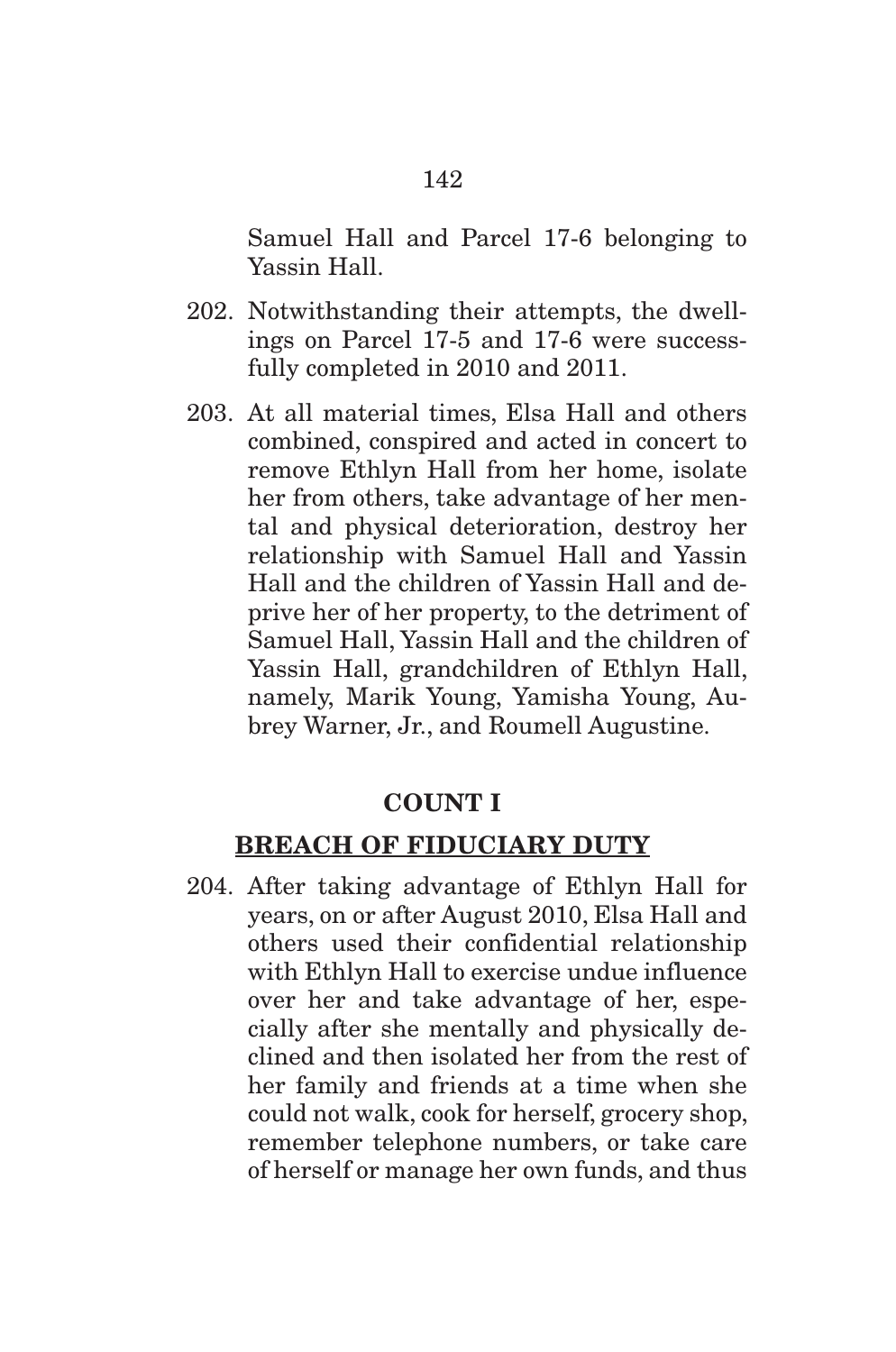Samuel Hall and Parcel 17-6 belonging to Yassin Hall.

202. Notwithstanding their attempts, the dwellings on Parcel 17-5 and 17-6 were successfully completed in 2010 and 2011.

203. At all material times, Elsa Hall and others combined, conspired and acted in concert to remove Ethlyn Hall from her home, isolate her from others, take advantage of her mental and physical deterioration, destroy her relationship with Samuel Hall and Yassin Hall and the children of Yassin Hall and deprive her of her property, to the detriment of Samuel Hall, Yassin Hall and the children of Yassin Hall, grandchildren of Ethlyn Hall, namely, Marik Young, Yamisha Young, Aubrey Warner, Jr., and Roumell Augustine.

**COUNT I**

**BREACH OF FIDUCIARY DUTY**

204. After taking advantage of Ethlyn Hall for years, on or after August 2010, Elsa Hall and others used their confidential relationship with Ethlyn Hall to exercise undue influence over her and take advantage of her, especially after she mentally and physically declined and then isolated her from the rest of her family and friends at a time when she could not walk, cook for herself, grocery shop, remember telephone numbers, or take care of herself or manage her own funds, and thus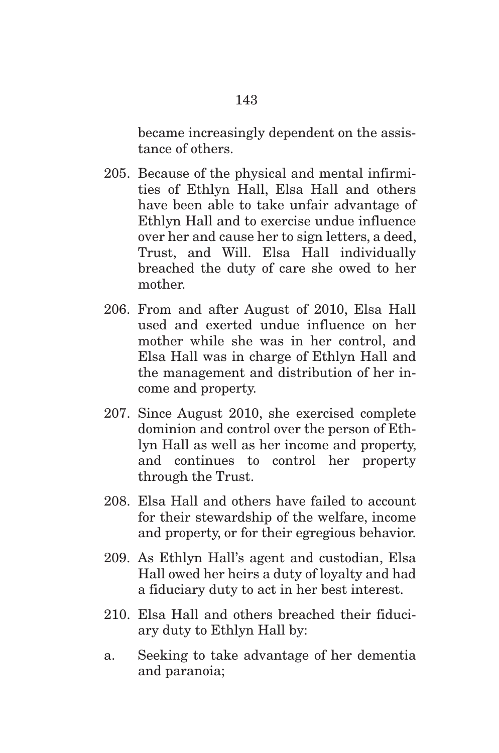became increasingly dependent on the assistance of others.

205. Because of the physical and mental infirmities of Ethlyn Hall, Elsa Hall and others have been able to take unfair advantage of Ethlyn Hall and to exercise undue influence over her and cause her to sign letters, a deed, Trust, and Will. Elsa Hall individually breached the duty of care she owed to her mother.

206. From and after August of 2010, Elsa Hall used and exerted undue influence on her mother while she was in her control, and Elsa Hall was in charge of Ethlyn Hall and the management and distribution of her income and property.

207. Since August 2010, she exercised complete dominion and control over the person of Ethlyn Hall as well as her income and property, and continues to control her property through the Trust.

208. Elsa Hall and others have failed to account for their stewardship of the welfare, income and property, or for their egregious behavior.

209. As Ethlyn Hall's agent and custodian, Elsa Hall owed her heirs a duty of loyalty and had a fiduciary duty to act in her best interest.

210. Elsa Hall and others breached their fiduciary duty to Ethlyn Hall by:

a. Seeking to take advantage of her dementia and paranoia;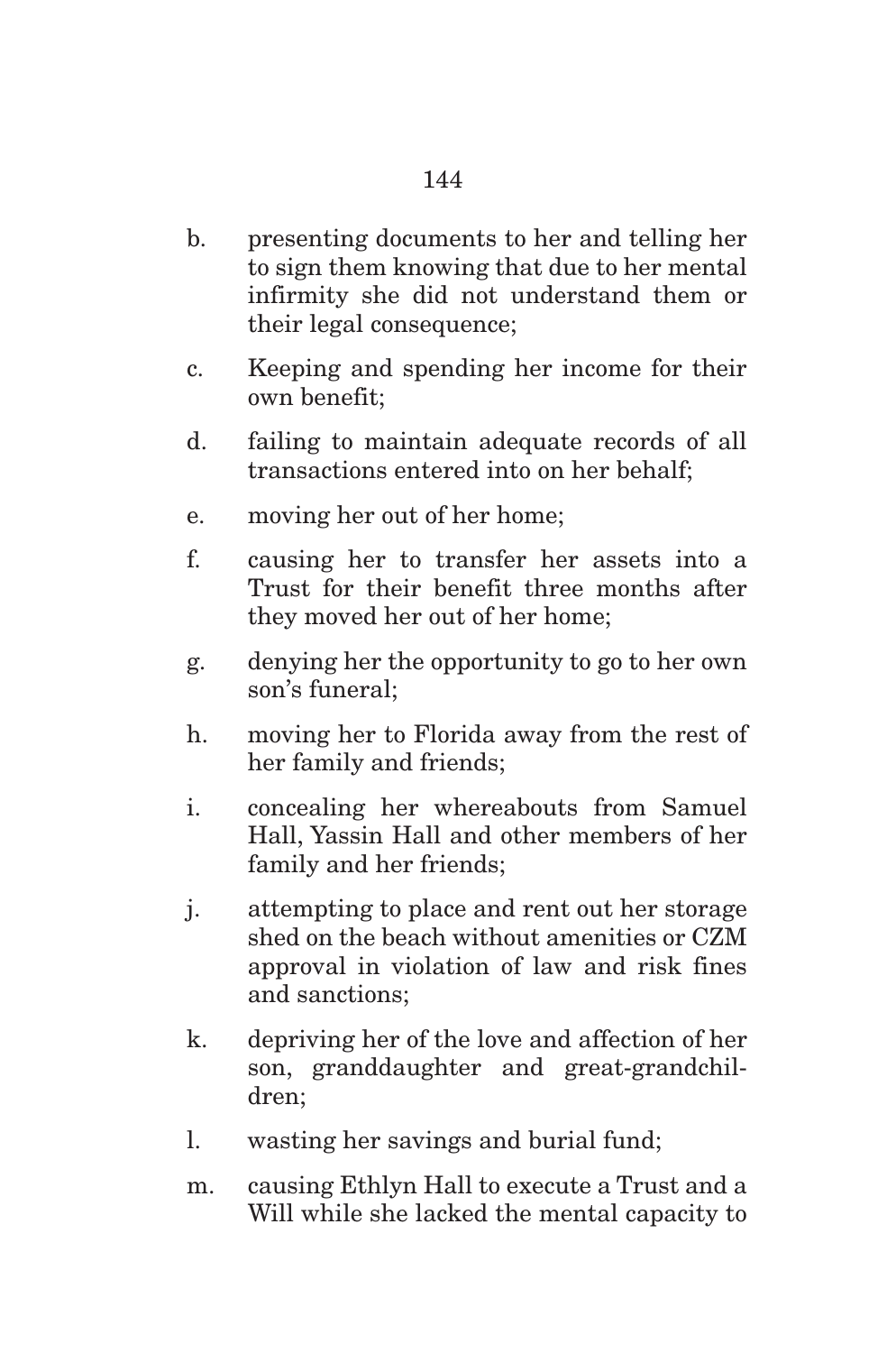b. presenting documents to her and telling her to sign them knowing that due to her mental infirmity she did not understand them or their legal consequence;

c. Keeping and spending her income for their own benefit;

d. failing to maintain adequate records of all transactions entered into on her behalf;

e. moving her out of her home;

f. causing her to transfer her assets into a Trust for their benefit three months after they moved her out of her home;

g. denying her the opportunity to go to her own son's funeral;

h. moving her to Florida away from the rest of her family and friends;

i. concealing her whereabouts from Samuel Hall, Yassin Hall and other members of her family and her friends;

j. attempting to place and rent out her storage shed on the beach without amenities or CZM approval in violation of law and risk fines and sanctions;

k. depriving her of the love and affection of her son, granddaughter and great-grandchildren;

l. wasting her savings and burial fund;

m. causing Ethlyn Hall to execute a Trust and a Will while she lacked the mental capacity to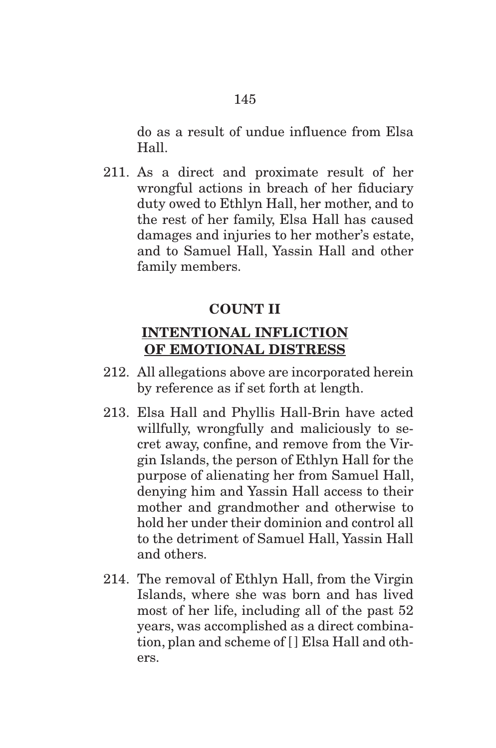do as a result of undue influence from Elsa Hall.

211. As a direct and proximate result of her wrongful actions in breach of her fiduciary duty owed to Ethlyn Hall, her mother, and to the rest of her family, Elsa Hall has caused damages and injuries to her mother's estate, and to Samuel Hall, Yassin Hall and other family members.

**COUNT II**

**INTENTIONAL INFLICTION OF EMOTIONAL DISTRESS**

212. All allegations above are incorporated herein by reference as if set forth at length.

213. Elsa Hall and Phyllis Hall-Brin have acted willfully, wrongfully and maliciously to secret away, confine, and remove from the Virgin Islands, the person of Ethlyn Hall for the purpose of alienating her from Samuel Hall, denying him and Yassin Hall access to their mother and grandmother and otherwise to hold her under their dominion and control all to the detriment of Samuel Hall, Yassin Hall and others.

214. The removal of Ethlyn Hall, from the Virgin Islands, where she was born and has lived most of her life, including all of the past 52 years, was accomplished as a direct combination, plan and scheme of [] Elsa Hall and others.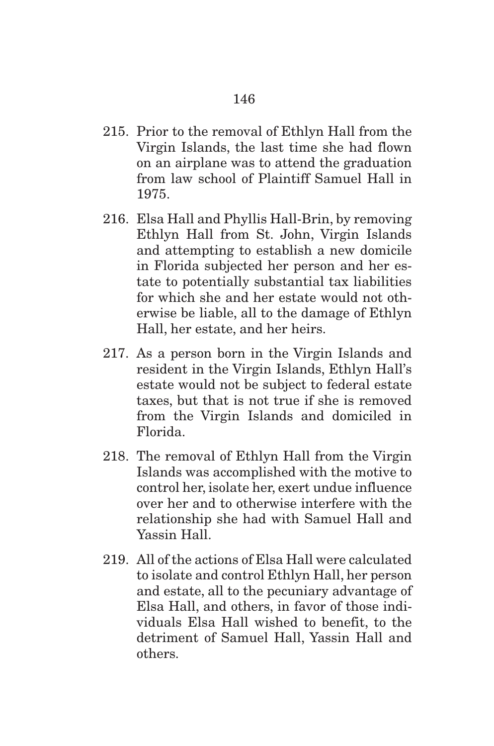215. Prior to the removal of Ethlyn Hall from the Virgin Islands, the last time she had flown on an airplane was to attend the graduation from law school of Plaintiff Samuel Hall in 1975.

216. Elsa Hall and Phyllis Hall-Brin, by removing Ethlyn Hall from St. John, Virgin Islands and attempting to establish a new domicile in Florida subjected her person and her estate to potentially substantial tax liabilities for which she and her estate would not otherwise be liable, all to the damage of Ethlyn Hall, her estate, and her heirs.

217. As a person born in the Virgin Islands and resident in the Virgin Islands, Ethlyn Hall's estate would not be subject to federal estate taxes, but that is not true if she is removed from the Virgin Islands and domiciled in Florida.

218. The removal of Ethlyn Hall from the Virgin Islands was accomplished with the motive to control her, isolate her, exert undue influence over her and to otherwise interfere with the relationship she had with Samuel Hall and Yassin Hall.

219. All of the actions of Elsa Hall were calculated to isolate and control Ethlyn Hall, her person and estate, all to the pecuniary advantage of Elsa Hall, and others, in favor of those individuals Elsa Hall wished to benefit, to the detriment of Samuel Hall, Yassin Hall and others.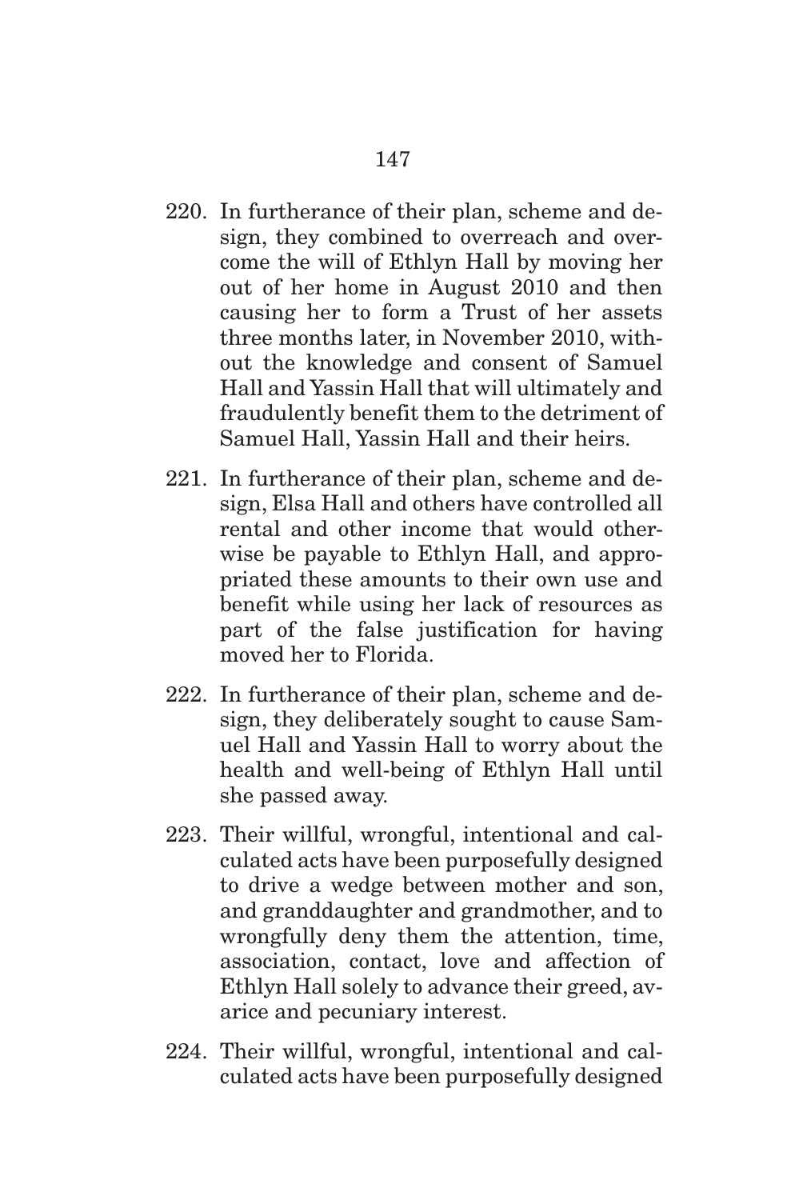220. In furtherance of their plan, scheme and design, they combined to overreach and overcome the will of Ethlyn Hall by moving her out of her home in August 2010 and then causing her to form a Trust of her assets three months later, in November 2010, without the knowledge and consent of Samuel Hall and Yassin Hall that will ultimately and fraudulently benefit them to the detriment of Samuel Hall, Yassin Hall and their heirs.

221. In furtherance of their plan, scheme and design, Elsa Hall and others have controlled all rental and other income that would otherwise be payable to Ethlyn Hall, and appropriated these amounts to their own use and benefit while using her lack of resources as part of the false justification for having moved her to Florida.

222. In furtherance of their plan, scheme and design, they deliberately sought to cause Samuel Hall and Yassin Hall to worry about the health and well-being of Ethlyn Hall until she passed away.

223. Their willful, wrongful, intentional and calculated acts have been purposefully designed to drive a wedge between mother and son, and granddaughter and grandmother, and to wrongfully deny them the attention, time, association, contact, love and affection of Ethlyn Hall solely to advance their greed, avarice and pecuniary interest.

224. Their willful, wrongful, intentional and calculated acts have been purposefully designed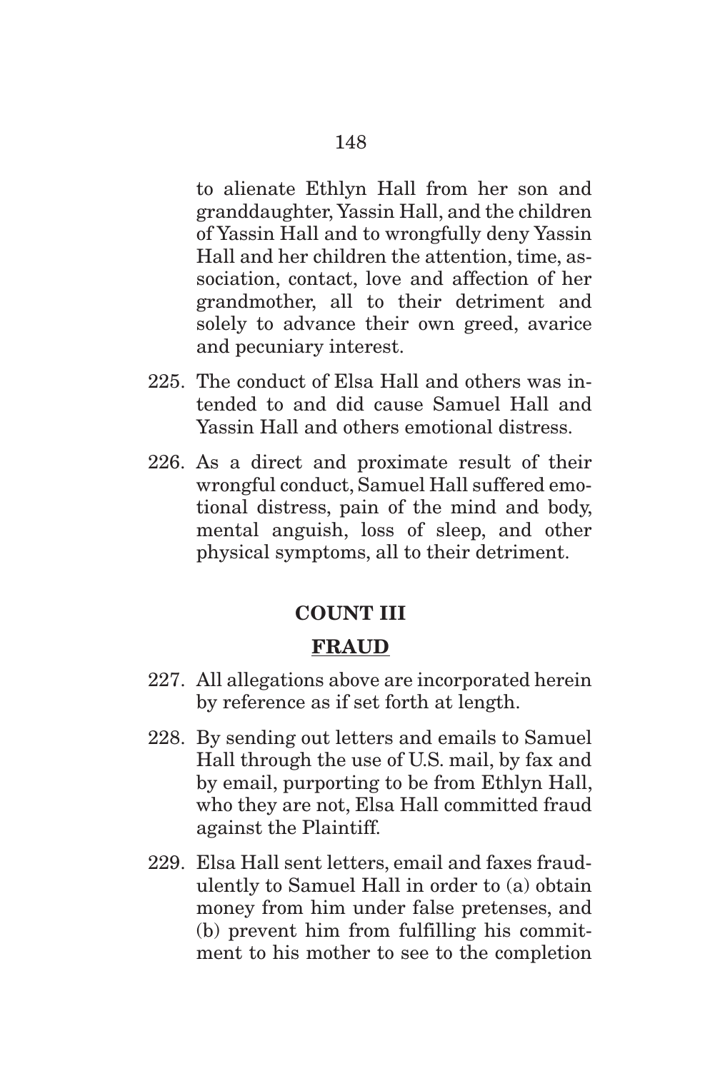to alienate Ethlyn Hall from her son and granddaughter, Yassin Hall, and the children of Yassin Hall and to wrongfully deny Yassin Hall and her children the attention, time, association, contact, love and affection of her grandmother, all to their detriment and solely to advance their own greed, avarice and pecuniary interest.

225. The conduct of Elsa Hall and others was intended to and did cause Samuel Hall and Yassin Hall and others emotional distress.

226. As a direct and proximate result of their wrongful conduct, Samuel Hall suffered emotional distress, pain of the mind and body, mental anguish, loss of sleep, and other physical symptoms, all to their detriment.

**COUNT III**

**FRAUD**

227. All allegations above are incorporated herein by reference as if set forth at length.

228. By sending out letters and emails to Samuel Hall through the use of U.S. mail, by fax and by email, purporting to be from Ethlyn Hall, who they are not, Elsa Hall committed fraud against the Plaintiff.

229. Elsa Hall sent letters, email and faxes fraudulently to Samuel Hall in order to (a) obtain money from him under false pretenses, and (b) prevent him from fulfilling his commitment to his mother to see to the completion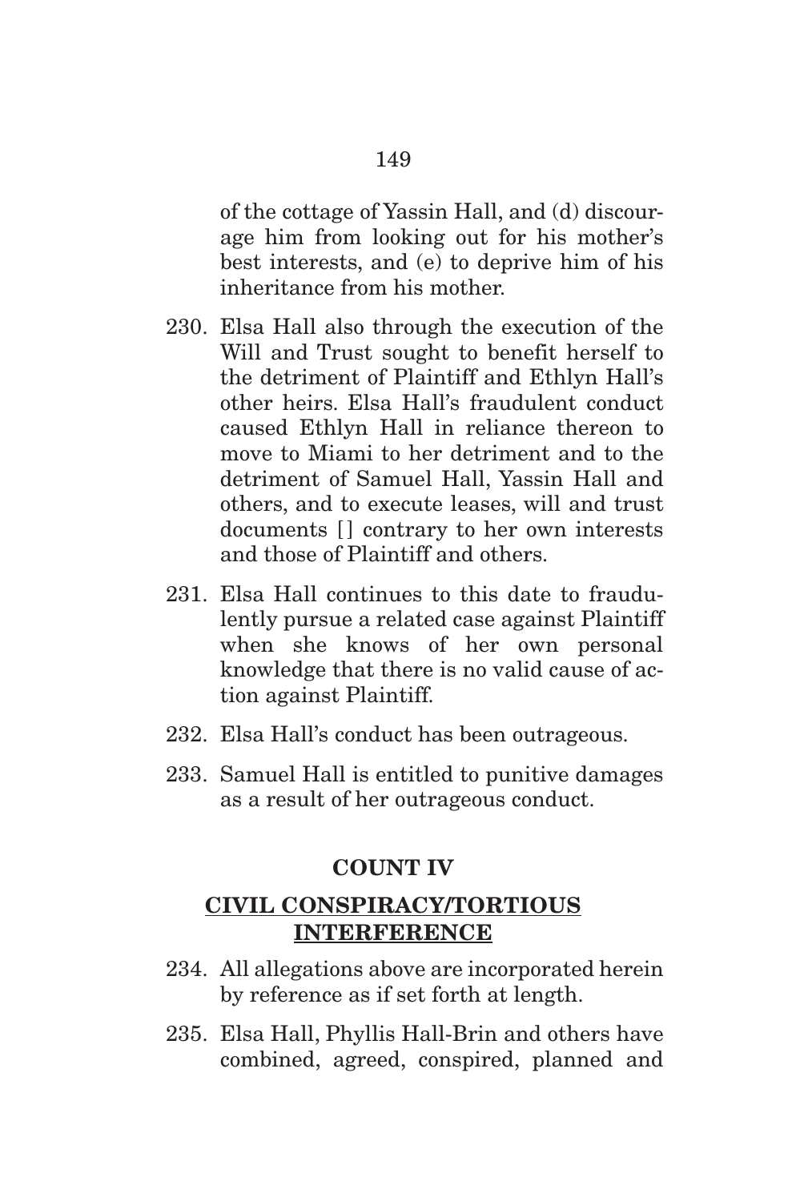of the cottage of Yassin Hall, and (d) discourage him from looking out for his mother's best interests, and (e) to deprive him of his inheritance from his mother.

230. Elsa Hall also through the execution of the Will and Trust sought to benefit herself to the detriment of Plaintiff and Ethlyn Hall's other heirs. Elsa Hall's fraudulent conduct caused Ethlyn Hall in reliance thereon to move to Miami to her detriment and to the detriment of Samuel Hall, Yassin Hall and others, and to execute leases, will and trust documents [] contrary to her own interests and those of Plaintiff and others.

231. Elsa Hall continues to this date to fraudulently pursue a related case against Plaintiff when she knows of her own personal knowledge that there is no valid cause of action against Plaintiff.

232. Elsa Hall's conduct has been outrageous.

233. Samuel Hall is entitled to punitive damages as a result of her outrageous conduct.

## COUNT IV

## <u>CIVIL CONSPIRACY/TORTIOUS INTERFERENCE</u>

234. All allegations above are incorporated herein by reference as if set forth at length.

235. Elsa Hall, Phyllis Hall-Brin and others have combined, agreed, conspired, planned and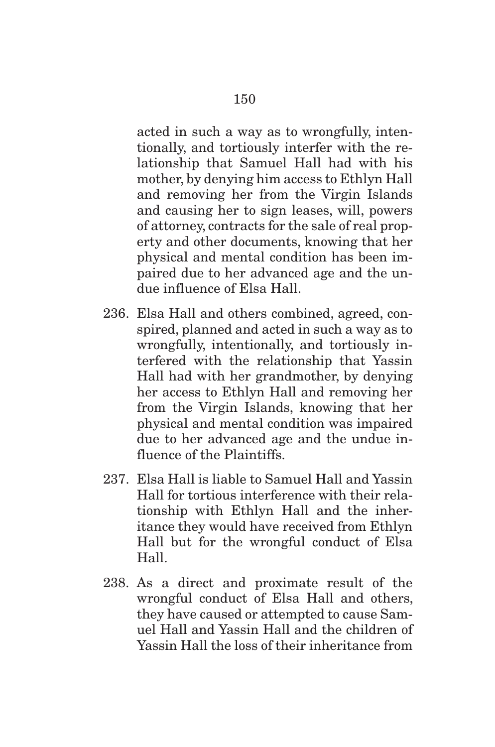acted in such a way as to wrongfully, intentionally, and tortiously interfer with the relationship that Samuel Hall had with his mother, by denying him access to Ethlyn Hall and removing her from the Virgin Islands and causing her to sign leases, will, powers of attorney, contracts for the sale of real property and other documents, knowing that her physical and mental condition has been impaired due to her advanced age and the undue influence of Elsa Hall.

236. Elsa Hall and others combined, agreed, conspired, planned and acted in such a way as to wrongfully, intentionally, and tortiously interfered with the relationship that Yassin Hall had with her grandmother, by denying her access to Ethlyn Hall and removing her from the Virgin Islands, knowing that her physical and mental condition was impaired due to her advanced age and the undue influence of the Plaintiffs.

237. Elsa Hall is liable to Samuel Hall and Yassin Hall for tortious interference with their relationship with Ethlyn Hall and the inheritance they would have received from Ethlyn Hall but for the wrongful conduct of Elsa Hall.

238. As a direct and proximate result of the wrongful conduct of Elsa Hall and others, they have caused or attempted to cause Samuel Hall and Yassin Hall and the children of Yassin Hall the loss of their inheritance from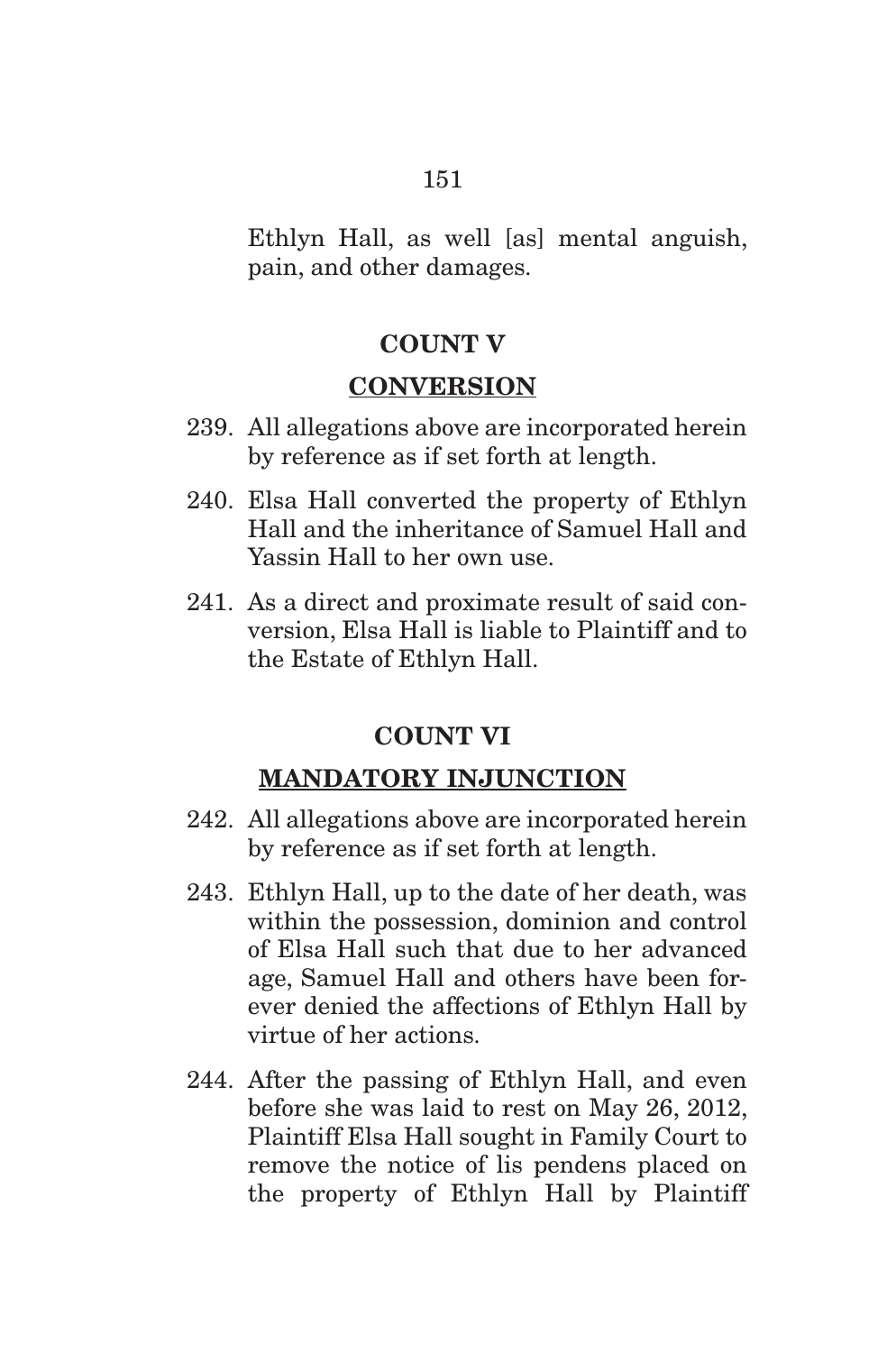Ethlyn Hall, as well [as] mental anguish, pain, and other damages.

**COUNT V**

**CONVERSION**

239. All allegations above are incorporated herein by reference as if set forth at length.

240. Elsa Hall converted the property of Ethlyn Hall and the inheritance of Samuel Hall and Yassin Hall to her own use.

241. As a direct and proximate result of said conversion, Elsa Hall is liable to Plaintiff and to the Estate of Ethlyn Hall.

**COUNT VI**

**MANDATORY INJUNCTION**

242. All allegations above are incorporated herein by reference as if set forth at length.

243. Ethlyn Hall, up to the date of her death, was within the possession, dominion and control of Elsa Hall such that due to her advanced age, Samuel Hall and others have been forever denied the affections of Ethlyn Hall by virtue of her actions.

244. After the passing of Ethlyn Hall, and even before she was laid to rest on May 26, 2012, Plaintiff Elsa Hall sought in Family Court to remove the notice of lis pendens placed on the property of Ethlyn Hall by Plaintiff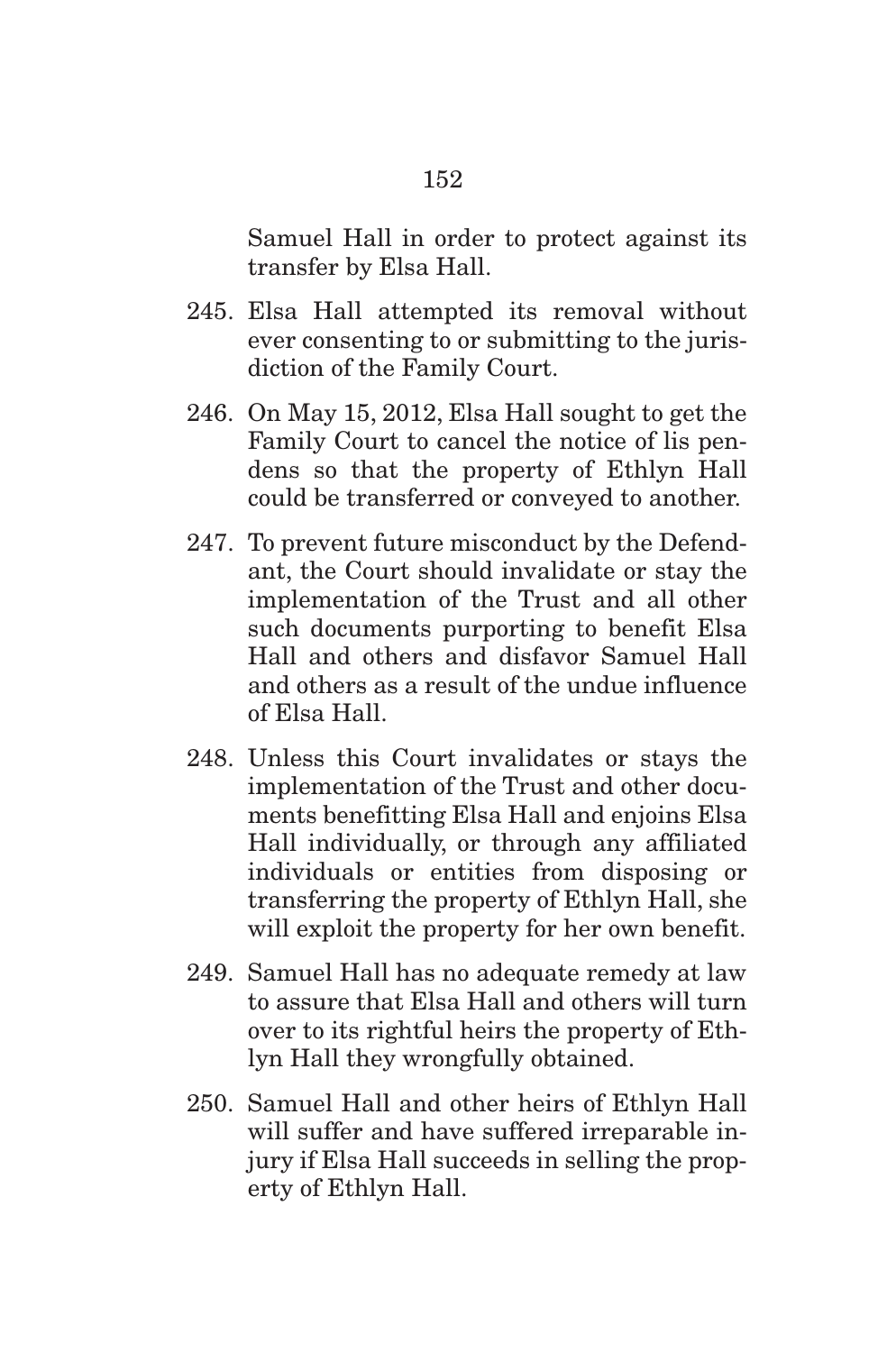Samuel Hall in order to protect against its transfer by Elsa Hall.

245. Elsa Hall attempted its removal without ever consenting to or submitting to the jurisdiction of the Family Court.

246. On May 15, 2012, Elsa Hall sought to get the Family Court to cancel the notice of lis pendens so that the property of Ethlyn Hall could be transferred or conveyed to another.

247. To prevent future misconduct by the Defendant, the Court should invalidate or stay the implementation of the Trust and all other such documents purporting to benefit Elsa Hall and others and disfavor Samuel Hall and others as a result of the undue influence of Elsa Hall.

248. Unless this Court invalidates or stays the implementation of the Trust and other documents benefitting Elsa Hall and enjoins Elsa Hall individually, or through any affiliated individuals or entities from disposing or transferring the property of Ethlyn Hall, she will exploit the property for her own benefit.

249. Samuel Hall has no adequate remedy at law to assure that Elsa Hall and others will turn over to its rightful heirs the property of Ethlyn Hall they wrongfully obtained.

250. Samuel Hall and other heirs of Ethlyn Hall will suffer and have suffered irreparable injury if Elsa Hall succeeds in selling the property of Ethlyn Hall.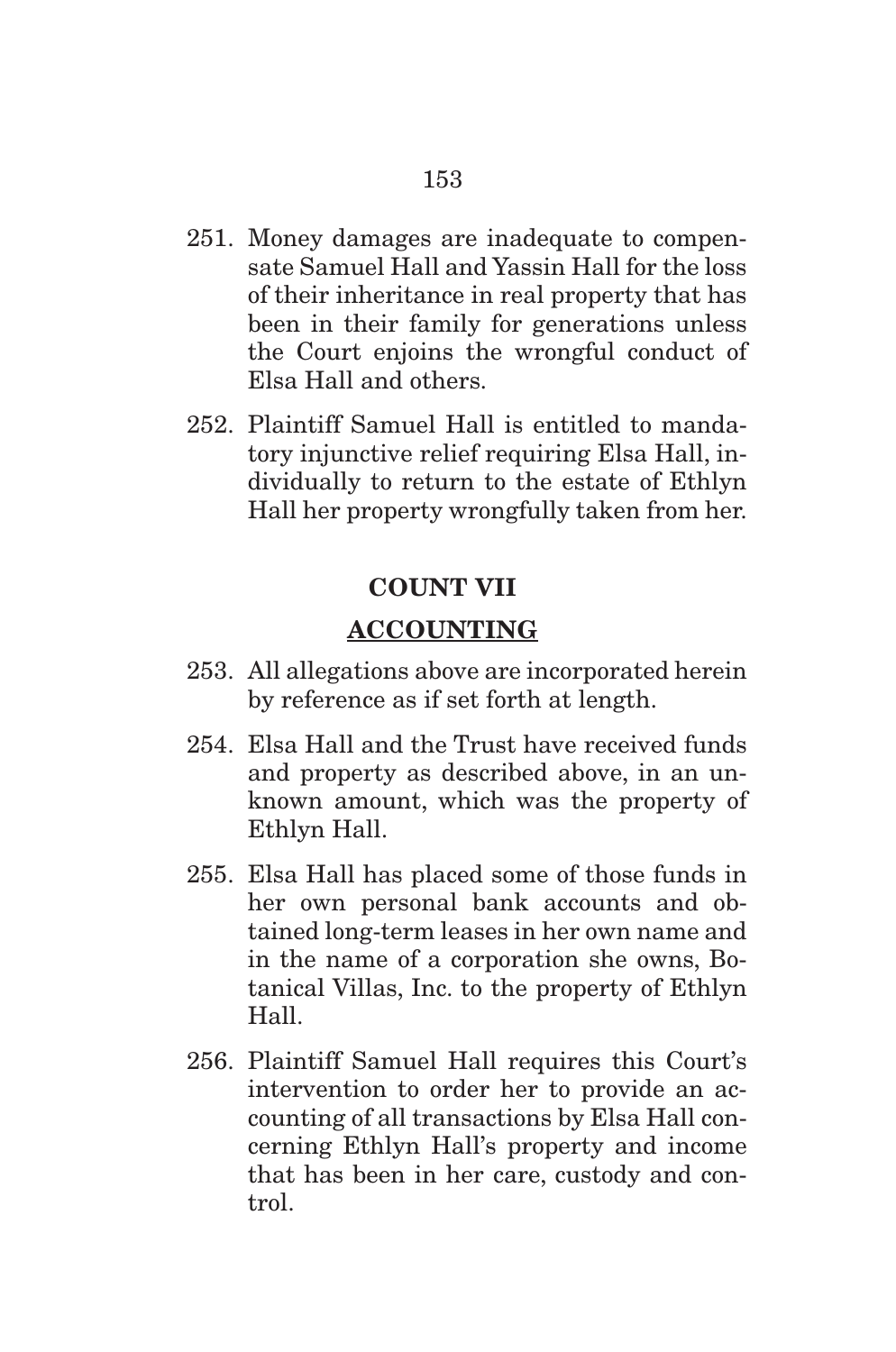251. Money damages are inadequate to compensate Samuel Hall and Yassin Hall for the loss of their inheritance in real property that has been in their family for generations unless the Court enjoins the wrongful conduct of Elsa Hall and others.

252. Plaintiff Samuel Hall is entitled to mandatory injunctive relief requiring Elsa Hall, individually to return to the estate of Ethlyn Hall her property wrongfully taken from her.

**COUNT VII**

**ACCOUNTING**

253. All allegations above are incorporated herein by reference as if set forth at length.

254. Elsa Hall and the Trust have received funds and property as described above, in an unknown amount, which was the property of Ethlyn Hall.

255. Elsa Hall has placed some of those funds in her own personal bank accounts and obtained long-term leases in her own name and in the name of a corporation she owns, Botanical Villas, Inc. to the property of Ethlyn Hall.

256. Plaintiff Samuel Hall requires this Court's intervention to order her to provide an accounting of all transactions by Elsa Hall concerning Ethlyn Hall's property and income that has been in her care, custody and control.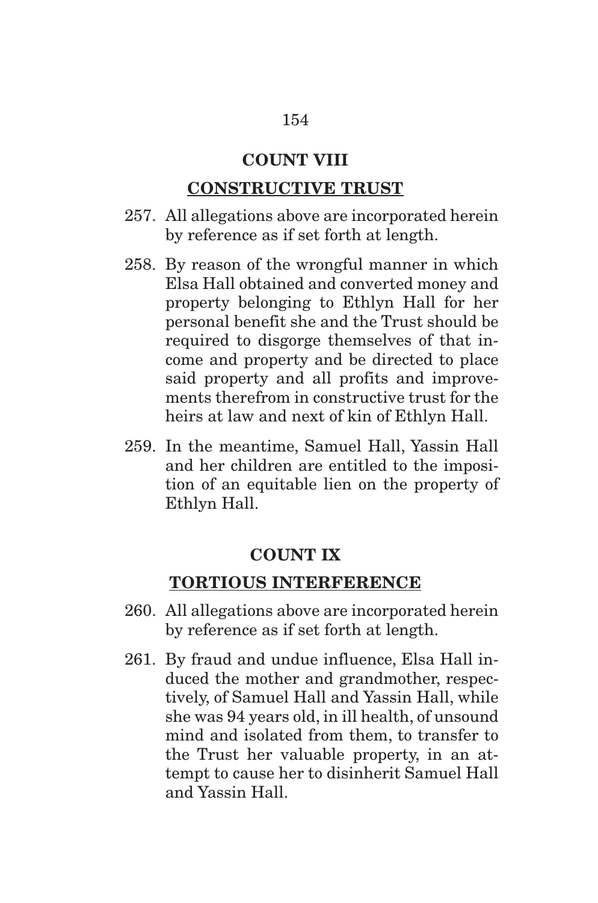## COUNT VIII

## CONSTRUCTIVE TRUST

257. All allegations above are incorporated herein by reference as if set forth at length.

258. By reason of the wrongful manner in which Elsa Hall obtained and converted money and property belonging to Ethlyn Hall for her personal benefit she and the Trust should be required to disgorge themselves of that income and property and be directed to place said property and all profits and improvements therefrom in constructive trust for the heirs at law and next of kin of Ethlyn Hall.

259. In the meantime, Samuel Hall, Yassin Hall and her children are entitled to the imposition of an equitable lien on the property of Ethlyn Hall.

## COUNT IX

## TORTIOUS INTERFERENCE

260. All allegations above are incorporated herein by reference as if set forth at length.

261. By fraud and undue influence, Elsa Hall induced the mother and grandmother, respectively, of Samuel Hall and Yassin Hall, while she was 94 years old, in ill health, of unsound mind and isolated from them, to transfer to the Trust her valuable property, in an attempt to cause her to disinherit Samuel Hall and Yassin Hall.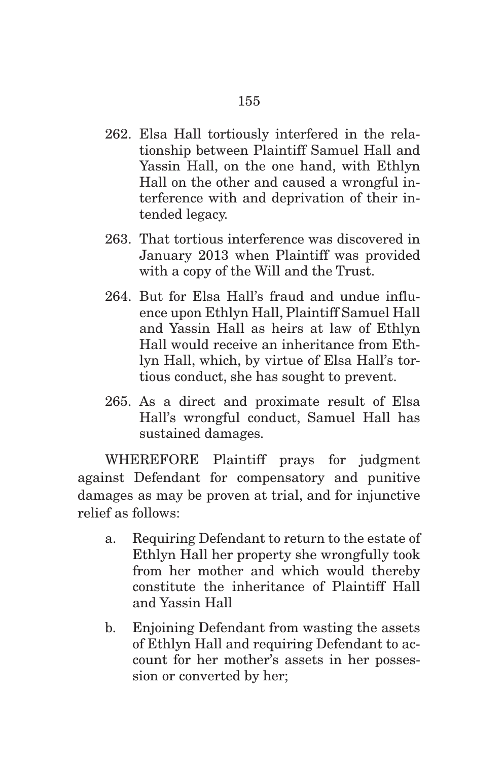262. Elsa Hall tortiously interfered in the relationship between Plaintiff Samuel Hall and Yassin Hall, on the one hand, with Ethlyn Hall on the other and caused a wrongful interference with and deprivation of their intended legacy.

263. That tortious interference was discovered in January 2013 when Plaintiff was provided with a copy of the Will and the Trust.

264. But for Elsa Hall's fraud and undue influence upon Ethlyn Hall, Plaintiff Samuel Hall and Yassin Hall as heirs at law of Ethlyn Hall would receive an inheritance from Ethlyn Hall, which, by virtue of Elsa Hall's tortious conduct, she has sought to prevent.

265. As a direct and proximate result of Elsa Hall's wrongful conduct, Samuel Hall has sustained damages.

WHEREFORE Plaintiff prays for judgment against Defendant for compensatory and punitive damages as may be proven at trial, and for injunctive relief as follows:

a. Requiring Defendant to return to the estate of Ethlyn Hall her property she wrongfully took from her mother and which would thereby constitute the inheritance of Plaintiff Hall and Yassin Hall

b. Enjoining Defendant from wasting the assets of Ethlyn Hall and requiring Defendant to account for her mother's assets in her possession or converted by her;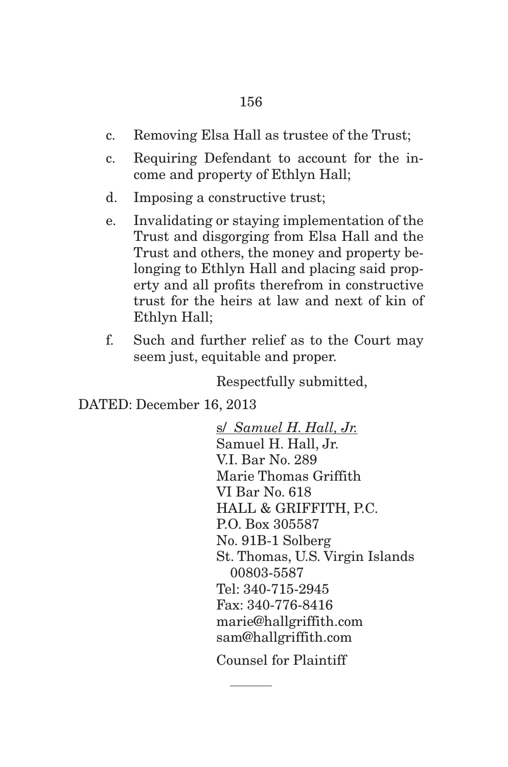c. Removing Elsa Hall as trustee of the Trust;

c. Requiring Defendant to account for the income and property of Ethlyn Hall;

d. Imposing a constructive trust;

e. Invalidating or staying implementation of the Trust and disgorging from Elsa Hall and the Trust and others, the money and property belonging to Ethlyn Hall and placing said property and all profits therefrom in constructive trust for the heirs at law and next of kin of Ethlyn Hall;

f. Such and further relief as to the Court may seem just, equitable and proper.

Respectfully submitted,

DATED: December 16, 2013

s/ *Samuel H. Hall, Jr.*
Samuel H. Hall, Jr.
V.I. Bar No. 289
Marie Thomas Griffith
VI Bar No. 618
HALL & GRIFFITH, P.C.
P.O. Box 305587
No. 91B-1 Solberg
St. Thomas, U.S. Virgin Islands 00803-5587
Tel: 340-715-2945
Fax: 340-776-8416
marie@hallgriffith.com
sam@hallgriffith.com

Counsel for Plaintiff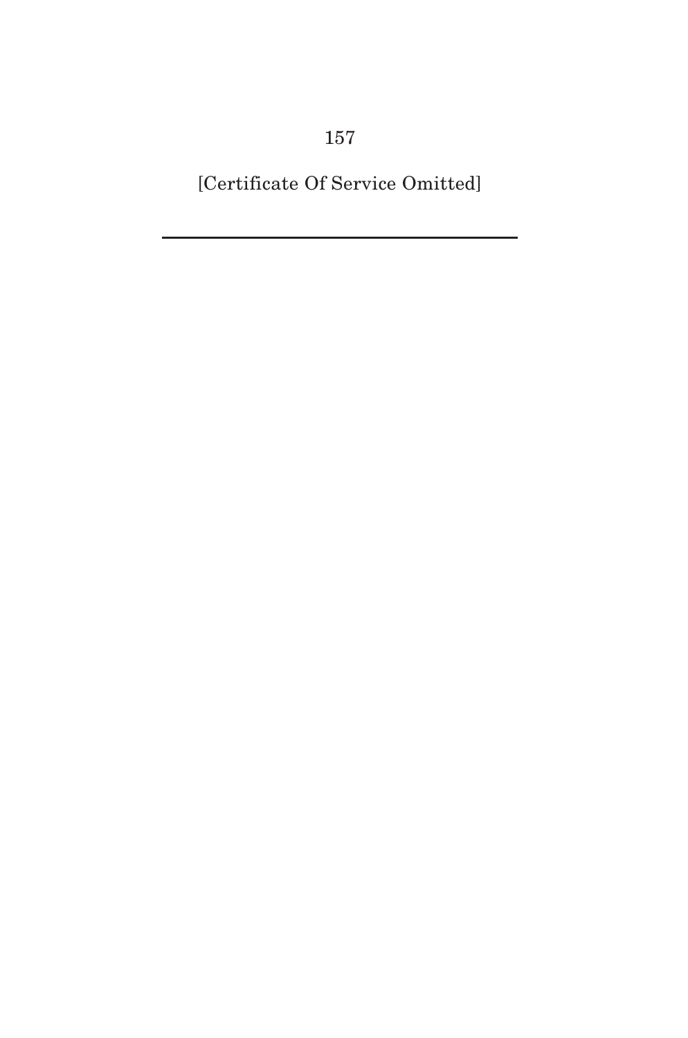[Certificate Of Service Omitted]

---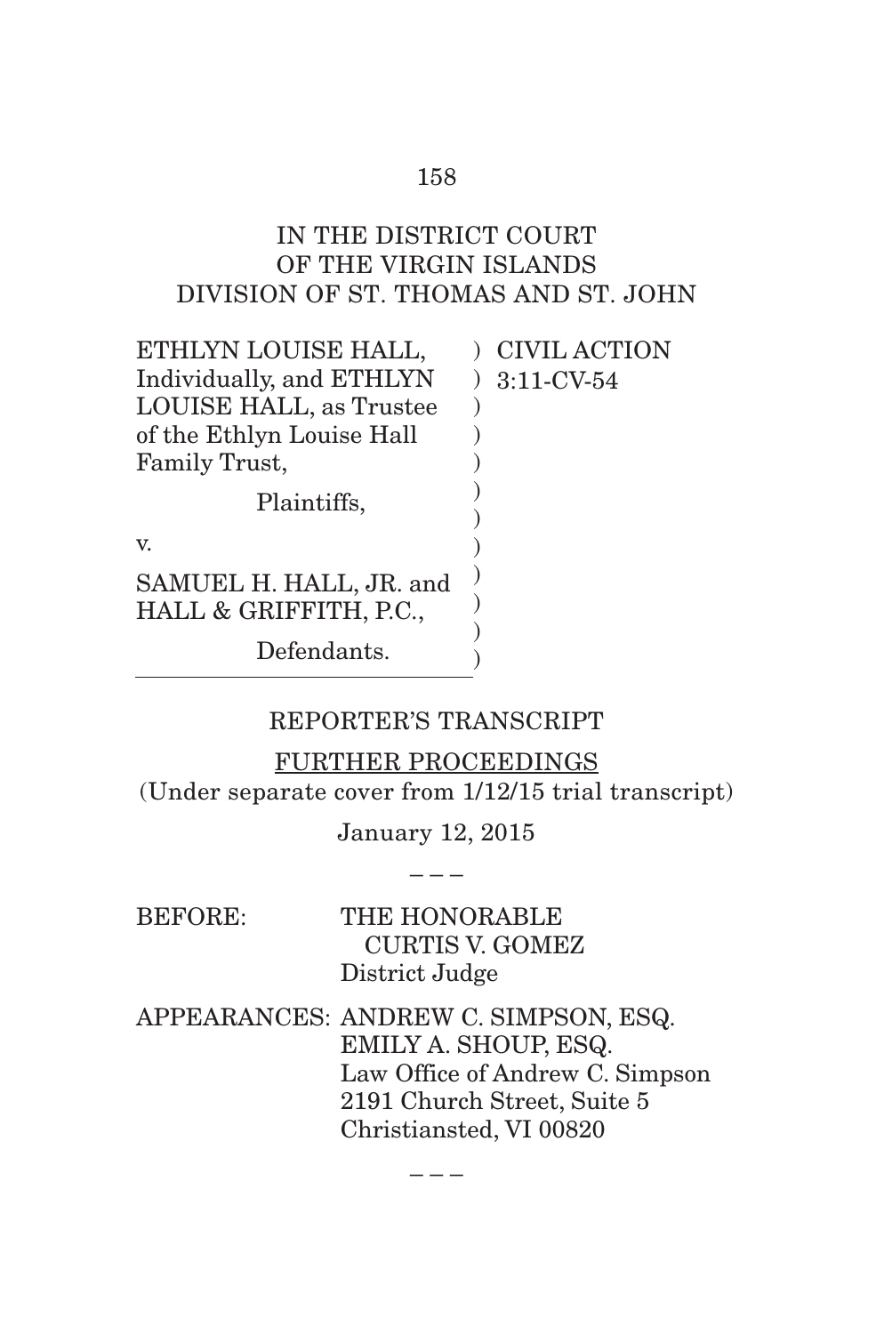IN THE DISTRICT COURT
OF THE VIRGIN ISLANDS
DIVISION OF ST. THOMAS AND ST. JOHN

| | |
|---|---|
| ETHLYN LOUISE HALL, Individually, and ETHLYN LOUISE HALL, as Trustee of the Ethlyn Louise Hall Family Trust, | ) CIVIL ACTION |
| | ) 3:11-CV-54 |
| Plaintiffs, | ) |
| v. | ) |
| SAMUEL H. HALL, JR. and HALL & GRIFFITH, P.C., | ) |
| Defendants. | ) |

REPORTER'S TRANSCRIPT

FURTHER PROCEEDINGS

(Under separate cover from 1/12/15 trial transcript)

January 12, 2015

– – –

BEFORE: THE HONORABLE CURTIS V. GOMEZ
District Judge

APPEARANCES: ANDREW C. SIMPSON, ESQ.
EMILY A. SHOUP, ESQ.
Law Office of Andrew C. Simpson
2191 Church Street, Suite 5
Christiansted, VI 00820

– – –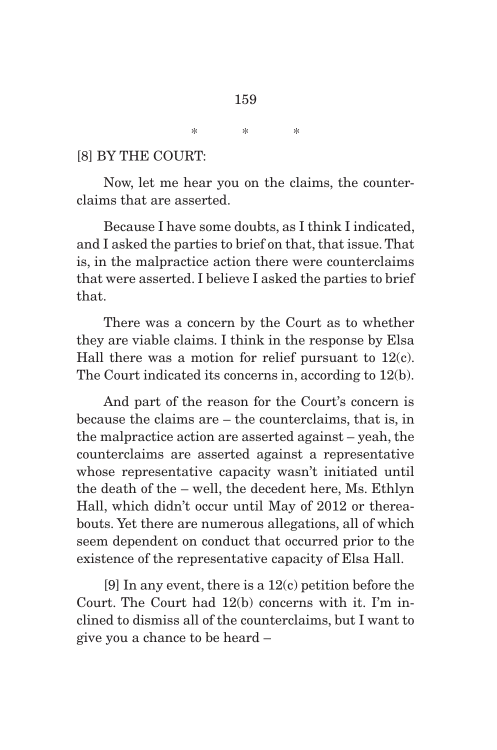\*       \*       \*

[8] BY THE COURT:

Now, let me hear you on the claims, the counterclaims that are asserted.

Because I have some doubts, as I think I indicated, and I asked the parties to brief on that, that issue. That is, in the malpractice action there were counterclaims that were asserted. I believe I asked the parties to brief that.

There was a concern by the Court as to whether they are viable claims. I think in the response by Elsa Hall there was a motion for relief pursuant to 12(c). The Court indicated its concerns in, according to 12(b).

And part of the reason for the Court's concern is because the claims are – the counterclaims, that is, in the malpractice action are asserted against – yeah, the counterclaims are asserted against a representative whose representative capacity wasn't initiated until the death of the – well, the decedent here, Ms. Ethlyn Hall, which didn't occur until May of 2012 or thereabouts. Yet there are numerous allegations, all of which seem dependent on conduct that occurred prior to the existence of the representative capacity of Elsa Hall.

[9] In any event, there is a 12(c) petition before the Court. The Court had 12(b) concerns with it. I'm inclined to dismiss all of the counterclaims, but I want to give you a chance to be heard –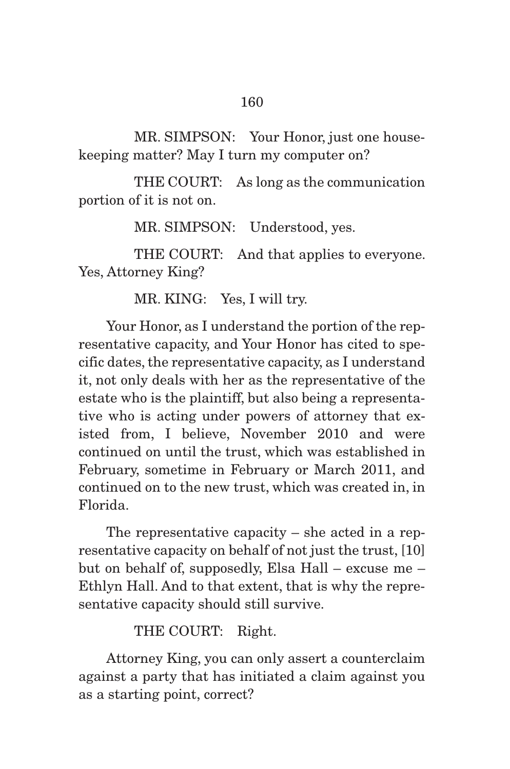MR. SIMPSON: Your Honor, just one housekeeping matter? May I turn my computer on?

THE COURT: As long as the communication portion of it is not on.

MR. SIMPSON: Understood, yes.

THE COURT: And that applies to everyone. Yes, Attorney King?

MR. KING: Yes, I will try.

Your Honor, as I understand the portion of the representative capacity, and Your Honor has cited to specific dates, the representative capacity, as I understand it, not only deals with her as the representative of the estate who is the plaintiff, but also being a representative who is acting under powers of attorney that existed from, I believe, November 2010 and were continued on until the trust, which was established in February, sometime in February or March 2011, and continued on to the new trust, which was created in, in Florida.

The representative capacity – she acted in a representative capacity on behalf of not just the trust, [10] but on behalf of, supposedly, Elsa Hall – excuse me – Ethlyn Hall. And to that extent, that is why the representative capacity should still survive.

THE COURT: Right.

Attorney King, you can only assert a counterclaim against a party that has initiated a claim against you as a starting point, correct?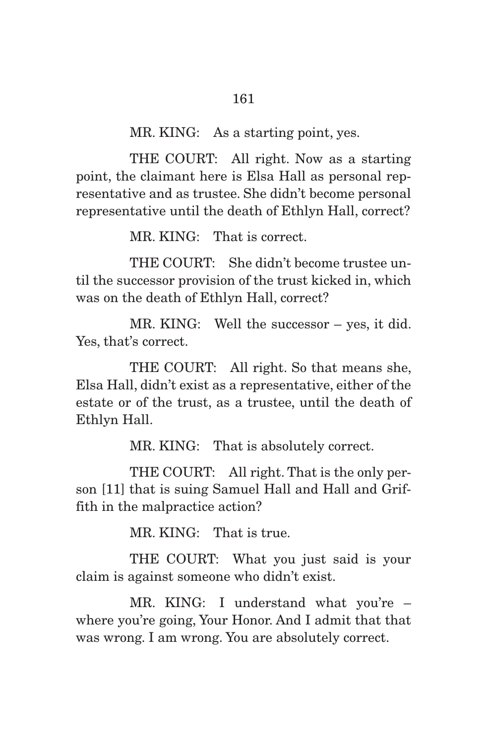MR. KING: As a starting point, yes.

THE COURT: All right. Now as a starting point, the claimant here is Elsa Hall as personal representative and as trustee. She didn't become personal representative until the death of Ethlyn Hall, correct?

MR. KING: That is correct.

THE COURT: She didn't become trustee until the successor provision of the trust kicked in, which was on the death of Ethlyn Hall, correct?

MR. KING: Well the successor – yes, it did. Yes, that's correct.

THE COURT: All right. So that means she, Elsa Hall, didn't exist as a representative, either of the estate or of the trust, as a trustee, until the death of Ethlyn Hall.

MR. KING: That is absolutely correct.

THE COURT: All right. That is the only person [11] that is suing Samuel Hall and Hall and Griffith in the malpractice action?

MR. KING: That is true.

THE COURT: What you just said is your claim is against someone who didn't exist.

MR. KING: I understand what you're – where you're going, Your Honor. And I admit that that was wrong. I am wrong. You are absolutely correct.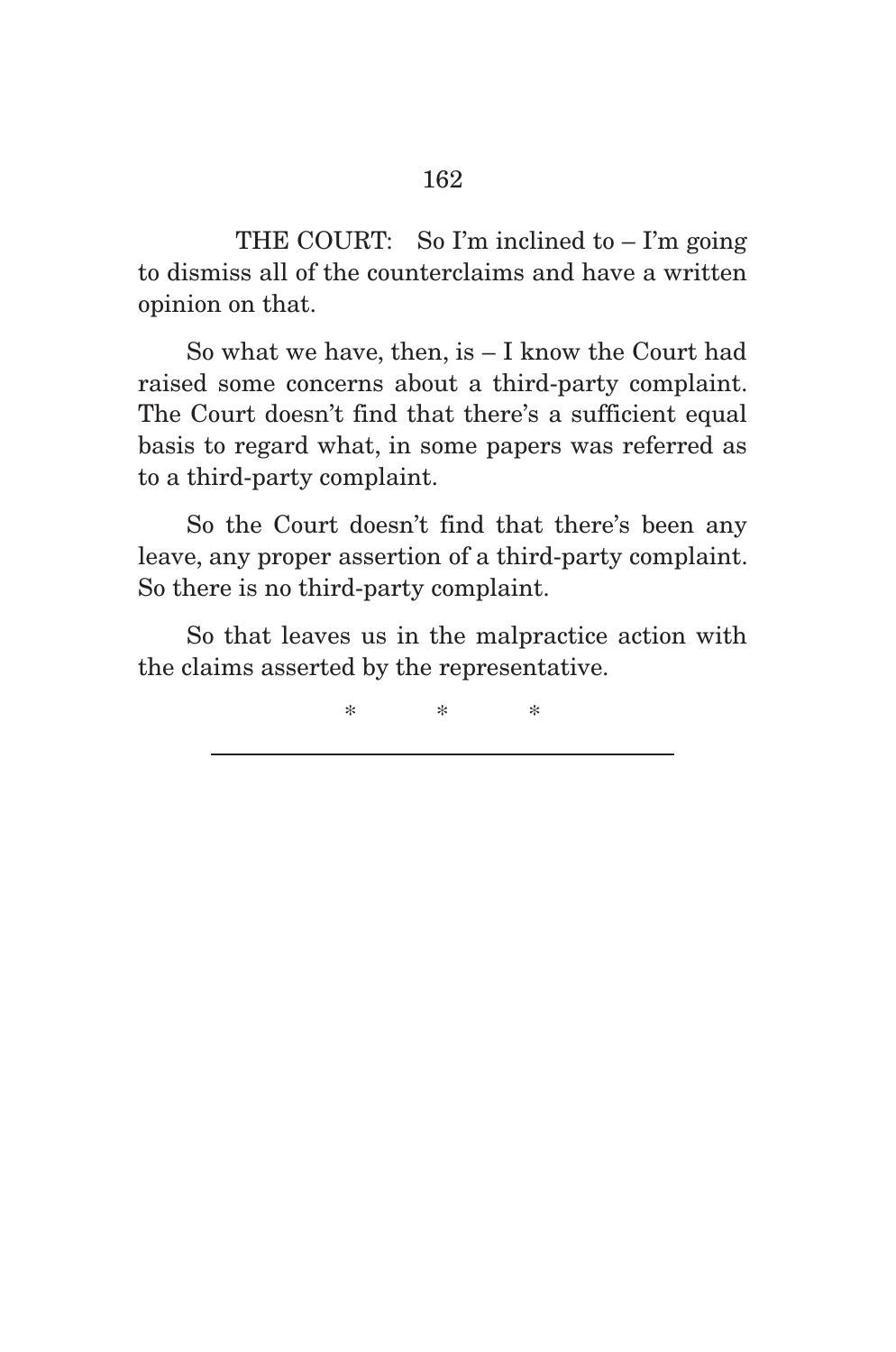THE COURT: So I'm inclined to – I'm going to dismiss all of the counterclaims and have a written opinion on that.

So what we have, then, is – I know the Court had raised some concerns about a third-party complaint. The Court doesn't find that there's a sufficient equal basis to regard what, in some papers was referred as to a third-party complaint.

So the Court doesn't find that there's been any leave, any proper assertion of a third-party complaint. So there is no third-party complaint.

So that leaves us in the malpractice action with the claims asserted by the representative.

\* \* \*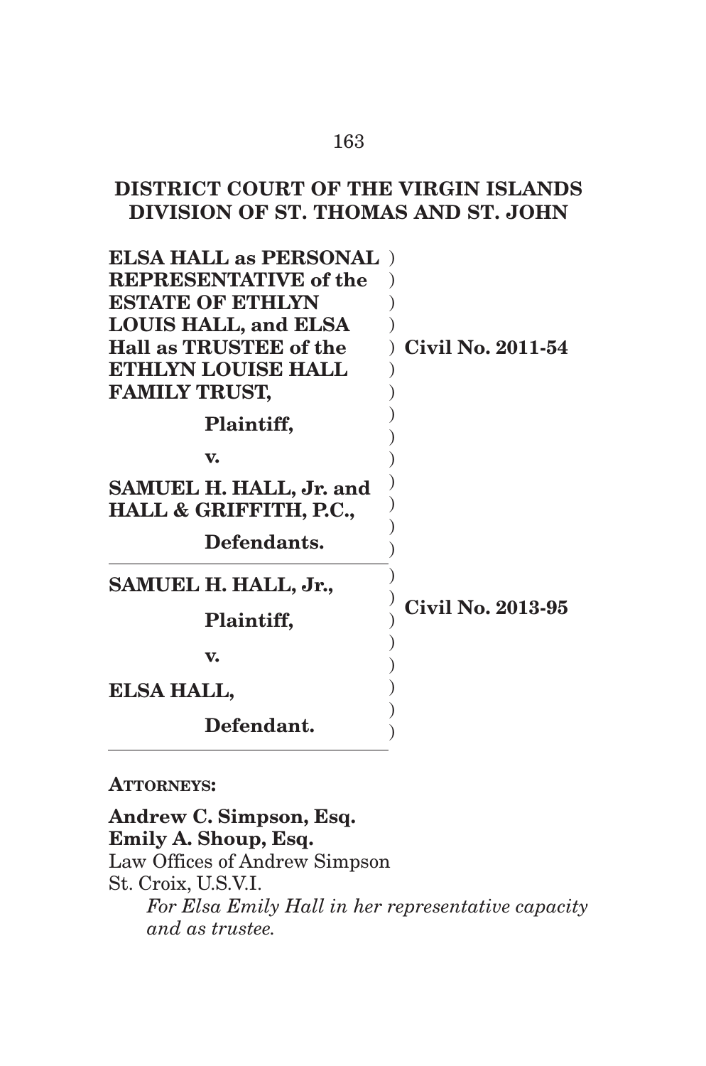## DISTRICT COURT OF THE VIRGIN ISLANDS
## DIVISION OF ST. THOMAS AND ST. JOHN

| | | |
|---|---|---|
| **ELSA HALL as PERSONAL REPRESENTATIVE of the ESTATE OF ETHLYN LOUIS HALL, and ELSA Hall as TRUSTEE of the ETHLYN LOUISE HALL FAMILY TRUST,** | ) | **Civil No. 2011-54** |
| **Plaintiff,** | ) | |
| **v.** | ) | |
| **SAMUEL H. HALL, Jr. and HALL & GRIFFITH, P.C.,** | ) | |
| **Defendants.** | ) | |
| **SAMUEL H. HALL, Jr.,** | ) | **Civil No. 2013-95** |
| **Plaintiff,** | ) | |
| **v.** | ) | |
| **ELSA HALL,** | ) | |
| **Defendant.** | ) | |

**ATTORNEYS:**

**Andrew C. Simpson, Esq.**
**Emily A. Shoup, Esq.**
Law Offices of Andrew Simpson
St. Croix, U.S.V.I.
*For Elsa Emily Hall in her representative capacity and as trustee.*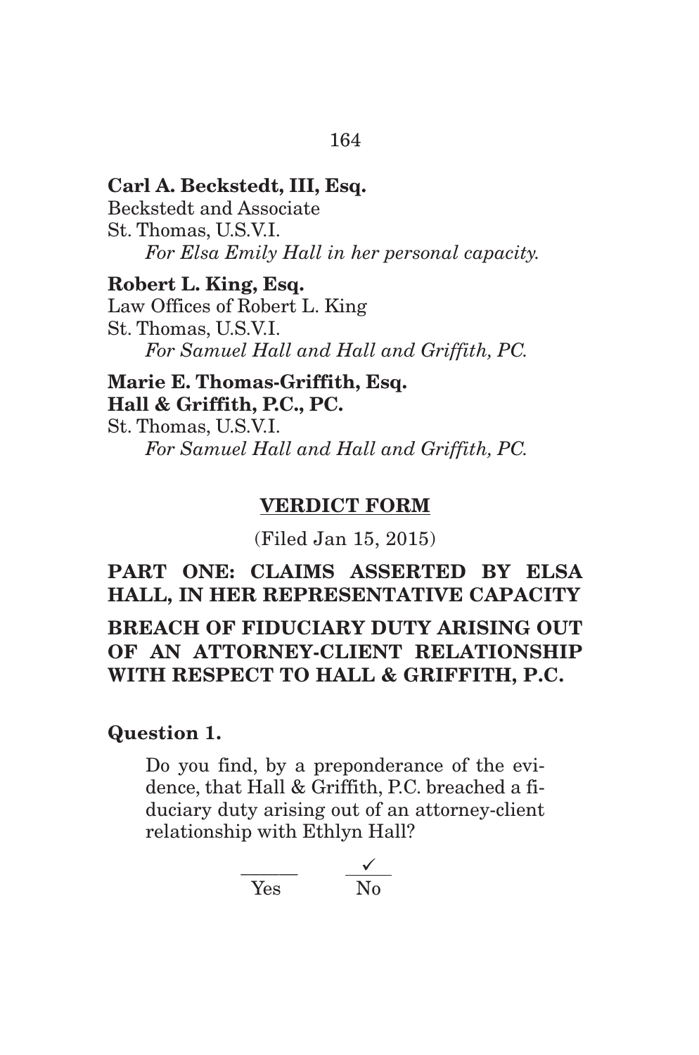**Carl A. Beckstedt, III, Esq.**
Beckstedt and Associate
St. Thomas, U.S.V.I.
*For Elsa Emily Hall in her personal capacity.*

**Robert L. King, Esq.**
Law Offices of Robert L. King
St. Thomas, U.S.V.I.
*For Samuel Hall and Hall and Griffith, PC.*

**Marie E. Thomas-Griffith, Esq.**
**Hall & Griffith, P.C., PC.**
St. Thomas, U.S.V.I.
*For Samuel Hall and Hall and Griffith, PC.*

**VERDICT FORM**

(Filed Jan 15, 2015)

**PART ONE: CLAIMS ASSERTED BY ELSA HALL, IN HER REPRESENTATIVE CAPACITY**

**BREACH OF FIDUCIARY DUTY ARISING OUT OF AN ATTORNEY-CLIENT RELATIONSHIP WITH RESPECT TO HALL & GRIFFITH, P.C.**

**Question 1.**

Do you find, by a preponderance of the evidence, that Hall & Griffith, P.C. breached a fiduciary duty arising out of an attorney-client relationship with Ethlyn Hall?

\_\_\_\_\_\_ Yes  \_\_✓\_\_ No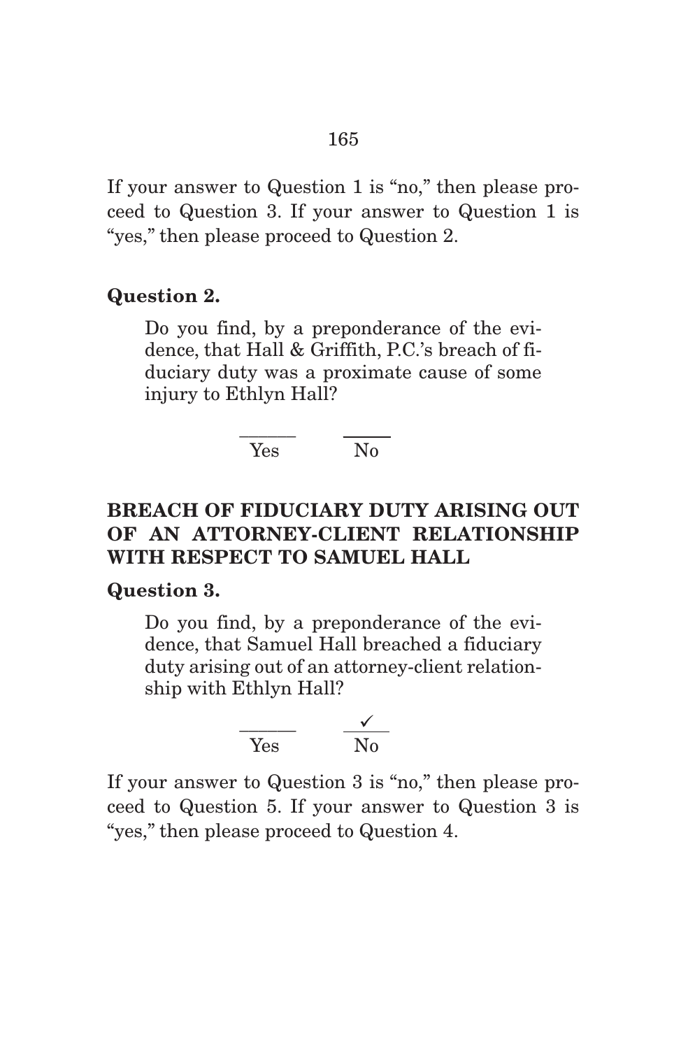If your answer to Question 1 is "no," then please proceed to Question 3. If your answer to Question 1 is "yes," then please proceed to Question 2.

**Question 2.**

> Do you find, by a preponderance of the evidence, that Hall & Griffith, P.C.'s breach of fiduciary duty was a proximate cause of some injury to Ethlyn Hall?
>
> \_\_\_\_\_\_ Yes &nbsp;&nbsp;&nbsp;&nbsp; \_\_\_\_\_\_ No

**BREACH OF FIDUCIARY DUTY ARISING OUT OF AN ATTORNEY-CLIENT RELATIONSHIP WITH RESPECT TO SAMUEL HALL**

**Question 3.**

> Do you find, by a preponderance of the evidence, that Samuel Hall breached a fiduciary duty arising out of an attorney-client relationship with Ethlyn Hall?
>
> \_\_\_\_\_\_ Yes &nbsp;&nbsp;&nbsp;&nbsp; \_\_✓\_\_ No

If your answer to Question 3 is "no," then please proceed to Question 5. If your answer to Question 3 is "yes," then please proceed to Question 4.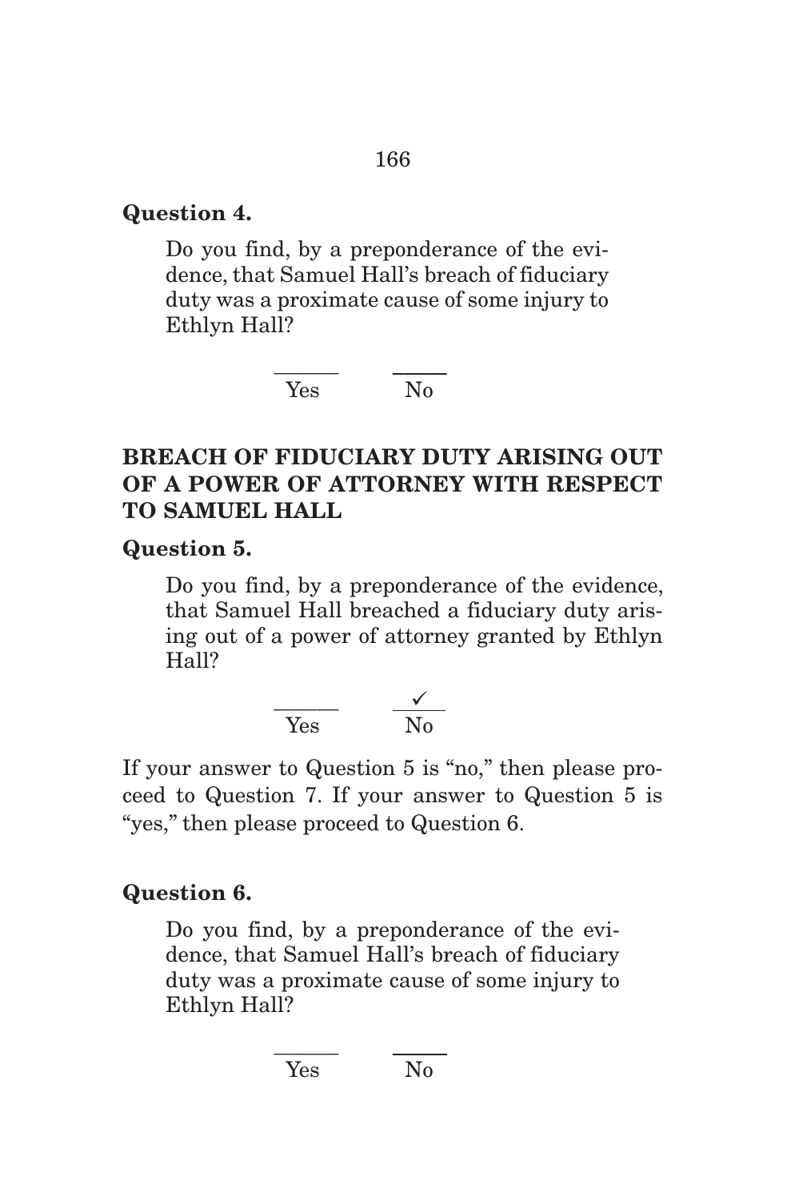**Question 4.**

Do you find, by a preponderance of the evidence, that Samuel Hall's breach of fiduciary duty was a proximate cause of some injury to Ethlyn Hall?

______ Yes　　______ No

**BREACH OF FIDUCIARY DUTY ARISING OUT OF A POWER OF ATTORNEY WITH RESPECT TO SAMUEL HALL**

**Question 5.**

Do you find, by a preponderance of the evidence, that Samuel Hall breached a fiduciary duty arising out of a power of attorney granted by Ethlyn Hall?

______ Yes　　__✓__ No

If your answer to Question 5 is "no," then please proceed to Question 7. If your answer to Question 5 is "yes," then please proceed to Question 6.

**Question 6.**

Do you find, by a preponderance of the evidence, that Samuel Hall's breach of fiduciary duty was a proximate cause of some injury to Ethlyn Hall?

______ Yes　　______ No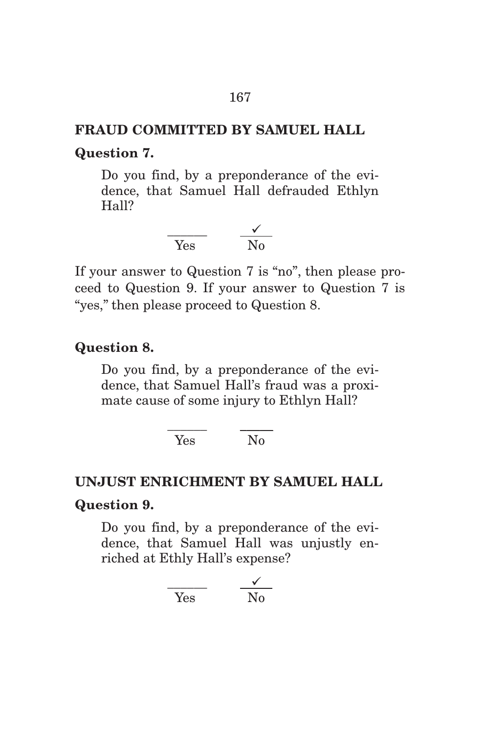**FRAUD COMMITTED BY SAMUEL HALL**

**Question 7.**

Do you find, by a preponderance of the evidence, that Samuel Hall defrauded Ethlyn Hall?

\_\_\_\_\_\_ Yes &nbsp;&nbsp;&nbsp; ✓ No

If your answer to Question 7 is "no", then please proceed to Question 9. If your answer to Question 7 is "yes," then please proceed to Question 8.

**Question 8.**

Do you find, by a preponderance of the evidence, that Samuel Hall's fraud was a proximate cause of some injury to Ethlyn Hall?

\_\_\_\_\_\_ Yes &nbsp;&nbsp;&nbsp; \_\_\_\_\_\_ No

**UNJUST ENRICHMENT BY SAMUEL HALL**

**Question 9.**

Do you find, by a preponderance of the evidence, that Samuel Hall was unjustly enriched at Ethly Hall's expense?

\_\_\_\_\_\_ Yes &nbsp;&nbsp;&nbsp; ✓ No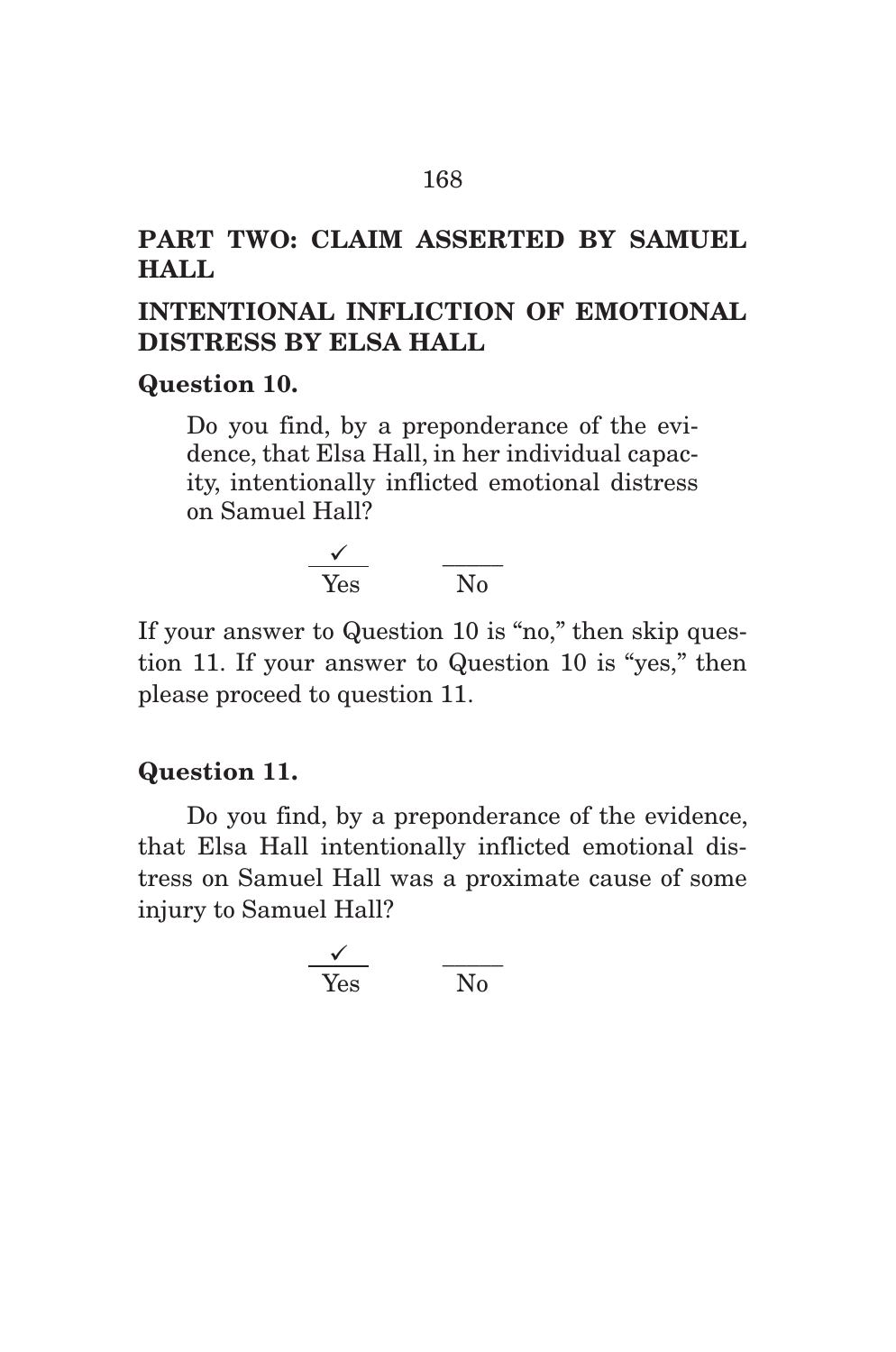**PART TWO: CLAIM ASSERTED BY SAMUEL HALL**

**INTENTIONAL INFLICTION OF EMOTIONAL DISTRESS BY ELSA HALL**

**Question 10.**

> Do you find, by a preponderance of the evidence, that Elsa Hall, in her individual capacity, intentionally inflicted emotional distress on Samuel Hall?

✓ Yes ______ No

If your answer to Question 10 is "no," then skip question 11. If your answer to Question 10 is "yes," then please proceed to question 11.

**Question 11.**

Do you find, by a preponderance of the evidence, that Elsa Hall intentionally inflicted emotional distress on Samuel Hall was a proximate cause of some injury to Samuel Hall?

✓ Yes ______ No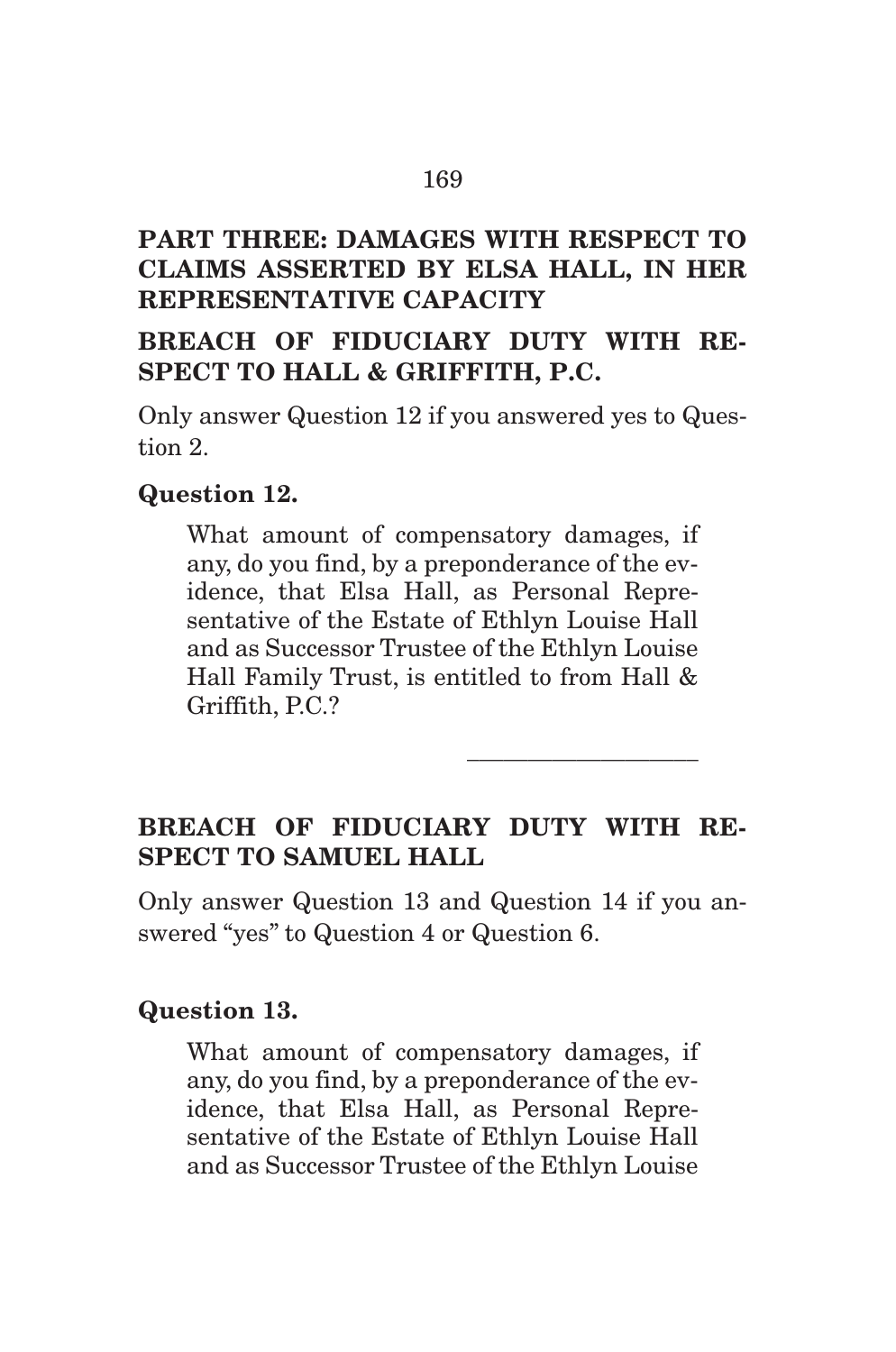## PART THREE: DAMAGES WITH RESPECT TO CLAIMS ASSERTED BY ELSA HALL, IN HER REPRESENTATIVE CAPACITY

### BREACH OF FIDUCIARY DUTY WITH RESPECT TO HALL & GRIFFITH, P.C.

Only answer Question 12 if you answered yes to Question 2.

**Question 12.**

What amount of compensatory damages, if any, do you find, by a preponderance of the evidence, that Elsa Hall, as Personal Representative of the Estate of Ethlyn Louise Hall and as Successor Trustee of the Ethlyn Louise Hall Family Trust, is entitled to from Hall & Griffith, P.C.?

\_\_\_\_\_\_\_\_\_\_\_\_\_\_\_\_\_\_\_\_

### BREACH OF FIDUCIARY DUTY WITH RESPECT TO SAMUEL HALL

Only answer Question 13 and Question 14 if you answered "yes" to Question 4 or Question 6.

**Question 13.**

What amount of compensatory damages, if any, do you find, by a preponderance of the evidence, that Elsa Hall, as Personal Representative of the Estate of Ethlyn Louise Hall and as Successor Trustee of the Ethlyn Louise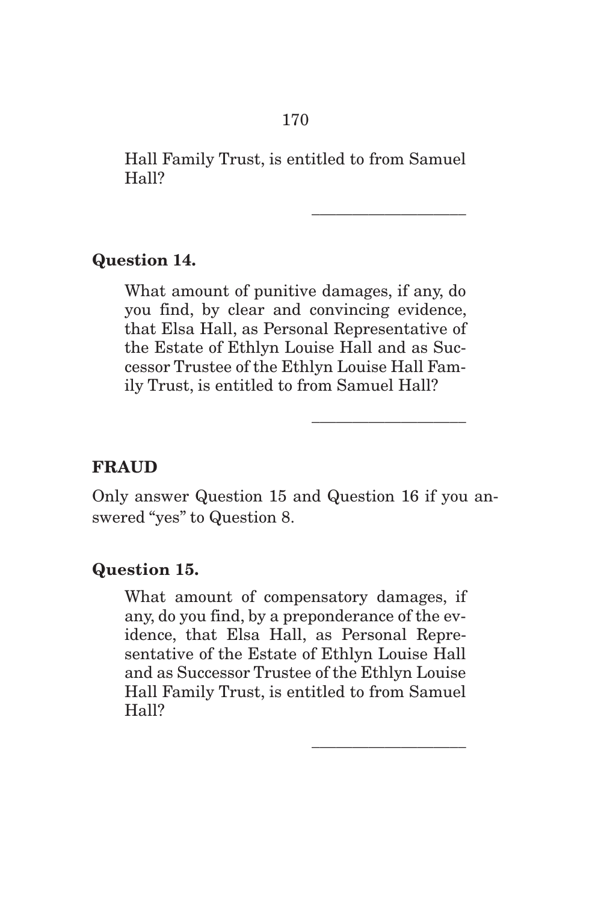Hall Family Trust, is entitled to from Samuel Hall?

\_\_\_\_\_\_\_\_\_\_\_\_\_\_\_\_\_\_\_\_

**Question 14.**

What amount of punitive damages, if any, do you find, by clear and convincing evidence, that Elsa Hall, as Personal Representative of the Estate of Ethlyn Louise Hall and as Successor Trustee of the Ethlyn Louise Hall Family Trust, is entitled to from Samuel Hall?

\_\_\_\_\_\_\_\_\_\_\_\_\_\_\_\_\_\_\_\_

**FRAUD**

Only answer Question 15 and Question 16 if you answered "yes" to Question 8.

**Question 15.**

What amount of compensatory damages, if any, do you find, by a preponderance of the evidence, that Elsa Hall, as Personal Representative of the Estate of Ethlyn Louise Hall and as Successor Trustee of the Ethlyn Louise Hall Family Trust, is entitled to from Samuel Hall?

\_\_\_\_\_\_\_\_\_\_\_\_\_\_\_\_\_\_\_\_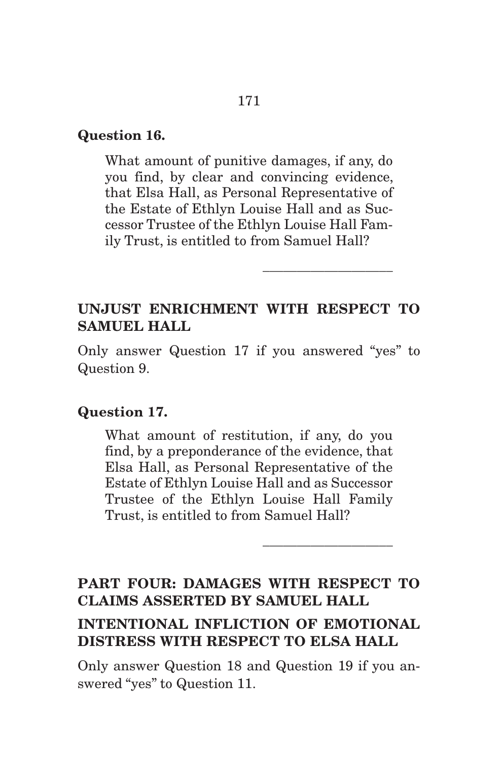**Question 16.**

What amount of punitive damages, if any, do you find, by clear and convincing evidence, that Elsa Hall, as Personal Representative of the Estate of Ethlyn Louise Hall and as Successor Trustee of the Ethlyn Louise Hall Family Trust, is entitled to from Samuel Hall?

\_\_\_\_\_\_\_\_\_\_\_\_\_\_\_\_\_\_\_

**UNJUST ENRICHMENT WITH RESPECT TO SAMUEL HALL**

Only answer Question 17 if you answered "yes" to Question 9.

**Question 17.**

What amount of restitution, if any, do you find, by a preponderance of the evidence, that Elsa Hall, as Personal Representative of the Estate of Ethlyn Louise Hall and as Successor Trustee of the Ethlyn Louise Hall Family Trust, is entitled to from Samuel Hall?

\_\_\_\_\_\_\_\_\_\_\_\_\_\_\_\_\_\_\_

**PART FOUR: DAMAGES WITH RESPECT TO CLAIMS ASSERTED BY SAMUEL HALL**

**INTENTIONAL INFLICTION OF EMOTIONAL DISTRESS WITH RESPECT TO ELSA HALL**

Only answer Question 18 and Question 19 if you answered "yes" to Question 11.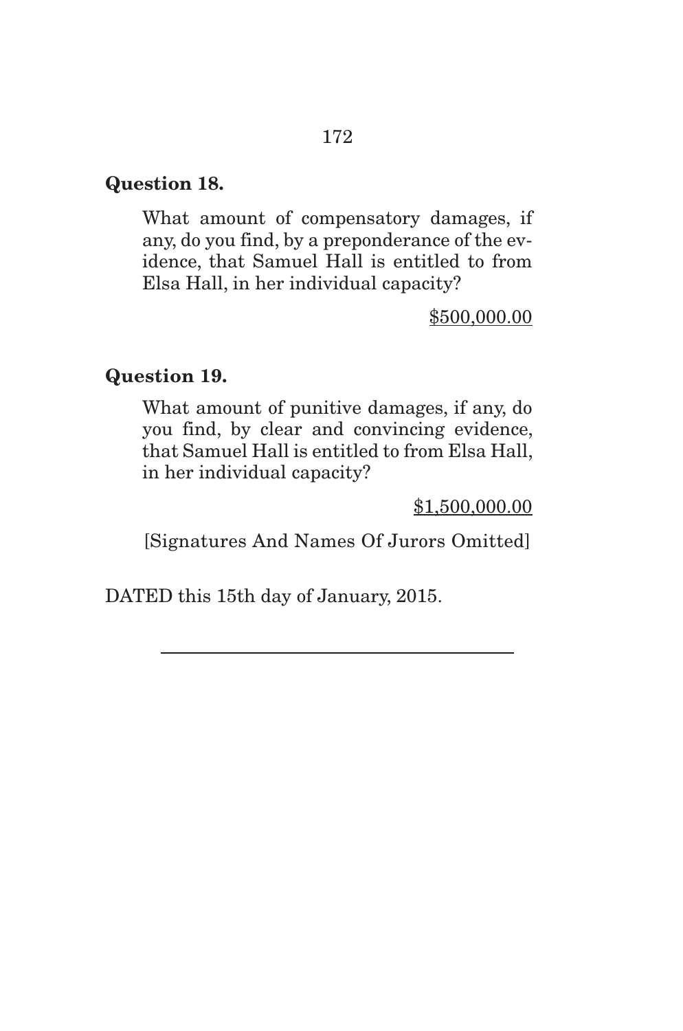**Question 18.**

What amount of compensatory damages, if any, do you find, by a preponderance of the evidence, that Samuel Hall is entitled to from Elsa Hall, in her individual capacity?

$500,000.00

**Question 19.**

What amount of punitive damages, if any, do you find, by clear and convincing evidence, that Samuel Hall is entitled to from Elsa Hall, in her individual capacity?

$1,500,000.00

[Signatures And Names Of Jurors Omitted]

DATED this 15th day of January, 2015.